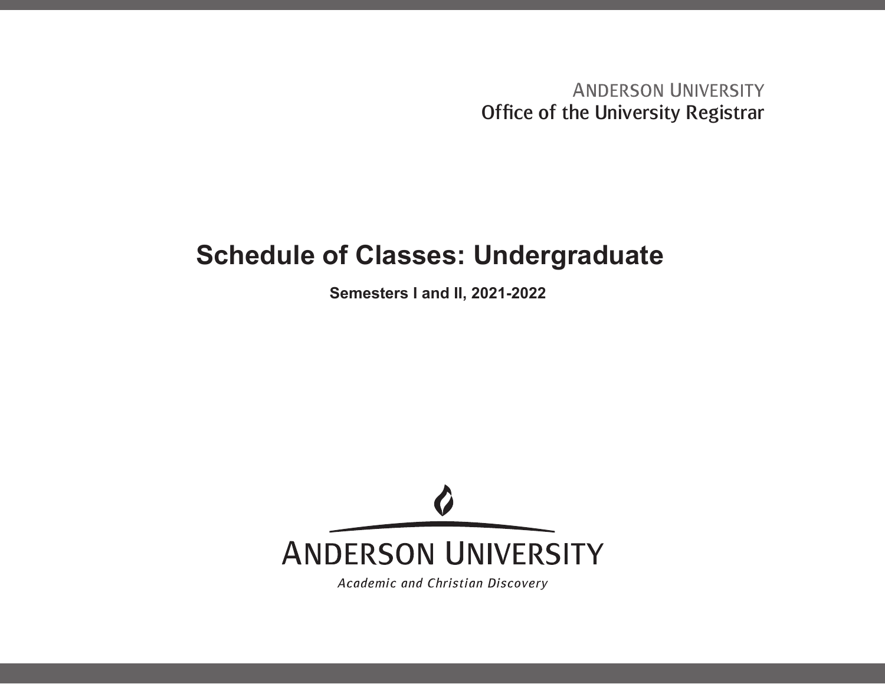ANDERSON UNIVERSITY
Office of the University Registrar

# Schedule of Classes: Undergraduate

**Semesters I and II, 2021-2022**

ANDERSON UNIVERSITY

*Academic and Christian Discovery*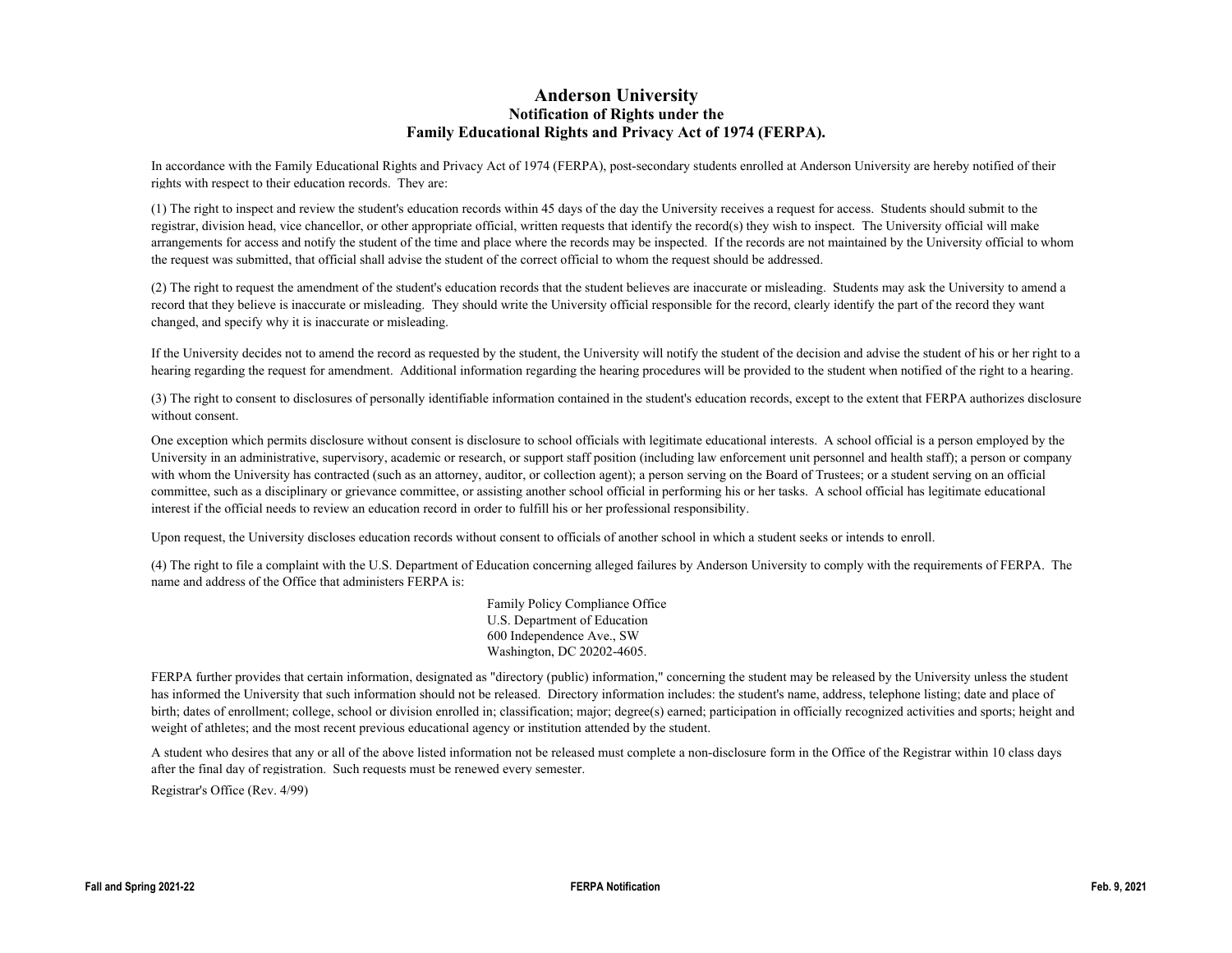# Anderson University
## Notification of Rights under the Family Educational Rights and Privacy Act of 1974 (FERPA).

In accordance with the Family Educational Rights and Privacy Act of 1974 (FERPA), post-secondary students enrolled at Anderson University are hereby notified of their rights with respect to their education records. They are:

(1) The right to inspect and review the student's education records within 45 days of the day the University receives a request for access. Students should submit to the registrar, division head, vice chancellor, or other appropriate official, written requests that identify the record(s) they wish to inspect. The University official will make arrangements for access and notify the student of the time and place where the records may be inspected. If the records are not maintained by the University official to whom the request was submitted, that official shall advise the student of the correct official to whom the request should be addressed.

(2) The right to request the amendment of the student's education records that the student believes are inaccurate or misleading. Students may ask the University to amend a record that they believe is inaccurate or misleading. They should write the University official responsible for the record, clearly identify the part of the record they want changed, and specify why it is inaccurate or misleading.

If the University decides not to amend the record as requested by the student, the University will notify the student of the decision and advise the student of his or her right to a hearing regarding the request for amendment. Additional information regarding the hearing procedures will be provided to the student when notified of the right to a hearing.

(3) The right to consent to disclosures of personally identifiable information contained in the student's education records, except to the extent that FERPA authorizes disclosure without consent.

One exception which permits disclosure without consent is disclosure to school officials with legitimate educational interests. A school official is a person employed by the University in an administrative, supervisory, academic or research, or support staff position (including law enforcement unit personnel and health staff); a person or company with whom the University has contracted (such as an attorney, auditor, or collection agent); a person serving on the Board of Trustees; or a student serving on an official committee, such as a disciplinary or grievance committee, or assisting another school official in performing his or her tasks. A school official has legitimate educational interest if the official needs to review an education record in order to fulfill his or her professional responsibility.

Upon request, the University discloses education records without consent to officials of another school in which a student seeks or intends to enroll.

(4) The right to file a complaint with the U.S. Department of Education concerning alleged failures by Anderson University to comply with the requirements of FERPA. The name and address of the Office that administers FERPA is:

Family Policy Compliance Office  
U.S. Department of Education  
600 Independence Ave., SW  
Washington, DC 20202-4605.

FERPA further provides that certain information, designated as "directory (public) information," concerning the student may be released by the University unless the student has informed the University that such information should not be released. Directory information includes: the student's name, address, telephone listing; date and place of birth; dates of enrollment; college, school or division enrolled in; classification; major; degree(s) earned; participation in officially recognized activities and sports; height and weight of athletes; and the most recent previous educational agency or institution attended by the student.

A student who desires that any or all of the above listed information not be released must complete a non-disclosure form in the Office of the Registrar within 10 class days after the final day of registration. Such requests must be renewed every semester.

Registrar's Office (Rev. 4/99)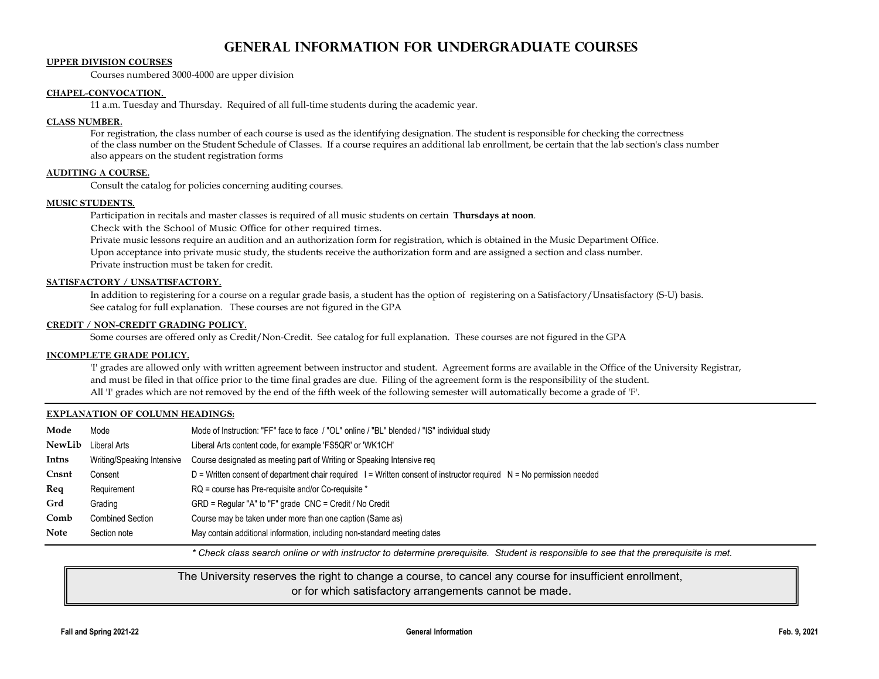# GENERAL INFORMATION FOR UNDERGRADUATE COURSES

**UPPER DIVISION COURSES**

Courses numbered 3000-4000 are upper division

**CHAPEL-CONVOCATION.**

11 a.m. Tuesday and Thursday. Required of all full-time students during the academic year.

**CLASS NUMBER.**

For registration, the class number of each course is used as the identifying designation. The student is responsible for checking the correctness of the class number on the Student Schedule of Classes. If a course requires an additional lab enrollment, be certain that the lab section's class number also appears on the student registration forms

**AUDITING A COURSE.**

Consult the catalog for policies concerning auditing courses.

**MUSIC STUDENTS.**

Participation in recitals and master classes is required of all music students on certain **Thursdays at noon**.
Check with the School of Music Office for other required times.
Private music lessons require an audition and an authorization form for registration, which is obtained in the Music Department Office.
Upon acceptance into private music study, the students receive the authorization form and are assigned a section and class number.
Private instruction must be taken for credit.

**SATISFACTORY / UNSATISFACTORY.**

In addition to registering for a course on a regular grade basis, a student has the option of registering on a Satisfactory/Unsatisfactory (S-U) basis.
See catalog for full explanation. These courses are not figured in the GPA

**CREDIT / NON-CREDIT GRADING POLICY.**

Some courses are offered only as Credit/Non-Credit. See catalog for full explanation. These courses are not figured in the GPA

**INCOMPLETE GRADE POLICY.**

'I' grades are allowed only with written agreement between instructor and student. Agreement forms are available in the Office of the University Registrar, and must be filed in that office prior to the time final grades are due. Filing of the agreement form is the responsibility of the student.
All 'I' grades which are not removed by the end of the fifth week of the following semester will automatically become a grade of 'F'.

**EXPLANATION OF COLUMN HEADINGS:**

| | | |
|---|---|---|
| **Mode** | Mode | Mode of Instruction: "FF" face to face / "OL" online / "BL" blended / "IS" individual study |
| **NewLib** | Liberal Arts | Liberal Arts content code, for example 'FS5QR' or 'WK1CH' |
| **Intns** | Writing/Speaking Intensive | Course designated as meeting part of Writing or Speaking Intensive req |
| **Cnsnt** | Consent | D = Written consent of department chair required I = Written consent of instructor required N = No permission needed |
| **Req** | Requirement | RQ = course has Pre-requisite and/or Co-requisite * |
| **Grd** | Grading | GRD = Regular "A" to "F" grade CNC = Credit / No Credit |
| **Comb** | Combined Section | Course may be taken under more than one caption (Same as) |
| **Note** | Section note | May contain additional information, including non-standard meeting dates |

*\* Check class search online or with instructor to determine prerequisite. Student is responsible to see that the prerequisite is met.*

The University reserves the right to change a course, to cancel any course for insufficient enrollment, or for which satisfactory arrangements cannot be made.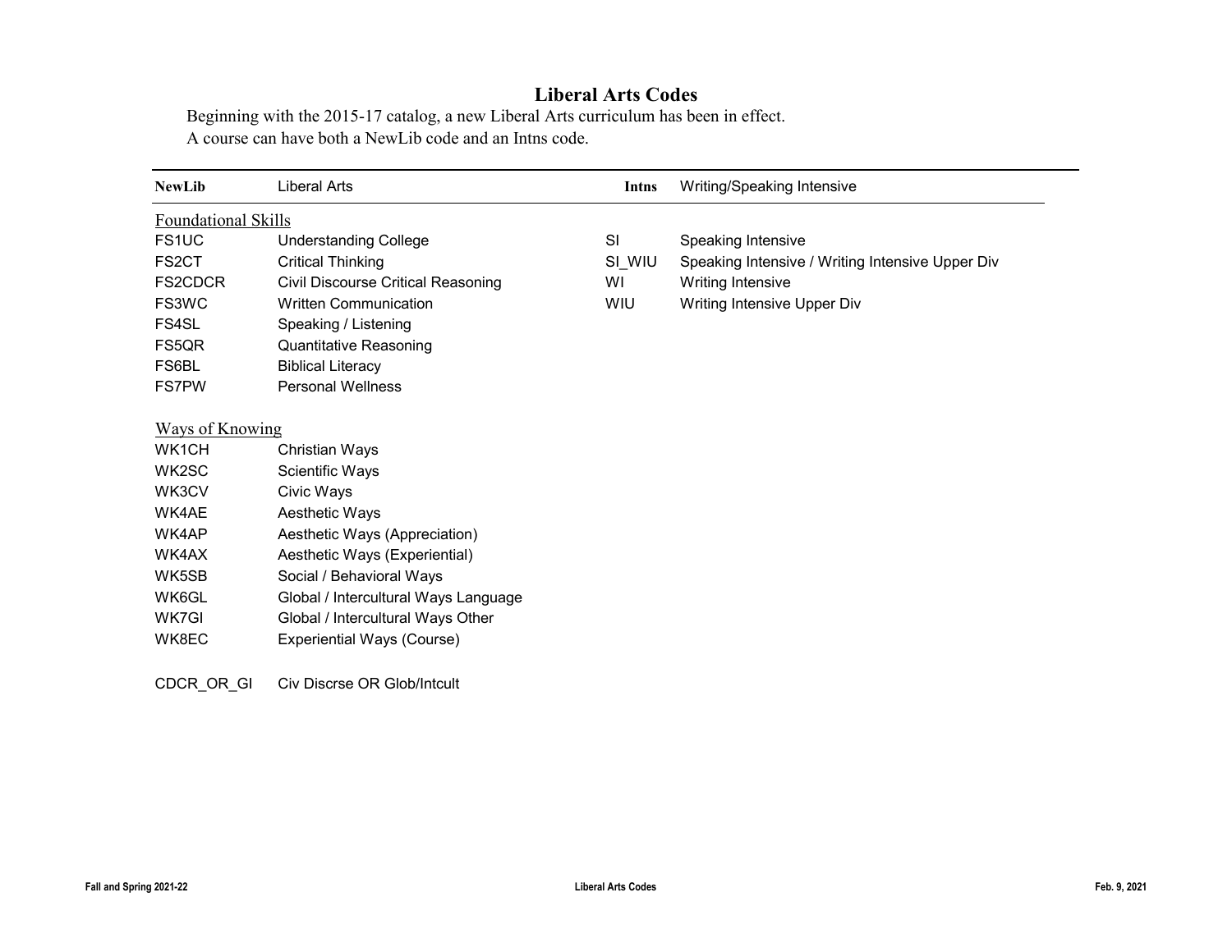# Liberal Arts Codes

Beginning with the 2015-17 catalog, a new Liberal Arts curriculum has been in effect.
A course can have both a NewLib code and an Intns code.

| NewLib | Liberal Arts | Intns | Writing/Speaking Intensive |
|---|---|---|---|
| Foundational Skills | | | |
| FS1UC | Understanding College | SI | Speaking Intensive |
| FS2CT | Critical Thinking | SI_WIU | Speaking Intensive / Writing Intensive Upper Div |
| FS2CDCR | Civil Discourse Critical Reasoning | WI | Writing Intensive |
| FS3WC | Written Communication | WIU | Writing Intensive Upper Div |
| FS4SL | Speaking / Listening | | |
| FS5QR | Quantitative Reasoning | | |
| FS6BL | Biblical Literacy | | |
| FS7PW | Personal Wellness | | |
| Ways of Knowing | | | |
| WK1CH | Christian Ways | | |
| WK2SC | Scientific Ways | | |
| WK3CV | Civic Ways | | |
| WK4AE | Aesthetic Ways | | |
| WK4AP | Aesthetic Ways (Appreciation) | | |
| WK4AX | Aesthetic Ways (Experiential) | | |
| WK5SB | Social / Behavioral Ways | | |
| WK6GL | Global / Intercultural Ways Language | | |
| WK7GI | Global / Intercultural Ways Other | | |
| WK8EC | Experiential Ways (Course) | | |
| CDCR_OR_GI | Civ Discrse OR Glob/Intcult | | |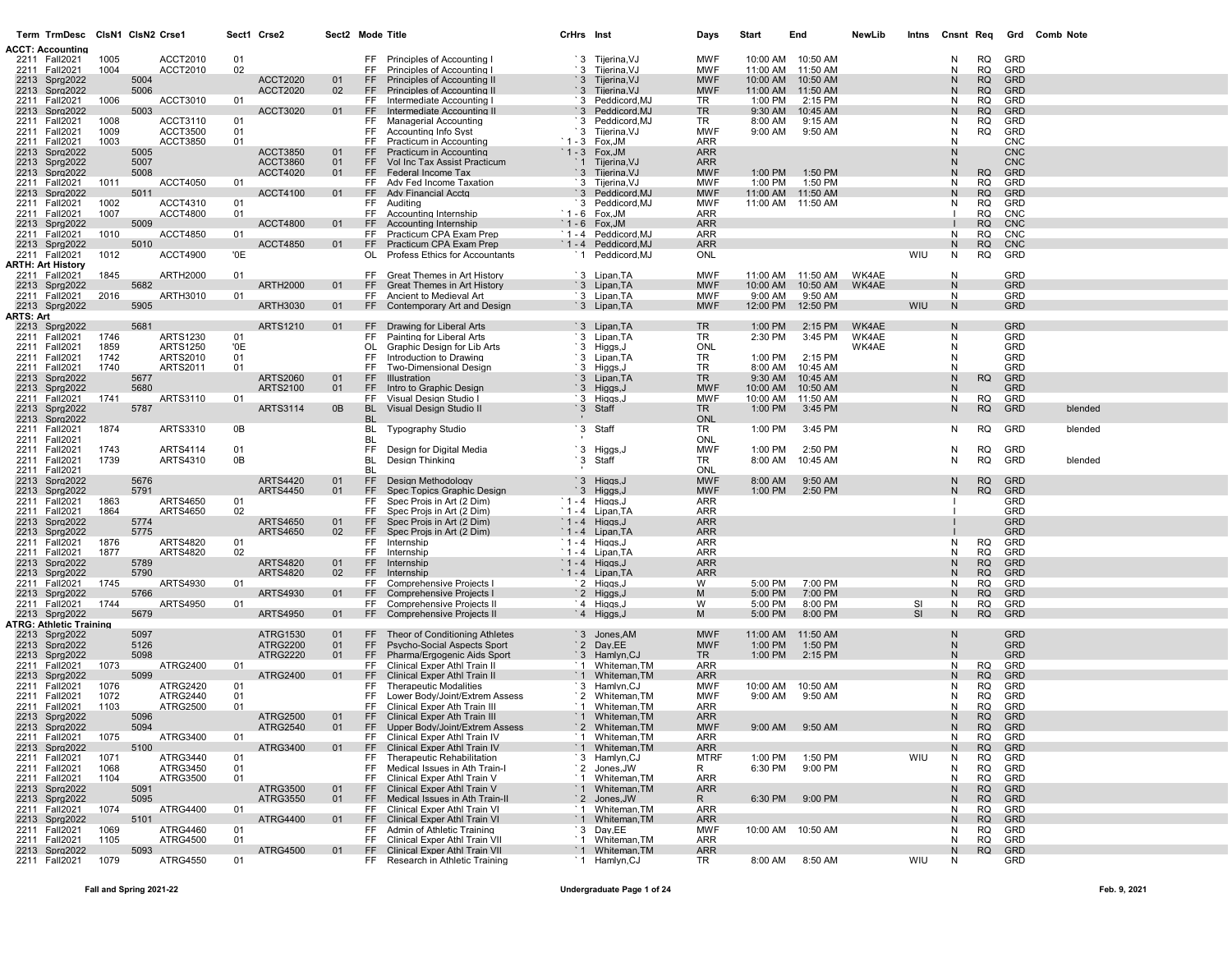| Term | TrmDesc | ClsN1 | ClsN2 | Crse1 | Sect1 | Crse2 | Sect2 | Mode | Title | CrHrs | Inst | Days | Start | End | NewLib | Intns | Cnsnt | Req | Grd | Comb | Note |
|---|---|---|---|---|---|---|---|---|---|---|---|---|---|---|---|---|---|---|---|---|---|
| **ACCT: Accounting** | | | | | | | | | | | | | | | | | | | | | |
| 2211 | Fall2021 | 1005 | | ACCT2010 | 01 | | | FF | Principles of Accounting I | `3 | Tijerina,VJ | MWF | 10:00 AM | 10:50 AM | | | N | RQ | GRD | | |
| 2211 | Fall2021 | 1004 | | ACCT2010 | 02 | | | FF | Principles of Accounting I | `3 | Tijerina,VJ | MWF | 11:00 AM | 11:50 AM | | | N | RQ | GRD | | |
| 2213 | Sprg2022 | | 5004 | | | ACCT2020 | 01 | FF | Principles of Accounting II | `3 | Tijerina,VJ | MWF | 10:00 AM | 10:50 AM | | | N | RQ | GRD | | |
| 2213 | Sprg2022 | | 5006 | | | ACCT2020 | 02 | FF | Principles of Accounting II | `3 | Tijerina,VJ | MWF | 11:00 AM | 11:50 AM | | | N | RQ | GRD | | |
| 2211 | Fall2021 | 1006 | | ACCT3010 | 01 | | | FF | Intermediate Accounting I | `3 | Peddicord,MJ | TR | 1:00 PM | 2:15 PM | | | N | RQ | GRD | | |
| 2213 | Sprg2022 | | 5003 | | | ACCT3020 | 01 | FF | Intermediate Accounting II | `3 | Peddicord,MJ | TR | 9:30 AM | 10:45 AM | | | N | RQ | GRD | | |
| 2211 | Fall2021 | 1008 | | ACCT3110 | 01 | | | FF | Managerial Accounting | `3 | Peddicord,MJ | TR | 8:00 AM | 9:15 AM | | | N | RQ | GRD | | |
| 2211 | Fall2021 | 1009 | | ACCT3500 | 01 | | | FF | Accounting Info Syst | `3 | Tijerina,VJ | MWF | 9:00 AM | 9:50 AM | | | N | RQ | GRD | | |
| 2211 | Fall2021 | 1003 | | ACCT3850 | 01 | | | FF | Practicum in Accounting | `1 - 3 | Fox,JM | ARR | | | | | N | | CNC | | |
| 2213 | Sprg2022 | | 5005 | | | ACCT3850 | 01 | FF | Practicum in Accounting | `1 - 3 | Fox,JM | ARR | | | | | N | | CNC | | |
| 2213 | Sprg2022 | | 5007 | | | ACCT3860 | 01 | FF | Vol Inc Tax Assist Practicum | `1 | Tijerina,VJ | ARR | | | | | N | | CNC | | |
| 2213 | Sprg2022 | | 5008 | | | ACCT4020 | 01 | FF | Federal Income Tax | `3 | Tijerina,VJ | MWF | 1:00 PM | 1:50 PM | | | N | RQ | GRD | | |
| 2211 | Fall2021 | 1011 | | ACCT4050 | 01 | | | FF | Adv Fed Income Taxation | `3 | Tijerina,VJ | MWF | 1:00 PM | 1:50 PM | | | N | RQ | GRD | | |
| 2213 | Sprg2022 | | 5011 | | | ACCT4100 | 01 | FF | Adv Financial Acctg | `3 | Peddicord,MJ | MWF | 11:00 AM | 11:50 AM | | | N | RQ | GRD | | |
| 2211 | Fall2021 | 1002 | | ACCT4310 | 01 | | | FF | Auditing | `3 | Peddicord,MJ | MWF | 11:00 AM | 11:50 AM | | | N | RQ | GRD | | |
| 2211 | Fall2021 | 1007 | | ACCT4800 | 01 | | | FF | Accounting Internship | `1 - 6 | Fox,JM | ARR | | | | | I | RQ | CNC | | |
| 2213 | Sprg2022 | | 5009 | | | ACCT4800 | 01 | FF | Accounting Internship | `1 - 6 | Fox,JM | ARR | | | | | I | RQ | CNC | | |
| 2211 | Fall2021 | 1010 | | ACCT4850 | 01 | | | FF | Practicum CPA Exam Prep | `1 - 4 | Peddicord,MJ | ARR | | | | | N | RQ | CNC | | |
| 2213 | Sprg2022 | | 5010 | | | ACCT4850 | 01 | FF | Practicum CPA Exam Prep | `1 - 4 | Peddicord,MJ | ARR | | | | | N | RQ | CNC | | |
| 2211 | Fall2021 | 1012 | | ACCT4900 | '0E | | | OL | Profess Ethics for Accountants | `1 | Peddicord,MJ | ONL | | | | WIU | N | RQ | GRD | | |
| **ARTH: Art History** | | | | | | | | | | | | | | | | | | | | | |
| 2211 | Fall2021 | 1845 | | ARTH2000 | 01 | | | FF | Great Themes in Art History | `3 | Lipan,TA | MWF | 11:00 AM | 11:50 AM | WK4AE | | N | | GRD | | |
| 2213 | Sprg2022 | | 5682 | | | ARTH2000 | 01 | FF | Great Themes in Art History | `3 | Lipan,TA | MWF | 10:00 AM | 10:50 AM | WK4AE | | N | | GRD | | |
| 2211 | Fall2021 | 2016 | | ARTH3010 | 01 | | | FF | Ancient to Medieval Art | `3 | Lipan,TA | MWF | 9:00 AM | 9:50 AM | | | N | | GRD | | |
| 2213 | Sprg2022 | | 5905 | | | ARTH3030 | 01 | FF | Contemporary Art and Design | `3 | Lipan,TA | MWF | 12:00 PM | 12:50 PM | | WIU | N | | GRD | | |
| **ARTS: Art** | | | | | | | | | | | | | | | | | | | | | |
| 2213 | Sprg2022 | | 5681 | | | ARTS1210 | 01 | FF | Drawing for Liberal Arts | `3 | Lipan,TA | TR | 1:00 PM | 2:15 PM | WK4AE | | N | | GRD | | |
| 2211 | Fall2021 | 1746 | | ARTS1230 | 01 | | | FF | Painting for Liberal Arts | `3 | Lipan,TA | TR | 2:30 PM | 3:45 PM | WK4AE | | N | | GRD | | |
| 2211 | Fall2021 | 1859 | | ARTS1250 | '0E | | | OL | Graphic Design for Lib Arts | `3 | Higgs,J | ONL | | | WK4AE | | N | | GRD | | |
| 2211 | Fall2021 | 1742 | | ARTS2010 | 01 | | | FF | Introduction to Drawing | `3 | Lipan,TA | TR | 1:00 PM | 2:15 PM | | | N | | GRD | | |
| 2211 | Fall2021 | 1740 | | ARTS2011 | 01 | | | FF | Two-Dimensional Design | `3 | Higgs,J | TR | 8:00 AM | 10:45 AM | | | N | | GRD | | |
| 2213 | Sprg2022 | | 5677 | | | ARTS2060 | 01 | FF | Illustration | `3 | Lipan,TA | TR | 9:30 AM | 10:45 AM | | | N | RQ | GRD | | |
| 2213 | Sprg2022 | | 5680 | | | ARTS2100 | 01 | FF | Intro to Graphic Design | `3 | Higgs,J | MWF | 10:00 AM | 10:50 AM | | | N | | GRD | | |
| 2211 | Fall2021 | 1741 | | ARTS3110 | 01 | | | FF | Visual Design Studio I | `3 | Higgs,J | MWF | 10:00 AM | 11:50 AM | | | N | RQ | GRD | | |
| 2213 | Sprg2022 | | 5787 | | | ARTS3114 | 0B | BL | Visual Design Studio II | `3 | Staff | TR | 1:00 PM | 3:45 PM | | | N | RQ | GRD | | blended |
| 2213 | Sprg2022 | | | | | | | BL | | ' | | ONL | | | | | | | | | |
| 2211 | Fall2021 | 1874 | | ARTS3310 | 0B | | | BL | Typography Studio | `3 | Staff | TR | 1:00 PM | 3:45 PM | | | N | RQ | GRD | | blended |
| 2211 | Fall2021 | | | | | | | BL | | ' | | ONL | | | | | | | | | |
| 2211 | Fall2021 | 1743 | | ARTS4114 | 01 | | | FF | Design for Digital Media | `3 | Higgs,J | MWF | 1:00 PM | 2:50 PM | | | N | RQ | GRD | | |
| 2211 | Fall2021 | 1739 | | ARTS4310 | 0B | | | BL | Design Thinking | `3 | Staff | TR | 8:00 AM | 10:45 AM | | | N | RQ | GRD | | blended |
| 2211 | Fall2021 | | | | | | | BL | | ' | | ONL | | | | | | | | | |
| 2213 | Sprg2022 | | 5676 | | | ARTS4420 | 01 | FF | Design Methodology | `3 | Higgs,J | MWF | 8:00 AM | 9:50 AM | | | N | RQ | GRD | | |
| 2213 | Sprg2022 | | 5791 | | | ARTS4450 | 01 | FF | Spec Topics Graphic Design | `3 | Higgs,J | MWF | 1:00 PM | 2:50 PM | | | N | RQ | GRD | | |
| 2211 | Fall2021 | 1863 | | ARTS4650 | 01 | | | FF | Spec Projs in Art (2 Dim) | `1 - 4 | Higgs,J | ARR | | | | | I | | GRD | | |
| 2211 | Fall2021 | 1864 | | ARTS4650 | 02 | | | FF | Spec Projs in Art (2 Dim) | `1 - 4 | Lipan,TA | ARR | | | | | I | | GRD | | |
| 2213 | Sprg2022 | | 5774 | | | ARTS4650 | 01 | FF | Spec Projs in Art (2 Dim) | `1 - 4 | Higgs,J | ARR | | | | | I | | GRD | | |
| 2213 | Sprg2022 | | 5775 | | | ARTS4650 | 02 | FF | Spec Projs in Art (2 Dim) | `1 - 4 | Lipan,TA | ARR | | | | | I | | GRD | | |
| 2211 | Fall2021 | 1876 | | ARTS4820 | 01 | | | FF | Internship | `1 - 4 | Higgs,J | ARR | | | | | N | RQ | GRD | | |
| 2211 | Fall2021 | 1877 | | ARTS4820 | 02 | | | FF | Internship | `1 - 4 | Lipan,TA | ARR | | | | | N | RQ | GRD | | |
| 2213 | Sprg2022 | | 5789 | | | ARTS4820 | 01 | FF | Internship | `1 - 4 | Higgs,J | ARR | | | | | N | RQ | GRD | | |
| 2213 | Sprg2022 | | 5790 | | | ARTS4820 | 02 | FF | Internship | `1 - 4 | Lipan,TA | ARR | | | | | N | RQ | GRD | | |
| 2211 | Fall2021 | 1745 | | ARTS4930 | 01 | | | FF | Comprehensive Projects I | `2 | Higgs,J | W | 5:00 PM | 7:00 PM | | | N | RQ | GRD | | |
| 2213 | Sprg2022 | | 5766 | | | ARTS4930 | 01 | FF | Comprehensive Projects I | `2 | Higgs,J | M | 5:00 PM | 7:00 PM | | | N | RQ | GRD | | |
| 2211 | Fall2021 | 1744 | | ARTS4950 | 01 | | | FF | Comprehensive Projects II | `4 | Higgs,J | W | 5:00 PM | 8:00 PM | | SI | N | RQ | GRD | | |
| 2213 | Sprg2022 | | 5679 | | | ARTS4950 | 01 | FF | Comprehensive Projects II | `4 | Higgs,J | M | 5:00 PM | 8:00 PM | | SI | N | RQ | GRD | | |
| **ATRG: Athletic Training** | | | | | | | | | | | | | | | | | | | | | |
| 2213 | Sprg2022 | | 5097 | | | ATRG1530 | 01 | FF | Theor of Conditioning Athletes | `3 | Jones,AM | MWF | 11:00 AM | 11:50 AM | | | N | | GRD | | |
| 2213 | Sprg2022 | | 5126 | | | ATRG2200 | 01 | FF | Psycho-Social Aspects Sport | `2 | Day,EE | MWF | 1:00 PM | 1:50 PM | | | N | | GRD | | |
| 2213 | Sprg2022 | | 5098 | | | ATRG2220 | 01 | FF | Pharma/Ergogenic Aids Sport | `3 | Hamlyn,CJ | TR | 1:00 PM | 2:15 PM | | | N | | GRD | | |
| 2211 | Fall2021 | 1073 | | ATRG2400 | 01 | | | FF | Clinical Exper Athl Train II | `1 | Whiteman,TM | ARR | | | | | N | RQ | GRD | | |
| 2213 | Sprg2022 | | 5099 | | | ATRG2400 | 01 | FF | Clinical Exper Athl Train II | `1 | Whiteman,TM | ARR | | | | | N | RQ | GRD | | |
| 2211 | Fall2021 | 1076 | | ATRG2420 | 01 | | | FF | Therapeutic Modalities | `3 | Hamlyn,CJ | MWF | 10:00 AM | 10:50 AM | | | N | RQ | GRD | | |
| 2211 | Fall2021 | 1072 | | ATRG2440 | 01 | | | FF | Lower Body/Joint/Extrem Assess | `2 | Whiteman,TM | MWF | 9:00 AM | 9:50 AM | | | N | RQ | GRD | | |
| 2211 | Fall2021 | 1103 | | ATRG2500 | 01 | | | FF | Clinical Exper Ath Train III | `1 | Whiteman,TM | ARR | | | | | N | RQ | GRD | | |
| 2213 | Sprg2022 | | 5096 | | | ATRG2500 | 01 | FF | Clinical Exper Ath Train III | `1 | Whiteman,TM | ARR | | | | | N | RQ | GRD | | |
| 2213 | Sprg2022 | | 5094 | | | ATRG2540 | 01 | FF | Upper Body/Joint/Extrem Assess | `2 | Whiteman,TM | MWF | 9:00 AM | 9:50 AM | | | N | RQ | GRD | | |
| 2211 | Fall2021 | 1075 | | ATRG3400 | 01 | | | FF | Clinical Exper Athl Train IV | `1 | Whiteman,TM | ARR | | | | | N | RQ | GRD | | |
| 2213 | Sprg2022 | | 5100 | | | ATRG3400 | 01 | FF | Clinical Exper Athl Train IV | `1 | Whiteman,TM | ARR | | | | | N | RQ | GRD | | |
| 2211 | Fall2021 | 1071 | | ATRG3440 | 01 | | | FF | Therapeutic Rehabilitation | `3 | Hamlyn,CJ | MTRF | 1:00 PM | 1:50 PM | | WIU | N | RQ | GRD | | |
| 2211 | Fall2021 | 1068 | | ATRG3450 | 01 | | | FF | Medical Issues in Ath Train-I | `2 | Jones,JW | R | 6:30 PM | 9:00 PM | | | N | RQ | GRD | | |
| 2211 | Fall2021 | 1104 | | ATRG3500 | 01 | | | FF | Clinical Exper Athl Train V | `1 | Whiteman,TM | ARR | | | | | N | RQ | GRD | | |
| 2213 | Sprg2022 | | 5091 | | | ATRG3500 | 01 | FF | Clinical Exper Athl Train V | `1 | Whiteman,TM | ARR | | | | | N | RQ | GRD | | |
| 2213 | Sprg2022 | | 5095 | | | ATRG3550 | 01 | FF | Medical Issues in Ath Train-II | `2 | Jones,JW | R | 6:30 PM | 9:00 PM | | | N | RQ | GRD | | |
| 2211 | Fall2021 | 1074 | | ATRG4400 | 01 | | | FF | Clinical Exper Athl Train VI | `1 | Whiteman,TM | ARR | | | | | N | RQ | GRD | | |
| 2213 | Sprg2022 | | 5101 | | | ATRG4400 | 01 | FF | Clinical Exper Athl Train VI | `1 | Whiteman,TM | ARR | | | | | N | RQ | GRD | | |
| 2211 | Fall2021 | 1069 | | ATRG4460 | 01 | | | FF | Admin of Athletic Training | `3 | Day,EE | MWF | 10:00 AM | 10:50 AM | | | N | RQ | GRD | | |
| 2211 | Fall2021 | 1105 | | ATRG4500 | 01 | | | FF | Clinical Exper Athl Train VII | `1 | Whiteman,TM | ARR | | | | | N | RQ | GRD | | |
| 2213 | Sprg2022 | | 5093 | | | ATRG4500 | 01 | FF | Clinical Exper Athl Train VII | `1 | Whiteman,TM | ARR | | | | | N | RQ | GRD | | |
| 2211 | Fall2021 | 1079 | | ATRG4550 | 01 | | | FF | Research in Athletic Training | `1 | Hamlyn,CJ | TR | 8:00 AM | 8:50 AM | | WIU | N | | GRD | | |

Fall and Spring 2021-22 — Undergraduate Page 1 of 24 — Feb. 9, 2021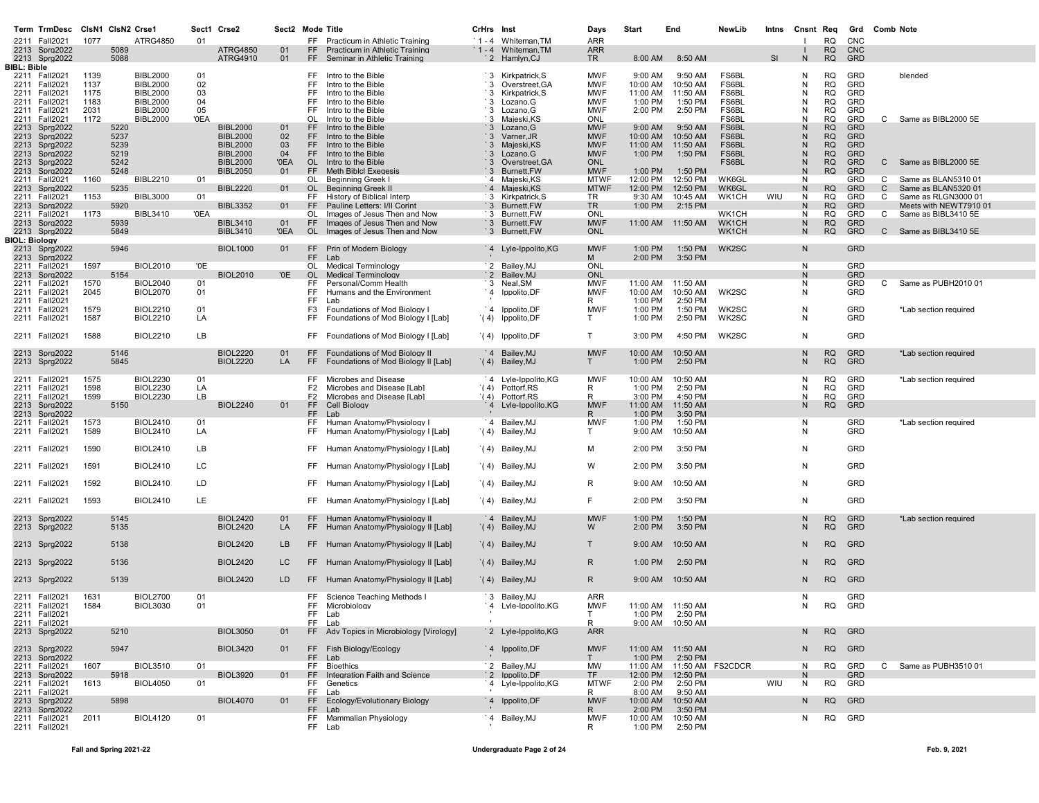| Term | TrmDesc | ClsN1 | ClsN2 | Crse1 | Sect1 | Crse2 | Sect2 | Mode | Title | CrHrs | Inst | Days | Start | End | NewLib | Intns | Cnsnt | Req | Grd | Comb | Note |
|---|---|---|---|---|---|---|---|---|---|---|---|---|---|---|---|---|---|---|---|---|---|
| 2211 | Fall2021 | 1077 | | ATRG4850 | 01 | | | FF | Practicum in Athletic Training | `1 - 4 | Whiteman,TM | ARR | | | | | I | RQ | CNC | | |
| 2213 | Sprg2022 | | 5089 | | | ATRG4850 | 01 | FF | Practicum in Athletic Training | `1 - 4 | Whiteman,TM | ARR | | | | | I | RQ | CNC | | |
| 2213 | Sprg2022 | | 5088 | | | ATRG4910 | 01 | FF | Seminar in Athletic Training | `2 | Hamlyn,CJ | TR | 8:00 AM | 8:50 AM | | SI | N | RQ | GRD | | |
| **BIBL: Bible** | | | | | | | | | | | | | | | | | | | | | |
| 2211 | Fall2021 | 1139 | | BIBL2000 | 01 | | | FF | Intro to the Bible | `3 | Kirkpatrick,S | MWF | 9:00 AM | 9:50 AM | FS6BL | | N | RQ | GRD | | blended |
| 2211 | Fall2021 | 1137 | | BIBL2000 | 02 | | | FF | Intro to the Bible | `3 | Overstreet,GA | MWF | 10:00 AM | 10:50 AM | FS6BL | | N | RQ | GRD | | |
| 2211 | Fall2021 | 1175 | | BIBL2000 | 03 | | | FF | Intro to the Bible | `3 | Kirkpatrick,S | MWF | 11:00 AM | 11:50 AM | FS6BL | | N | RQ | GRD | | |
| 2211 | Fall2021 | 1183 | | BIBL2000 | 04 | | | FF | Intro to the Bible | `3 | Lozano,G | MWF | 1:00 PM | 1:50 PM | FS6BL | | N | RQ | GRD | | |
| 2211 | Fall2021 | 2031 | | BIBL2000 | 05 | | | FF | Intro to the Bible | `3 | Lozano,G | MWF | 2:00 PM | 2:50 PM | FS6BL | | N | RQ | GRD | | |
| 2211 | Fall2021 | 1172 | | BIBL2000 | '0EA | | | OL | Intro to the Bible | `3 | Majeski,KS | ONL | | | FS6BL | | N | RQ | GRD | C | Same as BIBL2000 5E |
| 2213 | Sprg2022 | | 5220 | | | BIBL2000 | 01 | FF | Intro to the Bible | `3 | Lozano,G | MWF | 9:00 AM | 9:50 AM | FS6BL | | N | RQ | GRD | | |
| 2213 | Sprg2022 | | 5237 | | | BIBL2000 | 02 | FF | Intro to the Bible | `3 | Varner,JR | MWF | 10:00 AM | 10:50 AM | FS6BL | | N | RQ | GRD | | |
| 2213 | Sprg2022 | | 5239 | | | BIBL2000 | 03 | FF | Intro to the Bible | `3 | Majeski,KS | MWF | 11:00 AM | 11:50 AM | FS6BL | | N | RQ | GRD | | |
| 2213 | Sprg2022 | | 5219 | | | BIBL2000 | 04 | FF | Intro to the Bible | `3 | Lozano,G | MWF | 1:00 PM | 1:50 PM | FS6BL | | N | RQ | GRD | | |
| 2213 | Sprg2022 | | 5242 | | | BIBL2000 | '0EA | OL | Intro to the Bible | `3 | Overstreet,GA | ONL | | | FS6BL | | N | RQ | GRD | C | Same as BIBL2000 5E |
| 2213 | Sprg2022 | | 5248 | | | BIBL2050 | 01 | FF | Meth Biblcl Exegesis | `3 | Burnett,FW | MWF | 1:00 PM | 1:50 PM | | | N | RQ | GRD | | |
| 2211 | Fall2021 | 1160 | | BIBL2210 | 01 | | | OL | Beginning Greek I | `4 | Majeski,KS | MTWF | 12:00 PM | 12:50 PM | WK6GL | | N | | GRD | C | Same as BLAN5310 01 |
| 2213 | Sprg2022 | | 5235 | | | BIBL2220 | 01 | OL | Beginning Greek II | `4 | Majeski,KS | MTWF | 12:00 PM | 12:50 PM | WK6GL | | N | RQ | GRD | C | Same as BLAN5320 01 |
| 2211 | Fall2021 | 1153 | | BIBL3000 | 01 | | | FF | History of Biblical Interp | `3 | Kirkpatrick,S | TR | 9:30 AM | 10:45 AM | WK1CH | WIU | N | RQ | GRD | C | Same as RLGN3000 01 |
| 2213 | Sprg2022 | | 5920 | | | BIBL3352 | 01 | FF | Pauline Letters: I/II Corint | `3 | Burnett,FW | TR | 1:00 PM | 2:15 PM | | | N | RQ | GRD | | Meets with NEWT7910 01 |
| 2211 | Fall2021 | 1173 | | BIBL3410 | '0EA | | | OL | Images of Jesus Then and Now | `3 | Burnett,FW | ONL | | | WK1CH | | N | RQ | GRD | C | Same as BIBL3410 5E |
| 2213 | Sprg2022 | | 5939 | | | BIBL3410 | 01 | FF | Images of Jesus Then and Now | `3 | Burnett,FW | MWF | 11:00 AM | 11:50 AM | WK1CH | | N | RQ | GRD | | |
| 2213 | Sprg2022 | | 5849 | | | BIBL3410 | '0EA | OL | Images of Jesus Then and Now | `3 | Burnett,FW | ONL | | | WK1CH | | N | RQ | GRD | C | Same as BIBL3410 5E |
| **BIOL: Biology** | | | | | | | | | | | | | | | | | | | | | |
| 2213 | Sprg2022 | | 5946 | | | BIOL1000 | 01 | FF | Prin of Modern Biology | `4 | Lyle-Ippolito,KG | MWF | 1:00 PM | 1:50 PM | WK2SC | | N | | GRD | | |
| 2213 | Sprg2022 | | | | | | | FF | Lab | ' | | M | 2:00 PM | 3:50 PM | | | | | | | |
| 2211 | Fall2021 | 1597 | | BIOL2010 | '0E | | | OL | Medical Terminology | `2 | Bailey,MJ | ONL | | | | | N | | GRD | | |
| 2213 | Sprg2022 | | 5154 | | | BIOL2010 | '0E | OL | Medical Terminology | `2 | Bailey,MJ | ONL | | | | | N | | GRD | | |
| 2211 | Fall2021 | 1570 | | BIOL2040 | 01 | | | FF | Personal/Comm Health | `3 | Neal,SM | MWF | 11:00 AM | 11:50 AM | | | N | | GRD | C | Same as PUBH2010 01 |
| 2211 | Fall2021 | 2045 | | BIOL2070 | 01 | | | FF | Humans and the Environment | `4 | Ippolito,DF | MWF | 10:00 AM | 10:50 AM | WK2SC | | N | | GRD | | |
| 2211 | Fall2021 | | | | | | | FF | Lab | ' | | R | 1:00 PM | 2:50 PM | | | | | | | |
| 2211 | Fall2021 | 1579 | | BIOL2210 | 01 | | | F3 | Foundations of Mod Biology I | `4 | Ippolito,DF | MWF | 1:00 PM | 1:50 PM | WK2SC | | N | | GRD | | *Lab section required |
| 2211 | Fall2021 | 1587 | | BIOL2210 | LA | | | FF | Foundations of Mod Biology I [Lab] | `(4) | Ippolito,DF | T | 1:00 PM | 2:50 PM | WK2SC | | N | | GRD | | |
| 2211 | Fall2021 | 1588 | | BIOL2210 | LB | | | FF | Foundations of Mod Biology I [Lab] | `(4) | Ippolito,DF | T | 3:00 PM | 4:50 PM | WK2SC | | N | | GRD | | |
| 2213 | Sprg2022 | | 5146 | | | BIOL2220 | 01 | FF | Foundations of Mod Biology II | `4 | Bailey,MJ | MWF | 10:00 AM | 10:50 AM | | | N | RQ | GRD | | *Lab section required |
| 2213 | Sprg2022 | | 5845 | | | BIOL2220 | LA | FF | Foundations of Mod Biology II [Lab] | `(4) | Bailey,MJ | T | 1:00 PM | 2:50 PM | | | N | RQ | GRD | | |
| 2211 | Fall2021 | 1575 | | BIOL2230 | 01 | | | FF | Microbes and Disease | `4 | Lyle-Ippolito,KG | MWF | 10:00 AM | 10:50 AM | | | N | RQ | GRD | | *Lab section required |
| 2211 | Fall2021 | 1598 | | BIOL2230 | LA | | | F2 | Microbes and Disease [Lab] | `(4) | Pottorf,RS | R | 1:00 PM | 2:50 PM | | | N | RQ | GRD | | |
| 2211 | Fall2021 | 1599 | | BIOL2230 | LB | | | F2 | Microbes and Disease [Lab] | `(4) | Pottorf,RS | R | 3:00 PM | 4:50 PM | | | N | RQ | GRD | | |
| 2213 | Sprg2022 | | 5150 | | | BIOL2240 | 01 | FF | Cell Biology | `4 | Lyle-Ippolito,KG | MWF | 11:00 AM | 11:50 AM | | | N | RQ | GRD | | |
| 2213 | Sprg2022 | | | | | | | FF | Lab | ' | | R | 1:00 PM | 3:50 PM | | | | | | | |
| 2211 | Fall2021 | 1573 | | BIOL2410 | 01 | | | FF | Human Anatomy/Physiology I | `4 | Bailey,MJ | MWF | 1:00 PM | 1:50 PM | | | N | | GRD | | *Lab section required |
| 2211 | Fall2021 | 1589 | | BIOL2410 | LA | | | FF | Human Anatomy/Physiology I [Lab] | `(4) | Bailey,MJ | T | 9:00 AM | 10:50 AM | | | N | | GRD | | |
| 2211 | Fall2021 | 1590 | | BIOL2410 | LB | | | FF | Human Anatomy/Physiology I [Lab] | `(4) | Bailey,MJ | M | 2:00 PM | 3:50 PM | | | N | | GRD | | |
| 2211 | Fall2021 | 1591 | | BIOL2410 | LC | | | FF | Human Anatomy/Physiology I [Lab] | `(4) | Bailey,MJ | W | 2:00 PM | 3:50 PM | | | N | | GRD | | |
| 2211 | Fall2021 | 1592 | | BIOL2410 | LD | | | FF | Human Anatomy/Physiology I [Lab] | `(4) | Bailey,MJ | R | 9:00 AM | 10:50 AM | | | N | | GRD | | |
| 2211 | Fall2021 | 1593 | | BIOL2410 | LE | | | FF | Human Anatomy/Physiology I [Lab] | `(4) | Bailey,MJ | F | 2:00 PM | 3:50 PM | | | N | | GRD | | |
| 2213 | Sprg2022 | | 5145 | | | BIOL2420 | 01 | FF | Human Anatomy/Physiology II | `4 | Bailey,MJ | MWF | 1:00 PM | 1:50 PM | | | N | RQ | GRD | | *Lab section required |
| 2213 | Sprg2022 | | 5135 | | | BIOL2420 | LA | FF | Human Anatomy/Physiology II [Lab] | `(4) | Bailey,MJ | W | 2:00 PM | 3:50 PM | | | N | RQ | GRD | | |
| 2213 | Sprg2022 | | 5138 | | | BIOL2420 | LB | FF | Human Anatomy/Physiology II [Lab] | `(4) | Bailey,MJ | T | 9:00 AM | 10:50 AM | | | N | RQ | GRD | | |
| 2213 | Sprg2022 | | 5136 | | | BIOL2420 | LC | FF | Human Anatomy/Physiology II [Lab] | `(4) | Bailey,MJ | R | 1:00 PM | 2:50 PM | | | N | RQ | GRD | | |
| 2213 | Sprg2022 | | 5139 | | | BIOL2420 | LD | FF | Human Anatomy/Physiology II [Lab] | `(4) | Bailey,MJ | R | 9:00 AM | 10:50 AM | | | N | RQ | GRD | | |
| 2211 | Fall2021 | 1631 | | BIOL2700 | 01 | | | FF | Science Teaching Methods I | `3 | Bailey,MJ | ARR | | | | | N | | GRD | | |
| 2211 | Fall2021 | 1584 | | BIOL3030 | 01 | | | FF | Microbiology | `4 | Lyle-Ippolito,KG | MWF | 11:00 AM | 11:50 AM | | | N | RQ | GRD | | |
| 2211 | Fall2021 | | | | | | | FF | Lab | ' | | T | 1:00 PM | 2:50 PM | | | | | | | |
| 2211 | Fall2021 | | | | | | | FF | Lab | ' | | R | 9:00 AM | 10:50 AM | | | | | | | |
| 2213 | Sprg2022 | | 5210 | | | BIOL3050 | 01 | FF | Adv Topics in Microbiology [Virology] | `2 | Lyle-Ippolito,KG | ARR | | | | | N | RQ | GRD | | |
| 2213 | Sprg2022 | | 5947 | | | BIOL3420 | 01 | FF | Fish Biology/Ecology | `4 | Ippolito,DF | MWF | 11:00 AM | 11:50 AM | | | N | RQ | GRD | | |
| 2213 | Sprg2022 | | | | | | | FF | Lab | ' | | T | 1:00 PM | 2:50 PM | | | | | | | |
| 2211 | Fall2021 | 1607 | | BIOL3510 | 01 | | | FF | Bioethics | `2 | Bailey,MJ | MW | 11:00 AM | 11:50 AM | FS2CDCR | | N | RQ | GRD | C | Same as PUBH3510 01 |
| 2213 | Sprg2022 | | 5918 | | | BIOL3920 | 01 | FF | Integration Faith and Science | `2 | Ippolito,DF | TF | 12:00 PM | 12:50 PM | | | N | | GRD | | |
| 2211 | Fall2021 | 1613 | | BIOL4050 | 01 | | | FF | Genetics | `4 | Lyle-Ippolito,KG | MTWF | 2:00 PM | 2:50 PM | | WIU | N | RQ | GRD | | |
| 2211 | Fall2021 | | | | | | | FF | Lab | ' | | R | 8:00 AM | 9:50 AM | | | | | | | |
| 2213 | Sprg2022 | | 5898 | | | BIOL4070 | 01 | FF | Ecology/Evolutionary Biology | `4 | Ippolito,DF | MWF | 10:00 AM | 10:50 AM | | | N | RQ | GRD | | |
| 2213 | Sprg2022 | | | | | | | FF | Lab | ' | | R | 2:00 PM | 3:50 PM | | | | | | | |
| 2211 | Fall2021 | 2011 | | BIOL4120 | 01 | | | FF | Mammalian Physiology | `4 | Bailey,MJ | MWF | 10:00 AM | 10:50 AM | | | N | RQ | GRD | | |
| 2211 | Fall2021 | | | | | | | FF | Lab | ' | | R | 1:00 PM | 2:50 PM | | | | | | | |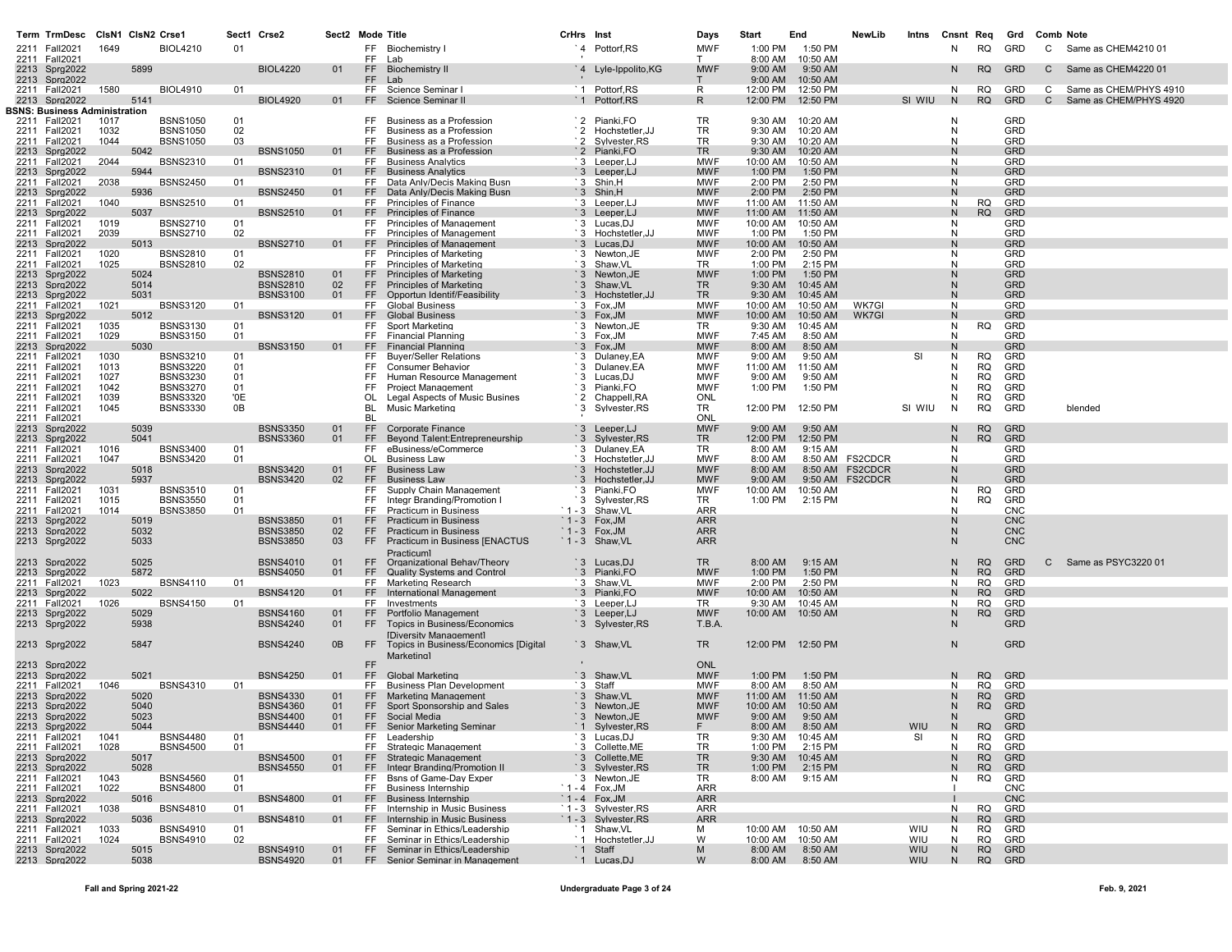| Term | TrmDesc | ClsN1 | ClsN2 | Crse1 | Sect1 | Crse2 | Sect2 | Mode | Title | CrHrs | Inst | Days | Start | End | NewLib | Intns | Cnsnt | Req | Grd | Comb | Note |
|---|---|---|---|---|---|---|---|---|---|---|---|---|---|---|---|---|---|---|---|---|---|
| 2211 | Fall2021 | 1649 | | BIOL4210 | 01 | | | FF | Biochemistry I | `4 | Pottorf,RS | MWF | 1:00 PM | 1:50 PM | | | N | RQ | GRD | C | Same as CHEM4210 01 |
| 2211 | Fall2021 | | | | | | | FF | Lab | ' | | T | 8:00 AM | 10:50 AM | | | | | | | |
| 2213 | Sprg2022 | | 5899 | | | BIOL4220 | 01 | FF | Biochemistry II | `4 | Lyle-Ippolito,KG | MWF | 9:00 AM | 9:50 AM | | | N | RQ | GRD | C | Same as CHEM4220 01 |
| 2213 | Sprg2022 | | | | | | | FF | Lab | ' | | T | 9:00 AM | 10:50 AM | | | | | | | |
| 2211 | Fall2021 | 1580 | | BIOL4910 | 01 | | | FF | Science Seminar I | `1 | Pottorf,RS | R | 12:00 PM | 12:50 PM | | | N | RQ | GRD | C | Same as CHEM/PHYS 4910 |
| 2213 | Sprg2022 | | 5141 | | | BIOL4920 | 01 | FF | Science Seminar II | `1 | Pottorf,RS | R | 12:00 PM | 12:50 PM | | SI WIU | N | RQ | GRD | C | Same as CHEM/PHYS 4920 |
| **BSNS: Business Administration** | | | | | | | | | | | | | | | | | | | | | |
| 2211 | Fall2021 | 1017 | | BSNS1050 | 01 | | | FF | Business as a Profession | `2 | Pianki,FO | TR | 9:30 AM | 10:20 AM | | | N | | GRD | | |
| 2211 | Fall2021 | 1032 | | BSNS1050 | 02 | | | FF | Business as a Profession | `2 | Hochstetler,JJ | TR | 9:30 AM | 10:20 AM | | | N | | GRD | | |
| 2211 | Fall2021 | 1044 | | BSNS1050 | 03 | | | FF | Business as a Profession | `2 | Sylvester,RS | TR | 9:30 AM | 10:20 AM | | | N | | GRD | | |
| 2213 | Sprg2022 | | 5042 | | | BSNS1050 | 01 | FF | Business as a Profession | `2 | Pianki,FO | TR | 9:30 AM | 10:20 AM | | | N | | GRD | | |
| 2211 | Fall2021 | 2044 | | BSNS2310 | 01 | | | FF | Business Analytics | `3 | Leeper,LJ | MWF | 10:00 AM | 10:50 AM | | | N | | GRD | | |
| 2213 | Sprg2022 | | 5944 | | | BSNS2310 | 01 | FF | Business Analytics | `3 | Leeper,LJ | MWF | 1:00 PM | 1:50 PM | | | N | | GRD | | |
| 2211 | Fall2021 | 2038 | | BSNS2450 | 01 | | | FF | Data Anly/Decis Making Busn | `3 | Shin,H | MWF | 2:00 PM | 2:50 PM | | | N | | GRD | | |
| 2213 | Sprg2022 | | 5936 | | | BSNS2450 | 01 | FF | Data Anly/Decis Making Busn | `3 | Shin,H | MWF | 2:00 PM | 2:50 PM | | | N | | GRD | | |
| 2211 | Fall2021 | 1040 | | BSNS2510 | 01 | | | FF | Principles of Finance | `3 | Leeper,LJ | MWF | 11:00 AM | 11:50 AM | | | N | RQ | GRD | | |
| 2213 | Sprg2022 | | 5037 | | | BSNS2510 | 01 | FF | Principles of Finance | `3 | Leeper,LJ | MWF | 11:00 AM | 11:50 AM | | | N | RQ | GRD | | |
| 2211 | Fall2021 | 1019 | | BSNS2710 | 01 | | | FF | Principles of Management | `3 | Lucas,DJ | MWF | 10:00 AM | 10:50 AM | | | N | | GRD | | |
| 2211 | Fall2021 | 2039 | | BSNS2710 | 02 | | | FF | Principles of Management | `3 | Hochstetler,JJ | MWF | 1:00 PM | 1:50 PM | | | N | | GRD | | |
| 2213 | Sprg2022 | | 5013 | | | BSNS2710 | 01 | FF | Principles of Management | `3 | Lucas,DJ | MWF | 10:00 AM | 10:50 AM | | | N | | GRD | | |
| 2211 | Fall2021 | 1020 | | BSNS2810 | 01 | | | FF | Principles of Marketing | `3 | Newton,JE | MWF | 2:00 PM | 2:50 PM | | | N | | GRD | | |
| 2211 | Fall2021 | 1025 | | BSNS2810 | 02 | | | FF | Principles of Marketing | `3 | Shaw,VL | TR | 1:00 PM | 2:15 PM | | | N | | GRD | | |
| 2213 | Sprg2022 | | 5024 | | | BSNS2810 | 01 | FF | Principles of Marketing | `3 | Newton,JE | MWF | 1:00 PM | 1:50 PM | | | N | | GRD | | |
| 2213 | Sprg2022 | | 5014 | | | BSNS2810 | 02 | FF | Principles of Marketing | `3 | Shaw,VL | TR | 9:30 AM | 10:45 AM | | | N | | GRD | | |
| 2213 | Sprg2022 | | 5031 | | | BSNS3100 | 01 | FF | Opportun Identif/Feasibility | `3 | Hochstetler,JJ | TR | 9:30 AM | 10:45 AM | | | N | | GRD | | |
| 2211 | Fall2021 | 1021 | | BSNS3120 | 01 | | | FF | Global Business | `3 | Fox,JM | MWF | 10:00 AM | 10:50 AM | WK7GI | | N | | GRD | | |
| 2213 | Sprg2022 | | 5012 | | | BSNS3120 | 01 | FF | Global Business | `3 | Fox,JM | MWF | 10:00 AM | 10:50 AM | WK7GI | | N | | GRD | | |
| 2211 | Fall2021 | 1035 | | BSNS3130 | 01 | | | FF | Sport Marketing | `3 | Newton,JE | TR | 9:30 AM | 10:45 AM | | | N | RQ | GRD | | |
| 2211 | Fall2021 | 1029 | | BSNS3150 | 01 | | | FF | Financial Planning | `3 | Fox,JM | MWF | 7:45 AM | 8:50 AM | | | N | | GRD | | |
| 2213 | Sprg2022 | | 5030 | | | BSNS3150 | 01 | FF | Financial Planning | `3 | Fox,JM | MWF | 8:00 AM | 8:50 AM | | | N | | GRD | | |
| 2211 | Fall2021 | 1030 | | BSNS3210 | 01 | | | FF | Buyer/Seller Relations | `3 | Dulaney,EA | MWF | 9:00 AM | 9:50 AM | | SI | N | RQ | GRD | | |
| 2211 | Fall2021 | 1013 | | BSNS3220 | 01 | | | FF | Consumer Behavior | `3 | Dulaney,EA | MWF | 11:00 AM | 11:50 AM | | | N | RQ | GRD | | |
| 2211 | Fall2021 | 1027 | | BSNS3230 | 01 | | | FF | Human Resource Management | `3 | Lucas,DJ | MWF | 9:00 AM | 9:50 AM | | | N | RQ | GRD | | |
| 2211 | Fall2021 | 1042 | | BSNS3270 | 01 | | | FF | Project Management | `3 | Pianki,FO | MWF | 1:00 PM | 1:50 PM | | | N | RQ | GRD | | |
| 2211 | Fall2021 | 1039 | | BSNS3320 | '0E | | | OL | Legal Aspects of Music Busines | `2 | Chappell,RA | ONL | | | | | N | RQ | GRD | | |
| 2211 | Fall2021 | 1045 | | BSNS3330 | 0B | | | BL | Music Marketing | `3 | Sylvester,RS | TR | 12:00 PM | 12:50 PM | | SI WIU | N | RQ | GRD | | blended |
| 2211 | Fall2021 | | | | | | | BL | | ' | | ONL | | | | | | | | | |
| 2213 | Sprg2022 | | 5039 | | | BSNS3350 | 01 | FF | Corporate Finance | `3 | Leeper,LJ | MWF | 9:00 AM | 9:50 AM | | | N | RQ | GRD | | |
| 2213 | Sprg2022 | | 5041 | | | BSNS3360 | 01 | FF | Beyond Talent:Entrepreneurship | `3 | Sylvester,RS | TR | 12:00 PM | 12:50 PM | | | N | RQ | GRD | | |
| 2211 | Fall2021 | 1016 | | BSNS3400 | 01 | | | FF | eBusiness/eCommerce | `3 | Dulaney,EA | TR | 8:00 AM | 9:15 AM | | | N | | GRD | | |
| 2211 | Fall2021 | 1047 | | BSNS3420 | 01 | | | FF | Business Law | `3 | Hochstetler,JJ | MWF | 8:00 AM | 8:50 AM | FS2CDCR | | N | | GRD | | |
| 2213 | Sprg2022 | | 5018 | | | BSNS3420 | 01 | FF | Business Law | `3 | Hochstetler,JJ | MWF | 8:00 AM | 8:50 AM | FS2CDCR | | N | | GRD | | |
| 2213 | Sprg2022 | | 5937 | | | BSNS3420 | 02 | FF | Business Law | `3 | Hochstetler,JJ | MWF | 9:00 AM | 9:50 AM | FS2CDCR | | N | | GRD | | |
| 2211 | Fall2021 | 1031 | | BSNS3510 | 01 | | | FF | Supply Chain Management | `3 | Pianki,FO | MWF | 10:00 AM | 10:50 AM | | | N | RQ | GRD | | |
| 2211 | Fall2021 | 1015 | | BSNS3550 | 01 | | | FF | Integr Branding/Promotion I | `3 | Sylvester,RS | TR | 1:00 PM | 2:15 PM | | | N | RQ | GRD | | |
| 2211 | Fall2021 | 1014 | | BSNS3850 | 01 | | | FF | Practicum in Business | `1 - 3 | Shaw,VL | ARR | | | | | N | | CNC | | |
| 2213 | Sprg2022 | | 5019 | | | BSNS3850 | 01 | FF | Practicum in Business | `1 - 3 | Fox,JM | ARR | | | | | N | | CNC | | |
| 2213 | Sprg2022 | | 5032 | | | BSNS3850 | 02 | FF | Practicum in Business | `1 - 3 | Fox,JM | ARR | | | | | N | | CNC | | |
| 2213 | Sprg2022 | | 5033 | | | BSNS3850 | 03 | FF | Practicum in Business [ENACTUS Practicum] | `1 - 3 | Shaw,VL | ARR | | | | | N | | CNC | | |
| 2213 | Sprg2022 | | 5025 | | | BSNS4010 | 01 | FF | Organizational Behav/Theory | `3 | Lucas,DJ | TR | 8:00 AM | 9:15 AM | | | N | RQ | GRD | C | Same as PSYC3220 01 |
| 2213 | Sprg2022 | | 5872 | | | BSNS4050 | 01 | FF | Quality Systems and Control | `3 | Pianki,FO | MWF | 1:00 PM | 1:50 PM | | | N | RQ | GRD | | |
| 2211 | Fall2021 | 1023 | | BSNS4110 | 01 | | | FF | Marketing Research | `3 | Shaw,VL | MWF | 2:00 PM | 2:50 PM | | | N | RQ | GRD | | |
| 2213 | Sprg2022 | | 5022 | | | BSNS4120 | 01 | FF | International Management | `3 | Pianki,FO | MWF | 10:00 AM | 10:50 AM | | | N | RQ | GRD | | |
| 2211 | Fall2021 | 1026 | | BSNS4150 | 01 | | | FF | Investments | `3 | Leeper,LJ | TR | 9:30 AM | 10:45 AM | | | N | RQ | GRD | | |
| 2213 | Sprg2022 | | 5029 | | | BSNS4160 | 01 | FF | Portfolio Management | `3 | Leeper,LJ | MWF | 10:00 AM | 10:50 AM | | | N | RQ | GRD | | |
| 2213 | Sprg2022 | | 5938 | | | BSNS4240 | 01 | FF | Topics in Business/Economics [Diversity Management] | `3 | Sylvester,RS | T.B.A. | | | | | N | | GRD | | |
| 2213 | Sprg2022 | | 5847 | | | BSNS4240 | 0B | FF | Topics in Business/Economics [Digital Marketing] | `3 | Shaw,VL | TR | 12:00 PM | 12:50 PM | | | N | | GRD | | |
| 2213 | Sprg2022 | | | | | | | FF | | ' | | ONL | | | | | | | | | |
| 2213 | Sprg2022 | | 5021 | | | BSNS4250 | 01 | FF | Global Marketing | `3 | Shaw,VL | MWF | 1:00 PM | 1:50 PM | | | N | RQ | GRD | | |
| 2211 | Fall2021 | 1046 | | BSNS4310 | 01 | | | FF | Business Plan Development | `3 | Staff | MWF | 8:00 AM | 8:50 AM | | | N | RQ | GRD | | |
| 2213 | Sprg2022 | | 5020 | | | BSNS4330 | 01 | FF | Marketing Management | `3 | Shaw,VL | MWF | 11:00 AM | 11:50 AM | | | N | RQ | GRD | | |
| 2213 | Sprg2022 | | 5040 | | | BSNS4360 | 01 | FF | Sport Sponsorship and Sales | `3 | Newton,JE | MWF | 10:00 AM | 10:50 AM | | | N | RQ | GRD | | |
| 2213 | Sprg2022 | | 5023 | | | BSNS4400 | 01 | FF | Social Media | `3 | Newton,JE | MWF | 9:00 AM | 9:50 AM | | | N | | GRD | | |
| 2213 | Sprg2022 | | 5044 | | | BSNS4440 | 01 | FF | Senior Marketing Seminar | `1 | Sylvester,RS | F | 8:00 AM | 8:50 AM | | WIU | N | RQ | GRD | | |
| 2211 | Fall2021 | 1041 | | BSNS4480 | 01 | | | FF | Leadership | `3 | Lucas,DJ | TR | 9:30 AM | 10:45 AM | | SI | N | RQ | GRD | | |
| 2211 | Fall2021 | 1028 | | BSNS4500 | 01 | | | FF | Strategic Management | `3 | Collette,ME | TR | 1:00 PM | 2:15 PM | | | N | RQ | GRD | | |
| 2213 | Sprg2022 | | 5017 | | | BSNS4500 | 01 | FF | Strategic Management | `3 | Collette,ME | TR | 9:30 AM | 10:45 AM | | | N | RQ | GRD | | |
| 2213 | Sprg2022 | | 5028 | | | BSNS4550 | 01 | FF | Integr Branding/Promotion II | `3 | Sylvester,RS | TR | 1:00 PM | 2:15 PM | | | N | RQ | GRD | | |
| 2211 | Fall2021 | 1043 | | BSNS4560 | 01 | | | FF | Bsns of Game-Day Exper | `3 | Newton,JE | TR | 8:00 AM | 9:15 AM | | | N | RQ | GRD | | |
| 2211 | Fall2021 | 1022 | | BSNS4800 | 01 | | | FF | Business Internship | `1 - 4 | Fox,JM | ARR | | | | | I | | CNC | | |
| 2213 | Sprg2022 | | 5016 | | | BSNS4800 | 01 | FF | Business Internship | `1 - 4 | Fox,JM | ARR | | | | | I | | CNC | | |
| 2211 | Fall2021 | 1038 | | BSNS4810 | 01 | | | FF | Internship in Music Business | `1 - 3 | Sylvester,RS | ARR | | | | | N | RQ | GRD | | |
| 2213 | Sprg2022 | | 5036 | | | BSNS4810 | 01 | FF | Internship in Music Business | `1 - 3 | Sylvester,RS | ARR | | | | | N | RQ | GRD | | |
| 2211 | Fall2021 | 1033 | | BSNS4910 | 01 | | | FF | Seminar in Ethics/Leadership | `1 | Shaw,VL | M | 10:00 AM | 10:50 AM | | WIU | N | RQ | GRD | | |
| 2211 | Fall2021 | 1024 | | BSNS4910 | 02 | | | FF | Seminar in Ethics/Leadership | `1 | Hochstetler,JJ | W | 10:00 AM | 10:50 AM | | WIU | N | RQ | GRD | | |
| 2213 | Sprg2022 | | 5015 | | | BSNS4910 | 01 | FF | Seminar in Ethics/Leadership | `1 | Staff | M | 8:00 AM | 8:50 AM | | WIU | N | RQ | GRD | | |
| 2213 | Sprg2022 | | 5038 | | | BSNS4920 | 01 | FF | Senior Seminar in Management | `1 | Lucas,DJ | W | 8:00 AM | 8:50 AM | | WIU | N | RQ | GRD | | |

Fall and Spring 2021-22 — Undergraduate Page 3 of 24 — Feb. 9, 2021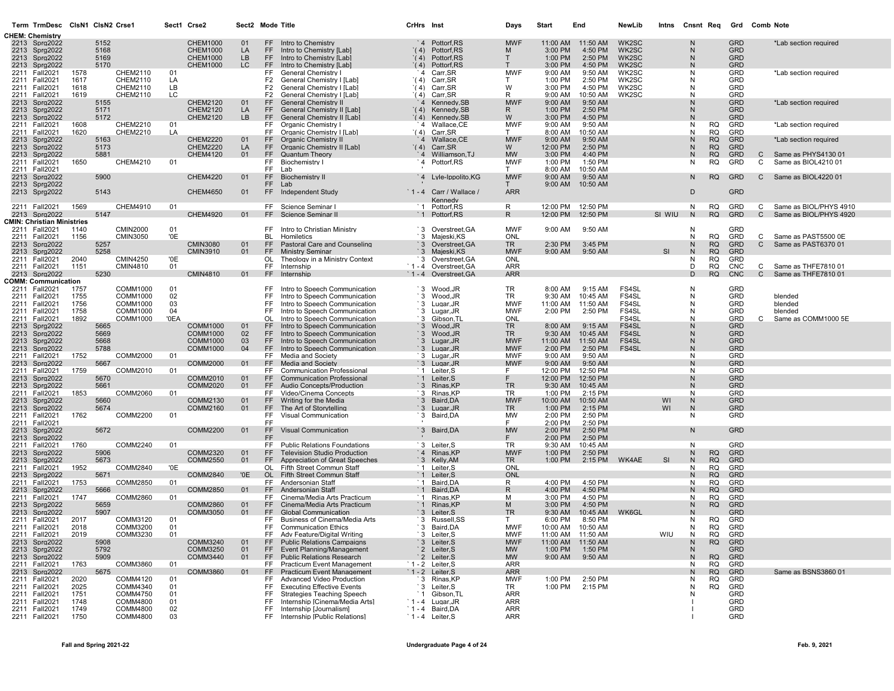| Term | TrmDesc | ClsN1 | ClsN2 | Crse1 | Sect1 | Crse2 | Sect2 | Mode | Title | CrHrs | Inst | Days | Start | End | NewLib | Intns | Cnsnt | Req | Grd | Comb | Note |
|---|---|---|---|---|---|---|---|---|---|---|---|---|---|---|---|---|---|---|---|---|---|
| **CHEM: Chemistry** | | | | | | | | | | | | | | | | | | | | | |
| 2213 | Sprg2022 | | 5152 | | | CHEM1000 | 01 | FF | Intro to Chemistry | `4 | Pottorf,RS | MWF | 11:00 AM | 11:50 AM | WK2SC | | N | | GRD | | *Lab section required |
| 2213 | Sprg2022 | | 5168 | | | CHEM1000 | LA | FF | Intro to Chemistry [Lab] | `(4) | Pottorf,RS | M | 3:00 PM | 4:50 PM | WK2SC | | N | | GRD | | |
| 2213 | Sprg2022 | | 5169 | | | CHEM1000 | LB | FF | Intro to Chemistry [Lab] | `(4) | Pottorf,RS | T | 1:00 PM | 2:50 PM | WK2SC | | N | | GRD | | |
| 2213 | Sprg2022 | | 5170 | | | CHEM1000 | LC | FF | Intro to Chemistry [Lab] | `(4) | Pottorf,RS | T | 3:00 PM | 4:50 PM | WK2SC | | N | | GRD | | |
| 2211 | Fall2021 | 1578 | | CHEM2110 | 01 | | | FF | General Chemistry I | `4 | Carr,SR | MWF | 9:00 AM | 9:50 AM | WK2SC | | N | | GRD | | *Lab section required |
| 2211 | Fall2021 | 1617 | | CHEM2110 | LA | | | F2 | General Chemistry I [Lab] | `(4) | Carr,SR | T | 1:00 PM | 2:50 PM | WK2SC | | N | | GRD | | |
| 2211 | Fall2021 | 1618 | | CHEM2110 | LB | | | F2 | General Chemistry I [Lab] | `(4) | Carr,SR | W | 3:00 PM | 4:50 PM | WK2SC | | N | | GRD | | |
| 2211 | Fall2021 | 1619 | | CHEM2110 | LC | | | F2 | General Chemistry I [Lab] | `(4) | Carr,SR | R | 9:00 AM | 10:50 AM | WK2SC | | N | | GRD | | |
| 2213 | Sprg2022 | | 5155 | | | CHEM2120 | 01 | FF | General Chemistry II | `4 | Kennedy,SB | MWF | 9:00 AM | 9:50 AM | | | N | | GRD | | *Lab section required |
| 2213 | Sprg2022 | | 5171 | | | CHEM2120 | LA | FF | General Chemistry II [Lab] | `(4) | Kennedy,SB | R | 1:00 PM | 2:50 PM | | | N | | GRD | | |
| 2213 | Sprg2022 | | 5172 | | | CHEM2120 | LB | FF | General Chemistry II [Lab] | `(4) | Kennedy,SB | W | 3:00 PM | 4:50 PM | | | N | | GRD | | |
| 2211 | Fall2021 | 1608 | | CHEM2210 | 01 | | | FF | Organic Chemistry I | `4 | Wallace,CE | MWF | 9:00 AM | 9:50 AM | | | N | RQ | GRD | | *Lab section required |
| 2211 | Fall2021 | 1620 | | CHEM2210 | LA | | | FF | Organic Chemistry I [Lab] | `(4) | Carr,SR | T | 8:00 AM | 10:50 AM | | | N | RQ | GRD | | |
| 2213 | Sprg2022 | | 5163 | | | CHEM2220 | 01 | FF | Organic Chemistry II | `4 | Wallace,CE | MWF | 9:00 AM | 9:50 AM | | | N | RQ | GRD | | *Lab section required |
| 2213 | Sprg2022 | | 5173 | | | CHEM2220 | LA | FF | Organic Chemistry II [Lab] | `(4) | Carr,SR | W | 12:00 PM | 2:50 PM | | | N | RQ | GRD | | |
| 2213 | Sprg2022 | | 5881 | | | CHEM4120 | 01 | FF | Quantum Theory | `4 | Williamson,TJ | MW | 3:00 PM | 4:40 PM | | | N | RQ | GRD | C | Same as PHYS4130 01 |
| 2211 | Fall2021 | 1650 | | CHEM4210 | 01 | | | FF | Biochemistry I | `4 | Pottorf,RS | MWF | 1:00 PM | 1:50 PM | | | N | RQ | GRD | C | Same as BIOL4210 01 |
| 2211 | Fall2021 | | | | | | | FF | Lab | ' | | T | 8:00 AM | 10:50 AM | | | | | | | |
| 2213 | Sprg2022 | | 5900 | | | CHEM4220 | 01 | FF | Biochemistry II | `4 | Lyle-Ippolito,KG | MWF | 9:00 AM | 9:50 AM | | | N | RQ | GRD | C | Same as BIOL4220 01 |
| 2213 | Sprg2022 | | | | | | | FF | Lab | ' | | T | 9:00 AM | 10:50 AM | | | | | | | |
| 2213 | Sprg2022 | | 5143 | | | CHEM4650 | 01 | FF | Independent Study | `1 - 4 | Carr / Wallace / Kennedy | ARR | | | | | D | | GRD | | |
| 2211 | Fall2021 | 1569 | | CHEM4910 | 01 | | | FF | Science Seminar I | `1 | Pottorf,RS | R | 12:00 PM | 12:50 PM | | | N | RQ | GRD | C | Same as BIOL/PHYS 4910 |
| 2213 | Sprg2022 | | 5147 | | | CHEM4920 | 01 | FF | Science Seminar II | `1 | Pottorf,RS | R | 12:00 PM | 12:50 PM | | SI WIU | N | RQ | GRD | C | Same as BIOL/PHYS 4920 |
| **CMIN: Christian Ministries** | | | | | | | | | | | | | | | | | | | | | |
| 2211 | Fall2021 | 1140 | | CMIN2000 | 01 | | | FF | Intro to Christian Ministry | `3 | Overstreet,GA | MWF | 9:00 AM | 9:50 AM | | | N | | GRD | | |
| 2211 | Fall2021 | 1156 | | CMIN3050 | '0E | | | BL | Homiletics | `3 | Majeski,KS | ONL | | | | | N | RQ | GRD | C | Same as PAST5500 0E |
| 2213 | Sprg2022 | | 5257 | | | CMIN3080 | 01 | FF | Pastoral Care and Counseling | `3 | Overstreet,GA | TR | 2:30 PM | 3:45 PM | | | N | RQ | GRD | C | Same as PAST6370 01 |
| 2213 | Sprg2022 | | 5258 | | | CMIN3910 | 01 | FF | Ministry Seminar | `3 | Majeski,KS | MWF | 9:00 AM | 9:50 AM | | SI | N | RQ | GRD | | |
| 2211 | Fall2021 | 2040 | | CMIN4250 | '0E | | | OL | Theology in a Ministry Context | `3 | Overstreet,GA | ONL | | | | | N | RQ | GRD | | |
| 2211 | Fall2021 | 1151 | | CMIN4810 | 01 | | | FF | Internship | `1 - 4 | Overstreet,GA | ARR | | | | | D | RQ | CNC | C | Same as THFE7810 01 |
| 2213 | Sprg2022 | | 5230 | | | CMIN4810 | 01 | FF | Internship | `1 - 4 | Overstreet,GA | ARR | | | | | D | RQ | CNC | C | Same as THFE7810 01 |
| **COMM: Communication** | | | | | | | | | | | | | | | | | | | | | |
| 2211 | Fall2021 | 1757 | | COMM1000 | 01 | | | FF | Intro to Speech Communication | `3 | Wood,JR | TR | 8:00 AM | 9:15 AM | FS4SL | | N | | GRD | | |
| 2211 | Fall2021 | 1755 | | COMM1000 | 02 | | | FF | Intro to Speech Communication | `3 | Wood,JR | TR | 9:30 AM | 10:45 AM | FS4SL | | N | | GRD | | blended |
| 2211 | Fall2021 | 1756 | | COMM1000 | 03 | | | FF | Intro to Speech Communication | `3 | Lugar,JR | MWF | 11:00 AM | 11:50 AM | FS4SL | | N | | GRD | | blended |
| 2211 | Fall2021 | 1758 | | COMM1000 | 04 | | | FF | Intro to Speech Communication | `3 | Lugar,JR | MWF | 2:00 PM | 2:50 PM | FS4SL | | N | | GRD | | blended |
| 2211 | Fall2021 | 1892 | | COMM1000 | '0EA | | | OL | Intro to Speech Communication | `3 | Gibson,TL | ONL | | | FS4SL | | N | | GRD | C | Same as COMM1000 5E |
| 2213 | Sprg2022 | | 5665 | | | COMM1000 | 01 | FF | Intro to Speech Communication | `3 | Wood,JR | TR | 8:00 AM | 9:15 AM | FS4SL | | N | | GRD | | |
| 2213 | Sprg2022 | | 5669 | | | COMM1000 | 02 | FF | Intro to Speech Communication | `3 | Wood,JR | TR | 9:30 AM | 10:45 AM | FS4SL | | N | | GRD | | |
| 2213 | Sprg2022 | | 5668 | | | COMM1000 | 03 | FF | Intro to Speech Communication | `3 | Lugar,JR | MWF | 11:00 AM | 11:50 AM | FS4SL | | N | | GRD | | |
| 2213 | Sprg2022 | | 5788 | | | COMM1000 | 04 | FF | Intro to Speech Communication | `3 | Lugar,JR | MWF | 2:00 PM | 2:50 PM | FS4SL | | N | | GRD | | |
| 2211 | Fall2021 | 1752 | | COMM2000 | 01 | | | FF | Media and Society | `3 | Lugar,JR | MWF | 9:00 AM | 9:50 AM | | | N | | GRD | | |
| 2213 | Sprg2022 | | 5667 | | | COMM2000 | 01 | FF | Media and Society | `3 | Lugar,JR | MWF | 9:00 AM | 9:50 AM | | | N | | GRD | | |
| 2211 | Fall2021 | 1759 | | COMM2010 | 01 | | | FF | Communication Professional | `1 | Leiter,S | F | 12:00 PM | 12:50 PM | | | N | | GRD | | |
| 2213 | Sprg2022 | | 5670 | | | COMM2010 | 01 | FF | Communication Professional | `1 | Leiter,S | F | 12:00 PM | 12:50 PM | | | N | | GRD | | |
| 2213 | Sprg2022 | | 5661 | | | COMM2020 | 01 | FF | Audio Concepts/Production | `3 | Rinas,KP | TR | 9:30 AM | 10:45 AM | | | N | | GRD | | |
| 2211 | Fall2021 | 1853 | | COMM2060 | 01 | | | FF | Video/Cinema Concepts | `3 | Rinas,KP | TR | 1:00 PM | 2:15 PM | | | N | | GRD | | |
| 2213 | Sprg2022 | | 5660 | | | COMM2130 | 01 | FF | Writing for the Media | `3 | Baird,DA | MWF | 10:00 AM | 10:50 AM | | WI | N | | GRD | | |
| 2213 | Sprg2022 | | 5674 | | | COMM2160 | 01 | FF | The Art of Storytelling | `3 | Lugar,JR | TR | 1:00 PM | 2:15 PM | | WI | N | | GRD | | |
| 2211 | Fall2021 | 1762 | | COMM2200 | 01 | | | FF | Visual Communication | `3 | Baird,DA | MW | 2:00 PM | 2:50 PM | | | N | | GRD | | |
| 2211 | Fall2021 | | | | | | | FF | | ' | | F | 2:00 PM | 2:50 PM | | | | | | | |
| 2213 | Sprg2022 | | 5672 | | | COMM2200 | 01 | FF | Visual Communication | `3 | Baird,DA | MW | 2:00 PM | 2:50 PM | | | N | | GRD | | |
| 2213 | Sprg2022 | | | | | | | FF | | ' | | F | 2:00 PM | 2:50 PM | | | | | | | |
| 2211 | Fall2021 | 1760 | | COMM2240 | 01 | | | FF | Public Relations Foundations | `3 | Leiter,S | TR | 9:30 AM | 10:45 AM | | | N | | GRD | | |
| 2213 | Sprg2022 | | 5906 | | | COMM2320 | 01 | FF | Television Studio Production | `4 | Rinas,KP | MWF | 1:00 PM | 2:50 PM | | | N | RQ | GRD | | |
| 2213 | Sprg2022 | | 5673 | | | COMM2550 | 01 | FF | Appreciation of Great Speeches | `3 | Kelly,AM | TR | 1:00 PM | 2:15 PM | WK4AE | SI | N | RQ | GRD | | |
| 2211 | Fall2021 | 1952 | | COMM2840 | '0E | | | OL | Fifth Street Commun Staff | `1 | Leiter,S | ONL | | | | | N | RQ | GRD | | |
| 2213 | Sprg2022 | | 5671 | | | COMM2840 | '0E | OL | Fifth Street Commun Staff | `1 | Leiter,S | ONL | | | | | N | RQ | GRD | | |
| 2211 | Fall2021 | 1753 | | COMM2850 | 01 | | | FF | Andersonian Staff | `1 | Baird,DA | R | 4:00 PM | 4:50 PM | | | N | RQ | GRD | | |
| 2213 | Sprg2022 | | 5666 | | | COMM2850 | 01 | FF | Andersonian Staff | `1 | Baird,DA | R | 4:00 PM | 4:50 PM | | | N | RQ | GRD | | |
| 2211 | Fall2021 | 1747 | | COMM2860 | 01 | | | FF | Cinema/Media Arts Practicum | `1 | Rinas,KP | M | 3:00 PM | 4:50 PM | | | N | RQ | GRD | | |
| 2213 | Sprg2022 | | 5659 | | | COMM2860 | 01 | FF | Cinema/Media Arts Practicum | `1 | Rinas,KP | M | 3:00 PM | 4:50 PM | | | N | RQ | GRD | | |
| 2213 | Sprg2022 | | 5907 | | | COMM3050 | 01 | FF | Global Communication | `3 | Leiter,S | TR | 9:30 AM | 10:45 AM | WK6GL | | N | | GRD | | |
| 2211 | Fall2021 | 2017 | | COMM3120 | 01 | | | FF | Business of Cinema/Media Arts | `3 | Russell,SS | T | 6:00 PM | 8:50 PM | | | N | RQ | GRD | | |
| 2211 | Fall2021 | 2018 | | COMM3200 | 01 | | | FF | Communication Ethics | `3 | Baird,DA | MWF | 10:00 AM | 10:50 AM | | | N | RQ | GRD | | |
| 2211 | Fall2021 | 2019 | | COMM3230 | 01 | | | FF | Adv Feature/Digital Writing | `3 | Leiter,S | MWF | 11:00 AM | 11:50 AM | | WIU | N | RQ | GRD | | |
| 2213 | Sprg2022 | | 5908 | | | COMM3240 | 01 | FF | Public Relations Campaigns | `3 | Leiter,S | MWF | 11:00 AM | 11:50 AM | | | N | RQ | GRD | | |
| 2213 | Sprg2022 | | 5792 | | | COMM3250 | 01 | FF | Event Planning/Management | `2 | Leiter,S | MW | 1:00 PM | 1:50 PM | | | N | | GRD | | |
| 2213 | Sprg2022 | | 5909 | | | COMM3440 | 01 | FF | Public Relations Research | `2 | Leiter,S | MW | 9:00 AM | 9:50 AM | | | N | RQ | GRD | | |
| 2211 | Fall2021 | 1763 | | COMM3860 | 01 | | | FF | Practicum Event Management | `1 - 2 | Leiter,S | ARR | | | | | N | RQ | GRD | | |
| 2213 | Sprg2022 | | 5675 | | | COMM3860 | 01 | FF | Practicum Event Management | `1 - 2 | Leiter,S | ARR | | | | | N | RQ | GRD | | Same as BSNS3860 01 |
| 2211 | Fall2021 | 2020 | | COMM4120 | 01 | | | FF | Advanced Video Production | `3 | Rinas,KP | MWF | 1:00 PM | 2:50 PM | | | N | RQ | GRD | | |
| 2211 | Fall2021 | 2025 | | COMM4340 | 01 | | | FF | Executing Effective Events | `3 | Leiter,S | TR | 1:00 PM | 2:15 PM | | | N | RQ | GRD | | |
| 2211 | Fall2021 | 1751 | | COMM4750 | 01 | | | FF | Strategies Teaching Speech | `1 | Gibson,TL | ARR | | | | | N | | GRD | | |
| 2211 | Fall2021 | 1748 | | COMM4800 | 01 | | | FF | Internship [Cinema/Media Arts] | `1 - 4 | Lugar,JR | ARR | | | | | I | | GRD | | |
| 2211 | Fall2021 | 1749 | | COMM4800 | 02 | | | FF | Internship [Journalism] | `1 - 4 | Baird,DA | ARR | | | | | I | | GRD | | |
| 2211 | Fall2021 | 1750 | | COMM4800 | 03 | | | FF | Internship [Public Relations] | `1 - 4 | Leiter,S | ARR | | | | | I | | GRD | | |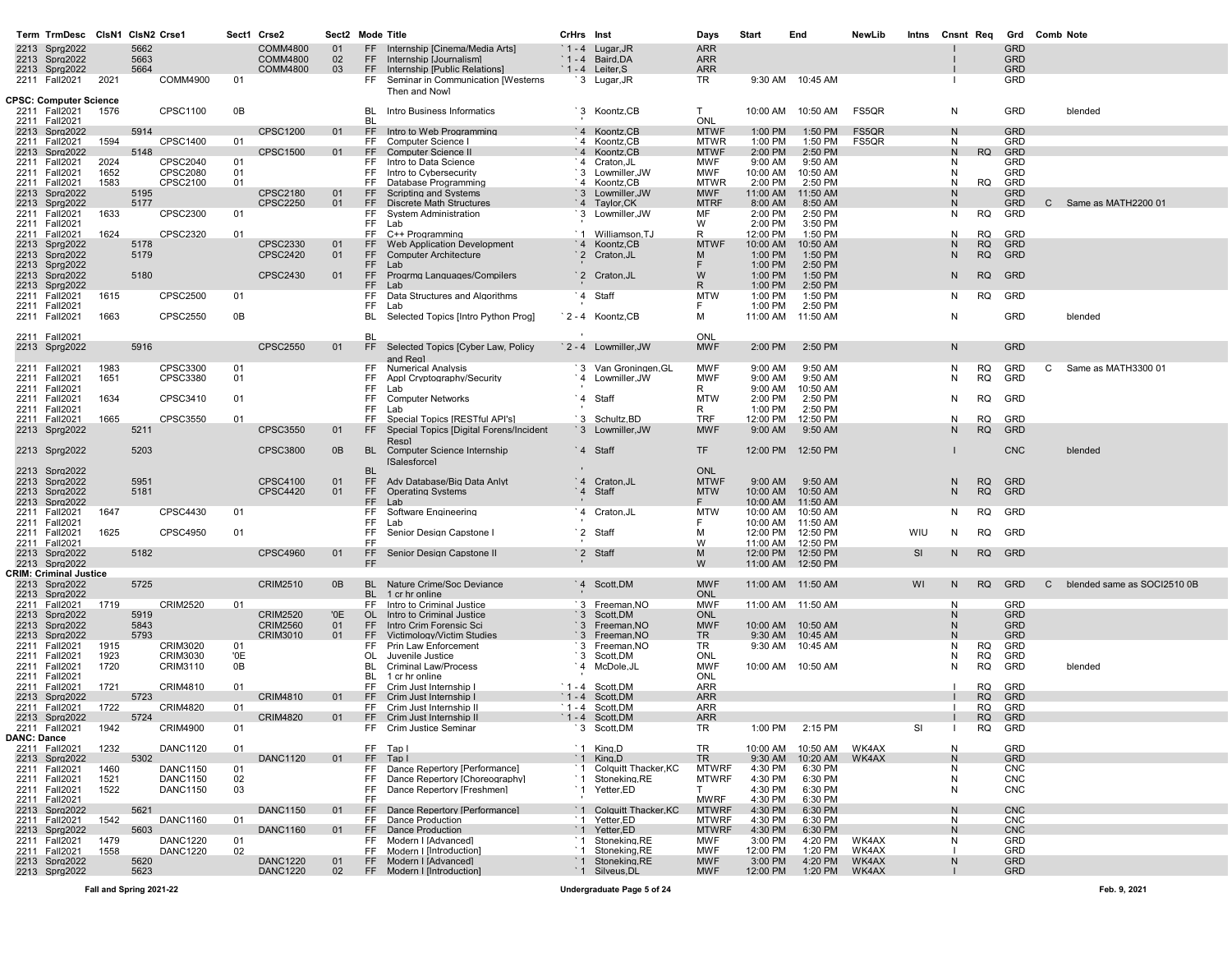| Term | TrmDesc | ClsN1 | ClsN2 | Crse1 | Sect1 | Crse2 | Sect2 | Mode | Title | CrHrs | Inst | Days | Start | End | NewLib | Intns | Cnsnt | Req | Grd | Comb | Note |
|---|---|---|---|---|---|---|---|---|---|---|---|---|---|---|---|---|---|---|---|---|---|
| 2213 | Sprg2022 | | 5662 | | | COMM4800 | 01 | FF | Internship [Cinema/Media Arts] | `1 - 4 | Lugar,JR | ARR | | | | | I | | GRD | | |
| 2213 | Sprg2022 | | 5663 | | | COMM4800 | 02 | FF | Internship [Journalism] | `1 - 4 | Baird,DA | ARR | | | | | I | | GRD | | |
| 2213 | Sprg2022 | | 5664 | | | COMM4800 | 03 | FF | Internship [Public Relations] | `1 - 4 | Leiter,S | ARR | | | | | I | | GRD | | |
| 2211 | Fall2021 | 2021 | | COMM4900 | 01 | | | FF | Seminar in Communication [Westerns Then and Now] | `3 | Lugar,JR | TR | 9:30 AM | 10:45 AM | | | I | | GRD | | |
| **CPSC: Computer Science** | | | | | | | | | | | | | | | | | | | | | |
| 2211 | Fall2021 | 1576 | | CPSC1100 | 0B | | | BL | Intro Business Informatics | `3 | Koontz,CB | T | 10:00 AM | 10:50 AM | FS5QR | | N | | GRD | | blended |
| 2211 | Fall2021 | | | | | | | BL | | ' | | ONL | | | | | | | | | |
| 2213 | Sprg2022 | | 5914 | | | CPSC1200 | 01 | FF | Intro to Web Programming | `4 | Koontz,CB | MTWF | 1:00 PM | 1:50 PM | FS5QR | | N | | GRD | | |
| 2211 | Fall2021 | 1594 | | CPSC1400 | 01 | | | FF | Computer Science I | `4 | Koontz,CB | MTWR | 1:00 PM | 1:50 PM | FS5QR | | N | | GRD | | |
| 2213 | Sprg2022 | | 5148 | | | CPSC1500 | 01 | FF | Computer Science II | `4 | Koontz,CB | MTWF | 2:00 PM | 2:50 PM | | | N | RQ | GRD | | |
| 2211 | Fall2021 | 2024 | | CPSC2040 | 01 | | | FF | Intro to Data Science | `4 | Craton,JL | MWF | 9:00 AM | 9:50 AM | | | N | | GRD | | |
| 2211 | Fall2021 | 1652 | | CPSC2080 | 01 | | | FF | Intro to Cybersecurity | `3 | Lowmiller,JW | MWF | 10:00 AM | 10:50 AM | | | N | | GRD | | |
| 2211 | Fall2021 | 1583 | | CPSC2100 | 01 | | | FF | Database Programming | `4 | Koontz,CB | MTWR | 2:00 PM | 2:50 PM | | | N | RQ | GRD | | |
| 2213 | Sprg2022 | | 5195 | | | CPSC2180 | 01 | FF | Scripting and Systems | `3 | Lowmiller,JW | MWF | 11:00 AM | 11:50 AM | | | N | | GRD | | |
| 2213 | Sprg2022 | | 5177 | | | CPSC2250 | 01 | FF | Discrete Math Structures | `4 | Taylor,CK | MTRF | 8:00 AM | 8:50 AM | | | N | | GRD | C | Same as MATH2200 01 |
| 2211 | Fall2021 | 1633 | | CPSC2300 | 01 | | | FF | System Administration | `3 | Lowmiller,JW | MF | 2:00 PM | 2:50 PM | | | N | RQ | GRD | | |
| 2211 | Fall2021 | | | | | | | FF | Lab | ' | | W | 2:00 PM | 3:50 PM | | | | | | | |
| 2211 | Fall2021 | 1624 | | CPSC2320 | 01 | | | FF | C++ Programming | `1 | Williamson,TJ | R | 12:00 PM | 1:50 PM | | | N | RQ | GRD | | |
| 2213 | Sprg2022 | | 5178 | | | CPSC2330 | 01 | FF | Web Application Development | `4 | Koontz,CB | MTWF | 10:00 AM | 10:50 AM | | | N | RQ | GRD | | |
| 2213 | Sprg2022 | | 5179 | | | CPSC2420 | 01 | FF | Computer Architecture | `2 | Craton,JL | M | 1:00 PM | 1:50 PM | | | N | RQ | GRD | | |
| 2213 | Sprg2022 | | | | | | | FF | Lab | ' | | F | 1:00 PM | 2:50 PM | | | | | | | |
| 2213 | Sprg2022 | | 5180 | | | CPSC2430 | 01 | FF | Progrmg Languages/Compilers | `2 | Craton,JL | W | 1:00 PM | 1:50 PM | | | N | RQ | GRD | | |
| 2213 | Sprg2022 | | | | | | | FF | Lab | ' | | R | 1:00 PM | 2:50 PM | | | | | | | |
| 2211 | Fall2021 | 1615 | | CPSC2500 | 01 | | | FF | Data Structures and Algorithms | `4 | Staff | MTW | 1:00 PM | 1:50 PM | | | N | RQ | GRD | | |
| 2211 | Fall2021 | | | | | | | FF | Lab | ' | | F | 1:00 PM | 2:50 PM | | | | | | | |
| 2211 | Fall2021 | 1663 | | CPSC2550 | 0B | | | BL | Selected Topics [Intro Python Prog] | `2 - 4 | Koontz,CB | M | 11:00 AM | 11:50 AM | | | N | | GRD | | blended |
| 2211 | Fall2021 | | | | | | | BL | | ' | | ONL | | | | | | | | | |
| 2213 | Sprg2022 | | 5916 | | | CPSC2550 | 01 | FF | Selected Topics [Cyber Law, Policy and Reg] | `2 - 4 | Lowmiller,JW | MWF | 2:00 PM | 2:50 PM | | | N | | GRD | | |
| 2211 | Fall2021 | 1983 | | CPSC3300 | 01 | | | FF | Numerical Analysis | `3 | Van Groningen,GL | MWF | 9:00 AM | 9:50 AM | | | N | RQ | GRD | C | Same as MATH3300 01 |
| 2211 | Fall2021 | 1651 | | CPSC3380 | 01 | | | FF | Appl Cryptography/Security | `4 | Lowmiller,JW | MWF | 9:00 AM | 9:50 AM | | | N | RQ | GRD | | |
| 2211 | Fall2021 | | | | | | | FF | Lab | ' | | R | 9:00 AM | 10:50 AM | | | | | | | |
| 2211 | Fall2021 | 1634 | | CPSC3410 | 01 | | | FF | Computer Networks | `4 | Staff | MTW | 2:00 PM | 2:50 PM | | | N | RQ | GRD | | |
| 2211 | Fall2021 | | | | | | | FF | Lab | ' | | R | 1:00 PM | 2:50 PM | | | | | | | |
| 2211 | Fall2021 | 1665 | | CPSC3550 | 01 | | | FF | Special Topics [RESTful API's] | `3 | Schultz,BD | TRF | 12:00 PM | 12:50 PM | | | N | RQ | GRD | | |
| 2213 | Sprg2022 | | 5211 | | | CPSC3550 | 01 | FF | Special Topics [Digital Forens/Incident Resp] | `3 | Lowmiller,JW | MWF | 9:00 AM | 9:50 AM | | | N | RQ | GRD | | |
| 2213 | Sprg2022 | | 5203 | | | CPSC3800 | 0B | BL | Computer Science Internship [Salesforce] | `4 | Staff | TF | 12:00 PM | 12:50 PM | | | I | | CNC | | blended |
| 2213 | Sprg2022 | | | | | | | BL | | ' | | ONL | | | | | | | | | |
| 2213 | Sprg2022 | | 5951 | | | CPSC4100 | 01 | FF | Adv Database/Big Data Anlyt | `4 | Craton,JL | MTWF | 9:00 AM | 9:50 AM | | | N | RQ | GRD | | |
| 2213 | Sprg2022 | | 5181 | | | CPSC4420 | 01 | FF | Operating Systems | `4 | Staff | MTW | 10:00 AM | 10:50 AM | | | N | RQ | GRD | | |
| 2213 | Sprg2022 | | | | | | | FF | Lab | ' | | F | 10:00 AM | 11:50 AM | | | | | | | |
| 2211 | Fall2021 | 1647 | | CPSC4430 | 01 | | | FF | Software Engineering | `4 | Craton,JL | MTW | 10:00 AM | 10:50 AM | | | N | RQ | GRD | | |
| 2211 | Fall2021 | | | | | | | FF | Lab | ' | | F | 10:00 AM | 11:50 AM | | | | | | | |
| 2211 | Fall2021 | 1625 | | CPSC4950 | 01 | | | FF | Senior Design Capstone I | `2 | Staff | M | 12:00 PM | 12:50 PM | | WIU | N | RQ | GRD | | |
| 2211 | Fall2021 | | | | | | | FF | | ' | | W | 11:00 AM | 12:50 PM | | | | | | | |
| 2213 | Sprg2022 | | 5182 | | | CPSC4960 | 01 | FF | Senior Design Capstone II | `2 | Staff | M | 12:00 PM | 12:50 PM | | SI | N | RQ | GRD | | |
| 2213 | Sprg2022 | | | | | | | FF | | ' | | W | 11:00 AM | 12:50 PM | | | | | | | |
| **CRIM: Criminal Justice** | | | | | | | | | | | | | | | | | | | | | |
| 2213 | Sprg2022 | | 5725 | | | CRIM2510 | 0B | BL | Nature Crime/Soc Deviance | `4 | Scott,DM | MWF | 11:00 AM | 11:50 AM | | WI | N | RQ | GRD | C | blended same as SOCI2510 0B |
| 2213 | Sprg2022 | | | | | | | BL | 1 cr hr online | ' | | ONL | | | | | | | | | |
| 2211 | Fall2021 | 1719 | | CRIM2520 | 01 | | | FF | Intro to Criminal Justice | `3 | Freeman,NO | MWF | 11:00 AM | 11:50 AM | | | N | | GRD | | |
| 2213 | Sprg2022 | | 5919 | | | CRIM2520 | '0E | OL | Intro to Criminal Justice | `3 | Scott,DM | ONL | | | | | N | | GRD | | |
| 2213 | Sprg2022 | | 5843 | | | CRIM2560 | 01 | FF | Intro Crim Forensic Sci | `3 | Freeman,NO | MWF | 10:00 AM | 10:50 AM | | | N | | GRD | | |
| 2213 | Sprg2022 | | 5793 | | | CRIM3010 | 01 | FF | Victimology/Victim Studies | `3 | Freeman,NO | TR | 9:30 AM | 10:45 AM | | | N | | GRD | | |
| 2211 | Fall2021 | 1915 | | CRIM3020 | 01 | | | FF | Prin Law Enforcement | `3 | Freeman,NO | TR | 9:30 AM | 10:45 AM | | | N | RQ | GRD | | |
| 2211 | Fall2021 | 1923 | | CRIM3030 | '0E | | | OL | Juvenile Justice | `3 | Scott,DM | ONL | | | | | N | RQ | GRD | | |
| 2211 | Fall2021 | 1720 | | CRIM3110 | 0B | | | BL | Criminal Law/Process | `4 | McDole,JL | MWF | 10:00 AM | 10:50 AM | | | N | RQ | GRD | | blended |
| 2211 | Fall2021 | | | | | | | BL | 1 cr hr online | ' | | ONL | | | | | | | | | |
| 2211 | Fall2021 | 1721 | | CRIM4810 | 01 | | | FF | Crim Just Internship I | `1 - 4 | Scott,DM | ARR | | | | | I | RQ | GRD | | |
| 2213 | Sprg2022 | | 5723 | | | CRIM4810 | 01 | FF | Crim Just Internship I | `1 - 4 | Scott,DM | ARR | | | | | I | RQ | GRD | | |
| 2211 | Fall2021 | 1722 | | CRIM4820 | 01 | | | FF | Crim Just Internship II | `1 - 4 | Scott,DM | ARR | | | | | I | RQ | GRD | | |
| 2213 | Sprg2022 | | 5724 | | | CRIM4820 | 01 | FF | Crim Just Internship II | `1 - 4 | Scott,DM | ARR | | | | | I | RQ | GRD | | |
| 2211 | Fall2021 | 1942 | | CRIM4900 | 01 | | | FF | Crim Justice Seminar | `3 | Scott,DM | TR | 1:00 PM | 2:15 PM | | SI | I | RQ | GRD | | |
| **DANC: Dance** | | | | | | | | | | | | | | | | | | | | | |
| 2211 | Fall2021 | 1232 | | DANC1120 | 01 | | | FF | Tap I | `1 | King,D | TR | 10:00 AM | 10:50 AM | WK4AX | | N | | GRD | | |
| 2213 | Sprg2022 | | 5302 | | | DANC1120 | 01 | FF | Tap I | `1 | King,D | TR | 9:30 AM | 10:20 AM | WK4AX | | N | | GRD | | |
| 2211 | Fall2021 | 1460 | | DANC1150 | 01 | | | FF | Dance Repertory [Performance] | `1 | Colquitt Thacker,KC | MTWRF | 4:30 PM | 6:30 PM | | | N | | CNC | | |
| 2211 | Fall2021 | 1521 | | DANC1150 | 02 | | | FF | Dance Repertory [Choreography] | `1 | Stoneking,RE | MTWRF | 4:30 PM | 6:30 PM | | | N | | CNC | | |
| 2211 | Fall2021 | 1522 | | DANC1150 | 03 | | | FF | Dance Repertory [Freshmen] | `1 | Yetter,ED | T | 4:30 PM | 6:30 PM | | | N | | CNC | | |
| 2211 | Fall2021 | | | | | | | FF | | ' | | MWRF | 4:30 PM | 6:30 PM | | | | | | | |
| 2213 | Sprg2022 | | 5621 | | | DANC1150 | 01 | FF | Dance Repertory [Performance] | `1 | Colquitt Thacker,KC | MTWRF | 4:30 PM | 6:30 PM | | | N | | CNC | | |
| 2211 | Fall2021 | 1542 | | DANC1160 | 01 | | | FF | Dance Production | `1 | Yetter,ED | MTWRF | 4:30 PM | 6:30 PM | | | N | | CNC | | |
| 2213 | Sprg2022 | | 5603 | | | DANC1160 | 01 | FF | Dance Production | `1 | Yetter,ED | MTWRF | 4:30 PM | 6:30 PM | | | N | | CNC | | |
| 2211 | Fall2021 | 1479 | | DANC1220 | 01 | | | FF | Modern I [Advanced] | `1 | Stoneking,RE | MWF | 3:00 PM | 4:20 PM | WK4AX | | N | | GRD | | |
| 2211 | Fall2021 | 1558 | | DANC1220 | 02 | | | FF | Modern I [Introduction] | `1 | Stoneking,RE | MWF | 12:00 PM | 1:20 PM | WK4AX | | I | | GRD | | |
| 2213 | Sprg2022 | | 5620 | | | DANC1220 | 01 | FF | Modern I [Advanced] | `1 | Stoneking,RE | MWF | 3:00 PM | 4:20 PM | WK4AX | | N | | GRD | | |
| 2213 | Sprg2022 | | 5623 | | | DANC1220 | 02 | FF | Modern I [Introduction] | `1 | Silveus,DL | MWF | 12:00 PM | 1:20 PM | WK4AX | | I | | GRD | | |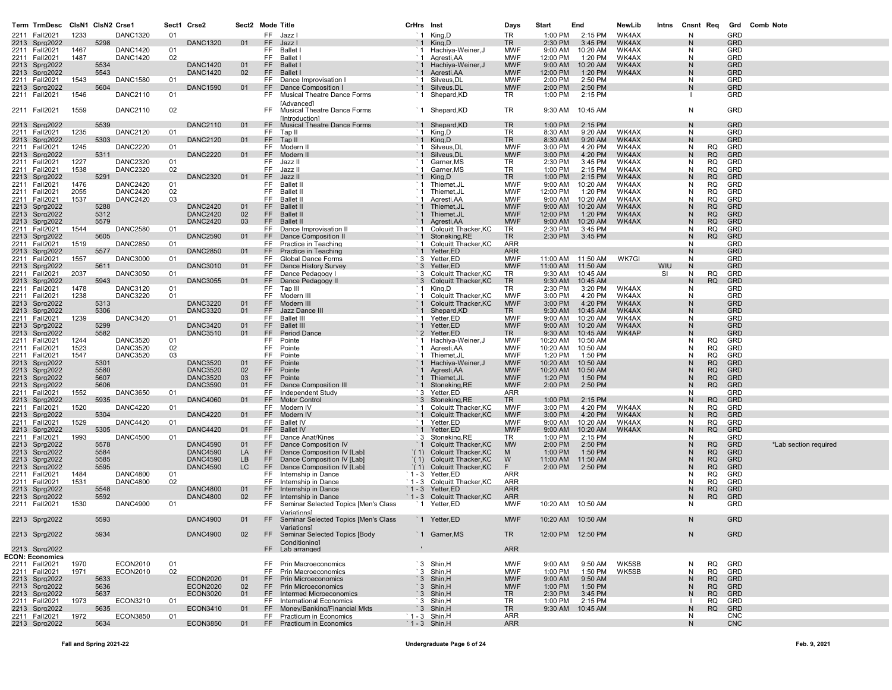| Term | TrmDesc | ClsN1 | ClsN2 | Crse1 | Sect1 | Crse2 | Sect2 | Mode | Title | CrHrs | Inst | Days | Start | End | NewLib | Intns | Cnsnt | Req | Grd | Comb | Note |
|---|---|---|---|---|---|---|---|---|---|---|---|---|---|---|---|---|---|---|---|---|---|
| 2211 | Fall2021 | 1233 | | DANC1320 | 01 | | | FF | Jazz I | `1 | King,D | TR | 1:00 PM | 2:15 PM | WK4AX | | N | | GRD | | |
| 2213 | Sprg2022 | | 5298 | | | DANC1320 | 01 | FF | Jazz I | `1 | King,D | TR | 2:30 PM | 3:45 PM | WK4AX | | N | | GRD | | |
| 2211 | Fall2021 | 1467 | | DANC1420 | 01 | | | FF | Ballet I | `1 | Hachiya-Weiner,J | MWF | 9:00 AM | 10:20 AM | WK4AX | | N | | GRD | | |
| 2211 | Fall2021 | 1487 | | DANC1420 | 02 | | | FF | Ballet I | `1 | Agresti,AA | MWF | 12:00 PM | 1:20 PM | WK4AX | | N | | GRD | | |
| 2213 | Sprg2022 | | 5534 | | | DANC1420 | 01 | FF | Ballet I | `1 | Hachiya-Weiner,J | MWF | 9:00 AM | 10:20 AM | WK4AX | | N | | GRD | | |
| 2213 | Sprg2022 | | 5543 | | | DANC1420 | 02 | FF | Ballet I | `1 | Agresti,AA | MWF | 12:00 PM | 1:20 PM | WK4AX | | N | | GRD | | |
| 2211 | Fall2021 | 1543 | | DANC1580 | 01 | | | FF | Dance Improvisation I | `1 | Silveus,DL | MWF | 2:00 PM | 2:50 PM | | | N | | GRD | | |
| 2213 | Sprg2022 | | 5604 | | | DANC1590 | 01 | FF | Dance Composition I | `1 | Silveus,DL | MWF | 2:00 PM | 2:50 PM | | | N | | GRD | | |
| 2211 | Fall2021 | 1546 | | DANC2110 | 01 | | | FF | Musical Theatre Dance Forms [Advanced] | `1 | Shepard,KD | TR | 1:00 PM | 2:15 PM | | | I | | GRD | | |
| 2211 | Fall2021 | 1559 | | DANC2110 | 02 | | | FF | Musical Theatre Dance Forms [Introduction] | `1 | Shepard,KD | TR | 9:30 AM | 10:45 AM | | | N | | GRD | | |
| 2213 | Sprg2022 | | 5539 | | | DANC2110 | 01 | FF | Musical Theatre Dance Forms | `1 | Shepard,KD | TR | 1:00 PM | 2:15 PM | | | N | | GRD | | |
| 2211 | Fall2021 | 1235 | | DANC2120 | 01 | | | FF | Tap II | `1 | King,D | TR | 8:30 AM | 9:20 AM | WK4AX | | N | | GRD | | |
| 2213 | Sprg2022 | | 5303 | | | DANC2120 | 01 | FF | Tap II | `1 | King,D | TR | 8:30 AM | 9:20 AM | WK4AX | | N | | GRD | | |
| 2211 | Fall2021 | 1245 | | DANC2220 | 01 | | | FF | Modern II | `1 | Silveus,DL | MWF | 3:00 PM | 4:20 PM | WK4AX | | N | RQ | GRD | | |
| 2213 | Sprg2022 | | 5311 | | | DANC2220 | 01 | FF | Modern II | `1 | Silveus,DL | MWF | 3:00 PM | 4:20 PM | WK4AX | | N | RQ | GRD | | |
| 2211 | Fall2021 | 1227 | | DANC2320 | 01 | | | FF | Jazz II | `1 | Garner,MS | TR | 2:30 PM | 3:45 PM | WK4AX | | N | RQ | GRD | | |
| 2211 | Fall2021 | 1538 | | DANC2320 | 02 | | | FF | Jazz II | `1 | Garner,MS | TR | 1:00 PM | 2:15 PM | WK4AX | | N | RQ | GRD | | |
| 2213 | Sprg2022 | | 5291 | | | DANC2320 | 01 | FF | Jazz II | `1 | King,D | TR | 1:00 PM | 2:15 PM | WK4AX | | N | RQ | GRD | | |
| 2211 | Fall2021 | 1476 | | DANC2420 | 01 | | | FF | Ballet II | `1 | Thiemet,JL | MWF | 9:00 AM | 10:20 AM | WK4AX | | N | RQ | GRD | | |
| 2211 | Fall2021 | 2055 | | DANC2420 | 02 | | | FF | Ballet II | `1 | Thiemet,JL | MWF | 12:00 PM | 1:20 PM | WK4AX | | N | RQ | GRD | | |
| 2211 | Fall2021 | 1537 | | DANC2420 | 03 | | | FF | Ballet II | `1 | Agresti,AA | MWF | 9:00 AM | 10:20 AM | WK4AX | | N | RQ | GRD | | |
| 2213 | Sprg2022 | | 5288 | | | DANC2420 | 01 | FF | Ballet II | `1 | Thiemet,JL | MWF | 9:00 AM | 10:20 AM | WK4AX | | N | RQ | GRD | | |
| 2213 | Sprg2022 | | 5312 | | | DANC2420 | 02 | FF | Ballet II | `1 | Thiemet,JL | MWF | 12:00 PM | 1:20 PM | WK4AX | | N | RQ | GRD | | |
| 2213 | Sprg2022 | | 5579 | | | DANC2420 | 03 | FF | Ballet II | `1 | Agresti,AA | MWF | 9:00 AM | 10:20 AM | WK4AX | | N | RQ | GRD | | |
| 2211 | Fall2021 | 1544 | | DANC2580 | 01 | | | FF | Dance Improvisation II | `1 | Colquitt Thacker,KC | TR | 2:30 PM | 3:45 PM | | | N | RQ | GRD | | |
| 2213 | Sprg2022 | | 5605 | | | DANC2590 | 01 | FF | Dance Composition II | `1 | Stoneking,RE | TR | 2:30 PM | 3:45 PM | | | N | RQ | GRD | | |
| 2211 | Fall2021 | 1519 | | DANC2850 | 01 | | | FF | Practice in Teaching | `1 | Colquitt Thacker,KC | ARR | | | | | N | | GRD | | |
| 2213 | Sprg2022 | | 5577 | | | DANC2850 | 01 | FF | Practice in Teaching | `1 | Yetter,ED | ARR | | | | | N | | GRD | | |
| 2211 | Fall2021 | 1557 | | DANC3000 | 01 | | | FF | Global Dance Forms | `3 | Yetter,ED | MWF | 11:00 AM | 11:50 AM | WK7GI | | N | | GRD | | |
| 2213 | Sprg2022 | | 5611 | | | DANC3010 | 01 | FF | Dance History Survey | `3 | Yetter,ED | MWF | 11:00 AM | 11:50 AM | | WIU | N | | GRD | | |
| 2211 | Fall2021 | 2037 | | DANC3050 | 01 | | | FF | Dance Pedagogy I | `3 | Colquitt Thacker,KC | TR | 9:30 AM | 10:45 AM | | SI | N | RQ | GRD | | |
| 2213 | Sprg2022 | | 5943 | | | DANC3055 | 01 | FF | Dance Pedagogy II | `3 | Colquitt Thacker,KC | TR | 9:30 AM | 10:45 AM | | | N | RQ | GRD | | |
| 2211 | Fall2021 | 1478 | | DANC3120 | 01 | | | FF | Tap III | `1 | King,D | TR | 2:30 PM | 3:20 PM | WK4AX | | N | | GRD | | |
| 2211 | Fall2021 | 1238 | | DANC3220 | 01 | | | FF | Modern III | `1 | Colquitt Thacker,KC | MWF | 3:00 PM | 4:20 PM | WK4AX | | N | | GRD | | |
| 2213 | Sprg2022 | | 5313 | | | DANC3220 | 01 | FF | Modern III | `1 | Colquitt Thacker,KC | MWF | 3:00 PM | 4:20 PM | WK4AX | | N | | GRD | | |
| 2213 | Sprg2022 | | 5306 | | | DANC3320 | 01 | FF | Jazz Dance III | `1 | Shepard,KD | TR | 9:30 AM | 10:45 AM | WK4AX | | N | | GRD | | |
| 2211 | Fall2021 | 1239 | | DANC3420 | 01 | | | FF | Ballet III | `1 | Yetter,ED | MWF | 9:00 AM | 10:20 AM | WK4AX | | N | | GRD | | |
| 2213 | Sprg2022 | | 5299 | | | DANC3420 | 01 | FF | Ballet III | `1 | Yetter,ED | MWF | 9:00 AM | 10:20 AM | WK4AX | | N | | GRD | | |
| 2213 | Sprg2022 | | 5582 | | | DANC3510 | 01 | FF | Period Dance | `2 | Yetter,ED | TR | 9:30 AM | 10:45 AM | WK4AP | | N | | GRD | | |
| 2211 | Fall2021 | 1244 | | DANC3520 | 01 | | | FF | Pointe | `1 | Hachiya-Weiner,J | MWF | 10:20 AM | 10:50 AM | | | N | RQ | GRD | | |
| 2211 | Fall2021 | 1523 | | DANC3520 | 02 | | | FF | Pointe | `1 | Agresti,AA | MWF | 10:20 AM | 10:50 AM | | | N | RQ | GRD | | |
| 2211 | Fall2021 | 1547 | | DANC3520 | 03 | | | FF | Pointe | `1 | Thiemet,JL | MWF | 1:20 PM | 1:50 PM | | | N | RQ | GRD | | |
| 2213 | Sprg2022 | | 5301 | | | DANC3520 | 01 | FF | Pointe | `1 | Hachiya-Weiner,J | MWF | 10:20 AM | 10:50 AM | | | N | RQ | GRD | | |
| 2213 | Sprg2022 | | 5580 | | | DANC3520 | 02 | FF | Pointe | `1 | Agresti,AA | MWF | 10:20 AM | 10:50 AM | | | N | RQ | GRD | | |
| 2213 | Sprg2022 | | 5607 | | | DANC3520 | 03 | FF | Pointe | `1 | Thiemet,JL | MWF | 1:20 PM | 1:50 PM | | | N | RQ | GRD | | |
| 2213 | Sprg2022 | | 5606 | | | DANC3590 | 01 | FF | Dance Composition III | `1 | Stoneking,RE | MWF | 2:00 PM | 2:50 PM | | | N | RQ | GRD | | |
| 2211 | Fall2021 | 1552 | | DANC3650 | 01 | | | FF | Independent Study | `3 | Yetter,ED | ARR | | | | | N | | GRD | | |
| 2213 | Sprg2022 | | 5935 | | | DANC4060 | 01 | FF | Motor Control | `3 | Stoneking,RE | TR | 1:00 PM | 2:15 PM | | | N | RQ | GRD | | |
| 2211 | Fall2021 | 1520 | | DANC4220 | 01 | | | FF | Modern IV | `1 | Colquitt Thacker,KC | MWF | 3:00 PM | 4:20 PM | WK4AX | | N | RQ | GRD | | |
| 2213 | Sprg2022 | | 5304 | | | DANC4220 | 01 | FF | Modern IV | `1 | Colquitt Thacker,KC | MWF | 3:00 PM | 4:20 PM | WK4AX | | N | RQ | GRD | | |
| 2211 | Fall2021 | 1529 | | DANC4420 | 01 | | | FF | Ballet IV | `1 | Yetter,ED | MWF | 9:00 AM | 10:20 AM | WK4AX | | N | RQ | GRD | | |
| 2213 | Sprg2022 | | 5305 | | | DANC4420 | 01 | FF | Ballet IV | `1 | Yetter,ED | MWF | 9:00 AM | 10:20 AM | WK4AX | | N | RQ | GRD | | |
| 2211 | Fall2021 | 1993 | | DANC4500 | 01 | | | FF | Dance Anat/Kines | `3 | Stoneking,RE | TR | 1:00 PM | 2:15 PM | | | N | | GRD | | |
| 2213 | Sprg2022 | | 5578 | | | DANC4590 | 01 | FF | Dance Composition IV | `1 | Colquitt Thacker,KC | MW | 2:00 PM | 2:50 PM | | | N | RQ | GRD | | *Lab section required |
| 2213 | Sprg2022 | | 5584 | | | DANC4590 | LA | FF | Dance Composition IV [Lab] | `(1) | Colquitt Thacker,KC | M | 1:00 PM | 1:50 PM | | | N | RQ | GRD | | |
| 2213 | Sprg2022 | | 5585 | | | DANC4590 | LB | FF | Dance Composition IV [Lab] | `(1) | Colquitt Thacker,KC | W | 11:00 AM | 11:50 AM | | | N | RQ | GRD | | |
| 2213 | Sprg2022 | | 5595 | | | DANC4590 | LC | FF | Dance Composition IV [Lab] | `(1) | Colquitt Thacker,KC | F | 2:00 PM | 2:50 PM | | | N | RQ | GRD | | |
| 2211 | Fall2021 | 1484 | | DANC4800 | 01 | | | FF | Internship in Dance | `1 - 3 | Yetter,ED | ARR | | | | | N | RQ | GRD | | |
| 2211 | Fall2021 | 1531 | | DANC4800 | 02 | | | FF | Internship in Dance | `1 - 3 | Colquitt Thacker,KC | ARR | | | | | N | RQ | GRD | | |
| 2213 | Sprg2022 | | 5548 | | | DANC4800 | 01 | FF | Internship in Dance | `1 - 3 | Yetter,ED | ARR | | | | | N | RQ | GRD | | |
| 2213 | Sprg2022 | | 5592 | | | DANC4800 | 02 | FF | Internship in Dance | `1 - 3 | Colquitt Thacker,KC | ARR | | | | | N | RQ | GRD | | |
| 2211 | Fall2021 | 1530 | | DANC4900 | 01 | | | FF | Seminar Selected Topics [Men's Class Variations] | `1 | Yetter,ED | MWF | 10:20 AM | 10:50 AM | | | N | | GRD | | |
| 2213 | Sprg2022 | | 5593 | | | DANC4900 | 01 | FF | Seminar Selected Topics [Men's Class Variations] | `1 | Yetter,ED | MWF | 10:20 AM | 10:50 AM | | | N | | GRD | | |
| 2213 | Sprg2022 | | 5934 | | | DANC4900 | 02 | FF | Seminar Selected Topics [Body Conditioning] | `1 | Garner,MS | TR | 12:00 PM | 12:50 PM | | | N | | GRD | | |
| 2213 | Sprg2022 | | | | | | | FF | Lab arranged | ' | | ARR | | | | | | | | | |
| **ECON: Economics** | | | | | | | | | | | | | | | | | | | | | |
| 2211 | Fall2021 | 1970 | | ECON2010 | 01 | | | FF | Prin Macroeconomics | `3 | Shin,H | MWF | 9:00 AM | 9:50 AM | WK5SB | | N | RQ | GRD | | |
| 2211 | Fall2021 | 1971 | | ECON2010 | 02 | | | FF | Prin Macroeconomics | `3 | Shin,H | MWF | 1:00 PM | 1:50 PM | WK5SB | | N | RQ | GRD | | |
| 2213 | Sprg2022 | | 5633 | | | ECON2020 | 01 | FF | Prin Microeconomics | `3 | Shin,H | MWF | 9:00 AM | 9:50 AM | | | N | RQ | GRD | | |
| 2213 | Sprg2022 | | 5636 | | | ECON2020 | 02 | FF | Prin Microeconomics | `3 | Shin,H | MWF | 1:00 PM | 1:50 PM | | | N | RQ | GRD | | |
| 2213 | Sprg2022 | | 5637 | | | ECON3020 | 01 | FF | Intermed Microeconomics | `3 | Shin,H | TR | 2:30 PM | 3:45 PM | | | N | RQ | GRD | | |
| 2211 | Fall2021 | 1973 | | ECON3210 | 01 | | | FF | International Economics | `3 | Shin,H | TR | 1:00 PM | 2:15 PM | | | I | RQ | GRD | | |
| 2213 | Sprg2022 | | 5635 | | | ECON3410 | 01 | FF | Money/Banking/Financial Mkts | `3 | Shin,H | TR | 9:30 AM | 10:45 AM | | | N | RQ | GRD | | |
| 2211 | Fall2021 | 1972 | | ECON3850 | 01 | | | FF | Practicum in Economics | `1 - 3 | Shin,H | ARR | | | | | N | | CNC | | |
| 2213 | Sprg2022 | | 5634 | | | ECON3850 | 01 | FF | Practicum in Economics | `1 - 3 | Shin,H | ARR | | | | | N | | CNC | | |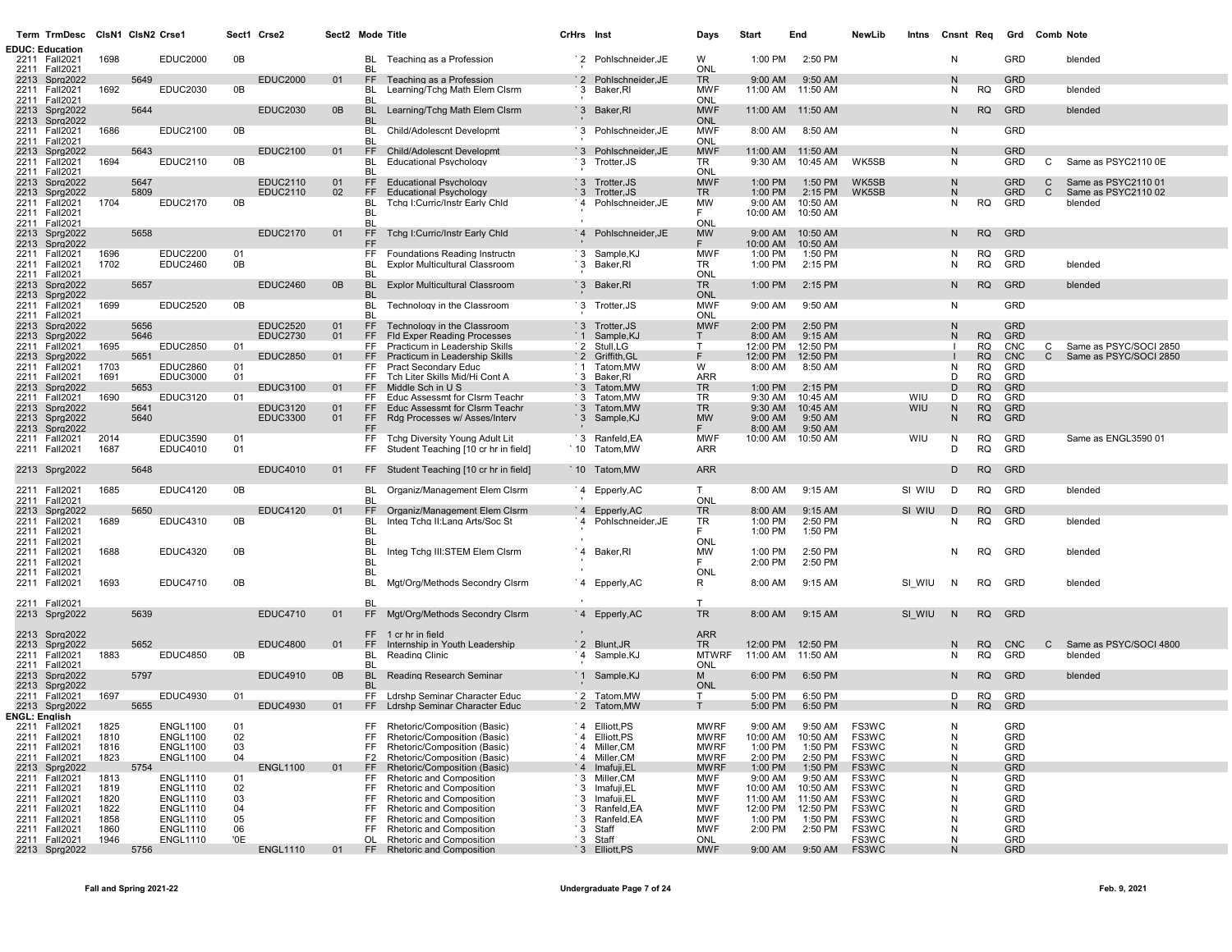| Term | TrmDesc | ClsN1 | ClsN2 | Crse1 | Sect1 | Crse2 | Sect2 | Mode | Title | CrHrs | Inst | Days | Start | End | NewLib | Intns | Cnsnt | Req | Grd | Comb | Note |
|---|---|---|---|---|---|---|---|---|---|---|---|---|---|---|---|---|---|---|---|---|---|
| **EDUC: Education** | | | | | | | | | | | | | | | | | | | | | |
| 2211 | Fall2021 | 1698 | | EDUC2000 | 0B | | | BL | Teaching as a Profession | `2 | Pohlschneider,JE | W | 1:00 PM | 2:50 PM | | | N | | GRD | | blended |
| 2211 | Fall2021 | | | | | | | BL | | ' | | ONL | | | | | | | | | |
| 2213 | Sprg2022 | | 5649 | | | EDUC2000 | 01 | FF | Teaching as a Profession | `2 | Pohlschneider,JE | TR | 9:00 AM | 9:50 AM | | | N | | GRD | | |
| 2211 | Fall2021 | 1692 | | EDUC2030 | 0B | | | BL | Learning/Tchg Math Elem Clsrm | `3 | Baker,RI | MWF | 11:00 AM | 11:50 AM | | | N | RQ | GRD | | blended |
| 2211 | Fall2021 | | | | | | | BL | | ' | | ONL | | | | | | | | | |
| 2213 | Sprg2022 | | 5644 | | | EDUC2030 | 0B | BL | Learning/Tchg Math Elem Clsrm | `3 | Baker,RI | MWF | 11:00 AM | 11:50 AM | | | N | RQ | GRD | | blended |
| 2213 | Sprg2022 | | | | | | | BL | | ' | | ONL | | | | | | | | | |
| 2211 | Fall2021 | 1686 | | EDUC2100 | 0B | | | BL | Child/Adolescnt Developmt | `3 | Pohlschneider,JE | MWF | 8:00 AM | 8:50 AM | | | N | | GRD | | |
| 2211 | Fall2021 | | | | | | | BL | | ' | | ONL | | | | | | | | | |
| 2213 | Sprg2022 | | 5643 | | | EDUC2100 | 01 | FF | Child/Adolescnt Developmt | `3 | Pohlschneider,JE | MWF | 11:00 AM | 11:50 AM | | | N | | GRD | | |
| 2211 | Fall2021 | 1694 | | EDUC2110 | 0B | | | BL | Educational Psychology | `3 | Trotter,JS | TR | 9:30 AM | 10:45 AM | WK5SB | | N | | GRD | C | Same as PSYC2110 0E |
| 2211 | Fall2021 | | | | | | | BL | | ' | | ONL | | | | | | | | | |
| 2213 | Sprg2022 | | 5647 | | | EDUC2110 | 01 | FF | Educational Psychology | `3 | Trotter,JS | MWF | 1:00 PM | 1:50 PM | WK5SB | | N | | GRD | C | Same as PSYC2110 01 |
| 2213 | Sprg2022 | | 5809 | | | EDUC2110 | 02 | FF | Educational Psychology | `3 | Trotter,JS | TR | 1:00 PM | 2:15 PM | WK5SB | | N | | GRD | C | Same as PSYC2110 02 |
| 2211 | Fall2021 | 1704 | | EDUC2170 | 0B | | | BL | Tchg I:Curric/Instr Early Chld | `4 | Pohlschneider,JE | MW | 9:00 AM | 10:50 AM | | | N | RQ | GRD | | blended |
| 2211 | Fall2021 | | | | | | | BL | | ' | | F | 10:00 AM | 10:50 AM | | | | | | | |
| 2211 | Fall2021 | | | | | | | BL | | ' | | ONL | | | | | | | | | |
| 2213 | Sprg2022 | | 5658 | | | EDUC2170 | 01 | FF | Tchg I:Curric/Instr Early Chld | `4 | Pohlschneider,JE | MW | 9:00 AM | 10:50 AM | | | N | RQ | GRD | | |
| 2213 | Sprg2022 | | | | | | | FF | | | | F | 10:00 AM | 10:50 AM | | | | | | | |
| 2211 | Fall2021 | 1696 | | EDUC2200 | 01 | | | FF | Foundations Reading Instructn | `3 | Sample,KJ | MWF | 1:00 PM | 1:50 PM | | | N | RQ | GRD | | |
| 2211 | Fall2021 | 1702 | | EDUC2460 | 0B | | | BL | Explor Multicultural Classroom | `3 | Baker,RI | TR | 1:00 PM | 2:15 PM | | | N | RQ | GRD | | blended |
| 2211 | Fall2021 | | | | | | | BL | | ' | | ONL | | | | | | | | | |
| 2213 | Sprg2022 | | 5657 | | | EDUC2460 | 0B | BL | Explor Multicultural Classroom | `3 | Baker,RI | TR | 1:00 PM | 2:15 PM | | | N | RQ | GRD | | blended |
| 2213 | Sprg2022 | | | | | | | BL | | ' | | ONL | | | | | | | | | |
| 2211 | Fall2021 | 1699 | | EDUC2520 | 0B | | | BL | Technology in the Classroom | `3 | Trotter,JS | MWF | 9:00 AM | 9:50 AM | | | N | | GRD | | |
| 2211 | Fall2021 | | | | | | | BL | | ' | | ONL | | | | | | | | | |
| 2213 | Sprg2022 | | 5656 | | | EDUC2520 | 01 | FF | Technology in the Classroom | `3 | Trotter,JS | MWF | 2:00 PM | 2:50 PM | | | N | | GRD | | |
| 2213 | Sprg2022 | | 5646 | | | EDUC2730 | 01 | FF | Fld Exper Reading Processes | `1 | Sample,KJ | T | 8:00 AM | 9:15 AM | | | N | RQ | GRD | | |
| 2211 | Fall2021 | 1695 | | EDUC2850 | 01 | | | FF | Practicum in Leadership Skills | `2 | Stull,LG | T | 12:00 PM | 12:50 PM | | | I | RQ | CNC | C | Same as PSYC/SOCI 2850 |
| 2213 | Sprg2022 | | 5651 | | | EDUC2850 | 01 | FF | Practicum in Leadership Skills | `2 | Griffith,GL | F | 12:00 PM | 12:50 PM | | | I | RQ | CNC | C | Same as PSYC/SOCI 2850 |
| 2211 | Fall2021 | 1703 | | EDUC2860 | 01 | | | FF | Pract Secondary Educ | `1 | Tatom,MW | W | 8:00 AM | 8:50 AM | | | N | RQ | GRD | | |
| 2211 | Fall2021 | 1691 | | EDUC3000 | 01 | | | FF | Tch Liter Skills Mid/Hi Cont A | `3 | Baker,RI | ARR | | | | | D | RQ | GRD | | |
| 2213 | Sprg2022 | | 5653 | | | EDUC3100 | 01 | FF | Middle Sch in U S | `3 | Tatom,MW | TR | 1:00 PM | 2:15 PM | | | D | RQ | GRD | | |
| 2211 | Fall2021 | 1690 | | EDUC3120 | 01 | | | FF | Educ Assessmt for Clsrm Teachr | `3 | Tatom,MW | TR | 9:30 AM | 10:45 AM | | WIU | D | RQ | GRD | | |
| 2213 | Sprg2022 | | 5641 | | | EDUC3120 | 01 | FF | Educ Assessmt for Clsrm Teachr | `3 | Tatom,MW | TR | 9:30 AM | 10:45 AM | | WIU | N | RQ | GRD | | |
| 2213 | Sprg2022 | | 5640 | | | EDUC3300 | 01 | FF | Rdg Processes w/ Asses/Interv | `3 | Sample,KJ | MW | 9:00 AM | 9:50 AM | | | N | RQ | GRD | | |
| 2213 | Sprg2022 | | | | | | | FF | | | | F | 8:00 AM | 9:50 AM | | | | | | | |
| 2211 | Fall2021 | 2014 | | EDUC3590 | 01 | | | FF | Tchg Diversity Young Adult Lit | `3 | Ranfeld,EA | MWF | 10:00 AM | 10:50 AM | | WIU | N | RQ | GRD | | Same as ENGL3590 01 |
| 2211 | Fall2021 | 1687 | | EDUC4010 | 01 | | | FF | Student Teaching [10 cr hr in field] | `10 | Tatom,MW | ARR | | | | | D | RQ | GRD | | |
| 2213 | Sprg2022 | | 5648 | | | EDUC4010 | 01 | FF | Student Teaching [10 cr hr in field] | `10 | Tatom,MW | ARR | | | | | D | RQ | GRD | | |
| 2211 | Fall2021 | 1685 | | EDUC4120 | 0B | | | BL | Organiz/Management Elem Clsrm | `4 | Epperly,AC | T | 8:00 AM | 9:15 AM | | SI WIU | D | RQ | GRD | | blended |
| 2211 | Fall2021 | | | | | | | BL | | ' | | ONL | | | | | | | | | |
| 2213 | Sprg2022 | | 5650 | | | EDUC4120 | 01 | FF | Organiz/Management Elem Clsrm | `4 | Epperly,AC | TR | 8:00 AM | 9:15 AM | | SI WIU | D | RQ | GRD | | |
| 2211 | Fall2021 | 1689 | | EDUC4310 | 0B | | | BL | Integ Tchg II:Lang Arts/Soc St | `4 | Pohlschneider,JE | TR | 1:00 PM | 2:50 PM | | | N | RQ | GRD | | blended |
| 2211 | Fall2021 | | | | | | | BL | | ' | | F | 1:00 PM | 1:50 PM | | | | | | | |
| 2211 | Fall2021 | | | | | | | BL | | ' | | ONL | | | | | | | | | |
| 2211 | Fall2021 | 1688 | | EDUC4320 | 0B | | | BL | Integ Tchg III:STEM Elem Clsrm | `4 | Baker,RI | MW | 1:00 PM | 2:50 PM | | | N | RQ | GRD | | blended |
| 2211 | Fall2021 | | | | | | | BL | | ' | | F | 2:00 PM | 2:50 PM | | | | | | | |
| 2211 | Fall2021 | | | | | | | BL | | ' | | ONL | | | | | | | | | |
| 2211 | Fall2021 | 1693 | | EDUC4710 | 0B | | | BL | Mgt/Org/Methods Secondry Clsrm | `4 | Epperly,AC | R | 8:00 AM | 9:15 AM | | SI_WIU | N | RQ | GRD | | blended |
| 2211 | Fall2021 | | | | | | | BL | | ' | | T | | | | | | | | | |
| 2213 | Sprg2022 | | 5639 | | | EDUC4710 | 01 | FF | Mgt/Org/Methods Secondry Clsrm | `4 | Epperly,AC | TR | 8:00 AM | 9:15 AM | | SI_WIU | N | RQ | GRD | | |
| 2213 | Sprg2022 | | | | | | | FF | 1 cr hr in field | ' | | ARR | | | | | | | | | |
| 2213 | Sprg2022 | | 5652 | | | EDUC4800 | 01 | FF | Internship in Youth Leadership | `2 | Blunt,JR | TR | 12:00 PM | 12:50 PM | | | N | RQ | CNC | C | Same as PSYC/SOCI 4800 |
| 2211 | Fall2021 | 1883 | | EDUC4850 | 0B | | | BL | Reading Clinic | `4 | Sample,KJ | MTWRF | 11:00 AM | 11:50 AM | | | N | RQ | GRD | | blended |
| 2211 | Fall2021 | | | | | | | BL | | ' | | ONL | | | | | | | | | |
| 2213 | Sprg2022 | | 5797 | | | EDUC4910 | 0B | BL | Reading Research Seminar | `1 | Sample,KJ | M | 6:00 PM | 6:50 PM | | | N | RQ | GRD | | blended |
| 2213 | Sprg2022 | | | | | | | BL | | ' | | ONL | | | | | | | | | |
| 2211 | Fall2021 | 1697 | | EDUC4930 | 01 | | | FF | Ldrshp Seminar Character Educ | `2 | Tatom,MW | T | 5:00 PM | 6:50 PM | | | D | RQ | GRD | | |
| 2213 | Sprg2022 | | 5655 | | | EDUC4930 | 01 | FF | Ldrshp Seminar Character Educ | `2 | Tatom,MW | T | 5:00 PM | 6:50 PM | | | N | RQ | GRD | | |
| **ENGL: English** | | | | | | | | | | | | | | | | | | | | | |
| 2211 | Fall2021 | 1825 | | ENGL1100 | 01 | | | FF | Rhetoric/Composition (Basic) | `4 | Elliott,PS | MWRF | 9:00 AM | 9:50 AM | FS3WC | | N | | GRD | | |
| 2211 | Fall2021 | 1810 | | ENGL1100 | 02 | | | FF | Rhetoric/Composition (Basic) | `4 | Elliott,PS | MWRF | 10:00 AM | 10:50 AM | FS3WC | | N | | GRD | | |
| 2211 | Fall2021 | 1816 | | ENGL1100 | 03 | | | FF | Rhetoric/Composition (Basic) | `4 | Miller,CM | MWRF | 1:00 PM | 1:50 PM | FS3WC | | N | | GRD | | |
| 2211 | Fall2021 | 1823 | | ENGL1100 | 04 | | | F2 | Rhetoric/Composition (Basic) | `4 | Miller,CM | MWRF | 2:00 PM | 2:50 PM | FS3WC | | N | | GRD | | |
| 2213 | Sprg2022 | | 5754 | | | ENGL1100 | 01 | FF | Rhetoric/Composition (Basic) | `4 | Imafuji,EL | MWRF | 1:00 PM | 1:50 PM | FS3WC | | N | | GRD | | |
| 2211 | Fall2021 | 1813 | | ENGL1110 | 01 | | | FF | Rhetoric and Composition | `3 | Miller,CM | MWF | 9:00 AM | 9:50 AM | FS3WC | | N | | GRD | | |
| 2211 | Fall2021 | 1819 | | ENGL1110 | 02 | | | FF | Rhetoric and Composition | `3 | Imafuji,EL | MWF | 10:00 AM | 10:50 AM | FS3WC | | N | | GRD | | |
| 2211 | Fall2021 | 1820 | | ENGL1110 | 03 | | | FF | Rhetoric and Composition | `3 | Imafuji,EL | MWF | 11:00 AM | 11:50 AM | FS3WC | | N | | GRD | | |
| 2211 | Fall2021 | 1822 | | ENGL1110 | 04 | | | FF | Rhetoric and Composition | `3 | Ranfeld,EA | MWF | 12:00 PM | 12:50 PM | FS3WC | | N | | GRD | | |
| 2211 | Fall2021 | 1858 | | ENGL1110 | 05 | | | FF | Rhetoric and Composition | `3 | Ranfeld,EA | MWF | 1:00 PM | 1:50 PM | FS3WC | | N | | GRD | | |
| 2211 | Fall2021 | 1860 | | ENGL1110 | 06 | | | FF | Rhetoric and Composition | `3 | Staff | MWF | 2:00 PM | 2:50 PM | FS3WC | | N | | GRD | | |
| 2211 | Fall2021 | 1946 | | ENGL1110 | '0E | | | OL | Rhetoric and Composition | `3 | Staff | ONL | | | FS3WC | | N | | GRD | | |
| 2213 | Sprg2022 | | 5756 | | | ENGL1110 | 01 | FF | Rhetoric and Composition | `3 | Elliott,PS | MWF | 9:00 AM | 9:50 AM | FS3WC | | N | | GRD | | |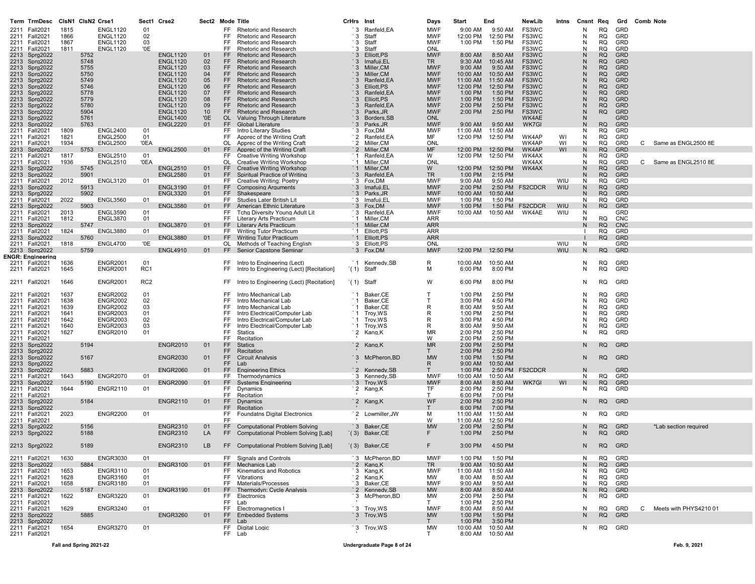| Term | TrmDesc | ClsN1 | ClsN2 | Crse1 | Sect1 | Crse2 | Sect2 | Mode | Title | CrHrs | Inst | Days | Start | End | NewLib | Intns | Cnsnt | Req | Grd | Comb | Note |
|---|---|---|---|---|---|---|---|---|---|---|---|---|---|---|---|---|---|---|---|---|---|
| 2211 | Fall2021 | 1815 | | ENGL1120 | 01 | | | FF | Rhetoric and Research | `3 | Ranfeld,EA | MWF | 9:00 AM | 9:50 AM | FS3WC | | N | RQ | GRD | | |
| 2211 | Fall2021 | 1866 | | ENGL1120 | 02 | | | FF | Rhetoric and Research | `3 | Staff | MWF | 12:00 PM | 12:50 PM | FS3WC | | N | RQ | GRD | | |
| 2211 | Fall2021 | 1867 | | ENGL1120 | 03 | | | FF | Rhetoric and Research | `3 | Staff | MWF | 1:00 PM | 1:50 PM | FS3WC | | N | RQ | GRD | | |
| 2211 | Fall2021 | 1811 | | ENGL1120 | '0E | | | FF | Rhetoric and Research | `3 | Staff | ONL | | | FS3WC | | N | RQ | GRD | | |
| 2213 | Sprg2022 | | 5752 | | | ENGL1120 | 01 | FF | Rhetoric and Research | `3 | Elliott,PS | MWF | 8:00 AM | 8:50 AM | FS3WC | | N | RQ | GRD | | |
| 2213 | Sprg2022 | | 5748 | | | ENGL1120 | 02 | FF | Rhetoric and Research | `3 | Imafuji,EL | TR | 9:30 AM | 10:45 AM | FS3WC | | N | RQ | GRD | | |
| 2213 | Sprg2022 | | 5755 | | | ENGL1120 | 03 | FF | Rhetoric and Research | `3 | Miller,CM | MWF | 9:00 AM | 9:50 AM | FS3WC | | N | RQ | GRD | | |
| 2213 | Sprg2022 | | 5750 | | | ENGL1120 | 04 | FF | Rhetoric and Research | `3 | Miller,CM | MWF | 10:00 AM | 10:50 AM | FS3WC | | N | RQ | GRD | | |
| 2213 | Sprg2022 | | 5749 | | | ENGL1120 | 05 | FF | Rhetoric and Research | `3 | Ranfeld,EA | MWF | 11:00 AM | 11:50 AM | FS3WC | | N | RQ | GRD | | |
| 2213 | Sprg2022 | | 5746 | | | ENGL1120 | 06 | FF | Rhetoric and Research | `3 | Elliott,PS | MWF | 12:00 PM | 12:50 PM | FS3WC | | N | RQ | GRD | | |
| 2213 | Sprg2022 | | 5778 | | | ENGL1120 | 07 | FF | Rhetoric and Research | `3 | Ranfeld,EA | MWF | 1:00 PM | 1:50 PM | FS3WC | | N | RQ | GRD | | |
| 2213 | Sprg2022 | | 5779 | | | ENGL1120 | 08 | FF | Rhetoric and Research | `3 | Elliott,PS | MWF | 1:00 PM | 1:50 PM | FS3WC | | N | RQ | GRD | | |
| 2213 | Sprg2022 | | 5780 | | | ENGL1120 | 09 | FF | Rhetoric and Research | `3 | Ranfeld,EA | MWF | 2:00 PM | 2:50 PM | FS3WC | | N | RQ | GRD | | |
| 2213 | Sprg2022 | | 5904 | | | ENGL1120 | 10 | FF | Rhetoric and Research | `3 | Parks,JR | MWF | 2:00 PM | 2:50 PM | FS3WC | | N | RQ | GRD | | |
| 2213 | Sprg2022 | | 5761 | | | ENGL1400 | '0E | OL | Valuing Through Literature | `3 | Borders,SB | ONL | | | WK4AE | | N | | GRD | | |
| 2213 | Sprg2022 | | 5763 | | | ENGL2220 | 01 | FF | Global Literature | `3 | Parks,JR | MWF | 9:00 AM | 9:50 AM | WK7GI | | N | RQ | GRD | | |
| 2211 | Fall2021 | 1809 | | ENGL2400 | 01 | | | FF | Intro Literary Studies | `3 | Fox,DM | MWF | 11:00 AM | 11:50 AM | | | N | RQ | GRD | | |
| 2211 | Fall2021 | 1821 | | ENGL2500 | 01 | | | FF | Apprec of the Writing Craft | `2 | Ranfeld,EA | MF | 12:00 PM | 12:50 PM | WK4AP | WI | N | RQ | GRD | | |
| 2211 | Fall2021 | 1934 | | ENGL2500 | '0EA | | | OL | Apprec of the Writing Craft | `2 | Miller,CM | ONL | | | WK4AP | WI | N | RQ | GRD | C | Same as ENGL2500 8E |
| 2213 | Sprg2022 | | 5753 | | | ENGL2500 | 01 | FF | Apprec of the Writing Craft | `2 | Miller,CM | MF | 12:00 PM | 12:50 PM | WK4AP | WI | N | RQ | GRD | | |
| 2211 | Fall2021 | 1817 | | ENGL2510 | 01 | | | FF | Creative Writing Workshop | `1 | Ranfeld,EA | W | 12:00 PM | 12:50 PM | WK4AX | | N | RQ | GRD | | |
| 2211 | Fall2021 | 1936 | | ENGL2510 | '0EA | | | OL | Creative Writing Workshop | `1 | Miller,CM | ONL | | | WK4AX | | N | RQ | GRD | C | Same as ENGL2510 8E |
| 2213 | Sprg2022 | | 5745 | | | ENGL2510 | 01 | FF | Creative Writing Workshop | `1 | Miller,CM | W | 12:00 PM | 12:50 PM | WK4AX | | N | RQ | GRD | | |
| 2213 | Sprg2022 | | 5901 | | | ENGL2580 | 01 | FF | Spiritual Practice of Writing | `3 | Ranfeld,EA | TR | 1:00 PM | 2:15 PM | | | N | RQ | GRD | | |
| 2211 | Fall2021 | 2012 | | ENGL3120 | 01 | | | FF | Creative Writing: Poetry | `3 | Fox,DM | MWF | 9:00 AM | 9:50 AM | | WIU | N | RQ | GRD | | |
| 2213 | Sprg2022 | | 5913 | | | ENGL3190 | 01 | FF | Composing Arguments | `3 | Imafuji,EL | MWF | 2:00 PM | 2:50 PM | FS2CDCR | WIU | N | RQ | GRD | | |
| 2213 | Sprg2022 | | 5902 | | | ENGL3320 | 01 | FF | Shakespeare | `3 | Parks,JR | MWF | 10:00 AM | 10:50 AM | | | N | RQ | GRD | | |
| 2211 | Fall2021 | 2022 | | ENGL3560 | 01 | | | FF | Studies Later British Lit | `3 | Imafuji,EL | MWF | 1:00 PM | 1:50 PM | | | N | RQ | GRD | | |
| 2213 | Sprg2022 | | 5903 | | | ENGL3580 | 01 | FF | American Ethnic Literature | `3 | Fox,DM | MWF | 1:00 PM | 1:50 PM | FS2CDCR | WIU | N | RQ | GRD | | |
| 2211 | Fall2021 | 2013 | | ENGL3590 | 01 | | | FF | Tchg Diversity Young Adult Lit | `3 | Ranfeld,EA | MWF | 10:00 AM | 10:50 AM | WK4AE | WIU | N | | GRD | | |
| 2211 | Fall2021 | 1812 | | ENGL3870 | 01 | | | FF | Literary Arts Practicum | `1 | Miller,CM | ARR | | | | | N | RQ | CNC | | |
| 2213 | Sprg2022 | | 5747 | | | ENGL3870 | 01 | FF | Literary Arts Practicum | `1 | Miller,CM | ARR | | | | | N | RQ | CNC | | |
| 2211 | Fall2021 | 1824 | | ENGL3880 | 01 | | | FF | Writing Tutor Practicum | `1 | Elliott,PS | ARR | | | | | I | RQ | GRD | | |
| 2213 | Sprg2022 | | 5760 | | | ENGL3880 | 01 | FF | Writing Tutor Practicum | `1 | Elliott,PS | ARR | | | | | I | RQ | GRD | | |
| 2211 | Fall2021 | 1818 | | ENGL4700 | '0E | | | OL | Methods of Teaching English | `3 | Elliott,PS | ONL | | | | WIU | N | | GRD | | |
| 2213 | Sprg2022 | | 5759 | | | ENGL4910 | 01 | FF | Senior Capstone Seminar | `3 | Fox,DM | MWF | 12:00 PM | 12:50 PM | | WIU | N | RQ | GRD | | |
| **ENGR: Engineering** | | | | | | | | | | | | | | | | | | | | | |
| 2211 | Fall2021 | 1636 | | ENGR2001 | 01 | | | FF | Intro to Engineering (Lect) | `1 | Kennedy,SB | R | 10:00 AM | 10:50 AM | | | N | RQ | GRD | | |
| 2211 | Fall2021 | 1645 | | ENGR2001 | RC1 | | | FF | Intro to Engineering (Lect) [Recitation] | `(1) | Staff | M | 6:00 PM | 8:00 PM | | | N | RQ | GRD | | |
| 2211 | Fall2021 | 1646 | | ENGR2001 | RC2 | | | FF | Intro to Engineering (Lect) [Recitation] | `(1) | Staff | W | 6:00 PM | 8:00 PM | | | N | RQ | GRD | | |
| 2211 | Fall2021 | 1637 | | ENGR2002 | 01 | | | FF | Intro Mechanical Lab | `1 | Baker,CE | T | 1:00 PM | 2:50 PM | | | N | RQ | GRD | | |
| 2211 | Fall2021 | 1638 | | ENGR2002 | 02 | | | FF | Intro Mechanical Lab | `1 | Baker,CE | T | 3:00 PM | 4:50 PM | | | N | RQ | GRD | | |
| 2211 | Fall2021 | 1639 | | ENGR2002 | 03 | | | FF | Intro Mechanical Lab | `1 | Baker,CE | R | 8:00 AM | 9:50 AM | | | N | RQ | GRD | | |
| 2211 | Fall2021 | 1641 | | ENGR2003 | 01 | | | FF | Intro Electrical/Computer Lab | `1 | Troy,WS | R | 1:00 PM | 2:50 PM | | | N | RQ | GRD | | |
| 2211 | Fall2021 | 1642 | | ENGR2003 | 02 | | | FF | Intro Electrical/Computer Lab | `1 | Troy,WS | R | 3:00 PM | 4:50 PM | | | N | RQ | GRD | | |
| 2211 | Fall2021 | 1640 | | ENGR2003 | 03 | | | FF | Intro Electrical/Computer Lab | `1 | Troy,WS | R | 8:00 AM | 9:50 AM | | | N | RQ | GRD | | |
| 2211 | Fall2021 | 1627 | | ENGR2010 | 01 | | | FF | Statics | `2 | Kang,K | MR | 2:00 PM | 2:50 PM | | | N | RQ | GRD | | |
| 2211 | Fall2021 | | | | | | | FF | Recitation | ' | | W | 2:00 PM | 2:50 PM | | | | | | | |
| 2213 | Sprg2022 | | 5194 | | | ENGR2010 | 01 | FF | Statics | `2 | Kang,K | MR | 2:00 PM | 2:50 PM | | | N | RQ | GRD | | |
| 2213 | Sprg2022 | | | | | | | FF | Recitation | ' | | T | 2:00 PM | 2:50 PM | | | | | | | |
| 2213 | Sprg2022 | | 5167 | | | ENGR2030 | 01 | FF | Circuit Analysis | `3 | McPheron,BD | MW | 1:00 PM | 1:50 PM | | | N | RQ | GRD | | |
| 2213 | Sprg2022 | | | | | | | FF | Lab | ' | | R | 9:00 AM | 10:50 AM | | | | | | | |
| 2213 | Sprg2022 | | 5883 | | | ENGR2060 | 01 | FF | Engineering Ethics | `2 | Kennedy,SB | T | 1:00 PM | 2:50 PM | FS2CDCR | | N | | GRD | | |
| 2211 | Fall2021 | 1643 | | ENGR2070 | 01 | | | FF | Thermodynamics | `3 | Kennedy,SB | MWF | 10:00 AM | 10:50 AM | | | N | RQ | GRD | | |
| 2213 | Sprg2022 | | 5190 | | | ENGR2090 | 01 | FF | Systems Engineering | `3 | Troy,WS | MWF | 8:00 AM | 8:50 AM | WK7GI | WI | N | RQ | GRD | | |
| 2211 | Fall2021 | 1644 | | ENGR2110 | 01 | | | FF | Dynamics | `2 | Kang,K | TF | 2:00 PM | 2:50 PM | | | N | RQ | GRD | | |
| 2211 | Fall2021 | | | | | | | FF | Recitation | ' | | T | 6:00 PM | 7:00 PM | | | | | | | |
| 2213 | Sprg2022 | | 5184 | | | ENGR2110 | 01 | FF | Dynamics | `2 | Kang,K | WF | 2:00 PM | 2:50 PM | | | N | RQ | GRD | | |
| 2213 | Sprg2022 | | | | | | | FF | Recitation | ' | | T | 6:00 PM | 7:00 PM | | | | | | | |
| 2211 | Fall2021 | 2023 | | ENGR2200 | 01 | | | FF | Foundatns Digital Electronics | `2 | Lowmiller,JW | M | 11:00 AM | 11:50 AM | | | N | RQ | GRD | | |
| 2211 | Fall2021 | | | | | | | FF | | ' | | W | 11:00 AM | 12:50 PM | | | | | | | |
| 2213 | Sprg2022 | | 5156 | | | ENGR2310 | 01 | FF | Computational Problem Solving | `3 | Baker,CE | MW | 2:00 PM | 2:50 PM | | | N | RQ | GRD | | *Lab section required |
| 2213 | Sprg2022 | | 5188 | | | ENGR2310 | LA | FF | Computational Problem Solving [Lab] | `(3) | Baker,CE | F | 1:00 PM | 2:50 PM | | | N | RQ | GRD | | |
| 2213 | Sprg2022 | | 5189 | | | ENGR2310 | LB | FF | Computational Problem Solving [Lab] | `(3) | Baker,CE | F | 3:00 PM | 4:50 PM | | | N | RQ | GRD | | |
| 2211 | Fall2021 | 1630 | | ENGR3030 | 01 | | | FF | Signals and Controls | `3 | McPheron,BD | MWF | 1:00 PM | 1:50 PM | | | N | RQ | GRD | | |
| 2213 | Sprg2022 | | 5884 | | | ENGR3100 | 01 | FF | Mechanics Lab | `2 | Kang,K | TR | 9:00 AM | 10:50 AM | | | N | RQ | GRD | | |
| 2211 | Fall2021 | 1653 | | ENGR3110 | 01 | | | FF | Kinematics and Robotics | `3 | Kang,K | MWF | 11:00 AM | 11:50 AM | | | N | RQ | GRD | | |
| 2211 | Fall2021 | 1628 | | ENGR3160 | 01 | | | FF | Vibrations | `2 | Kang,K | MW | 8:00 AM | 8:50 AM | | | N | RQ | GRD | | |
| 2211 | Fall2021 | 1658 | | ENGR3180 | 01 | | | FF | Materials/Processes | `3 | Baker,CE | MWF | 9:00 AM | 9:50 AM | | | N | RQ | GRD | | |
| 2213 | Sprg2022 | | 5187 | | | ENGR3190 | 01 | FF | Thermodyn: Cycle Analysis | `2 | Kennedy,SB | MW | 8:00 AM | 8:50 AM | | | N | RQ | GRD | | |
| 2211 | Fall2021 | 1622 | | ENGR3220 | 01 | | | FF | Electronics | `3 | McPheron,BD | MW | 2:00 PM | 2:50 PM | | | N | RQ | GRD | | |
| 2211 | Fall2021 | | | | | | | FF | Lab | ' | | T | 1:00 PM | 2:50 PM | | | | | | | |
| 2211 | Fall2021 | 1629 | | ENGR3240 | 01 | | | FF | Electromagnetics I | `3 | Troy,WS | MWF | 8:00 AM | 8:50 AM | | | N | RQ | GRD | C | Meets with PHYS4210 01 |
| 2213 | Sprg2022 | | 5885 | | | ENGR3260 | 01 | FF | Embedded Systems | `3 | Troy,WS | MW | 1:00 PM | 1:50 PM | | | N | RQ | GRD | | |
| 2213 | Sprg2022 | | | | | | | FF | Lab | ' | | T | 1:00 PM | 3:50 PM | | | | | | | |
| 2211 | Fall2021 | 1654 | | ENGR3270 | 01 | | | FF | Digital Logic | `3 | Troy,WS | MW | 10:00 AM | 10:50 AM | | | N | RQ | GRD | | |
| 2211 | Fall2021 | | | | | | | FF | Lab | ' | | T | 8:00 AM | 10:50 AM | | | | | | | |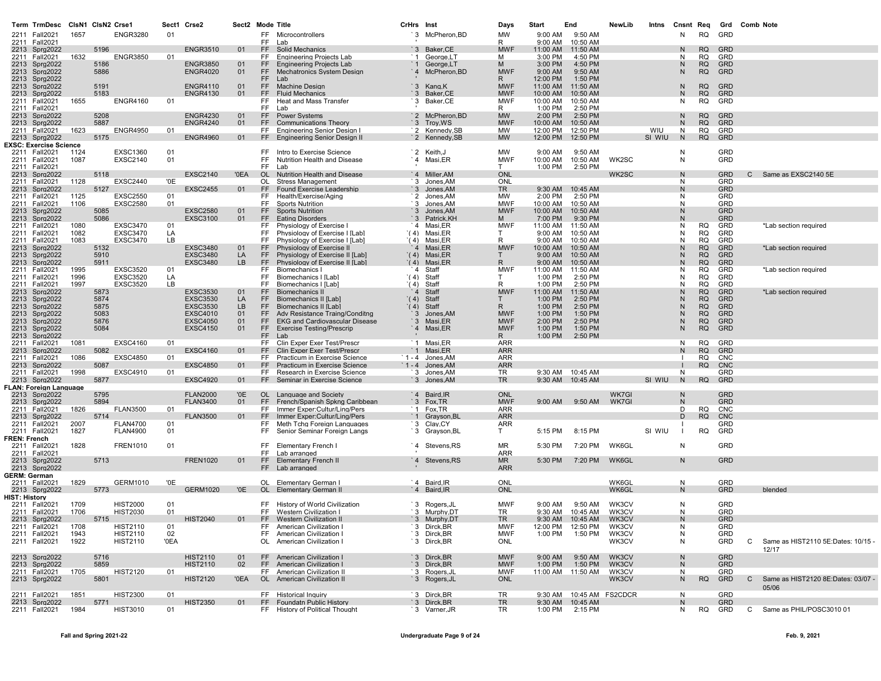| Term | TrmDesc | ClsN1 | ClsN2 | Crse1 | Sect1 | Crse2 | Sect2 | Mode | Title | CrHrs | Inst | Days | Start | End | NewLib | Intns | Cnsnt | Req | Grd | Comb | Note |
|---|---|---|---|---|---|---|---|---|---|---|---|---|---|---|---|---|---|---|---|---|---|
| 2211 | Fall2021 | 1657 | | ENGR3280 | 01 | | | FF | Microcontrollers | `3 | McPheron,BD | MW | 9:00 AM | 9:50 AM | | | N | RQ | GRD | | |
| 2211 | Fall2021 | | | | | | | FF | Lab | ' | | R | 9:00 AM | 10:50 AM | | | | | | | |
| 2213 | Sprg2022 | | 5196 | | | ENGR3510 | 01 | FF | Solid Mechanics | `3 | Baker,CE | MWF | 11:00 AM | 11:50 AM | | | N | RQ | GRD | | |
| 2211 | Fall2021 | 1632 | | ENGR3850 | 01 | | | FF | Engineering Projects Lab | `1 | George,LT | M | 3:00 PM | 4:50 PM | | | N | RQ | GRD | | |
| 2213 | Sprg2022 | | 5186 | | | ENGR3850 | 01 | FF | Engineering Projects Lab | `1 | George,LT | M | 3:00 PM | 4:50 PM | | | N | RQ | GRD | | |
| 2213 | Sprg2022 | | 5886 | | | ENGR4020 | 01 | FF | Mechatronics System Design | `4 | McPheron,BD | MWF | 9:00 AM | 9:50 AM | | | N | RQ | GRD | | |
| 2213 | Sprg2022 | | | | | | | FF | Lab | ' | | R | 12:00 PM | 1:50 PM | | | | | | | |
| 2213 | Sprg2022 | | 5191 | | | ENGR4110 | 01 | FF | Machine Design | `3 | Kang,K | MWF | 11:00 AM | 11:50 AM | | | N | RQ | GRD | | |
| 2213 | Sprg2022 | | 5183 | | | ENGR4130 | 01 | FF | Fluid Mechanics | `3 | Baker,CE | MWF | 10:00 AM | 10:50 AM | | | N | RQ | GRD | | |
| 2211 | Fall2021 | 1655 | | ENGR4160 | 01 | | | FF | Heat and Mass Transfer | `3 | Baker,CE | MWF | 10:00 AM | 10:50 AM | | | N | RQ | GRD | | |
| 2211 | Fall2021 | | | | | | | FF | Lab | ' | | R | 1:00 PM | 2:50 PM | | | | | | | |
| 2213 | Sprg2022 | | 5208 | | | ENGR4230 | 01 | FF | Power Systems | `2 | McPheron,BD | MW | 2:00 PM | 2:50 PM | | | N | RQ | GRD | | |
| 2213 | Sprg2022 | | 5887 | | | ENGR4240 | 01 | FF | Communications Theory | `3 | Troy,WS | MWF | 10:00 AM | 10:50 AM | | | N | RQ | GRD | | |
| 2211 | Fall2021 | 1623 | | ENGR4950 | 01 | | | FF | Engineering Senior Design I | `2 | Kennedy,SB | MW | 12:00 PM | 12:50 PM | | WIU | N | RQ | GRD | | |
| 2213 | Sprg2022 | | 5175 | | | ENGR4960 | 01 | FF | Engineering Senior Design II | `2 | Kennedy,SB | MW | 12:00 PM | 12:50 PM | | SI WIU | N | RQ | GRD | | |
| **EXSC: Exercise Science** | | | | | | | | | | | | | | | | | | | | | |
| 2211 | Fall2021 | 1124 | | EXSC1360 | 01 | | | FF | Intro to Exercise Science | `2 | Keith,J | MW | 9:00 AM | 9:50 AM | | | N | | GRD | | |
| 2211 | Fall2021 | 1087 | | EXSC2140 | 01 | | | FF | Nutrition Health and Disease | `4 | Masi,ER | MWF | 10:00 AM | 10:50 AM | WK2SC | | N | | GRD | | |
| 2211 | Fall2021 | | | | | | | FF | Lab | | | T | 1:00 PM | 2:50 PM | | | | | | | |
| 2213 | Sprg2022 | | 5118 | | | EXSC2140 | '0EA | OL | Nutrition Health and Disease | `4 | Miller,AM | ONL | | | WK2SC | | N | | GRD | C | Same as EXSC2140 5E |
| 2211 | Fall2021 | 1128 | | EXSC2440 | '0E | | | OL | Stress Management | `3 | Jones,AM | ONL | | | | | N | | GRD | | |
| 2213 | Sprg2022 | | 5127 | | | EXSC2455 | 01 | FF | Found Exercise Leadership | `3 | Jones,AM | TR | 9:30 AM | 10:45 AM | | | N | | GRD | | |
| 2211 | Fall2021 | 1125 | | EXSC2550 | 01 | | | FF | Health/Exercise/Aging | `2 | Jones,AM | MW | 2:00 PM | 2:50 PM | | | N | | GRD | | |
| 2211 | Fall2021 | 1106 | | EXSC2580 | 01 | | | FF | Sports Nutrition | `3 | Jones,AM | MWF | 10:00 AM | 10:50 AM | | | N | | GRD | | |
| 2213 | Sprg2022 | | 5085 | | | EXSC2580 | 01 | FF | Sports Nutrition | `3 | Jones,AM | MWF | 10:00 AM | 10:50 AM | | | N | | GRD | | |
| 2213 | Sprg2022 | | 5086 | | | EXSC3100 | 01 | FF | Eating Disorders | `3 | Patrick,KH | M | 7:00 PM | 9:30 PM | | | N | | GRD | | |
| 2211 | Fall2021 | 1080 | | EXSC3470 | 01 | | | FF | Physiology of Exercise I | `4 | Masi,ER | MWF | 11:00 AM | 11:50 AM | | | N | RQ | GRD | | *Lab section required |
| 2211 | Fall2021 | 1082 | | EXSC3470 | LA | | | FF | Physiology of Exercise I [Lab] | `(4) | Masi,ER | T | 9:00 AM | 10:50 AM | | | N | RQ | GRD | | |
| 2211 | Fall2021 | 1083 | | EXSC3470 | LB | | | FF | Physiology of Exercise I [Lab] | `(4) | Masi,ER | R | 9:00 AM | 10:50 AM | | | N | RQ | GRD | | |
| 2213 | Sprg2022 | | 5132 | | | EXSC3480 | 01 | FF | Physiology of Exercise II | `4 | Masi,ER | MWF | 10:00 AM | 10:50 AM | | | N | RQ | GRD | | *Lab section required |
| 2213 | Sprg2022 | | 5910 | | | EXSC3480 | LA | FF | Physiology of Exercise II [Lab] | `(4) | Masi,ER | T | 9:00 AM | 10:50 AM | | | N | RQ | GRD | | |
| 2213 | Sprg2022 | | 5911 | | | EXSC3480 | LB | FF | Physiology of Exercise II [Lab] | `(4) | Masi,ER | R | 9:00 AM | 10:50 AM | | | N | RQ | GRD | | |
| 2211 | Fall2021 | 1995 | | EXSC3520 | 01 | | | FF | Biomechanics I | `4 | Staff | MWF | 11:00 AM | 11:50 AM | | | N | RQ | GRD | | *Lab section required |
| 2211 | Fall2021 | 1996 | | EXSC3520 | LA | | | FF | Biomechanics I [Lab] | `(4) | Staff | T | 1:00 PM | 2:50 PM | | | N | RQ | GRD | | |
| 2211 | Fall2021 | 1997 | | EXSC3520 | LB | | | FF | Biomechanics I [Lab] | `(4) | Staff | R | 1:00 PM | 2:50 PM | | | N | RQ | GRD | | |
| 2213 | Sprg2022 | | 5873 | | | EXSC3530 | 01 | FF | Biomechanics II | `4 | Staff | MWF | 11:00 AM | 11:50 AM | | | N | RQ | GRD | | *Lab section required |
| 2213 | Sprg2022 | | 5874 | | | EXSC3530 | LA | FF | Biomechanics II [Lab] | `(4) | Staff | T | 1:00 PM | 2:50 PM | | | N | RQ | GRD | | |
| 2213 | Sprg2022 | | 5875 | | | EXSC3530 | LB | FF | Biomechanics II [Lab] | `(4) | Staff | R | 1:00 PM | 2:50 PM | | | N | RQ | GRD | | |
| 2213 | Sprg2022 | | 5083 | | | EXSC4010 | 01 | FF | Adv Resistance Traing/Conditng | `3 | Jones,AM | MWF | 1:00 PM | 1:50 PM | | | N | RQ | GRD | | |
| 2213 | Sprg2022 | | 5876 | | | EXSC4050 | 01 | FF | EKG and Cardiovascular Disease | `3 | Masi,ER | MWF | 2:00 PM | 2:50 PM | | | N | RQ | GRD | | |
| 2213 | Sprg2022 | | 5084 | | | EXSC4150 | 01 | FF | Exercise Testing/Prescrip | `4 | Masi,ER | MWF | 1:00 PM | 1:50 PM | | | N | RQ | GRD | | |
| 2213 | Sprg2022 | | | | | | | FF | Lab | ' | | R | 1:00 PM | 2:50 PM | | | | | | | |
| 2211 | Fall2021 | 1081 | | EXSC4160 | 01 | | | FF | Clin Exper Exer Test/Prescr | `1 | Masi,ER | ARR | | | | | N | RQ | GRD | | |
| 2213 | Sprg2022 | | 5082 | | | EXSC4160 | 01 | FF | Clin Exper Exer Test/Prescr | `1 | Masi,ER | ARR | | | | | N | RQ | GRD | | |
| 2211 | Fall2021 | 1086 | | EXSC4850 | 01 | | | FF | Practicum in Exercise Science | `1 - 4 | Jones,AM | ARR | | | | | I | RQ | CNC | | |
| 2213 | Sprg2022 | | 5087 | | | EXSC4850 | 01 | FF | Practicum in Exercise Science | `1 - 4 | Jones,AM | ARR | | | | | I | RQ | CNC | | |
| 2211 | Fall2021 | 1998 | | EXSC4910 | 01 | | | FF | Research in Exercise Science | `3 | Jones,AM | TR | 9:30 AM | 10:45 AM | | | N | | GRD | | |
| 2213 | Sprg2022 | | 5877 | | | EXSC4920 | 01 | FF | Seminar in Exercise Science | `3 | Jones,AM | TR | 9:30 AM | 10:45 AM | | SI WIU | N | RQ | GRD | | |
| **FLAN: Foreign Language** | | | | | | | | | | | | | | | | | | | | | |
| 2213 | Sprg2022 | | 5795 | | | FLAN2000 | '0E | OL | Language and Society | `4 | Baird,IR | ONL | | | WK7GI | | N | | GRD | | |
| 2213 | Sprg2022 | | 5894 | | | FLAN3400 | 01 | FF | French/Spanish Spkng Caribbean | `3 | Fox,TR | MWF | 9:00 AM | 9:50 AM | WK7GI | | N | | GRD | | |
| 2211 | Fall2021 | 1826 | | FLAN3500 | 01 | | | FF | Immer Exper:Cultur/Ling/Pers | `1 | Fox,TR | ARR | | | | | D | RQ | CNC | | |
| 2213 | Sprg2022 | | 5714 | | | FLAN3500 | 01 | FF | Immer Exper:Cultur/Ling/Pers | `1 | Grayson,BL | ARR | | | | | D | RQ | CNC | | |
| 2211 | Fall2021 | 2007 | | FLAN4700 | 01 | | | FF | Meth Tchg Foreign Languages | `3 | Clay,CY | ARR | | | | | I | | GRD | | |
| 2211 | Fall2021 | 1827 | | FLAN4900 | 01 | | | FF | Senior Seminar Foreign Langs | `3 | Grayson,BL | T | 5:15 PM | 8:15 PM | | SI WIU | I | RQ | GRD | | |
| **FREN: French** | | | | | | | | | | | | | | | | | | | | | |
| 2211 | Fall2021 | 1828 | | FREN1010 | 01 | | | FF | Elementary French I | `4 | Stevens,RS | MR | 5:30 PM | 7:20 PM | WK6GL | | N | | GRD | | |
| 2211 | Fall2021 | | | | | | | FF | Lab arranged | ' | | ARR | | | | | | | | | |
| 2213 | Sprg2022 | | 5713 | | | FREN1020 | 01 | FF | Elementary French II | `4 | Stevens,RS | MR | 5:30 PM | 7:20 PM | WK6GL | | N | | GRD | | |
| 2213 | Sprg2022 | | | | | | | FF | Lab arranged | ' | | ARR | | | | | | | | | |
| **GERM: German** | | | | | | | | | | | | | | | | | | | | | |
| 2211 | Fall2021 | 1829 | | GERM1010 | '0E | | | OL | Elementary German I | `4 | Baird,IR | ONL | | | WK6GL | | N | | GRD | | |
| 2213 | Sprg2022 | | 5773 | | | GERM1020 | '0E | OL | Elementary German II | `4 | Baird,IR | ONL | | | WK6GL | | N | | GRD | | blended |
| **HIST: History** | | | | | | | | | | | | | | | | | | | | | |
| 2211 | Fall2021 | 1709 | | HIST2000 | 01 | | | FF | History of World Civilization | `3 | Rogers,JL | MWF | 9:00 AM | 9:50 AM | WK3CV | | N | | GRD | | |
| 2211 | Fall2021 | 1706 | | HIST2030 | 01 | | | FF | Western Civilization I | `3 | Murphy,DT | TR | 9:30 AM | 10:45 AM | WK3CV | | N | | GRD | | |
| 2213 | Sprg2022 | | 5715 | | | HIST2040 | 01 | FF | Western Civilization II | `3 | Murphy,DT | TR | 9:30 AM | 10:45 AM | WK3CV | | N | | GRD | | |
| 2211 | Fall2021 | 1708 | | HIST2110 | 01 | | | FF | American Civilization I | `3 | Dirck,BR | MWF | 12:00 PM | 12:50 PM | WK3CV | | N | | GRD | | |
| 2211 | Fall2021 | 1943 | | HIST2110 | 02 | | | FF | American Civilization I | `3 | Dirck,BR | MWF | 1:00 PM | 1:50 PM | WK3CV | | N | | GRD | | |
| 2211 | Fall2021 | 1922 | | HIST2110 | '0EA | | | OL | American Civilization I | `3 | Dirck,BR | ONL | | | WK3CV | | N | | GRD | C | Same as HIST2110 5E:Dates: 10/15 - 12/17 |
| 2213 | Sprg2022 | | 5716 | | | HIST2110 | 01 | FF | American Civilization I | `3 | Dirck,BR | MWF | 9:00 AM | 9:50 AM | WK3CV | | N | | GRD | | |
| 2213 | Sprg2022 | | 5859 | | | HIST2110 | 02 | FF | American Civilization I | `3 | Dirck,BR | MWF | 1:00 PM | 1:50 PM | WK3CV | | N | | GRD | | |
| 2211 | Fall2021 | 1705 | | HIST2120 | 01 | | | FF | American Civilization II | `3 | Rogers,JL | MWF | 11:00 AM | 11:50 AM | WK3CV | | N | | GRD | | |
| 2213 | Sprg2022 | | 5801 | | | HIST2120 | '0EA | OL | American Civilization II | `3 | Rogers,JL | ONL | | | WK3CV | | N | RQ | GRD | C | Same as HIST2120 8E:Dates: 03/07 - 05/06 |
| 2211 | Fall2021 | 1851 | | HIST2300 | 01 | | | FF | Historical Inquiry | `3 | Dirck,BR | TR | 9:30 AM | 10:45 AM | FS2CDCR | | N | | GRD | | |
| 2213 | Sprg2022 | | 5771 | | | HIST2350 | 01 | FF | Foundatn Public History | `3 | Dirck,BR | TR | 9:30 AM | 10:45 AM | | | N | | GRD | | |
| 2211 | Fall2021 | 1984 | | HIST3010 | 01 | | | FF | History of Political Thought | `3 | Varner,JR | TR | 1:00 PM | 2:15 PM | | | N | RQ | GRD | C | Same as PHIL/POSC3010 01 |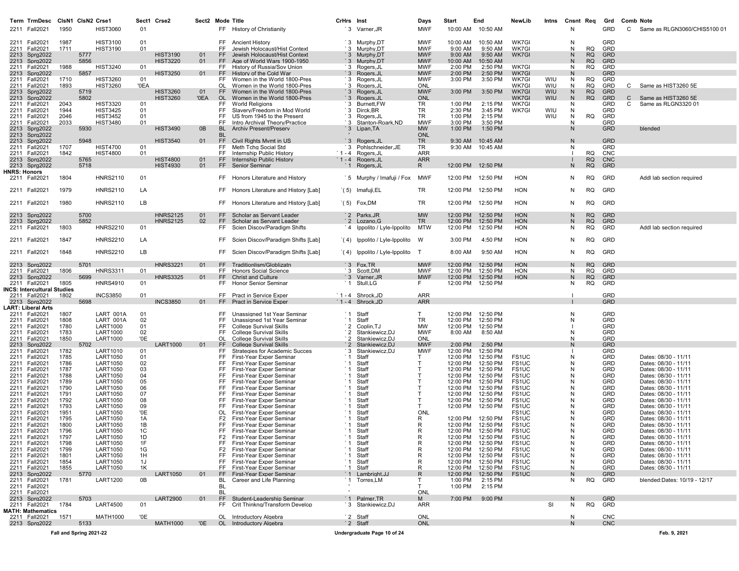| Term | TrmDesc | ClsN1 | ClsN2 | Crse1 | Sect1 | Crse2 | Sect2 | Mode | Title | CrHrs | Inst | Days | Start | End | NewLib | Intns | Cnsnt | Req | Grd | Comb | Note |
|---|---|---|---|---|---|---|---|---|---|---|---|---|---|---|---|---|---|---|---|---|---|
| 2211 | Fall2021 | 1950 | | HIST3060 | 01 | | | FF | History of Christianity | `3 | Varner,JR | MWF | 10:00 AM | 10:50 AM | | | N | | GRD | C | Same as RLGN3060/CHIS5100 01 |
| 2211 | Fall2021 | 1987 | | HIST3100 | 01 | | | FF | Ancient History | `3 | Murphy,DT | MWF | 10:00 AM | 10:50 AM | WK7GI | | N | | GRD | | |
| 2211 | Fall2021 | 1711 | | HIST3190 | 01 | | | FF | Jewish Holocaust/Hist Context | `3 | Murphy,DT | MWF | 9:00 AM | 9:50 AM | WK7GI | | N | RQ | GRD | | |
| 2213 | Sprg2022 | | 5777 | | | HIST3190 | 01 | FF | Jewish Holocaust/Hist Context | `3 | Murphy,DT | MWF | 9:00 AM | 9:50 AM | WK7GI | | N | RQ | GRD | | |
| 2213 | Sprg2022 | | 5856 | | | HIST3220 | 01 | FF | Age of World Wars 1900-1950 | `3 | Murphy,DT | MWF | 10:00 AM | 10:50 AM | | | N | RQ | GRD | | |
| 2211 | Fall2021 | 1988 | | HIST3240 | 01 | | | FF | History of Russia/Sov Union | `3 | Rogers,JL | MWF | 2:00 PM | 2:50 PM | WK7GI | | N | RQ | GRD | | |
| 2213 | Sprg2022 | | 5857 | | | HIST3250 | 01 | FF | History of the Cold War | `3 | Rogers,JL | MWF | 2:00 PM | 2:50 PM | WK7GI | | N | | GRD | | |
| 2211 | Fall2021 | 1710 | | HIST3260 | 01 | | | FF | Women in the World 1800-Pres | `3 | Rogers,JL | MWF | 3:00 PM | 3:50 PM | WK7GI | WIU | N | RQ | GRD | | |
| 2211 | Fall2021 | 1893 | | HIST3260 | '0EA | | | OL | Women in the World 1800-Pres | `3 | Rogers,JL | ONL | | | WK7GI | WIU | N | RQ | GRD | C | Same as HIST3260 5E |
| 2213 | Sprg2022 | | 5719 | | | HIST3260 | 01 | FF | Women in the World 1800-Pres | `3 | Rogers,JL | MWF | 3:00 PM | 3:50 PM | WK7GI | WIU | N | RQ | GRD | | |
| 2213 | Sprg2022 | | 5802 | | | HIST3260 | '0EA | OL | Women in the World 1800-Pres | `3 | Rogers,JL | ONL | | | WK7GI | WIU | N | RQ | GRD | C | Same as HIST3260 5E |
| 2211 | Fall2021 | 2043 | | HIST3320 | 01 | | | FF | World Religions | `3 | Burnett,FW | TR | 1:00 PM | 2:15 PM | WK7GI | | N | | GRD | C | Same as RLGN3320 01 |
| 2211 | Fall2021 | 1944 | | HIST3425 | 01 | | | FF | Slavery/Freedom in Mod World | `3 | Dirck,BR | TR | 2:30 PM | 3:45 PM | WK7GI | WIU | N | | GRD | | |
| 2211 | Fall2021 | 2046 | | HIST3452 | 01 | | | FF | US from 1945 to the Present | `3 | Rogers,JL | TR | 1:00 PM | 2:15 PM | | WIU | N | RQ | GRD | | |
| 2211 | Fall2021 | 2033 | | HIST3480 | 01 | | | FF | Intro Archival Theory/Practice | `3 | Stanton-Roark,ND | MWF | 3:00 PM | 3:50 PM | | | N | | GRD | | |
| 2213 | Sprg2022 | | 5930 | | | HIST3490 | 0B | BL | Archiv Present/Preserv | `3 | Lipan,TA | MW | 1:00 PM | 1:50 PM | | | N | | GRD | | blended |
| 2213 | Sprg2022 | | | | | | | BL | | ' | | ONL | | | | | | | | | |
| 2213 | Sprg2022 | | 5948 | | | HIST3540 | 01 | FF | Civil Rights Mvmt in US | `3 | Rogers,JL | TR | 9:30 AM | 10:45 AM | | | N | | GRD | | |
| 2211 | Fall2021 | 1707 | | HIST4700 | 01 | | | FF | Meth Tchg Social Std | `3 | Pohlschneider,JE | TR | 9:30 AM | 10:45 AM | | | N | | GRD | | |
| 2211 | Fall2021 | 1842 | | HIST4800 | 01 | | | FF | Internship Public History | `1 - 4 | Rogers,JL | ARR | | | | | I | RQ | CNC | | |
| 2213 | Sprg2022 | | 5765 | | | HIST4800 | 01 | FF | Internship Public History | `1 - 4 | Rogers,JL | ARR | | | | | I | RQ | CNC | | |
| 2213 | Sprg2022 | | 5718 | | | HIST4930 | 01 | FF | Senior Seminar | `1 | Rogers,JL | R | 12:00 PM | 12:50 PM | | | N | RQ | GRD | | |
| **HNRS: Honors** | | | | | | | | | | | | | | | | | | | | | |
| 2211 | Fall2021 | 1804 | | HNRS2110 | 01 | | | FF | Honors Literature and History | `5 | Murphy / Imafuji / Fox | MWF | 12:00 PM | 12:50 PM | HON | | N | RQ | GRD | | Addl lab section required |
| 2211 | Fall2021 | 1979 | | HNRS2110 | LA | | | FF | Honors Literature and History [Lab] | `(5) | Imafuji,EL | TR | 12:00 PM | 12:50 PM | HON | | N | RQ | GRD | | |
| 2211 | Fall2021 | 1980 | | HNRS2110 | LB | | | FF | Honors Literature and History [Lab] | `(5) | Fox,DM | TR | 12:00 PM | 12:50 PM | HON | | N | RQ | GRD | | |
| 2213 | Sprg2022 | | 5700 | | | HNRS2125 | 01 | FF | Scholar as Servant Leader | `2 | Parks,JR | MW | 12:00 PM | 12:50 PM | HON | | N | RQ | GRD | | |
| 2213 | Sprg2022 | | 5852 | | | HNRS2125 | 02 | FF | Scholar as Servant Leader | `2 | Lozano,G | TR | 12:00 PM | 12:50 PM | HON | | N | RQ | GRD | | |
| 2211 | Fall2021 | 1803 | | HNRS2210 | 01 | | | FF | Scien Discov/Paradigm Shifts | `4 | Ippolito / Lyle-Ippolito | MTW | 12:00 PM | 12:50 PM | HON | | N | RQ | GRD | | Addl lab section required |
| 2211 | Fall2021 | 1847 | | HNRS2210 | LA | | | FF | Scien Discov/Paradigm Shifts [Lab] | `(4) | Ippolito / Lyle-Ippolito | W | 3:00 PM | 4:50 PM | HON | | N | RQ | GRD | | |
| 2211 | Fall2021 | 1848 | | HNRS2210 | LB | | | FF | Scien Discov/Paradigm Shifts [Lab] | `(4) | Ippolito / Lyle-Ippolito | T | 8:00 AM | 9:50 AM | HON | | N | RQ | GRD | | |
| 2213 | Sprg2022 | | 5701 | | | HNRS3221 | 01 | FF | Traditionlism/Globlizatn | `3 | Fox,TR | MWF | 12:00 PM | 12:50 PM | HON | | N | RQ | GRD | | |
| 2211 | Fall2021 | 1806 | | HNRS3311 | 01 | | | FF | Honors Social Science | `3 | Scott,DM | MWF | 12:00 PM | 12:50 PM | HON | | N | RQ | GRD | | |
| 2213 | Sprg2022 | | 5699 | | | HNRS3325 | 01 | FF | Christ and Culture | `3 | Varner,JR | MWF | 12:00 PM | 12:50 PM | HON | | N | RQ | GRD | | |
| 2211 | Fall2021 | 1805 | | HNRS4910 | 01 | | | FF | Honor Senior Seminar | `1 | Stull,LG | F | 12:00 PM | 12:50 PM | | | N | RQ | GRD | | |
| **INCS: Intercultural Studies** | | | | | | | | | | | | | | | | | | | | | |
| 2211 | Fall2021 | 1802 | | INCS3850 | 01 | | | FF | Pract in Service Exper | `1 - 4 | Shrock,JD | ARR | | | | | I | | GRD | | |
| 2213 | Sprg2022 | | 5698 | | | INCS3850 | 01 | FF | Pract in Service Exper | `1 - 4 | Shrock,JD | ARR | | | | | I | | GRD | | |
| **LART: Liberal Arts** | | | | | | | | | | | | | | | | | | | | | |
| 2211 | Fall2021 | 1807 | | LART 001A | 01 | | | FF | Unassigned 1st Year Seminar | `1 | Staff | T | 12:00 PM | 12:50 PM | | | N | | GRD | | |
| 2211 | Fall2021 | 1808 | | LART 001A | 02 | | | FF | Unassigned 1st Year Seminar | `1 | Staff | TR | 12:00 PM | 12:50 PM | | | N | | GRD | | |
| 2211 | Fall2021 | 1780 | | LART1000 | 01 | | | FF | College Survival Skills | `2 | Coplin,TJ | MW | 12:00 PM | 12:50 PM | | | I | | GRD | | |
| 2211 | Fall2021 | 1783 | | LART1000 | 02 | | | FF | College Survival Skills | `2 | Stankiewicz,DJ | MWF | 8:00 AM | 8:50 AM | | | N | | GRD | | |
| 2211 | Fall2021 | 1850 | | LART1000 | '0E | | | OL | College Survival Skills | `2 | Stankiewicz,DJ | ONL | | | | | N | | GRD | | |
| 2213 | Sprg2022 | | 5702 | | | LART1000 | 01 | FF | College Survival Skills | `2 | Stankiewicz,DJ | MWF | 2:00 PM | 2:50 PM | | | N | | GRD | | |
| 2211 | Fall2021 | 1782 | | LART1010 | 01 | | | FF | Strategies for Academic Succes | `3 | Stankiewicz,DJ | MWF | 12:00 PM | 12:50 PM | | | I | | GRD | | |
| 2211 | Fall2021 | 1785 | | LART1050 | 01 | | | FF | First-Year Exper Seminar | `1 | Staff | T | 12:00 PM | 12:50 PM | FS1UC | | N | | GRD | | Dates: 08/30 - 11/11 |
| 2211 | Fall2021 | 1786 | | LART1050 | 02 | | | FF | First-Year Exper Seminar | `1 | Staff | T | 12:00 PM | 12:50 PM | FS1UC | | N | | GRD | | Dates: 08/30 - 11/11 |
| 2211 | Fall2021 | 1787 | | LART1050 | 03 | | | FF | First-Year Exper Seminar | `1 | Staff | T | 12:00 PM | 12:50 PM | FS1UC | | N | | GRD | | Dates: 08/30 - 11/11 |
| 2211 | Fall2021 | 1788 | | LART1050 | 04 | | | FF | First-Year Exper Seminar | `1 | Staff | T | 12:00 PM | 12:50 PM | FS1UC | | N | | GRD | | Dates: 08/30 - 11/11 |
| 2211 | Fall2021 | 1789 | | LART1050 | 05 | | | FF | First-Year Exper Seminar | `1 | Staff | T | 12:00 PM | 12:50 PM | FS1UC | | N | | GRD | | Dates: 08/30 - 11/11 |
| 2211 | Fall2021 | 1790 | | LART1050 | 06 | | | FF | First-Year Exper Seminar | `1 | Staff | T | 12:00 PM | 12:50 PM | FS1UC | | N | | GRD | | Dates: 08/30 - 11/11 |
| 2211 | Fall2021 | 1791 | | LART1050 | 07 | | | FF | First-Year Exper Seminar | `1 | Staff | T | 12:00 PM | 12:50 PM | FS1UC | | N | | GRD | | Dates: 08/30 - 11/11 |
| 2211 | Fall2021 | 1792 | | LART1050 | 08 | | | FF | First-Year Exper Seminar | `1 | Staff | T | 12:00 PM | 12:50 PM | FS1UC | | N | | GRD | | Dates: 08/30 - 11/11 |
| 2211 | Fall2021 | 1793 | | LART1050 | 09 | | | FF | First-Year Exper Seminar | `1 | Staff | T | 12:00 PM | 12:50 PM | FS1UC | | N | | GRD | | Dates: 08/30 - 11/11 |
| 2211 | Fall2021 | 1951 | | LART1050 | '0E | | | OL | First-Year Exper Seminar | `1 | Staff | ONL | | | FS1UC | | N | | GRD | | Dates: 08/30 - 11/11 |
| 2211 | Fall2021 | 1795 | | LART1050 | 1A | | | F2 | First-Year Exper Seminar | `1 | Staff | R | 12:00 PM | 12:50 PM | FS1UC | | N | | GRD | | Dates: 08/30 - 11/11 |
| 2211 | Fall2021 | 1800 | | LART1050 | 1B | | | FF | First-Year Exper Seminar | `1 | Staff | R | 12:00 PM | 12:50 PM | FS1UC | | N | | GRD | | Dates: 08/30 - 11/11 |
| 2211 | Fall2021 | 1796 | | LART1050 | 1C | | | FF | First-Year Exper Seminar | `1 | Staff | R | 12:00 PM | 12:50 PM | FS1UC | | N | | GRD | | Dates: 08/30 - 11/11 |
| 2211 | Fall2021 | 1797 | | LART1050 | 1D | | | F2 | First-Year Exper Seminar | `1 | Staff | R | 12:00 PM | 12:50 PM | FS1UC | | N | | GRD | | Dates: 08/30 - 11/11 |
| 2211 | Fall2021 | 1798 | | LART1050 | 1F | | | FF | First-Year Exper Seminar | `1 | Staff | R | 12:00 PM | 12:50 PM | FS1UC | | N | | GRD | | Dates: 08/30 - 11/11 |
| 2211 | Fall2021 | 1799 | | LART1050 | 1G | | | F2 | First-Year Exper Seminar | `1 | Staff | R | 12:00 PM | 12:50 PM | FS1UC | | N | | GRD | | Dates: 08/30 - 11/11 |
| 2211 | Fall2021 | 1801 | | LART1050 | 1H | | | FF | First-Year Exper Seminar | `1 | Staff | R | 12:00 PM | 12:50 PM | FS1UC | | N | | GRD | | Dates: 08/30 - 11/11 |
| 2211 | Fall2021 | 1854 | | LART1050 | 1J | | | FF | First-Year Exper Seminar | `1 | Staff | R | 12:00 PM | 12:50 PM | FS1UC | | N | | GRD | | Dates: 08/30 - 11/11 |
| 2211 | Fall2021 | 1855 | | LART1050 | 1K | | | FF | First-Year Exper Seminar | `1 | Staff | R | 12:00 PM | 12:50 PM | FS1UC | | N | | GRD | | Dates: 08/30 - 11/11 |
| 2213 | Sprg2022 | | 5770 | | | LART1050 | 01 | FF | First-Year Exper Seminar | `1 | Lambright,JJ | R | 12:00 PM | 12:50 PM | FS1UC | | N | | GRD | | |
| 2211 | Fall2021 | 1781 | | LART1200 | 0B | | | BL | Career and Life Planning | `1 | Torres,LM | T | 1:00 PM | 2:15 PM | | | N | RQ | GRD | | blended:Dates: 10/19 - 12/17 |
| 2211 | Fall2021 | | | | | | | BL | | ' | | T | 1:00 PM | 2:15 PM | | | | | | | |
| 2211 | Fall2021 | | | | | | | BL | | ' | | ONL | | | | | | | | | |
| 2213 | Sprg2022 | | 5703 | | | LART2900 | 01 | FF | Student-Leadership Seminar | `1 | Palmer,TR | M | 7:00 PM | 9:00 PM | | | N | | GRD | | |
| 2211 | Fall2021 | 1784 | | LART4500 | 01 | | | FF | Crit Thinking/Transform Develop | `3 | Stankiewicz,DJ | ARR | | | | SI | N | RQ | GRD | | |
| **MATH: Mathematics** | | | | | | | | | | | | | | | | | | | | | |
| 2211 | Fall2021 | 1571 | | MATH1000 | '0E | | | OL | Introductory Algebra | `2 | Staff | ONL | | | | | N | | CNC | | |
| 2213 | Sprg2022 | | 5133 | | | MATH1000 | '0E | OL | Introductory Algebra | `2 | Staff | ONL | | | | | N | | CNC | | |

Fall and Spring 2021-22 — Undergraduate Page 10 of 24 — Feb. 9, 2021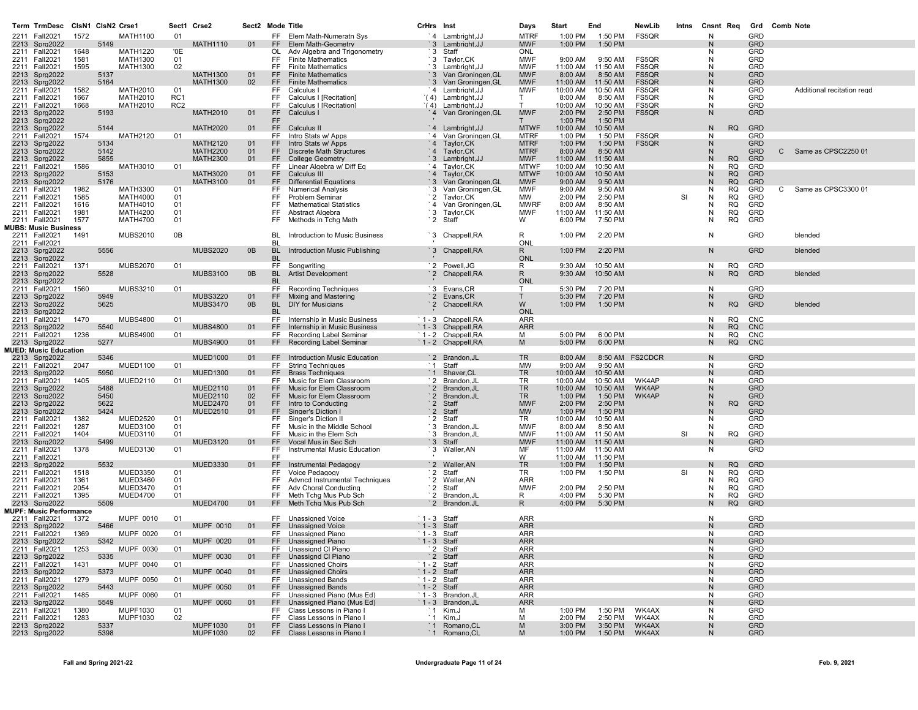| Term | TrmDesc | ClsN1 | ClsN2 | Crse1 | Sect1 | Crse2 | Sect2 | Mode | Title | CrHrs | Inst | Days | Start | End | NewLib | Intns | Cnsnt | Req | Grd | Comb | Note |
|---|---|---|---|---|---|---|---|---|---|---|---|---|---|---|---|---|---|---|---|---|---|
| 2211 | Fall2021 | 1572 | | MATH1100 | 01 | | | FF | Elem Math-Numeratn Sys | `4 | Lambright,JJ | MTRF | 1:00 PM | 1:50 PM | FS5QR | | N | | GRD | | |
| 2213 | Sprg2022 | | 5149 | | | MATH1110 | 01 | FF | Elem Math-Geometry | `3 | Lambright,JJ | MWF | 1:00 PM | 1:50 PM | | | N | | GRD | | |
| 2211 | Fall2021 | 1648 | | MATH1220 | '0E | | | OL | Adv Algebra and Trigonometry | `3 | Staff | ONL | | | | | N | | GRD | | |
| 2211 | Fall2021 | 1581 | | MATH1300 | 01 | | | FF | Finite Mathematics | `3 | Taylor,CK | MWF | 9:00 AM | 9:50 AM | FS5QR | | N | | GRD | | |
| 2211 | Fall2021 | 1595 | | MATH1300 | 02 | | | FF | Finite Mathematics | `3 | Lambright,JJ | MWF | 11:00 AM | 11:50 AM | FS5QR | | N | | GRD | | |
| 2213 | Sprg2022 | | 5137 | | | MATH1300 | 01 | FF | Finite Mathematics | `3 | Van Groningen,GL | MWF | 8:00 AM | 8:50 AM | FS5QR | | N | | GRD | | |
| 2213 | Sprg2022 | | 5164 | | | MATH1300 | 02 | FF | Finite Mathematics | `3 | Van Groningen,GL | MWF | 11:00 AM | 11:50 AM | FS5QR | | N | | GRD | | |
| 2211 | Fall2021 | 1582 | | MATH2010 | 01 | | | FF | Calculus I | `4 | Lambright,JJ | MWF | 10:00 AM | 10:50 AM | FS5QR | | N | | GRD | | Additional recitation reqd |
| 2211 | Fall2021 | 1667 | | MATH2010 | RC1 | | | FF | Calculus I [Recitation] | `(4) | Lambright,JJ | T | 8:00 AM | 8:50 AM | FS5QR | | N | | GRD | | |
| 2211 | Fall2021 | 1668 | | MATH2010 | RC2 | | | FF | Calculus I [Recitation] | `(4) | Lambright,JJ | T | 10:00 AM | 10:50 AM | FS5QR | | N | | GRD | | |
| 2213 | Sprg2022 | | 5193 | | | MATH2010 | 01 | FF | Calculus I | `4 | Van Groningen,GL | MWF | 2:00 PM | 2:50 PM | FS5QR | | N | | GRD | | |
| 2213 | Sprg2022 | | | | | | | FF | | ' | | T | 1:00 PM | 1:50 PM | | | | | | | |
| 2213 | Sprg2022 | | 5144 | | | MATH2020 | 01 | FF | Calculus II | `4 | Lambright,JJ | MTWF | 10:00 AM | 10:50 AM | | | N | RQ | GRD | | |
| 2211 | Fall2021 | 1574 | | MATH2120 | 01 | | | FF | Intro Stats w/ Apps | `4 | Van Groningen,GL | MTRF | 1:00 PM | 1:50 PM | FS5QR | | N | | GRD | | |
| 2213 | Sprg2022 | | 5134 | | | MATH2120 | 01 | FF | Intro Stats w/ Apps | `4 | Taylor,CK | MTRF | 1:00 PM | 1:50 PM | FS5QR | | N | | GRD | | |
| 2213 | Sprg2022 | | 5142 | | | MATH2200 | 01 | FF | Discrete Math Structures | `4 | Taylor,CK | MTRF | 8:00 AM | 8:50 AM | | | N | | GRD | C | Same as CPSC2250 01 |
| 2213 | Sprg2022 | | 5855 | | | MATH2300 | 01 | FF | College Geometry | `3 | Lambright,JJ | MWF | 11:00 AM | 11:50 AM | | | N | RQ | GRD | | |
| 2211 | Fall2021 | 1586 | | MATH3010 | 01 | | | FF | Linear Algebra w/ Diff Eq | `4 | Taylor,CK | MTWF | 10:00 AM | 10:50 AM | | | N | RQ | GRD | | |
| 2213 | Sprg2022 | | 5153 | | | MATH3020 | 01 | FF | Calculus III | `4 | Taylor,CK | MTWF | 10:00 AM | 10:50 AM | | | N | RQ | GRD | | |
| 2213 | Sprg2022 | | 5176 | | | MATH3100 | 01 | FF | Differential Equations | `3 | Van Groningen,GL | MWF | 9:00 AM | 9:50 AM | | | N | RQ | GRD | | |
| 2211 | Fall2021 | 1982 | | MATH3300 | 01 | | | FF | Numerical Analysis | `3 | Van Groningen,GL | MWF | 9:00 AM | 9:50 AM | | | N | RQ | GRD | C | Same as CPSC3300 01 |
| 2211 | Fall2021 | 1585 | | MATH4000 | 01 | | | FF | Problem Seminar | `2 | Taylor,CK | MW | 2:00 PM | 2:50 PM | | SI | N | RQ | GRD | | |
| 2211 | Fall2021 | 1616 | | MATH4010 | 01 | | | FF | Mathematical Statistics | `4 | Van Groningen,GL | MWRF | 8:00 AM | 8:50 AM | | | N | RQ | GRD | | |
| 2211 | Fall2021 | 1981 | | MATH4200 | 01 | | | FF | Abstract Algebra | `3 | Taylor,CK | MWF | 11:00 AM | 11:50 AM | | | N | RQ | GRD | | |
| 2211 | Fall2021 | 1577 | | MATH4700 | 01 | | | FF | Methods in Tchg Math | `2 | Staff | W | 6:00 PM | 7:50 PM | | | N | RQ | GRD | | |
| **MUBS: Music Business** | | | | | | | | | | | | | | | | | | | | | |
| 2211 | Fall2021 | 1491 | | MUBS2010 | 0B | | | BL | Introduction to Music Business | `3 | Chappell,RA | R | 1:00 PM | 2:20 PM | | | N | | GRD | | blended |
| 2211 | Fall2021 | | | | | | | BL | | ' | | ONL | | | | | | | | | |
| 2213 | Sprg2022 | | 5556 | | | MUBS2020 | 0B | BL | Introduction Music Publishing | `3 | Chappell,RA | R | 1:00 PM | 2:20 PM | | | N | | GRD | | blended |
| 2213 | Sprg2022 | | | | | | | BL | | ' | | ONL | | | | | | | | | |
| 2211 | Fall2021 | 1371 | | MUBS2070 | 01 | | | FF | Songwriting | `2 | Powell,JG | R | 9:30 AM | 10:50 AM | | | N | RQ | GRD | | |
| 2213 | Sprg2022 | | 5528 | | | MUBS3100 | 0B | BL | Artist Development | `2 | Chappell,RA | R | 9:30 AM | 10:50 AM | | | N | RQ | GRD | | blended |
| 2213 | Sprg2022 | | | | | | | BL | | ' | | ONL | | | | | | | | | |
| 2211 | Fall2021 | 1560 | | MUBS3210 | 01 | | | FF | Recording Techniques | `3 | Evans,CR | T | 5:30 PM | 7:20 PM | | | N | | GRD | | |
| 2213 | Sprg2022 | | 5949 | | | MUBS3220 | 01 | FF | Mixing and Mastering | `2 | Evans,CR | T | 5:30 PM | 7:20 PM | | | N | | GRD | | |
| 2213 | Sprg2022 | | 5625 | | | MUBS3470 | 0B | BL | DIY for Musicians | `2 | Chappell,RA | W | 1:00 PM | 1:50 PM | | | N | RQ | GRD | | blended |
| 2213 | Sprg2022 | | | | | | | BL | | ' | | ONL | | | | | | | | | |
| 2211 | Fall2021 | 1470 | | MUBS4800 | 01 | | | FF | Internship in Music Business | `1 - 3 | Chappell,RA | ARR | | | | | N | RQ | CNC | | |
| 2213 | Sprg2022 | | 5540 | | | MUBS4800 | 01 | FF | Internship in Music Business | `1 - 3 | Chappell,RA | ARR | | | | | N | RQ | CNC | | |
| 2211 | Fall2021 | 1236 | | MUBS4900 | 01 | | | FF | Recording Label Seminar | `1 - 2 | Chappell,RA | M | 5:00 PM | 6:00 PM | | | N | RQ | CNC | | |
| 2213 | Sprg2022 | | 5277 | | | MUBS4900 | 01 | FF | Recording Label Seminar | `1 - 2 | Chappell,RA | M | 5:00 PM | 6:00 PM | | | N | RQ | CNC | | |
| **MUED: Music Education** | | | | | | | | | | | | | | | | | | | | | |
| 2213 | Sprg2022 | | 5346 | | | MUED1000 | 01 | FF | Introduction Music Education | `2 | Brandon,JL | TR | 8:00 AM | 8:50 AM | FS2CDCR | | N | | GRD | | |
| 2211 | Fall2021 | 2047 | | MUED1100 | 01 | | | FF | String Techniques | `1 | Staff | MW | 9:00 AM | 9:50 AM | | | N | | GRD | | |
| 2213 | Sprg2022 | | 5950 | | | MUED1300 | 01 | FF | Brass Techniques | `1 | Shaver,CL | TR | 10:00 AM | 10:50 AM | | | N | | GRD | | |
| 2211 | Fall2021 | 1405 | | MUED2110 | 01 | | | FF | Music for Elem Classroom | `2 | Brandon,JL | TR | 10:00 AM | 10:50 AM | WK4AP | | N | | GRD | | |
| 2213 | Sprg2022 | | 5488 | | | MUED2110 | 01 | FF | Music for Elem Classroom | `2 | Brandon,JL | TR | 10:00 AM | 10:50 AM | WK4AP | | N | | GRD | | |
| 2213 | Sprg2022 | | 5450 | | | MUED2110 | 02 | FF | Music for Elem Classroom | `2 | Brandon,JL | TR | 1:00 PM | 1:50 PM | WK4AP | | N | | GRD | | |
| 2213 | Sprg2022 | | 5622 | | | MUED2470 | 01 | FF | Intro to Conducting | `2 | Staff | MWF | 2:00 PM | 2:50 PM | | | N | RQ | GRD | | |
| 2213 | Sprg2022 | | 5424 | | | MUED2510 | 01 | FF | Singer's Diction I | `2 | Staff | MW | 1:00 PM | 1:50 PM | | | N | | GRD | | |
| 2211 | Fall2021 | 1382 | | MUED2520 | 01 | | | FF | Singer's Diction II | `2 | Staff | TR | 10:00 AM | 10:50 AM | | | N | | GRD | | |
| 2211 | Fall2021 | 1287 | | MUED3100 | 01 | | | FF | Music in the Middle School | `3 | Brandon,JL | MWF | 8:00 AM | 8:50 AM | | | N | | GRD | | |
| 2211 | Fall2021 | 1404 | | MUED3110 | 01 | | | FF | Music in the Elem Sch | `3 | Brandon,JL | MWF | 11:00 AM | 11:50 AM | | SI | N | RQ | GRD | | |
| 2213 | Sprg2022 | | 5499 | | | MUED3120 | 01 | FF | Vocal Mus in Sec Sch | `3 | Staff | MWF | 11:00 AM | 11:50 AM | | | N | | GRD | | |
| 2211 | Fall2021 | 1378 | | MUED3130 | 01 | | | FF | Instrumental Music Education | `3 | Waller,AN | MF | 11:00 AM | 11:50 AM | | | N | | GRD | | |
| 2211 | Fall2021 | | | | | | | FF | | ' | | W | 11:00 AM | 11:50 PM | | | | | | | |
| 2213 | Sprg2022 | | 5532 | | | MUED3330 | 01 | FF | Instrumental Pedagogy | `2 | Waller,AN | TR | 1:00 PM | 1:50 PM | | | N | RQ | GRD | | |
| 2211 | Fall2021 | 1518 | | MUED3350 | 01 | | | FF | Voice Pedagogy | `2 | Staff | TR | 1:00 PM | 1:50 PM | | SI | N | RQ | GRD | | |
| 2211 | Fall2021 | 1361 | | MUED3460 | 01 | | | FF | Advncd Instrumental Techniques | `2 | Waller,AN | ARR | | | | | N | RQ | GRD | | |
| 2211 | Fall2021 | 2054 | | MUED3470 | 01 | | | FF | Adv Choral Conducting | `2 | Staff | MWF | 2:00 PM | 2:50 PM | | | N | RQ | GRD | | |
| 2211 | Fall2021 | 1395 | | MUED4700 | 01 | | | FF | Meth Tchg Mus Pub Sch | `2 | Brandon,JL | R | 4:00 PM | 5:30 PM | | | N | RQ | GRD | | |
| 2213 | Sprg2022 | | 5509 | | | MUED4700 | 01 | FF | Meth Tchg Mus Pub Sch | `2 | Brandon,JL | R | 4:00 PM | 5:30 PM | | | N | RQ | GRD | | |
| **MUPF: Music Performance** | | | | | | | | | | | | | | | | | | | | | |
| 2211 | Fall2021 | 1372 | | MUPF 0010 | 01 | | | FF | Unassigned Voice | `1 - 3 | Staff | ARR | | | | | N | | GRD | | |
| 2213 | Sprg2022 | | 5466 | | | MUPF 0010 | 01 | FF | Unassigned Voice | `1 - 3 | Staff | ARR | | | | | N | | GRD | | |
| 2211 | Fall2021 | 1369 | | MUPF 0020 | 01 | | | FF | Unassigned Piano | `1 - 3 | Staff | ARR | | | | | N | | GRD | | |
| 2213 | Sprg2022 | | 5342 | | | MUPF 0020 | 01 | FF | Unassigned Piano | `1 - 3 | Staff | ARR | | | | | N | | GRD | | |
| 2211 | Fall2021 | 1253 | | MUPF 0030 | 01 | | | FF | Unassignd Cl Piano | `2 | Staff | ARR | | | | | N | | GRD | | |
| 2213 | Sprg2022 | | 5335 | | | MUPF 0030 | 01 | FF | Unassignd Cl Piano | `2 | Staff | ARR | | | | | N | | GRD | | |
| 2211 | Fall2021 | 1431 | | MUPF 0040 | 01 | | | FF | Unassigned Choirs | `1 - 2 | Staff | ARR | | | | | N | | GRD | | |
| 2213 | Sprg2022 | | 5373 | | | MUPF 0040 | 01 | FF | Unassigned Choirs | `1 - 2 | Staff | ARR | | | | | N | | GRD | | |
| 2211 | Fall2021 | 1279 | | MUPF 0050 | 01 | | | FF | Unassigned Bands | `1 - 2 | Staff | ARR | | | | | N | | GRD | | |
| 2213 | Sprg2022 | | 5443 | | | MUPF 0050 | 01 | FF | Unassigned Bands | `1 - 2 | Staff | ARR | | | | | N | | GRD | | |
| 2211 | Fall2021 | 1485 | | MUPF 0060 | 01 | | | FF | Unassigned Piano (Mus Ed) | `1 - 3 | Brandon,JL | ARR | | | | | N | | GRD | | |
| 2213 | Sprg2022 | | 5549 | | | MUPF 0060 | 01 | FF | Unassigned Piano (Mus Ed) | `1 - 3 | Brandon,JL | ARR | | | | | N | | GRD | | |
| 2211 | Fall2021 | 1380 | | MUPF1030 | 01 | | | FF | Class Lessons in Piano I | `1 | Kim,J | M | 1:00 PM | 1:50 PM | WK4AX | | N | | GRD | | |
| 2211 | Fall2021 | 1283 | | MUPF1030 | 02 | | | FF | Class Lessons in Piano I | `1 | Kim,J | M | 2:00 PM | 2:50 PM | WK4AX | | N | | GRD | | |
| 2213 | Sprg2022 | | 5337 | | | MUPF1030 | 01 | FF | Class Lessons in Piano I | `1 | Romano,CL | M | 3:00 PM | 3:50 PM | WK4AX | | N | | GRD | | |
| 2213 | Sprg2022 | | 5398 | | | MUPF1030 | 02 | FF | Class Lessons in Piano I | `1 | Romano,CL | M | 1:00 PM | 1:50 PM | WK4AX | | N | | GRD | | |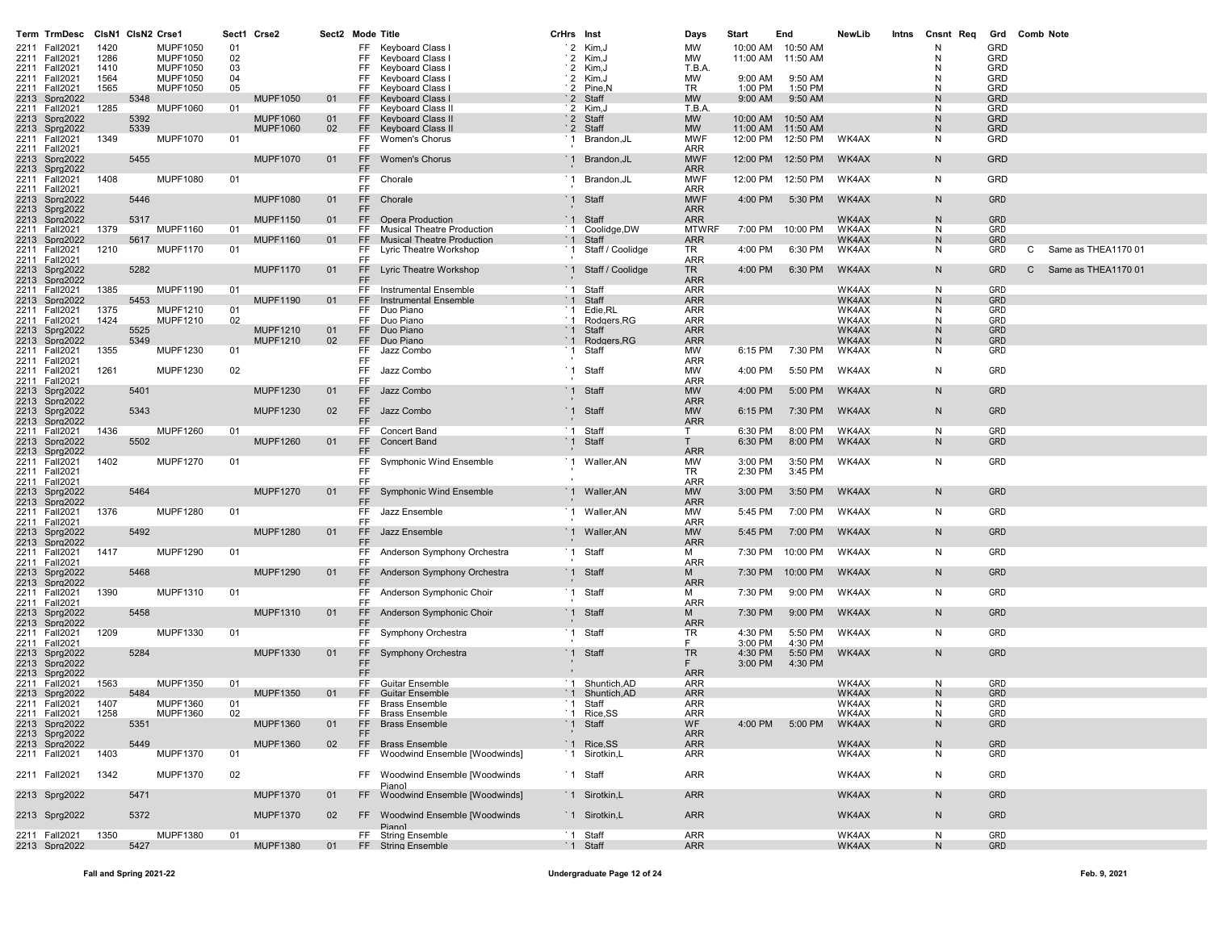| Term | TrmDesc | ClsN1 | ClsN2 | Crse1 | Sect1 | Crse2 | Sect2 | Mode | Title | CrHrs | Inst | Days | Start | End | NewLib | Intns | Cnsnt | Req | Grd | Comb | Note |
|---|---|---|---|---|---|---|---|---|---|---|---|---|---|---|---|---|---|---|---|---|---|
| 2211 | Fall2021 | 1420 | | MUPF1050 | 01 | | | FF | Keyboard Class I | `2 | Kim,J | MW | 10:00 AM | 10:50 AM | | | N | | GRD | | |
| 2211 | Fall2021 | 1286 | | MUPF1050 | 02 | | | FF | Keyboard Class I | `2 | Kim,J | MW | 11:00 AM | 11:50 AM | | | N | | GRD | | |
| 2211 | Fall2021 | 1410 | | MUPF1050 | 03 | | | FF | Keyboard Class I | `2 | Kim,J | T.B.A. | | | | | N | | GRD | | |
| 2211 | Fall2021 | 1564 | | MUPF1050 | 04 | | | FF | Keyboard Class I | `2 | Kim,J | MW | 9:00 AM | 9:50 AM | | | N | | GRD | | |
| 2211 | Fall2021 | 1565 | | MUPF1050 | 05 | | | FF | Keyboard Class I | `2 | Pine,N | TR | 1:00 PM | 1:50 PM | | | N | | GRD | | |
| 2213 | Sprg2022 | | 5348 | | | MUPF1050 | 01 | FF | Keyboard Class I | `2 | Staff | MW | 9:00 AM | 9:50 AM | | | N | | GRD | | |
| 2211 | Fall2021 | 1285 | | MUPF1060 | 01 | | | FF | Keyboard Class II | `2 | Kim,J | T.B.A. | | | | | N | | GRD | | |
| 2213 | Sprg2022 | | 5392 | | | MUPF1060 | 01 | FF | Keyboard Class II | `2 | Staff | MW | 10:00 AM | 10:50 AM | | | N | | GRD | | |
| 2213 | Sprg2022 | | 5339 | | | MUPF1060 | 02 | FF | Keyboard Class II | `2 | Staff | MW | 11:00 AM | 11:50 AM | | | N | | GRD | | |
| 2211 | Fall2021 | 1349 | | MUPF1070 | 01 | | | FF | Women's Chorus | `1 | Brandon,JL | MWF | 12:00 PM | 12:50 PM | WK4AX | | N | | GRD | | |
| 2211 | Fall2021 | | | | | | | FF | | ' | | ARR | | | | | | | | | |
| 2213 | Sprg2022 | | 5455 | | | MUPF1070 | 01 | FF | Women's Chorus | `1 | Brandon,JL | MWF | 12:00 PM | 12:50 PM | WK4AX | | N | | GRD | | |
| 2213 | Sprg2022 | | | | | | | FF | | ' | | ARR | | | | | | | | | |
| 2211 | Fall2021 | 1408 | | MUPF1080 | 01 | | | FF | Chorale | `1 | Brandon,JL | MWF | 12:00 PM | 12:50 PM | WK4AX | | N | | GRD | | |
| 2211 | Fall2021 | | | | | | | FF | | ' | | ARR | | | | | | | | | |
| 2213 | Sprg2022 | | 5446 | | | MUPF1080 | 01 | FF | Chorale | `1 | Staff | MWF | 4:00 PM | 5:30 PM | WK4AX | | N | | GRD | | |
| 2213 | Sprg2022 | | | | | | | FF | | ' | | ARR | | | | | | | | | |
| 2213 | Sprg2022 | | 5317 | | | MUPF1150 | 01 | FF | Opera Production | `1 | Staff | ARR | | | WK4AX | | N | | GRD | | |
| 2211 | Fall2021 | 1379 | | MUPF1160 | 01 | | | FF | Musical Theatre Production | `1 | Coolidge,DW | MTWRF | 7:00 PM | 10:00 PM | WK4AX | | N | | GRD | | |
| 2213 | Sprg2022 | | 5617 | | | MUPF1160 | 01 | FF | Musical Theatre Production | `1 | Staff | ARR | | | WK4AX | | N | | GRD | | |
| 2211 | Fall2021 | 1210 | | MUPF1170 | 01 | | | FF | Lyric Theatre Workshop | `1 | Staff / Coolidge | TR | 4:00 PM | 6:30 PM | WK4AX | | N | | GRD | C | Same as THEA1170 01 |
| 2211 | Fall2021 | | | | | | | FF | | ' | | ARR | | | | | | | | | |
| 2213 | Sprg2022 | | 5282 | | | MUPF1170 | 01 | FF | Lyric Theatre Workshop | `1 | Staff / Coolidge | TR | 4:00 PM | 6:30 PM | WK4AX | | N | | GRD | C | Same as THEA1170 01 |
| 2213 | Sprg2022 | | | | | | | FF | | ' | | ARR | | | | | | | | | |
| 2211 | Fall2021 | 1385 | | MUPF1190 | 01 | | | FF | Instrumental Ensemble | `1 | Staff | ARR | | | WK4AX | | N | | GRD | | |
| 2213 | Sprg2022 | | 5453 | | | MUPF1190 | 01 | FF | Instrumental Ensemble | `1 | Staff | ARR | | | WK4AX | | N | | GRD | | |
| 2211 | Fall2021 | 1375 | | MUPF1210 | 01 | | | FF | Duo Piano | `1 | Edie,RL | ARR | | | WK4AX | | N | | GRD | | |
| 2211 | Fall2021 | 1424 | | MUPF1210 | 02 | | | FF | Duo Piano | `1 | Rodgers,RG | ARR | | | WK4AX | | N | | GRD | | |
| 2213 | Sprg2022 | | 5525 | | | MUPF1210 | 01 | FF | Duo Piano | `1 | Staff | ARR | | | WK4AX | | N | | GRD | | |
| 2213 | Sprg2022 | | 5349 | | | MUPF1210 | 02 | FF | Duo Piano | `1 | Rodgers,RG | ARR | | | WK4AX | | N | | GRD | | |
| 2211 | Fall2021 | 1355 | | MUPF1230 | 01 | | | FF | Jazz Combo | `1 | Staff | MW | 6:15 PM | 7:30 PM | WK4AX | | N | | GRD | | |
| 2211 | Fall2021 | | | | | | | FF | | ' | | ARR | | | | | | | | | |
| 2211 | Fall2021 | 1261 | | MUPF1230 | 02 | | | FF | Jazz Combo | `1 | Staff | MW | 4:00 PM | 5:50 PM | WK4AX | | N | | GRD | | |
| 2211 | Fall2021 | | | | | | | FF | | ' | | ARR | | | | | | | | | |
| 2213 | Sprg2022 | | 5401 | | | MUPF1230 | 01 | FF | Jazz Combo | `1 | Staff | MW | 4:00 PM | 5:00 PM | WK4AX | | N | | GRD | | |
| 2213 | Sprg2022 | | | | | | | FF | | ' | | ARR | | | | | | | | | |
| 2213 | Sprg2022 | | 5343 | | | MUPF1230 | 02 | FF | Jazz Combo | `1 | Staff | MW | 6:15 PM | 7:30 PM | WK4AX | | N | | GRD | | |
| 2213 | Sprg2022 | | | | | | | FF | | ' | | ARR | | | | | | | | | |
| 2211 | Fall2021 | 1436 | | MUPF1260 | 01 | | | FF | Concert Band | `1 | Staff | T | 6:30 PM | 8:00 PM | WK4AX | | N | | GRD | | |
| 2213 | Sprg2022 | | 5502 | | | MUPF1260 | 01 | FF | Concert Band | `1 | Staff | T | 6:30 PM | 8:00 PM | WK4AX | | N | | GRD | | |
| 2213 | Sprg2022 | | | | | | | FF | | ' | | ARR | | | | | | | | | |
| 2211 | Fall2021 | 1402 | | MUPF1270 | 01 | | | FF | Symphonic Wind Ensemble | `1 | Waller,AN | MW | 3:00 PM | 3:50 PM | WK4AX | | N | | GRD | | |
| 2211 | Fall2021 | | | | | | | FF | | | | TR | 2:30 PM | 3:45 PM | | | | | | | |
| 2211 | Fall2021 | | | | | | | FF | | ' | | ARR | | | | | | | | | |
| 2213 | Sprg2022 | | 5464 | | | MUPF1270 | 01 | FF | Symphonic Wind Ensemble | `1 | Waller,AN | MW | 3:00 PM | 3:50 PM | WK4AX | | N | | GRD | | |
| 2213 | Sprg2022 | | | | | | | FF | | ' | | ARR | | | | | | | | | |
| 2211 | Fall2021 | 1376 | | MUPF1280 | 01 | | | FF | Jazz Ensemble | `1 | Waller,AN | MW | 5:45 PM | 7:00 PM | WK4AX | | N | | GRD | | |
| 2211 | Fall2021 | | | | | | | FF | | ' | | ARR | | | | | | | | | |
| 2213 | Sprg2022 | | 5492 | | | MUPF1280 | 01 | FF | Jazz Ensemble | `1 | Waller,AN | MW | 5:45 PM | 7:00 PM | WK4AX | | N | | GRD | | |
| 2213 | Sprg2022 | | | | | | | FF | | ' | | ARR | | | | | | | | | |
| 2211 | Fall2021 | 1417 | | MUPF1290 | 01 | | | FF | Anderson Symphony Orchestra | `1 | Staff | M | 7:30 PM | 10:00 PM | WK4AX | | N | | GRD | | |
| 2211 | Fall2021 | | | | | | | FF | | ' | | ARR | | | | | | | | | |
| 2213 | Sprg2022 | | 5468 | | | MUPF1290 | 01 | FF | Anderson Symphony Orchestra | `1 | Staff | M | 7:30 PM | 10:00 PM | WK4AX | | N | | GRD | | |
| 2213 | Sprg2022 | | | | | | | FF | | ' | | ARR | | | | | | | | | |
| 2211 | Fall2021 | 1390 | | MUPF1310 | 01 | | | FF | Anderson Symphonic Choir | `1 | Staff | M | 7:30 PM | 9:00 PM | WK4AX | | N | | GRD | | |
| 2211 | Fall2021 | | | | | | | FF | | ' | | ARR | | | | | | | | | |
| 2213 | Sprg2022 | | 5458 | | | MUPF1310 | 01 | FF | Anderson Symphonic Choir | `1 | Staff | M | 7:30 PM | 9:00 PM | WK4AX | | N | | GRD | | |
| 2213 | Sprg2022 | | | | | | | FF | | ' | | ARR | | | | | | | | | |
| 2211 | Fall2021 | 1209 | | MUPF1330 | 01 | | | FF | Symphony Orchestra | `1 | Staff | TR | 4:30 PM | 5:50 PM | WK4AX | | N | | GRD | | |
| 2211 | Fall2021 | | | | | | | FF | | ' | | F | 3:00 PM | 4:30 PM | | | | | | | |
| 2213 | Sprg2022 | | 5284 | | | MUPF1330 | 01 | FF | Symphony Orchestra | `1 | Staff | TR | 4:30 PM | 5:50 PM | WK4AX | | N | | GRD | | |
| 2213 | Sprg2022 | | | | | | | FF | | ' | | F | 3:00 PM | 4:30 PM | | | | | | | |
| 2213 | Sprg2022 | | | | | | | FF | | ' | | ARR | | | | | | | | | |
| 2211 | Fall2021 | 1563 | | MUPF1350 | 01 | | | FF | Guitar Ensemble | `1 | Shuntich,AD | ARR | | | WK4AX | | N | | GRD | | |
| 2213 | Sprg2022 | | 5484 | | | MUPF1350 | 01 | FF | Guitar Ensemble | `1 | Shuntich,AD | ARR | | | WK4AX | | N | | GRD | | |
| 2211 | Fall2021 | 1407 | | MUPF1360 | 01 | | | FF | Brass Ensemble | `1 | Staff | ARR | | | WK4AX | | N | | GRD | | |
| 2211 | Fall2021 | 1258 | | MUPF1360 | 02 | | | FF | Brass Ensemble | `1 | Rice,SS | ARR | | | WK4AX | | N | | GRD | | |
| 2213 | Sprg2022 | | 5351 | | | MUPF1360 | 01 | FF | Brass Ensemble | `1 | Staff | WF | 4:00 PM | 5:00 PM | WK4AX | | N | | GRD | | |
| 2213 | Sprg2022 | | | | | | | FF | | ' | | ARR | | | | | | | | | |
| 2213 | Sprg2022 | | 5449 | | | MUPF1360 | 02 | FF | Brass Ensemble | `1 | Rice,SS | ARR | | | WK4AX | | N | | GRD | | |
| 2211 | Fall2021 | 1403 | | MUPF1370 | 01 | | | FF | Woodwind Ensemble [Woodwinds] | `1 | Sirotkin,L | ARR | | | WK4AX | | N | | GRD | | |
| 2211 | Fall2021 | 1342 | | MUPF1370 | 02 | | | FF | Woodwind Ensemble [Woodwinds Piano] | `1 | Staff | ARR | | | WK4AX | | N | | GRD | | |
| 2213 | Sprg2022 | | 5471 | | | MUPF1370 | 01 | FF | Woodwind Ensemble [Woodwinds] | `1 | Sirotkin,L | ARR | | | WK4AX | | N | | GRD | | |
| 2213 | Sprg2022 | | 5372 | | | MUPF1370 | 02 | FF | Woodwind Ensemble [Woodwinds Piano] | `1 | Sirotkin,L | ARR | | | WK4AX | | N | | GRD | | |
| 2211 | Fall2021 | 1350 | | MUPF1380 | 01 | | | FF | String Ensemble | `1 | Staff | ARR | | | WK4AX | | N | | GRD | | |
| 2213 | Sprg2022 | | 5427 | | | MUPF1380 | 01 | FF | String Ensemble | `1 | Staff | ARR | | | WK4AX | | N | | GRD | | |

Fall and Spring 2021-22 | Undergraduate Page 12 of 24 | Feb. 9, 2021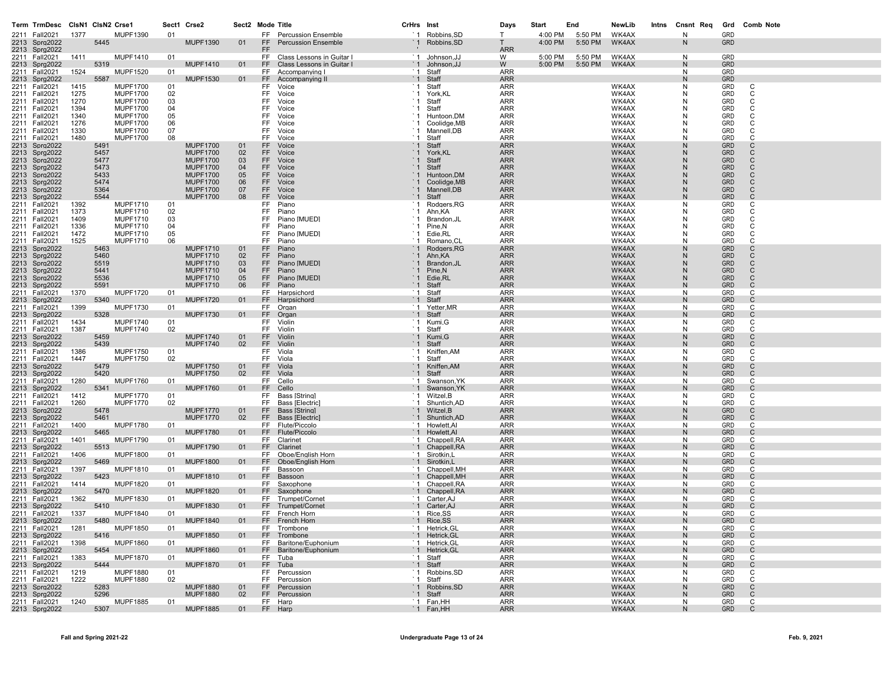| Term | TrmDesc | ClsN1 | ClsN2 | Crse1 | Sect1 | Crse2 | Sect2 | Mode | Title | CrHrs | Inst | Days | Start | End | NewLib | Intns | Cnsnt | Req | Grd | Comb | Note |
|---|---|---|---|---|---|---|---|---|---|---|---|---|---|---|---|---|---|---|---|---|---|
| 2211 | Fall2021 | 1377 | | MUPF1390 | 01 | | | FF | Percussion Ensemble | `1 | Robbins,SD | T | 4:00 PM | 5:50 PM | WK4AX | | N | | GRD | | |
| 2213 | Sprg2022 | | 5445 | | | MUPF1390 | 01 | FF | Percussion Ensemble | `1 | Robbins,SD | T | 4:00 PM | 5:50 PM | WK4AX | | N | | GRD | | |
| 2213 | Sprg2022 | | | | | | | FF | | ' | | ARR | | | | | | | | | |
| 2211 | Fall2021 | 1411 | | MUPF1410 | 01 | | | FF | Class Lessons in Guitar I | `1 | Johnson,JJ | W | 5:00 PM | 5:50 PM | WK4AX | | N | | GRD | | |
| 2213 | Sprg2022 | | 5319 | | | MUPF1410 | 01 | FF | Class Lessons in Guitar I | `1 | Johnson,JJ | W | 5:00 PM | 5:50 PM | WK4AX | | N | | GRD | | |
| 2211 | Fall2021 | 1524 | | MUPF1520 | 01 | | | FF | Accompanying I | `1 | Staff | ARR | | | | | N | | GRD | | |
| 2213 | Sprg2022 | | 5587 | | | MUPF1530 | 01 | FF | Accompanying II | `1 | Staff | ARR | | | | | N | | GRD | | |
| 2211 | Fall2021 | 1415 | | MUPF1700 | 01 | | | FF | Voice | `1 | Staff | ARR | | | WK4AX | | N | | GRD | C | |
| 2211 | Fall2021 | 1275 | | MUPF1700 | 02 | | | FF | Voice | `1 | York,KL | ARR | | | WK4AX | | N | | GRD | C | |
| 2211 | Fall2021 | 1270 | | MUPF1700 | 03 | | | FF | Voice | `1 | Staff | ARR | | | WK4AX | | N | | GRD | C | |
| 2211 | Fall2021 | 1394 | | MUPF1700 | 04 | | | FF | Voice | `1 | Staff | ARR | | | WK4AX | | N | | GRD | C | |
| 2211 | Fall2021 | 1340 | | MUPF1700 | 05 | | | FF | Voice | `1 | Huntoon,DM | ARR | | | WK4AX | | N | | GRD | C | |
| 2211 | Fall2021 | 1276 | | MUPF1700 | 06 | | | FF | Voice | `1 | Coolidge,MB | ARR | | | WK4AX | | N | | GRD | C | |
| 2211 | Fall2021 | 1330 | | MUPF1700 | 07 | | | FF | Voice | `1 | Mannell,DB | ARR | | | WK4AX | | N | | GRD | C | |
| 2211 | Fall2021 | 1480 | | MUPF1700 | 08 | | | FF | Voice | `1 | Staff | ARR | | | WK4AX | | N | | GRD | C | |
| 2213 | Sprg2022 | | 5491 | | | MUPF1700 | 01 | FF | Voice | `1 | Staff | ARR | | | WK4AX | | N | | GRD | C | |
| 2213 | Sprg2022 | | 5457 | | | MUPF1700 | 02 | FF | Voice | `1 | York,KL | ARR | | | WK4AX | | N | | GRD | C | |
| 2213 | Sprg2022 | | 5477 | | | MUPF1700 | 03 | FF | Voice | `1 | Staff | ARR | | | WK4AX | | N | | GRD | C | |
| 2213 | Sprg2022 | | 5473 | | | MUPF1700 | 04 | FF | Voice | `1 | Staff | ARR | | | WK4AX | | N | | GRD | C | |
| 2213 | Sprg2022 | | 5433 | | | MUPF1700 | 05 | FF | Voice | `1 | Huntoon,DM | ARR | | | WK4AX | | N | | GRD | C | |
| 2213 | Sprg2022 | | 5474 | | | MUPF1700 | 06 | FF | Voice | `1 | Coolidge,MB | ARR | | | WK4AX | | N | | GRD | C | |
| 2213 | Sprg2022 | | 5364 | | | MUPF1700 | 07 | FF | Voice | `1 | Mannell,DB | ARR | | | WK4AX | | N | | GRD | C | |
| 2213 | Sprg2022 | | 5544 | | | MUPF1700 | 08 | FF | Voice | `1 | Staff | ARR | | | WK4AX | | N | | GRD | C | |
| 2211 | Fall2021 | 1392 | | MUPF1710 | 01 | | | FF | Piano | `1 | Rodgers,RG | ARR | | | WK4AX | | N | | GRD | C | |
| 2211 | Fall2021 | 1373 | | MUPF1710 | 02 | | | FF | Piano | `1 | Ahn,KA | ARR | | | WK4AX | | N | | GRD | C | |
| 2211 | Fall2021 | 1409 | | MUPF1710 | 03 | | | FF | Piano [MUED] | `1 | Brandon,JL | ARR | | | WK4AX | | N | | GRD | C | |
| 2211 | Fall2021 | 1336 | | MUPF1710 | 04 | | | FF | Piano | `1 | Pine,N | ARR | | | WK4AX | | N | | GRD | C | |
| 2211 | Fall2021 | 1472 | | MUPF1710 | 05 | | | FF | Piano [MUED] | `1 | Edie,RL | ARR | | | WK4AX | | N | | GRD | C | |
| 2211 | Fall2021 | 1525 | | MUPF1710 | 06 | | | FF | Piano | `1 | Romano,CL | ARR | | | WK4AX | | N | | GRD | C | |
| 2213 | Sprg2022 | | 5463 | | | MUPF1710 | 01 | FF | Piano | `1 | Rodgers,RG | ARR | | | WK4AX | | N | | GRD | C | |
| 2213 | Sprg2022 | | 5460 | | | MUPF1710 | 02 | FF | Piano | `1 | Ahn,KA | ARR | | | WK4AX | | N | | GRD | C | |
| 2213 | Sprg2022 | | 5519 | | | MUPF1710 | 03 | FF | Piano [MUED] | `1 | Brandon,JL | ARR | | | WK4AX | | N | | GRD | C | |
| 2213 | Sprg2022 | | 5441 | | | MUPF1710 | 04 | FF | Piano | `1 | Pine,N | ARR | | | WK4AX | | N | | GRD | C | |
| 2213 | Sprg2022 | | 5536 | | | MUPF1710 | 05 | FF | Piano [MUED] | `1 | Edie,RL | ARR | | | WK4AX | | N | | GRD | C | |
| 2213 | Sprg2022 | | 5591 | | | MUPF1710 | 06 | FF | Piano | `1 | Staff | ARR | | | WK4AX | | N | | GRD | C | |
| 2211 | Fall2021 | 1370 | | MUPF1720 | 01 | | | FF | Harpsichord | `1 | Staff | ARR | | | WK4AX | | N | | GRD | C | |
| 2213 | Sprg2022 | | 5340 | | | MUPF1720 | 01 | FF | Harpsichord | `1 | Staff | ARR | | | WK4AX | | N | | GRD | C | |
| 2211 | Fall2021 | 1399 | | MUPF1730 | 01 | | | FF | Organ | `1 | Yetter,MR | ARR | | | WK4AX | | N | | GRD | C | |
| 2213 | Sprg2022 | | 5328 | | | MUPF1730 | 01 | FF | Organ | `1 | Staff | ARR | | | WK4AX | | N | | GRD | C | |
| 2211 | Fall2021 | 1434 | | MUPF1740 | 01 | | | FF | Violin | `1 | Kumi,G | ARR | | | WK4AX | | N | | GRD | C | |
| 2211 | Fall2021 | 1387 | | MUPF1740 | 02 | | | FF | Violin | `1 | Staff | ARR | | | WK4AX | | N | | GRD | C | |
| 2213 | Sprg2022 | | 5459 | | | MUPF1740 | 01 | FF | Violin | `1 | Kumi,G | ARR | | | WK4AX | | N | | GRD | C | |
| 2213 | Sprg2022 | | 5439 | | | MUPF1740 | 02 | FF | Violin | `1 | Staff | ARR | | | WK4AX | | N | | GRD | C | |
| 2211 | Fall2021 | 1386 | | MUPF1750 | 01 | | | FF | Viola | `1 | Kniffen,AM | ARR | | | WK4AX | | N | | GRD | C | |
| 2211 | Fall2021 | 1447 | | MUPF1750 | 02 | | | FF | Viola | `1 | Staff | ARR | | | WK4AX | | N | | GRD | C | |
| 2213 | Sprg2022 | | 5479 | | | MUPF1750 | 01 | FF | Viola | `1 | Kniffen,AM | ARR | | | WK4AX | | N | | GRD | C | |
| 2213 | Sprg2022 | | 5420 | | | MUPF1750 | 02 | FF | Viola | `1 | Staff | ARR | | | WK4AX | | N | | GRD | C | |
| 2211 | Fall2021 | 1280 | | MUPF1760 | 01 | | | FF | Cello | `1 | Swanson,YK | ARR | | | WK4AX | | N | | GRD | C | |
| 2213 | Sprg2022 | | 5341 | | | MUPF1760 | 01 | FF | Cello | `1 | Swanson,YK | ARR | | | WK4AX | | N | | GRD | C | |
| 2211 | Fall2021 | 1412 | | MUPF1770 | 01 | | | FF | Bass [String] | `1 | Witzel,B | ARR | | | WK4AX | | N | | GRD | C | |
| 2211 | Fall2021 | 1260 | | MUPF1770 | 02 | | | FF | Bass [Electric] | `1 | Shuntich,AD | ARR | | | WK4AX | | N | | GRD | C | |
| 2213 | Sprg2022 | | 5478 | | | MUPF1770 | 01 | FF | Bass [String] | `1 | Witzel,B | ARR | | | WK4AX | | N | | GRD | C | |
| 2213 | Sprg2022 | | 5461 | | | MUPF1770 | 02 | FF | Bass [Electric] | `1 | Shuntich,AD | ARR | | | WK4AX | | N | | GRD | C | |
| 2211 | Fall2021 | 1400 | | MUPF1780 | 01 | | | FF | Flute/Piccolo | `1 | Howlett,AI | ARR | | | WK4AX | | N | | GRD | C | |
| 2213 | Sprg2022 | | 5465 | | | MUPF1780 | 01 | FF | Flute/Piccolo | `1 | Howlett,AI | ARR | | | WK4AX | | N | | GRD | C | |
| 2211 | Fall2021 | 1401 | | MUPF1790 | 01 | | | FF | Clarinet | `1 | Chappell,RA | ARR | | | WK4AX | | N | | GRD | C | |
| 2213 | Sprg2022 | | 5513 | | | MUPF1790 | 01 | FF | Clarinet | `1 | Chappell,RA | ARR | | | WK4AX | | N | | GRD | C | |
| 2211 | Fall2021 | 1406 | | MUPF1800 | 01 | | | FF | Oboe/English Horn | `1 | Sirotkin,L | ARR | | | WK4AX | | N | | GRD | C | |
| 2213 | Sprg2022 | | 5469 | | | MUPF1800 | 01 | FF | Oboe/English Horn | `1 | Sirotkin,L | ARR | | | WK4AX | | N | | GRD | C | |
| 2211 | Fall2021 | 1397 | | MUPF1810 | 01 | | | FF | Bassoon | `1 | Chappell,MH | ARR | | | WK4AX | | N | | GRD | C | |
| 2213 | Sprg2022 | | 5423 | | | MUPF1810 | 01 | FF | Bassoon | `1 | Chappell,MH | ARR | | | WK4AX | | N | | GRD | C | |
| 2211 | Fall2021 | 1414 | | MUPF1820 | 01 | | | FF | Saxophone | `1 | Chappell,RA | ARR | | | WK4AX | | N | | GRD | C | |
| 2213 | Sprg2022 | | 5470 | | | MUPF1820 | 01 | FF | Saxophone | `1 | Chappell,RA | ARR | | | WK4AX | | N | | GRD | C | |
| 2211 | Fall2021 | 1362 | | MUPF1830 | 01 | | | FF | Trumpet/Cornet | `1 | Carter,AJ | ARR | | | WK4AX | | N | | GRD | C | |
| 2213 | Sprg2022 | | 5410 | | | MUPF1830 | 01 | FF | Trumpet/Cornet | `1 | Carter,AJ | ARR | | | WK4AX | | N | | GRD | C | |
| 2211 | Fall2021 | 1337 | | MUPF1840 | 01 | | | FF | French Horn | `1 | Rice,SS | ARR | | | WK4AX | | N | | GRD | C | |
| 2213 | Sprg2022 | | 5480 | | | MUPF1840 | 01 | FF | French Horn | `1 | Rice,SS | ARR | | | WK4AX | | N | | GRD | C | |
| 2211 | Fall2021 | 1281 | | MUPF1850 | 01 | | | FF | Trombone | `1 | Hetrick,GL | ARR | | | WK4AX | | N | | GRD | C | |
| 2213 | Sprg2022 | | 5416 | | | MUPF1850 | 01 | FF | Trombone | `1 | Hetrick,GL | ARR | | | WK4AX | | N | | GRD | C | |
| 2211 | Fall2021 | 1398 | | MUPF1860 | 01 | | | FF | Baritone/Euphonium | `1 | Hetrick,GL | ARR | | | WK4AX | | N | | GRD | C | |
| 2213 | Sprg2022 | | 5454 | | | MUPF1860 | 01 | FF | Baritone/Euphonium | `1 | Hetrick,GL | ARR | | | WK4AX | | N | | GRD | C | |
| 2211 | Fall2021 | 1383 | | MUPF1870 | 01 | | | FF | Tuba | `1 | Staff | ARR | | | WK4AX | | N | | GRD | C | |
| 2213 | Sprg2022 | | 5444 | | | MUPF1870 | 01 | FF | Tuba | `1 | Staff | ARR | | | WK4AX | | N | | GRD | C | |
| 2211 | Fall2021 | 1219 | | MUPF1880 | 01 | | | FF | Percussion | `1 | Robbins,SD | ARR | | | WK4AX | | N | | GRD | C | |
| 2211 | Fall2021 | 1222 | | MUPF1880 | 02 | | | FF | Percussion | `1 | Staff | ARR | | | WK4AX | | N | | GRD | C | |
| 2213 | Sprg2022 | | 5283 | | | MUPF1880 | 01 | FF | Percussion | `1 | Robbins,SD | ARR | | | WK4AX | | N | | GRD | C | |
| 2213 | Sprg2022 | | 5296 | | | MUPF1880 | 02 | FF | Percussion | `1 | Staff | ARR | | | WK4AX | | N | | GRD | C | |
| 2211 | Fall2021 | 1240 | | MUPF1885 | 01 | | | FF | Harp | `1 | Fan,HH | ARR | | | WK4AX | | N | | GRD | C | |
| 2213 | Sprg2022 | | 5307 | | | MUPF1885 | 01 | FF | Harp | `1 | Fan,HH | ARR | | | WK4AX | | N | | GRD | C | |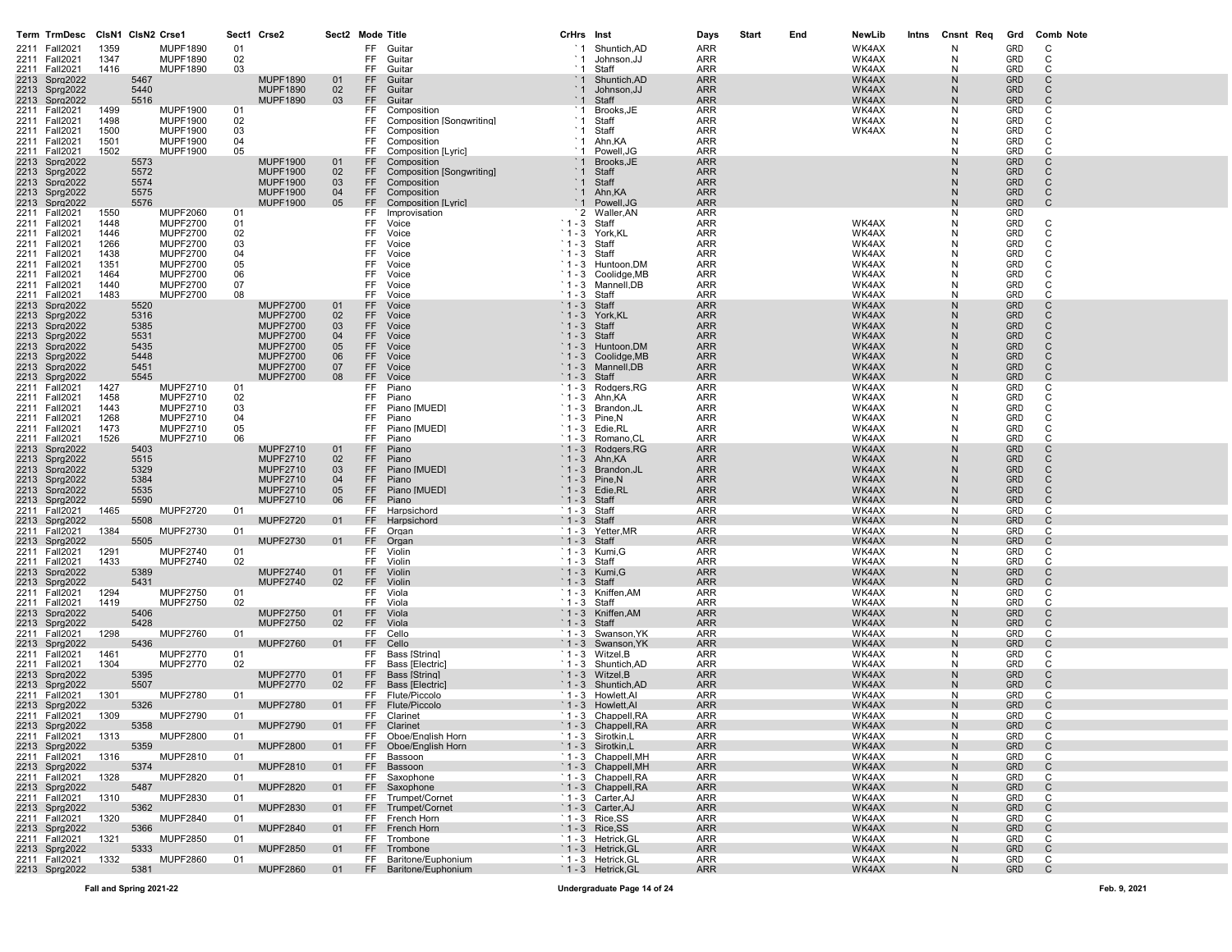| Term | TrmDesc | ClsN1 | ClsN2 | Crse1 | Sect1 | Crse2 | Sect2 | Mode | Title | CrHrs | Inst | Days | Start | End | NewLib | Intns | Cnsnt | Req | Grd | Comb | Note |
|---|---|---|---|---|---|---|---|---|---|---|---|---|---|---|---|---|---|---|---|---|---|
| 2211 | Fall2021 | 1359 | | MUPF1890 | 01 | | | FF | Guitar | `1 | Shuntich,AD | ARR | | | WK4AX | | N | | GRD | C | |
| 2211 | Fall2021 | 1347 | | MUPF1890 | 02 | | | FF | Guitar | `1 | Johnson,JJ | ARR | | | WK4AX | | N | | GRD | C | |
| 2211 | Fall2021 | 1416 | | MUPF1890 | 03 | | | FF | Guitar | `1 | Staff | ARR | | | WK4AX | | N | | GRD | C | |
| 2213 | Sprg2022 | | 5467 | | | MUPF1890 | 01 | FF | Guitar | `1 | Shuntich,AD | ARR | | | WK4AX | | N | | GRD | C | |
| 2213 | Sprg2022 | | 5440 | | | MUPF1890 | 02 | FF | Guitar | `1 | Johnson,JJ | ARR | | | WK4AX | | N | | GRD | C | |
| 2213 | Sprg2022 | | 5516 | | | MUPF1890 | 03 | FF | Guitar | `1 | Staff | ARR | | | WK4AX | | N | | GRD | C | |
| 2211 | Fall2021 | 1499 | | MUPF1900 | 01 | | | FF | Composition | `1 | Brooks,JE | ARR | | | WK4AX | | N | | GRD | C | |
| 2211 | Fall2021 | 1498 | | MUPF1900 | 02 | | | FF | Composition [Songwriting] | `1 | Staff | ARR | | | WK4AX | | N | | GRD | C | |
| 2211 | Fall2021 | 1500 | | MUPF1900 | 03 | | | FF | Composition | `1 | Staff | ARR | | | WK4AX | | N | | GRD | C | |
| 2211 | Fall2021 | 1501 | | MUPF1900 | 04 | | | FF | Composition | `1 | Ahn,KA | ARR | | | | | N | | GRD | C | |
| 2211 | Fall2021 | 1502 | | MUPF1900 | 05 | | | FF | Composition [Lyric] | `1 | Powell,JG | ARR | | | | | N | | GRD | C | |
| 2213 | Sprg2022 | | 5573 | | | MUPF1900 | 01 | FF | Composition | `1 | Brooks,JE | ARR | | | | | N | | GRD | C | |
| 2213 | Sprg2022 | | 5572 | | | MUPF1900 | 02 | FF | Composition [Songwriting] | `1 | Staff | ARR | | | | | N | | GRD | C | |
| 2213 | Sprg2022 | | 5574 | | | MUPF1900 | 03 | FF | Composition | `1 | Staff | ARR | | | | | N | | GRD | C | |
| 2213 | Sprg2022 | | 5575 | | | MUPF1900 | 04 | FF | Composition | `1 | Ahn,KA | ARR | | | | | N | | GRD | C | |
| 2213 | Sprg2022 | | 5576 | | | MUPF1900 | 05 | FF | Composition [Lyric] | `1 | Powell,JG | ARR | | | | | N | | GRD | C | |
| 2211 | Fall2021 | 1550 | | MUPF2060 | 01 | | | FF | Improvisation | `2 | Waller,AN | ARR | | | | | N | | GRD | | |
| 2211 | Fall2021 | 1448 | | MUPF2700 | 01 | | | FF | Voice | `1 - 3 | Staff | ARR | | | WK4AX | | N | | GRD | C | |
| 2211 | Fall2021 | 1446 | | MUPF2700 | 02 | | | FF | Voice | `1 - 3 | York,KL | ARR | | | WK4AX | | N | | GRD | C | |
| 2211 | Fall2021 | 1266 | | MUPF2700 | 03 | | | FF | Voice | `1 - 3 | Staff | ARR | | | WK4AX | | N | | GRD | C | |
| 2211 | Fall2021 | 1438 | | MUPF2700 | 04 | | | FF | Voice | `1 - 3 | Staff | ARR | | | WK4AX | | N | | GRD | C | |
| 2211 | Fall2021 | 1351 | | MUPF2700 | 05 | | | FF | Voice | `1 - 3 | Huntoon,DM | ARR | | | WK4AX | | N | | GRD | C | |
| 2211 | Fall2021 | 1464 | | MUPF2700 | 06 | | | FF | Voice | `1 - 3 | Coolidge,MB | ARR | | | WK4AX | | N | | GRD | C | |
| 2211 | Fall2021 | 1440 | | MUPF2700 | 07 | | | FF | Voice | `1 - 3 | Mannell,DB | ARR | | | WK4AX | | N | | GRD | C | |
| 2211 | Fall2021 | 1483 | | MUPF2700 | 08 | | | FF | Voice | `1 - 3 | Staff | ARR | | | WK4AX | | N | | GRD | C | |
| 2213 | Sprg2022 | | 5520 | | | MUPF2700 | 01 | FF | Voice | `1 - 3 | Staff | ARR | | | WK4AX | | N | | GRD | C | |
| 2213 | Sprg2022 | | 5316 | | | MUPF2700 | 02 | FF | Voice | `1 - 3 | York,KL | ARR | | | WK4AX | | N | | GRD | C | |
| 2213 | Sprg2022 | | 5385 | | | MUPF2700 | 03 | FF | Voice | `1 - 3 | Staff | ARR | | | WK4AX | | N | | GRD | C | |
| 2213 | Sprg2022 | | 5531 | | | MUPF2700 | 04 | FF | Voice | `1 - 3 | Staff | ARR | | | WK4AX | | N | | GRD | C | |
| 2213 | Sprg2022 | | 5435 | | | MUPF2700 | 05 | FF | Voice | `1 - 3 | Huntoon,DM | ARR | | | WK4AX | | N | | GRD | C | |
| 2213 | Sprg2022 | | 5448 | | | MUPF2700 | 06 | FF | Voice | `1 - 3 | Coolidge,MB | ARR | | | WK4AX | | N | | GRD | C | |
| 2213 | Sprg2022 | | 5451 | | | MUPF2700 | 07 | FF | Voice | `1 - 3 | Mannell,DB | ARR | | | WK4AX | | N | | GRD | C | |
| 2213 | Sprg2022 | | 5545 | | | MUPF2700 | 08 | FF | Voice | `1 - 3 | Staff | ARR | | | WK4AX | | N | | GRD | C | |
| 2211 | Fall2021 | 1427 | | MUPF2710 | 01 | | | FF | Piano | `1 - 3 | Rodgers,RG | ARR | | | WK4AX | | N | | GRD | C | |
| 2211 | Fall2021 | 1458 | | MUPF2710 | 02 | | | FF | Piano | `1 - 3 | Ahn,KA | ARR | | | WK4AX | | N | | GRD | C | |
| 2211 | Fall2021 | 1443 | | MUPF2710 | 03 | | | FF | Piano [MUED] | `1 - 3 | Brandon,JL | ARR | | | WK4AX | | N | | GRD | C | |
| 2211 | Fall2021 | 1268 | | MUPF2710 | 04 | | | FF | Piano | `1 - 3 | Pine,N | ARR | | | WK4AX | | N | | GRD | C | |
| 2211 | Fall2021 | 1473 | | MUPF2710 | 05 | | | FF | Piano [MUED] | `1 - 3 | Edie,RL | ARR | | | WK4AX | | N | | GRD | C | |
| 2211 | Fall2021 | 1526 | | MUPF2710 | 06 | | | FF | Piano | `1 - 3 | Romano,CL | ARR | | | WK4AX | | N | | GRD | C | |
| 2213 | Sprg2022 | | 5403 | | | MUPF2710 | 01 | FF | Piano | `1 - 3 | Rodgers,RG | ARR | | | WK4AX | | N | | GRD | C | |
| 2213 | Sprg2022 | | 5515 | | | MUPF2710 | 02 | FF | Piano | `1 - 3 | Ahn,KA | ARR | | | WK4AX | | N | | GRD | C | |
| 2213 | Sprg2022 | | 5329 | | | MUPF2710 | 03 | FF | Piano [MUED] | `1 - 3 | Brandon,JL | ARR | | | WK4AX | | N | | GRD | C | |
| 2213 | Sprg2022 | | 5384 | | | MUPF2710 | 04 | FF | Piano | `1 - 3 | Pine,N | ARR | | | WK4AX | | N | | GRD | C | |
| 2213 | Sprg2022 | | 5535 | | | MUPF2710 | 05 | FF | Piano [MUED] | `1 - 3 | Edie,RL | ARR | | | WK4AX | | N | | GRD | C | |
| 2213 | Sprg2022 | | 5590 | | | MUPF2710 | 06 | FF | Piano | `1 - 3 | Staff | ARR | | | WK4AX | | N | | GRD | C | |
| 2211 | Fall2021 | 1465 | | MUPF2720 | 01 | | | FF | Harpsichord | `1 - 3 | Staff | ARR | | | WK4AX | | N | | GRD | C | |
| 2213 | Sprg2022 | | 5508 | | | MUPF2720 | 01 | FF | Harpsichord | `1 - 3 | Staff | ARR | | | WK4AX | | N | | GRD | C | |
| 2211 | Fall2021 | 1384 | | MUPF2730 | 01 | | | FF | Organ | `1 - 3 | Yetter,MR | ARR | | | WK4AX | | N | | GRD | C | |
| 2213 | Sprg2022 | | 5505 | | | MUPF2730 | 01 | FF | Organ | `1 - 3 | Staff | ARR | | | WK4AX | | N | | GRD | C | |
| 2211 | Fall2021 | 1291 | | MUPF2740 | 01 | | | FF | Violin | `1 - 3 | Kumi,G | ARR | | | WK4AX | | N | | GRD | C | |
| 2211 | Fall2021 | 1433 | | MUPF2740 | 02 | | | FF | Violin | `1 - 3 | Staff | ARR | | | WK4AX | | N | | GRD | C | |
| 2213 | Sprg2022 | | 5389 | | | MUPF2740 | 01 | FF | Violin | `1 - 3 | Kumi,G | ARR | | | WK4AX | | N | | GRD | C | |
| 2213 | Sprg2022 | | 5431 | | | MUPF2740 | 02 | FF | Violin | `1 - 3 | Staff | ARR | | | WK4AX | | N | | GRD | C | |
| 2211 | Fall2021 | 1294 | | MUPF2750 | 01 | | | FF | Viola | `1 - 3 | Kniffen,AM | ARR | | | WK4AX | | N | | GRD | C | |
| 2211 | Fall2021 | 1419 | | MUPF2750 | 02 | | | FF | Viola | `1 - 3 | Staff | ARR | | | WK4AX | | N | | GRD | C | |
| 2213 | Sprg2022 | | 5406 | | | MUPF2750 | 01 | FF | Viola | `1 - 3 | Kniffen,AM | ARR | | | WK4AX | | N | | GRD | C | |
| 2213 | Sprg2022 | | 5428 | | | MUPF2750 | 02 | FF | Viola | `1 - 3 | Staff | ARR | | | WK4AX | | N | | GRD | C | |
| 2211 | Fall2021 | 1298 | | MUPF2760 | 01 | | | FF | Cello | `1 - 3 | Swanson,YK | ARR | | | WK4AX | | N | | GRD | C | |
| 2213 | Sprg2022 | | 5436 | | | MUPF2760 | 01 | FF | Cello | `1 - 3 | Swanson,YK | ARR | | | WK4AX | | N | | GRD | C | |
| 2211 | Fall2021 | 1461 | | MUPF2770 | 01 | | | FF | Bass [String] | `1 - 3 | Witzel,B | ARR | | | WK4AX | | N | | GRD | C | |
| 2211 | Fall2021 | 1304 | | MUPF2770 | 02 | | | FF | Bass [Electric] | `1 - 3 | Shuntich,AD | ARR | | | WK4AX | | N | | GRD | C | |
| 2213 | Sprg2022 | | 5395 | | | MUPF2770 | 01 | FF | Bass [String] | `1 - 3 | Witzel,B | ARR | | | WK4AX | | N | | GRD | C | |
| 2213 | Sprg2022 | | 5507 | | | MUPF2770 | 02 | FF | Bass [Electric] | `1 - 3 | Shuntich,AD | ARR | | | WK4AX | | N | | GRD | C | |
| 2211 | Fall2021 | 1301 | | MUPF2780 | 01 | | | FF | Flute/Piccolo | `1 - 3 | Howlett,AI | ARR | | | WK4AX | | N | | GRD | C | |
| 2213 | Sprg2022 | | 5326 | | | MUPF2780 | 01 | FF | Flute/Piccolo | `1 - 3 | Howlett,AI | ARR | | | WK4AX | | N | | GRD | C | |
| 2211 | Fall2021 | 1309 | | MUPF2790 | 01 | | | FF | Clarinet | `1 - 3 | Chappell,RA | ARR | | | WK4AX | | N | | GRD | C | |
| 2213 | Sprg2022 | | 5358 | | | MUPF2790 | 01 | FF | Clarinet | `1 - 3 | Chappell,RA | ARR | | | WK4AX | | N | | GRD | C | |
| 2211 | Fall2021 | 1313 | | MUPF2800 | 01 | | | FF | Oboe/English Horn | `1 - 3 | Sirotkin,L | ARR | | | WK4AX | | N | | GRD | C | |
| 2213 | Sprg2022 | | 5359 | | | MUPF2800 | 01 | FF | Oboe/English Horn | `1 - 3 | Sirotkin,L | ARR | | | WK4AX | | N | | GRD | C | |
| 2211 | Fall2021 | 1316 | | MUPF2810 | 01 | | | FF | Bassoon | `1 - 3 | Chappell,MH | ARR | | | WK4AX | | N | | GRD | C | |
| 2213 | Sprg2022 | | 5374 | | | MUPF2810 | 01 | FF | Bassoon | `1 - 3 | Chappell,MH | ARR | | | WK4AX | | N | | GRD | C | |
| 2211 | Fall2021 | 1328 | | MUPF2820 | 01 | | | FF | Saxophone | `1 - 3 | Chappell,RA | ARR | | | WK4AX | | N | | GRD | C | |
| 2213 | Sprg2022 | | 5487 | | | MUPF2820 | 01 | FF | Saxophone | `1 - 3 | Chappell,RA | ARR | | | WK4AX | | N | | GRD | C | |
| 2211 | Fall2021 | 1310 | | MUPF2830 | 01 | | | FF | Trumpet/Cornet | `1 - 3 | Carter,AJ | ARR | | | WK4AX | | N | | GRD | C | |
| 2213 | Sprg2022 | | 5362 | | | MUPF2830 | 01 | FF | Trumpet/Cornet | `1 - 3 | Carter,AJ | ARR | | | WK4AX | | N | | GRD | C | |
| 2211 | Fall2021 | 1320 | | MUPF2840 | 01 | | | FF | French Horn | `1 - 3 | Rice,SS | ARR | | | WK4AX | | N | | GRD | C | |
| 2213 | Sprg2022 | | 5366 | | | MUPF2840 | 01 | FF | French Horn | `1 - 3 | Rice,SS | ARR | | | WK4AX | | N | | GRD | C | |
| 2211 | Fall2021 | 1321 | | MUPF2850 | 01 | | | FF | Trombone | `1 - 3 | Hetrick,GL | ARR | | | WK4AX | | N | | GRD | C | |
| 2213 | Sprg2022 | | 5333 | | | MUPF2850 | 01 | FF | Trombone | `1 - 3 | Hetrick,GL | ARR | | | WK4AX | | N | | GRD | C | |
| 2211 | Fall2021 | 1332 | | MUPF2860 | 01 | | | FF | Baritone/Euphonium | `1 - 3 | Hetrick,GL | ARR | | | WK4AX | | N | | GRD | C | |
| 2213 | Sprg2022 | | 5381 | | | MUPF2860 | 01 | FF | Baritone/Euphonium | `1 - 3 | Hetrick,GL | ARR | | | WK4AX | | N | | GRD | C | |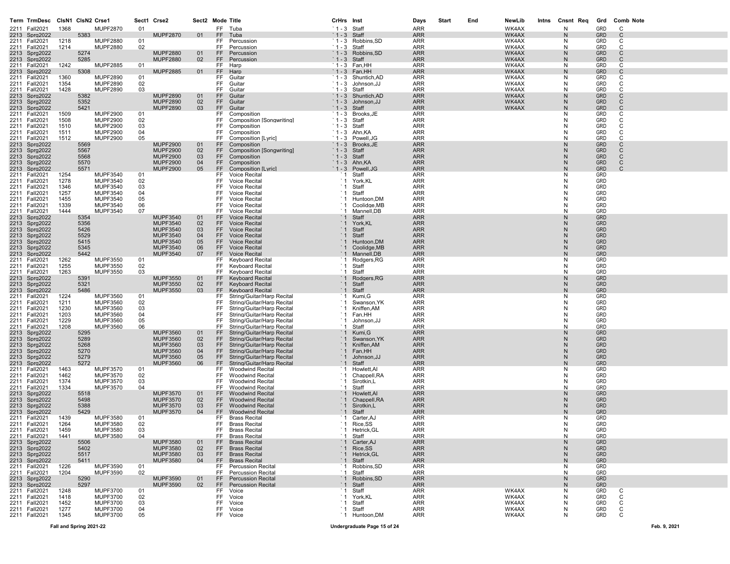| Term | TrmDesc | ClsN1 | ClsN2 | Crse1 | Sect1 | Crse2 | Sect2 | Mode | Title | CrHrs | Inst | Days | Start | End | NewLib | Intns | Cnsnt | Req | Grd | Comb | Note |
|---|---|---|---|---|---|---|---|---|---|---|---|---|---|---|---|---|---|---|---|---|---|
| 2211 | Fall2021 | 1368 | | MUPF2870 | 01 | | | FF | Tuba | `1 - 3 | Staff | ARR | | | WK4AX | | N | | GRD | C | |
| 2213 | Sprg2022 | | 5383 | | | MUPF2870 | 01 | FF | Tuba | `1 - 3 | Staff | ARR | | | WK4AX | | N | | GRD | C | |
| 2211 | Fall2021 | 1218 | | MUPF2880 | 01 | | | FF | Percussion | `1 - 3 | Robbins,SD | ARR | | | WK4AX | | N | | GRD | C | |
| 2211 | Fall2021 | 1214 | | MUPF2880 | 02 | | | FF | Percussion | `1 - 3 | Staff | ARR | | | WK4AX | | N | | GRD | C | |
| 2213 | Sprg2022 | | 5274 | | | MUPF2880 | 01 | FF | Percussion | `1 - 3 | Robbins,SD | ARR | | | WK4AX | | N | | GRD | C | |
| 2213 | Sprg2022 | | 5285 | | | MUPF2880 | 02 | FF | Percussion | `1 - 3 | Staff | ARR | | | WK4AX | | N | | GRD | C | |
| 2211 | Fall2021 | 1242 | | MUPF2885 | 01 | | | FF | Harp | `1 - 3 | Fan,HH | ARR | | | WK4AX | | N | | GRD | C | |
| 2213 | Sprg2022 | | 5308 | | | MUPF2885 | 01 | FF | Harp | `1 - 3 | Fan,HH | ARR | | | WK4AX | | N | | GRD | C | |
| 2211 | Fall2021 | 1360 | | MUPF2890 | 01 | | | FF | Guitar | `1 - 3 | Shuntich,AD | ARR | | | WK4AX | | N | | GRD | C | |
| 2211 | Fall2021 | 1354 | | MUPF2890 | 02 | | | FF | Guitar | `1 - 3 | Johnson,JJ | ARR | | | WK4AX | | N | | GRD | C | |
| 2211 | Fall2021 | 1428 | | MUPF2890 | 03 | | | FF | Guitar | `1 - 3 | Staff | ARR | | | WK4AX | | N | | GRD | C | |
| 2213 | Sprg2022 | | 5382 | | | MUPF2890 | 01 | FF | Guitar | `1 - 3 | Shuntich,AD | ARR | | | WK4AX | | N | | GRD | C | |
| 2213 | Sprg2022 | | 5352 | | | MUPF2890 | 02 | FF | Guitar | `1 - 3 | Johnson,JJ | ARR | | | WK4AX | | N | | GRD | C | |
| 2213 | Sprg2022 | | 5421 | | | MUPF2890 | 03 | FF | Guitar | `1 - 3 | Staff | ARR | | | WK4AX | | N | | GRD | C | |
| 2211 | Fall2021 | 1509 | | MUPF2900 | 01 | | | FF | Composition | `1 - 3 | Brooks,JE | ARR | | | | | N | | GRD | C | |
| 2211 | Fall2021 | 1508 | | MUPF2900 | 02 | | | FF | Composition [Songwriting] | `1 - 3 | Staff | ARR | | | | | N | | GRD | C | |
| 2211 | Fall2021 | 1510 | | MUPF2900 | 03 | | | FF | Composition | `1 - 3 | Staff | ARR | | | | | N | | GRD | C | |
| 2211 | Fall2021 | 1511 | | MUPF2900 | 04 | | | FF | Composition | `1 - 3 | Ahn,KA | ARR | | | | | N | | GRD | C | |
| 2211 | Fall2021 | 1512 | | MUPF2900 | 05 | | | FF | Composition [Lyric] | `1 - 3 | Powell,JG | ARR | | | | | N | | GRD | C | |
| 2213 | Sprg2022 | | 5569 | | | MUPF2900 | 01 | FF | Composition | `1 - 3 | Brooks,JE | ARR | | | | | N | | GRD | C | |
| 2213 | Sprg2022 | | 5567 | | | MUPF2900 | 02 | FF | Composition [Songwriting] | `1 - 3 | Staff | ARR | | | | | N | | GRD | C | |
| 2213 | Sprg2022 | | 5568 | | | MUPF2900 | 03 | FF | Composition | `1 - 3 | Staff | ARR | | | | | N | | GRD | C | |
| 2213 | Sprg2022 | | 5570 | | | MUPF2900 | 04 | FF | Composition | `1 - 3 | Ahn,KA | ARR | | | | | N | | GRD | C | |
| 2213 | Sprg2022 | | 5571 | | | MUPF2900 | 05 | FF | Composition [Lyric] | `1 - 3 | Powell,JG | ARR | | | | | N | | GRD | C | |
| 2211 | Fall2021 | 1254 | | MUPF3540 | 01 | | | FF | Voice Recital | `1 | Staff | ARR | | | | | N | | GRD | | |
| 2211 | Fall2021 | 1278 | | MUPF3540 | 02 | | | FF | Voice Recital | `1 | York,KL | ARR | | | | | N | | GRD | | |
| 2211 | Fall2021 | 1346 | | MUPF3540 | 03 | | | FF | Voice Recital | `1 | Staff | ARR | | | | | N | | GRD | | |
| 2211 | Fall2021 | 1257 | | MUPF3540 | 04 | | | FF | Voice Recital | `1 | Staff | ARR | | | | | N | | GRD | | |
| 2211 | Fall2021 | 1455 | | MUPF3540 | 05 | | | FF | Voice Recital | `1 | Huntoon,DM | ARR | | | | | N | | GRD | | |
| 2211 | Fall2021 | 1339 | | MUPF3540 | 06 | | | FF | Voice Recital | `1 | Coolidge,MB | ARR | | | | | N | | GRD | | |
| 2211 | Fall2021 | 1444 | | MUPF3540 | 07 | | | FF | Voice Recital | `1 | Mannell,DB | ARR | | | | | N | | GRD | | |
| 2213 | Sprg2022 | | 5354 | | | MUPF3540 | 01 | FF | Voice Recital | `1 | Staff | ARR | | | | | N | | GRD | | |
| 2213 | Sprg2022 | | 5356 | | | MUPF3540 | 02 | FF | Voice Recital | `1 | York,KL | ARR | | | | | N | | GRD | | |
| 2213 | Sprg2022 | | 5426 | | | MUPF3540 | 03 | FF | Voice Recital | `1 | Staff | ARR | | | | | N | | GRD | | |
| 2213 | Sprg2022 | | 5529 | | | MUPF3540 | 04 | FF | Voice Recital | `1 | Staff | ARR | | | | | N | | GRD | | |
| 2213 | Sprg2022 | | 5415 | | | MUPF3540 | 05 | FF | Voice Recital | `1 | Huntoon,DM | ARR | | | | | N | | GRD | | |
| 2213 | Sprg2022 | | 5345 | | | MUPF3540 | 06 | FF | Voice Recital | `1 | Coolidge,MB | ARR | | | | | N | | GRD | | |
| 2213 | Sprg2022 | | 5442 | | | MUPF3540 | 07 | FF | Voice Recital | `1 | Mannell,DB | ARR | | | | | N | | GRD | | |
| 2211 | Fall2021 | 1262 | | MUPF3550 | 01 | | | FF | Keyboard Recital | `1 | Rodgers,RG | ARR | | | | | N | | GRD | | |
| 2211 | Fall2021 | 1255 | | MUPF3550 | 02 | | | FF | Keyboard Recital | `1 | Staff | ARR | | | | | N | | GRD | | |
| 2211 | Fall2021 | 1263 | | MUPF3550 | 03 | | | FF | Keyboard Recital | `1 | Staff | ARR | | | | | N | | GRD | | |
| 2213 | Sprg2022 | | 5391 | | | MUPF3550 | 01 | FF | Keyboard Recital | `1 | Rodgers,RG | ARR | | | | | N | | GRD | | |
| 2213 | Sprg2022 | | 5321 | | | MUPF3550 | 02 | FF | Keyboard Recital | `1 | Staff | ARR | | | | | N | | GRD | | |
| 2213 | Sprg2022 | | 5486 | | | MUPF3550 | 03 | FF | Keyboard Recital | `1 | Staff | ARR | | | | | N | | GRD | | |
| 2211 | Fall2021 | 1224 | | MUPF3560 | 01 | | | FF | String/Guitar/Harp Recital | `1 | Kumi,G | ARR | | | | | N | | GRD | | |
| 2211 | Fall2021 | 1211 | | MUPF3560 | 02 | | | FF | String/Guitar/Harp Recital | `1 | Swanson,YK | ARR | | | | | N | | GRD | | |
| 2211 | Fall2021 | 1230 | | MUPF3560 | 03 | | | FF | String/Guitar/Harp Recital | `1 | Kniffen,AM | ARR | | | | | N | | GRD | | |
| 2211 | Fall2021 | 1203 | | MUPF3560 | 04 | | | FF | String/Guitar/Harp Recital | `1 | Fan,HH | ARR | | | | | N | | GRD | | |
| 2211 | Fall2021 | 1229 | | MUPF3560 | 05 | | | FF | String/Guitar/Harp Recital | `1 | Johnson,JJ | ARR | | | | | N | | GRD | | |
| 2211 | Fall2021 | 1208 | | MUPF3560 | 06 | | | FF | String/Guitar/Harp Recital | `1 | Staff | ARR | | | | | N | | GRD | | |
| 2213 | Sprg2022 | | 5295 | | | MUPF3560 | 01 | FF | String/Guitar/Harp Recital | `1 | Kumi,G | ARR | | | | | N | | GRD | | |
| 2213 | Sprg2022 | | 5289 | | | MUPF3560 | 02 | FF | String/Guitar/Harp Recital | `1 | Swanson,YK | ARR | | | | | N | | GRD | | |
| 2213 | Sprg2022 | | 5268 | | | MUPF3560 | 03 | FF | String/Guitar/Harp Recital | `1 | Kniffen,AM | ARR | | | | | N | | GRD | | |
| 2213 | Sprg2022 | | 5270 | | | MUPF3560 | 04 | FF | String/Guitar/Harp Recital | `1 | Fan,HH | ARR | | | | | N | | GRD | | |
| 2213 | Sprg2022 | | 5279 | | | MUPF3560 | 05 | FF | String/Guitar/Harp Recital | `1 | Johnson,JJ | ARR | | | | | N | | GRD | | |
| 2213 | Sprg2022 | | 5272 | | | MUPF3560 | 06 | FF | String/Guitar/Harp Recital | `1 | Staff | ARR | | | | | N | | GRD | | |
| 2211 | Fall2021 | 1463 | | MUPF3570 | 01 | | | FF | Woodwind Recital | `1 | Howlett,AI | ARR | | | | | N | | GRD | | |
| 2211 | Fall2021 | 1462 | | MUPF3570 | 02 | | | FF | Woodwind Recital | `1 | Chappell,RA | ARR | | | | | N | | GRD | | |
| 2211 | Fall2021 | 1374 | | MUPF3570 | 03 | | | FF | Woodwind Recital | `1 | Sirotkin,L | ARR | | | | | N | | GRD | | |
| 2211 | Fall2021 | 1334 | | MUPF3570 | 04 | | | FF | Woodwind Recital | `1 | Staff | ARR | | | | | N | | GRD | | |
| 2213 | Sprg2022 | | 5518 | | | MUPF3570 | 01 | FF | Woodwind Recital | `1 | Howlett,AI | ARR | | | | | N | | GRD | | |
| 2213 | Sprg2022 | | 5498 | | | MUPF3570 | 02 | FF | Woodwind Recital | `1 | Chappell,RA | ARR | | | | | N | | GRD | | |
| 2213 | Sprg2022 | | 5388 | | | MUPF3570 | 03 | FF | Woodwind Recital | `1 | Sirotkin,L | ARR | | | | | N | | GRD | | |
| 2213 | Sprg2022 | | 5429 | | | MUPF3570 | 04 | FF | Woodwind Recital | `1 | Staff | ARR | | | | | N | | GRD | | |
| 2211 | Fall2021 | 1439 | | MUPF3580 | 01 | | | FF | Brass Recital | `1 | Carter,AJ | ARR | | | | | N | | GRD | | |
| 2211 | Fall2021 | 1264 | | MUPF3580 | 02 | | | FF | Brass Recital | `1 | Rice,SS | ARR | | | | | N | | GRD | | |
| 2211 | Fall2021 | 1459 | | MUPF3580 | 03 | | | FF | Brass Recital | `1 | Hetrick,GL | ARR | | | | | N | | GRD | | |
| 2211 | Fall2021 | 1441 | | MUPF3580 | 04 | | | FF | Brass Recital | `1 | Staff | ARR | | | | | N | | GRD | | |
| 2213 | Sprg2022 | | 5506 | | | MUPF3580 | 01 | FF | Brass Recital | `1 | Carter,AJ | ARR | | | | | N | | GRD | | |
| 2213 | Sprg2022 | | 5402 | | | MUPF3580 | 02 | FF | Brass Recital | `1 | Rice,SS | ARR | | | | | N | | GRD | | |
| 2213 | Sprg2022 | | 5517 | | | MUPF3580 | 03 | FF | Brass Recital | `1 | Hetrick,GL | ARR | | | | | N | | GRD | | |
| 2213 | Sprg2022 | | 5411 | | | MUPF3580 | 04 | FF | Brass Recital | `1 | Staff | ARR | | | | | N | | GRD | | |
| 2211 | Fall2021 | 1226 | | MUPF3590 | 01 | | | FF | Percussion Recital | `1 | Robbins,SD | ARR | | | | | N | | GRD | | |
| 2211 | Fall2021 | 1204 | | MUPF3590 | 02 | | | FF | Percussion Recital | `1 | Staff | ARR | | | | | N | | GRD | | |
| 2213 | Sprg2022 | | 5290 | | | MUPF3590 | 01 | FF | Percussion Recital | `1 | Robbins,SD | ARR | | | | | N | | GRD | | |
| 2213 | Sprg2022 | | 5297 | | | MUPF3590 | 02 | FF | Percussion Recital | `1 | Staff | ARR | | | | | N | | GRD | | |
| 2211 | Fall2021 | 1248 | | MUPF3700 | 01 | | | FF | Voice | `1 | Staff | ARR | | | WK4AX | | N | | GRD | C | |
| 2211 | Fall2021 | 1418 | | MUPF3700 | 02 | | | FF | Voice | `1 | York,KL | ARR | | | WK4AX | | N | | GRD | C | |
| 2211 | Fall2021 | 1452 | | MUPF3700 | 03 | | | FF | Voice | `1 | Staff | ARR | | | WK4AX | | N | | GRD | C | |
| 2211 | Fall2021 | 1277 | | MUPF3700 | 04 | | | FF | Voice | `1 | Staff | ARR | | | WK4AX | | N | | GRD | C | |
| 2211 | Fall2021 | 1345 | | MUPF3700 | 05 | | | FF | Voice | `1 | Huntoon,DM | ARR | | | WK4AX | | N | | GRD | C | |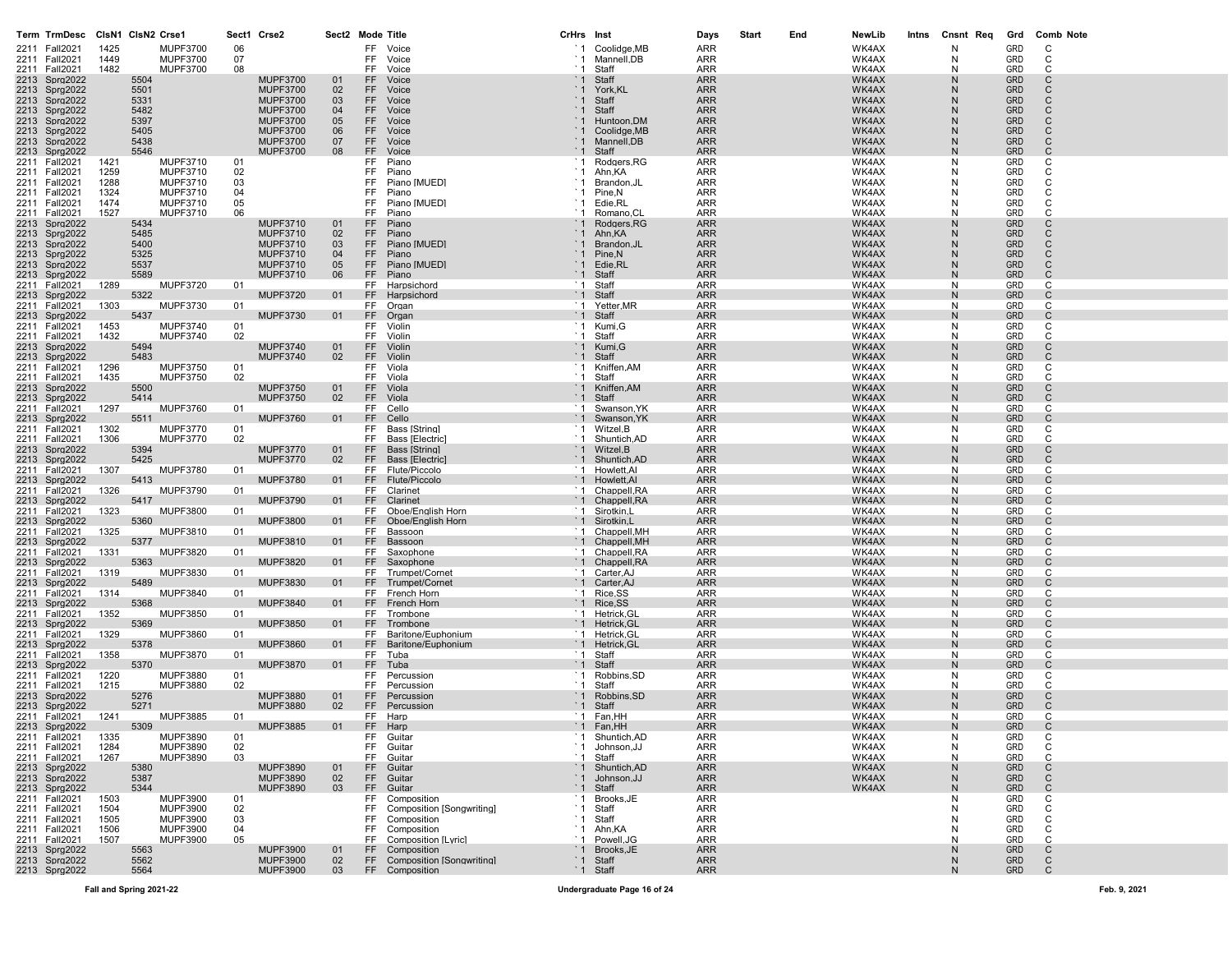| Term | TrmDesc | ClsN1 | ClsN2 | Crse1 | Sect1 | Crse2 | Sect2 | Mode | Title | CrHrs | Inst | Days | Start | End | NewLib | Intns | Cnsnt | Req | Grd | Comb | Note |
|---|---|---|---|---|---|---|---|---|---|---|---|---|---|---|---|---|---|---|---|---|---|
| 2211 | Fall2021 | 1425 | | MUPF3700 | 06 | | | FF | Voice | `1 | Coolidge,MB | ARR | | | WK4AX | | N | | GRD | C | |
| 2211 | Fall2021 | 1449 | | MUPF3700 | 07 | | | FF | Voice | `1 | Mannell,DB | ARR | | | WK4AX | | N | | GRD | C | |
| 2211 | Fall2021 | 1482 | | MUPF3700 | 08 | | | FF | Voice | `1 | Staff | ARR | | | WK4AX | | N | | GRD | C | |
| 2213 | Sprg2022 | | 5504 | | | MUPF3700 | 01 | FF | Voice | `1 | Staff | ARR | | | WK4AX | | N | | GRD | C | |
| 2213 | Sprg2022 | | 5501 | | | MUPF3700 | 02 | FF | Voice | `1 | York,KL | ARR | | | WK4AX | | N | | GRD | C | |
| 2213 | Sprg2022 | | 5331 | | | MUPF3700 | 03 | FF | Voice | `1 | Staff | ARR | | | WK4AX | | N | | GRD | C | |
| 2213 | Sprg2022 | | 5482 | | | MUPF3700 | 04 | FF | Voice | `1 | Staff | ARR | | | WK4AX | | N | | GRD | C | |
| 2213 | Sprg2022 | | 5397 | | | MUPF3700 | 05 | FF | Voice | `1 | Huntoon,DM | ARR | | | WK4AX | | N | | GRD | C | |
| 2213 | Sprg2022 | | 5405 | | | MUPF3700 | 06 | FF | Voice | `1 | Coolidge,MB | ARR | | | WK4AX | | N | | GRD | C | |
| 2213 | Sprg2022 | | 5438 | | | MUPF3700 | 07 | FF | Voice | `1 | Mannell,DB | ARR | | | WK4AX | | N | | GRD | C | |
| 2213 | Sprg2022 | | 5546 | | | MUPF3700 | 08 | FF | Voice | `1 | Staff | ARR | | | WK4AX | | N | | GRD | C | |
| 2211 | Fall2021 | 1421 | | MUPF3710 | 01 | | | FF | Piano | `1 | Rodgers,RG | ARR | | | WK4AX | | N | | GRD | C | |
| 2211 | Fall2021 | 1259 | | MUPF3710 | 02 | | | FF | Piano | `1 | Ahn,KA | ARR | | | WK4AX | | N | | GRD | C | |
| 2211 | Fall2021 | 1288 | | MUPF3710 | 03 | | | FF | Piano [MUED] | `1 | Brandon,JL | ARR | | | WK4AX | | N | | GRD | C | |
| 2211 | Fall2021 | 1324 | | MUPF3710 | 04 | | | FF | Piano | `1 | Pine,N | ARR | | | WK4AX | | N | | GRD | C | |
| 2211 | Fall2021 | 1474 | | MUPF3710 | 05 | | | FF | Piano [MUED] | `1 | Edie,RL | ARR | | | WK4AX | | N | | GRD | C | |
| 2211 | Fall2021 | 1527 | | MUPF3710 | 06 | | | FF | Piano | `1 | Romano,CL | ARR | | | WK4AX | | N | | GRD | C | |
| 2213 | Sprg2022 | | 5434 | | | MUPF3710 | 01 | FF | Piano | `1 | Rodgers,RG | ARR | | | WK4AX | | N | | GRD | C | |
| 2213 | Sprg2022 | | 5485 | | | MUPF3710 | 02 | FF | Piano | `1 | Ahn,KA | ARR | | | WK4AX | | N | | GRD | C | |
| 2213 | Sprg2022 | | 5400 | | | MUPF3710 | 03 | FF | Piano [MUED] | `1 | Brandon,JL | ARR | | | WK4AX | | N | | GRD | C | |
| 2213 | Sprg2022 | | 5325 | | | MUPF3710 | 04 | FF | Piano | `1 | Pine,N | ARR | | | WK4AX | | N | | GRD | C | |
| 2213 | Sprg2022 | | 5537 | | | MUPF3710 | 05 | FF | Piano [MUED] | `1 | Edie,RL | ARR | | | WK4AX | | N | | GRD | C | |
| 2213 | Sprg2022 | | 5589 | | | MUPF3710 | 06 | FF | Piano | `1 | Staff | ARR | | | WK4AX | | N | | GRD | C | |
| 2211 | Fall2021 | 1289 | | MUPF3720 | 01 | | | FF | Harpsichord | `1 | Staff | ARR | | | WK4AX | | N | | GRD | C | |
| 2213 | Sprg2022 | | 5322 | | | MUPF3720 | 01 | FF | Harpsichord | `1 | Staff | ARR | | | WK4AX | | N | | GRD | C | |
| 2211 | Fall2021 | 1303 | | MUPF3730 | 01 | | | FF | Organ | `1 | Yetter,MR | ARR | | | WK4AX | | N | | GRD | C | |
| 2213 | Sprg2022 | | 5437 | | | MUPF3730 | 01 | FF | Organ | `1 | Staff | ARR | | | WK4AX | | N | | GRD | C | |
| 2211 | Fall2021 | 1453 | | MUPF3740 | 01 | | | FF | Violin | `1 | Kumi,G | ARR | | | WK4AX | | N | | GRD | C | |
| 2211 | Fall2021 | 1432 | | MUPF3740 | 02 | | | FF | Violin | `1 | Staff | ARR | | | WK4AX | | N | | GRD | C | |
| 2213 | Sprg2022 | | 5494 | | | MUPF3740 | 01 | FF | Violin | `1 | Kumi,G | ARR | | | WK4AX | | N | | GRD | C | |
| 2213 | Sprg2022 | | 5483 | | | MUPF3740 | 02 | FF | Violin | `1 | Staff | ARR | | | WK4AX | | N | | GRD | C | |
| 2211 | Fall2021 | 1296 | | MUPF3750 | 01 | | | FF | Viola | `1 | Kniffen,AM | ARR | | | WK4AX | | N | | GRD | C | |
| 2211 | Fall2021 | 1435 | | MUPF3750 | 02 | | | FF | Viola | `1 | Staff | ARR | | | WK4AX | | N | | GRD | C | |
| 2213 | Sprg2022 | | 5500 | | | MUPF3750 | 01 | FF | Viola | `1 | Kniffen,AM | ARR | | | WK4AX | | N | | GRD | C | |
| 2213 | Sprg2022 | | 5414 | | | MUPF3750 | 02 | FF | Viola | `1 | Staff | ARR | | | WK4AX | | N | | GRD | C | |
| 2211 | Fall2021 | 1297 | | MUPF3760 | 01 | | | FF | Cello | `1 | Swanson,YK | ARR | | | WK4AX | | N | | GRD | C | |
| 2213 | Sprg2022 | | 5511 | | | MUPF3760 | 01 | FF | Cello | `1 | Swanson,YK | ARR | | | WK4AX | | N | | GRD | C | |
| 2211 | Fall2021 | 1302 | | MUPF3770 | 01 | | | FF | Bass [String] | `1 | Witzel,B | ARR | | | WK4AX | | N | | GRD | C | |
| 2211 | Fall2021 | 1306 | | MUPF3770 | 02 | | | FF | Bass [Electric] | `1 | Shuntich,AD | ARR | | | WK4AX | | N | | GRD | C | |
| 2213 | Sprg2022 | | 5394 | | | MUPF3770 | 01 | FF | Bass [String] | `1 | Witzel,B | ARR | | | WK4AX | | N | | GRD | C | |
| 2213 | Sprg2022 | | 5425 | | | MUPF3770 | 02 | FF | Bass [Electric] | `1 | Shuntich,AD | ARR | | | WK4AX | | N | | GRD | C | |
| 2211 | Fall2021 | 1307 | | MUPF3780 | 01 | | | FF | Flute/Piccolo | `1 | Howlett,AI | ARR | | | WK4AX | | N | | GRD | C | |
| 2213 | Sprg2022 | | 5413 | | | MUPF3780 | 01 | FF | Flute/Piccolo | `1 | Howlett,AI | ARR | | | WK4AX | | N | | GRD | C | |
| 2211 | Fall2021 | 1326 | | MUPF3790 | 01 | | | FF | Clarinet | `1 | Chappell,RA | ARR | | | WK4AX | | N | | GRD | C | |
| 2213 | Sprg2022 | | 5417 | | | MUPF3790 | 01 | FF | Clarinet | `1 | Chappell,RA | ARR | | | WK4AX | | N | | GRD | C | |
| 2211 | Fall2021 | 1323 | | MUPF3800 | 01 | | | FF | Oboe/English Horn | `1 | Sirotkin,L | ARR | | | WK4AX | | N | | GRD | C | |
| 2213 | Sprg2022 | | 5360 | | | MUPF3800 | 01 | FF | Oboe/English Horn | `1 | Sirotkin,L | ARR | | | WK4AX | | N | | GRD | C | |
| 2211 | Fall2021 | 1325 | | MUPF3810 | 01 | | | FF | Bassoon | `1 | Chappell,MH | ARR | | | WK4AX | | N | | GRD | C | |
| 2213 | Sprg2022 | | 5377 | | | MUPF3810 | 01 | FF | Bassoon | `1 | Chappell,MH | ARR | | | WK4AX | | N | | GRD | C | |
| 2211 | Fall2021 | 1331 | | MUPF3820 | 01 | | | FF | Saxophone | `1 | Chappell,RA | ARR | | | WK4AX | | N | | GRD | C | |
| 2213 | Sprg2022 | | 5363 | | | MUPF3820 | 01 | FF | Saxophone | `1 | Chappell,RA | ARR | | | WK4AX | | N | | GRD | C | |
| 2211 | Fall2021 | 1319 | | MUPF3830 | 01 | | | FF | Trumpet/Cornet | `1 | Carter,AJ | ARR | | | WK4AX | | N | | GRD | C | |
| 2213 | Sprg2022 | | 5489 | | | MUPF3830 | 01 | FF | Trumpet/Cornet | `1 | Carter,AJ | ARR | | | WK4AX | | N | | GRD | C | |
| 2211 | Fall2021 | 1314 | | MUPF3840 | 01 | | | FF | French Horn | `1 | Rice,SS | ARR | | | WK4AX | | N | | GRD | C | |
| 2213 | Sprg2022 | | 5368 | | | MUPF3840 | 01 | FF | French Horn | `1 | Rice,SS | ARR | | | WK4AX | | N | | GRD | C | |
| 2211 | Fall2021 | 1352 | | MUPF3850 | 01 | | | FF | Trombone | `1 | Hetrick,GL | ARR | | | WK4AX | | N | | GRD | C | |
| 2213 | Sprg2022 | | 5369 | | | MUPF3850 | 01 | FF | Trombone | `1 | Hetrick,GL | ARR | | | WK4AX | | N | | GRD | C | |
| 2211 | Fall2021 | 1329 | | MUPF3860 | 01 | | | FF | Baritone/Euphonium | `1 | Hetrick,GL | ARR | | | WK4AX | | N | | GRD | C | |
| 2213 | Sprg2022 | | 5378 | | | MUPF3860 | 01 | FF | Baritone/Euphonium | `1 | Hetrick,GL | ARR | | | WK4AX | | N | | GRD | C | |
| 2211 | Fall2021 | 1358 | | MUPF3870 | 01 | | | FF | Tuba | `1 | Staff | ARR | | | WK4AX | | N | | GRD | C | |
| 2213 | Sprg2022 | | 5370 | | | MUPF3870 | 01 | FF | Tuba | `1 | Staff | ARR | | | WK4AX | | N | | GRD | C | |
| 2211 | Fall2021 | 1220 | | MUPF3880 | 01 | | | FF | Percussion | `1 | Robbins,SD | ARR | | | WK4AX | | N | | GRD | C | |
| 2211 | Fall2021 | 1215 | | MUPF3880 | 02 | | | FF | Percussion | `1 | Staff | ARR | | | WK4AX | | N | | GRD | C | |
| 2213 | Sprg2022 | | 5276 | | | MUPF3880 | 01 | FF | Percussion | `1 | Robbins,SD | ARR | | | WK4AX | | N | | GRD | C | |
| 2213 | Sprg2022 | | 5271 | | | MUPF3880 | 02 | FF | Percussion | `1 | Staff | ARR | | | WK4AX | | N | | GRD | C | |
| 2211 | Fall2021 | 1241 | | MUPF3885 | 01 | | | FF | Harp | `1 | Fan,HH | ARR | | | WK4AX | | N | | GRD | C | |
| 2213 | Sprg2022 | | 5309 | | | MUPF3885 | 01 | FF | Harp | `1 | Fan,HH | ARR | | | WK4AX | | N | | GRD | C | |
| 2211 | Fall2021 | 1335 | | MUPF3890 | 01 | | | FF | Guitar | `1 | Shuntich,AD | ARR | | | WK4AX | | N | | GRD | C | |
| 2211 | Fall2021 | 1284 | | MUPF3890 | 02 | | | FF | Guitar | `1 | Johnson,JJ | ARR | | | WK4AX | | N | | GRD | C | |
| 2211 | Fall2021 | 1267 | | MUPF3890 | 03 | | | FF | Guitar | `1 | Staff | ARR | | | WK4AX | | N | | GRD | C | |
| 2213 | Sprg2022 | | 5380 | | | MUPF3890 | 01 | FF | Guitar | `1 | Shuntich,AD | ARR | | | WK4AX | | N | | GRD | C | |
| 2213 | Sprg2022 | | 5387 | | | MUPF3890 | 02 | FF | Guitar | `1 | Johnson,JJ | ARR | | | WK4AX | | N | | GRD | C | |
| 2213 | Sprg2022 | | 5344 | | | MUPF3890 | 03 | FF | Guitar | `1 | Staff | ARR | | | WK4AX | | N | | GRD | C | |
| 2211 | Fall2021 | 1503 | | MUPF3900 | 01 | | | FF | Composition | `1 | Brooks,JE | ARR | | | | | N | | GRD | C | |
| 2211 | Fall2021 | 1504 | | MUPF3900 | 02 | | | FF | Composition [Songwriting] | `1 | Staff | ARR | | | | | N | | GRD | C | |
| 2211 | Fall2021 | 1505 | | MUPF3900 | 03 | | | FF | Composition | `1 | Staff | ARR | | | | | N | | GRD | C | |
| 2211 | Fall2021 | 1506 | | MUPF3900 | 04 | | | FF | Composition | `1 | Ahn,KA | ARR | | | | | N | | GRD | C | |
| 2211 | Fall2021 | 1507 | | MUPF3900 | 05 | | | FF | Composition [Lyric] | `1 | Powell,JG | ARR | | | | | N | | GRD | C | |
| 2213 | Sprg2022 | | 5563 | | | MUPF3900 | 01 | FF | Composition | `1 | Brooks,JE | ARR | | | | | N | | GRD | C | |
| 2213 | Sprg2022 | | 5562 | | | MUPF3900 | 02 | FF | Composition [Songwriting] | `1 | Staff | ARR | | | | | N | | GRD | C | |
| 2213 | Sprg2022 | | 5564 | | | MUPF3900 | 03 | FF | Composition | `1 | Staff | ARR | | | | | N | | GRD | C | |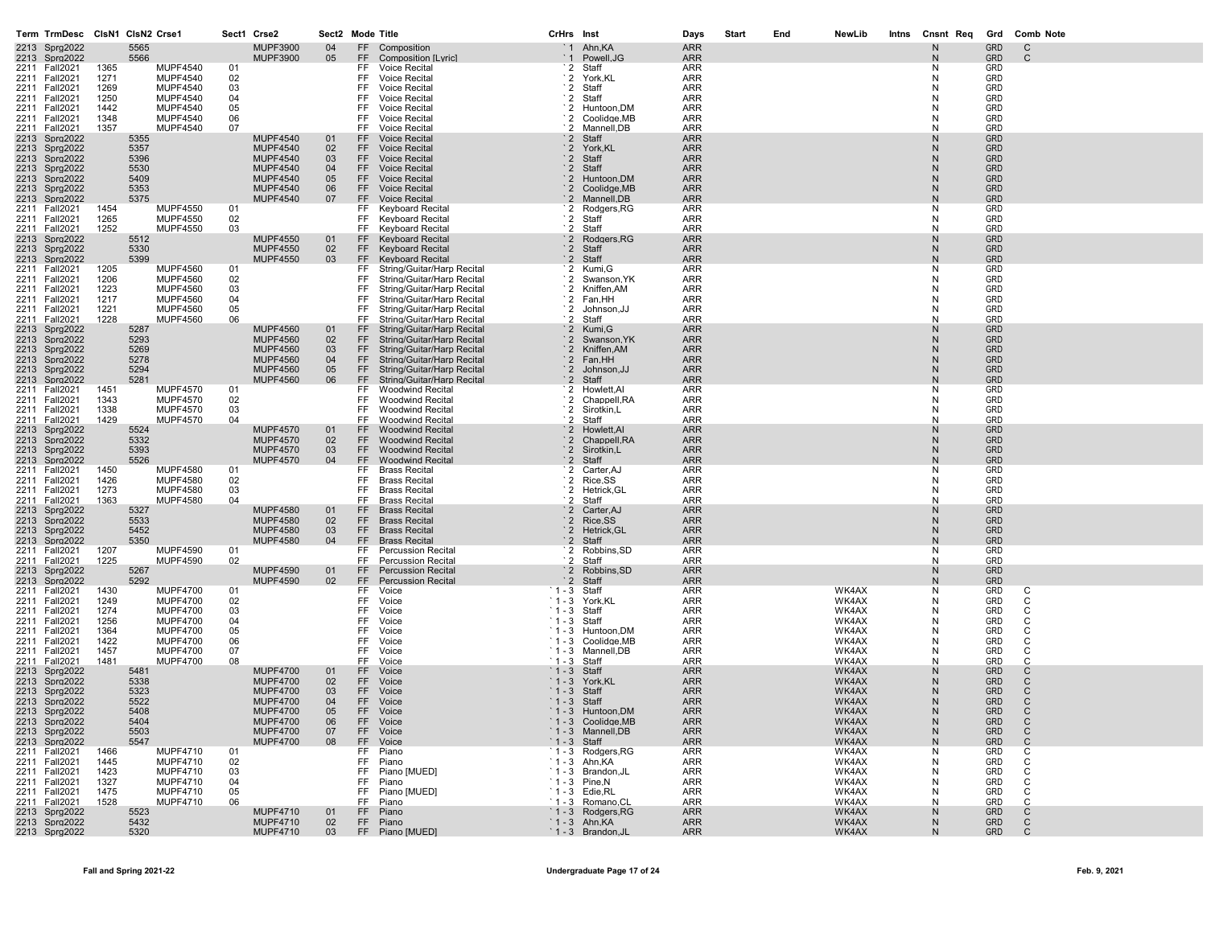| Term | TrmDesc | ClsN1 | ClsN2 | Crse1 | Sect1 | Crse2 | Sect2 | Mode | Title | CrHrs | Inst | Days | Start | End | NewLib | Intns | Cnsnt | Req | Grd | Comb | Note |
|---|---|---|---|---|---|---|---|---|---|---|---|---|---|---|---|---|---|---|---|---|---|
| 2213 | Sprg2022 | | 5565 | | | MUPF3900 | 04 | FF | Composition | `1 | Ahn,KA | ARR | | | | | N | | GRD | C | |
| 2213 | Sprg2022 | | 5566 | | | MUPF3900 | 05 | FF | Composition [Lyric] | `1 | Powell,JG | ARR | | | | | N | | GRD | C | |
| 2211 | Fall2021 | 1365 | | MUPF4540 | 01 | | | FF | Voice Recital | `2 | Staff | ARR | | | | | N | | GRD | | |
| 2211 | Fall2021 | 1271 | | MUPF4540 | 02 | | | FF | Voice Recital | `2 | York,KL | ARR | | | | | N | | GRD | | |
| 2211 | Fall2021 | 1269 | | MUPF4540 | 03 | | | FF | Voice Recital | `2 | Staff | ARR | | | | | N | | GRD | | |
| 2211 | Fall2021 | 1250 | | MUPF4540 | 04 | | | FF | Voice Recital | `2 | Staff | ARR | | | | | N | | GRD | | |
| 2211 | Fall2021 | 1442 | | MUPF4540 | 05 | | | FF | Voice Recital | `2 | Huntoon,DM | ARR | | | | | N | | GRD | | |
| 2211 | Fall2021 | 1348 | | MUPF4540 | 06 | | | FF | Voice Recital | `2 | Coolidge,MB | ARR | | | | | N | | GRD | | |
| 2211 | Fall2021 | 1357 | | MUPF4540 | 07 | | | FF | Voice Recital | `2 | Mannell,DB | ARR | | | | | N | | GRD | | |
| 2213 | Sprg2022 | | 5355 | | | MUPF4540 | 01 | FF | Voice Recital | `2 | Staff | ARR | | | | | N | | GRD | | |
| 2213 | Sprg2022 | | 5357 | | | MUPF4540 | 02 | FF | Voice Recital | `2 | York,KL | ARR | | | | | N | | GRD | | |
| 2213 | Sprg2022 | | 5396 | | | MUPF4540 | 03 | FF | Voice Recital | `2 | Staff | ARR | | | | | N | | GRD | | |
| 2213 | Sprg2022 | | 5530 | | | MUPF4540 | 04 | FF | Voice Recital | `2 | Staff | ARR | | | | | N | | GRD | | |
| 2213 | Sprg2022 | | 5409 | | | MUPF4540 | 05 | FF | Voice Recital | `2 | Huntoon,DM | ARR | | | | | N | | GRD | | |
| 2213 | Sprg2022 | | 5353 | | | MUPF4540 | 06 | FF | Voice Recital | `2 | Coolidge,MB | ARR | | | | | N | | GRD | | |
| 2213 | Sprg2022 | | 5375 | | | MUPF4540 | 07 | FF | Voice Recital | `2 | Mannell,DB | ARR | | | | | N | | GRD | | |
| 2211 | Fall2021 | 1454 | | MUPF4550 | 01 | | | FF | Keyboard Recital | `2 | Rodgers,RG | ARR | | | | | N | | GRD | | |
| 2211 | Fall2021 | 1265 | | MUPF4550 | 02 | | | FF | Keyboard Recital | `2 | Staff | ARR | | | | | N | | GRD | | |
| 2211 | Fall2021 | 1252 | | MUPF4550 | 03 | | | FF | Keyboard Recital | `2 | Staff | ARR | | | | | N | | GRD | | |
| 2213 | Sprg2022 | | 5512 | | | MUPF4550 | 01 | FF | Keyboard Recital | `2 | Rodgers,RG | ARR | | | | | N | | GRD | | |
| 2213 | Sprg2022 | | 5330 | | | MUPF4550 | 02 | FF | Keyboard Recital | `2 | Staff | ARR | | | | | N | | GRD | | |
| 2213 | Sprg2022 | | 5399 | | | MUPF4550 | 03 | FF | Keyboard Recital | `2 | Staff | ARR | | | | | N | | GRD | | |
| 2211 | Fall2021 | 1205 | | MUPF4560 | 01 | | | FF | String/Guitar/Harp Recital | `2 | Kumi,G | ARR | | | | | N | | GRD | | |
| 2211 | Fall2021 | 1206 | | MUPF4560 | 02 | | | FF | String/Guitar/Harp Recital | `2 | Swanson,YK | ARR | | | | | N | | GRD | | |
| 2211 | Fall2021 | 1223 | | MUPF4560 | 03 | | | FF | String/Guitar/Harp Recital | `2 | Kniffen,AM | ARR | | | | | N | | GRD | | |
| 2211 | Fall2021 | 1217 | | MUPF4560 | 04 | | | FF | String/Guitar/Harp Recital | `2 | Fan,HH | ARR | | | | | N | | GRD | | |
| 2211 | Fall2021 | 1221 | | MUPF4560 | 05 | | | FF | String/Guitar/Harp Recital | `2 | Johnson,JJ | ARR | | | | | N | | GRD | | |
| 2211 | Fall2021 | 1228 | | MUPF4560 | 06 | | | FF | String/Guitar/Harp Recital | `2 | Staff | ARR | | | | | N | | GRD | | |
| 2213 | Sprg2022 | | 5287 | | | MUPF4560 | 01 | FF | String/Guitar/Harp Recital | `2 | Kumi,G | ARR | | | | | N | | GRD | | |
| 2213 | Sprg2022 | | 5293 | | | MUPF4560 | 02 | FF | String/Guitar/Harp Recital | `2 | Swanson,YK | ARR | | | | | N | | GRD | | |
| 2213 | Sprg2022 | | 5269 | | | MUPF4560 | 03 | FF | String/Guitar/Harp Recital | `2 | Kniffen,AM | ARR | | | | | N | | GRD | | |
| 2213 | Sprg2022 | | 5278 | | | MUPF4560 | 04 | FF | String/Guitar/Harp Recital | `2 | Fan,HH | ARR | | | | | N | | GRD | | |
| 2213 | Sprg2022 | | 5294 | | | MUPF4560 | 05 | FF | String/Guitar/Harp Recital | `2 | Johnson,JJ | ARR | | | | | N | | GRD | | |
| 2213 | Sprg2022 | | 5281 | | | MUPF4560 | 06 | FF | String/Guitar/Harp Recital | `2 | Staff | ARR | | | | | N | | GRD | | |
| 2211 | Fall2021 | 1451 | | MUPF4570 | 01 | | | FF | Woodwind Recital | `2 | Howlett,AI | ARR | | | | | N | | GRD | | |
| 2211 | Fall2021 | 1343 | | MUPF4570 | 02 | | | FF | Woodwind Recital | `2 | Chappell,RA | ARR | | | | | N | | GRD | | |
| 2211 | Fall2021 | 1338 | | MUPF4570 | 03 | | | FF | Woodwind Recital | `2 | Sirotkin,L | ARR | | | | | N | | GRD | | |
| 2211 | Fall2021 | 1429 | | MUPF4570 | 04 | | | FF | Woodwind Recital | `2 | Staff | ARR | | | | | N | | GRD | | |
| 2213 | Sprg2022 | | 5524 | | | MUPF4570 | 01 | FF | Woodwind Recital | `2 | Howlett,AI | ARR | | | | | N | | GRD | | |
| 2213 | Sprg2022 | | 5332 | | | MUPF4570 | 02 | FF | Woodwind Recital | `2 | Chappell,RA | ARR | | | | | N | | GRD | | |
| 2213 | Sprg2022 | | 5393 | | | MUPF4570 | 03 | FF | Woodwind Recital | `2 | Sirotkin,L | ARR | | | | | N | | GRD | | |
| 2213 | Sprg2022 | | 5526 | | | MUPF4570 | 04 | FF | Woodwind Recital | `2 | Staff | ARR | | | | | N | | GRD | | |
| 2211 | Fall2021 | 1450 | | MUPF4580 | 01 | | | FF | Brass Recital | `2 | Carter,AJ | ARR | | | | | N | | GRD | | |
| 2211 | Fall2021 | 1426 | | MUPF4580 | 02 | | | FF | Brass Recital | `2 | Rice,SS | ARR | | | | | N | | GRD | | |
| 2211 | Fall2021 | 1273 | | MUPF4580 | 03 | | | FF | Brass Recital | `2 | Hetrick,GL | ARR | | | | | N | | GRD | | |
| 2211 | Fall2021 | 1363 | | MUPF4580 | 04 | | | FF | Brass Recital | `2 | Staff | ARR | | | | | N | | GRD | | |
| 2213 | Sprg2022 | | 5327 | | | MUPF4580 | 01 | FF | Brass Recital | `2 | Carter,AJ | ARR | | | | | N | | GRD | | |
| 2213 | Sprg2022 | | 5533 | | | MUPF4580 | 02 | FF | Brass Recital | `2 | Rice,SS | ARR | | | | | N | | GRD | | |
| 2213 | Sprg2022 | | 5452 | | | MUPF4580 | 03 | FF | Brass Recital | `2 | Hetrick,GL | ARR | | | | | N | | GRD | | |
| 2213 | Sprg2022 | | 5350 | | | MUPF4580 | 04 | FF | Brass Recital | `2 | Staff | ARR | | | | | N | | GRD | | |
| 2211 | Fall2021 | 1207 | | MUPF4590 | 01 | | | FF | Percussion Recital | `2 | Robbins,SD | ARR | | | | | N | | GRD | | |
| 2211 | Fall2021 | 1225 | | MUPF4590 | 02 | | | FF | Percussion Recital | `2 | Staff | ARR | | | | | N | | GRD | | |
| 2213 | Sprg2022 | | 5267 | | | MUPF4590 | 01 | FF | Percussion Recital | `2 | Robbins,SD | ARR | | | | | N | | GRD | | |
| 2213 | Sprg2022 | | 5292 | | | MUPF4590 | 02 | FF | Percussion Recital | `2 | Staff | ARR | | | | | N | | GRD | | |
| 2211 | Fall2021 | 1430 | | MUPF4700 | 01 | | | FF | Voice | `1 - 3 | Staff | ARR | | | WK4AX | | N | | GRD | C | |
| 2211 | Fall2021 | 1249 | | MUPF4700 | 02 | | | FF | Voice | `1 - 3 | York,KL | ARR | | | WK4AX | | N | | GRD | C | |
| 2211 | Fall2021 | 1274 | | MUPF4700 | 03 | | | FF | Voice | `1 - 3 | Staff | ARR | | | WK4AX | | N | | GRD | C | |
| 2211 | Fall2021 | 1256 | | MUPF4700 | 04 | | | FF | Voice | `1 - 3 | Staff | ARR | | | WK4AX | | N | | GRD | C | |
| 2211 | Fall2021 | 1364 | | MUPF4700 | 05 | | | FF | Voice | `1 - 3 | Huntoon,DM | ARR | | | WK4AX | | N | | GRD | C | |
| 2211 | Fall2021 | 1422 | | MUPF4700 | 06 | | | FF | Voice | `1 - 3 | Coolidge,MB | ARR | | | WK4AX | | N | | GRD | C | |
| 2211 | Fall2021 | 1457 | | MUPF4700 | 07 | | | FF | Voice | `1 - 3 | Mannell,DB | ARR | | | WK4AX | | N | | GRD | C | |
| 2211 | Fall2021 | 1481 | | MUPF4700 | 08 | | | FF | Voice | `1 - 3 | Staff | ARR | | | WK4AX | | N | | GRD | C | |
| 2213 | Sprg2022 | | 5481 | | | MUPF4700 | 01 | FF | Voice | `1 - 3 | Staff | ARR | | | WK4AX | | N | | GRD | C | |
| 2213 | Sprg2022 | | 5338 | | | MUPF4700 | 02 | FF | Voice | `1 - 3 | York,KL | ARR | | | WK4AX | | N | | GRD | C | |
| 2213 | Sprg2022 | | 5323 | | | MUPF4700 | 03 | FF | Voice | `1 - 3 | Staff | ARR | | | WK4AX | | N | | GRD | C | |
| 2213 | Sprg2022 | | 5522 | | | MUPF4700 | 04 | FF | Voice | `1 - 3 | Staff | ARR | | | WK4AX | | N | | GRD | C | |
| 2213 | Sprg2022 | | 5408 | | | MUPF4700 | 05 | FF | Voice | `1 - 3 | Huntoon,DM | ARR | | | WK4AX | | N | | GRD | C | |
| 2213 | Sprg2022 | | 5404 | | | MUPF4700 | 06 | FF | Voice | `1 - 3 | Coolidge,MB | ARR | | | WK4AX | | N | | GRD | C | |
| 2213 | Sprg2022 | | 5503 | | | MUPF4700 | 07 | FF | Voice | `1 - 3 | Mannell,DB | ARR | | | WK4AX | | N | | GRD | C | |
| 2213 | Sprg2022 | | 5547 | | | MUPF4700 | 08 | FF | Voice | `1 - 3 | Staff | ARR | | | WK4AX | | N | | GRD | C | |
| 2211 | Fall2021 | 1466 | | MUPF4710 | 01 | | | FF | Piano | `1 - 3 | Rodgers,RG | ARR | | | WK4AX | | N | | GRD | C | |
| 2211 | Fall2021 | 1445 | | MUPF4710 | 02 | | | FF | Piano | `1 - 3 | Ahn,KA | ARR | | | WK4AX | | N | | GRD | C | |
| 2211 | Fall2021 | 1423 | | MUPF4710 | 03 | | | FF | Piano [MUED] | `1 - 3 | Brandon,JL | ARR | | | WK4AX | | N | | GRD | C | |
| 2211 | Fall2021 | 1327 | | MUPF4710 | 04 | | | FF | Piano | `1 - 3 | Pine,N | ARR | | | WK4AX | | N | | GRD | C | |
| 2211 | Fall2021 | 1475 | | MUPF4710 | 05 | | | FF | Piano [MUED] | `1 - 3 | Edie,RL | ARR | | | WK4AX | | N | | GRD | C | |
| 2211 | Fall2021 | 1528 | | MUPF4710 | 06 | | | FF | Piano | `1 - 3 | Romano,CL | ARR | | | WK4AX | | N | | GRD | C | |
| 2213 | Sprg2022 | | 5523 | | | MUPF4710 | 01 | FF | Piano | `1 - 3 | Rodgers,RG | ARR | | | WK4AX | | N | | GRD | C | |
| 2213 | Sprg2022 | | 5432 | | | MUPF4710 | 02 | FF | Piano | `1 - 3 | Ahn,KA | ARR | | | WK4AX | | N | | GRD | C | |
| 2213 | Sprg2022 | | 5320 | | | MUPF4710 | 03 | FF | Piano [MUED] | `1 - 3 | Brandon,JL | ARR | | | WK4AX | | N | | GRD | C | |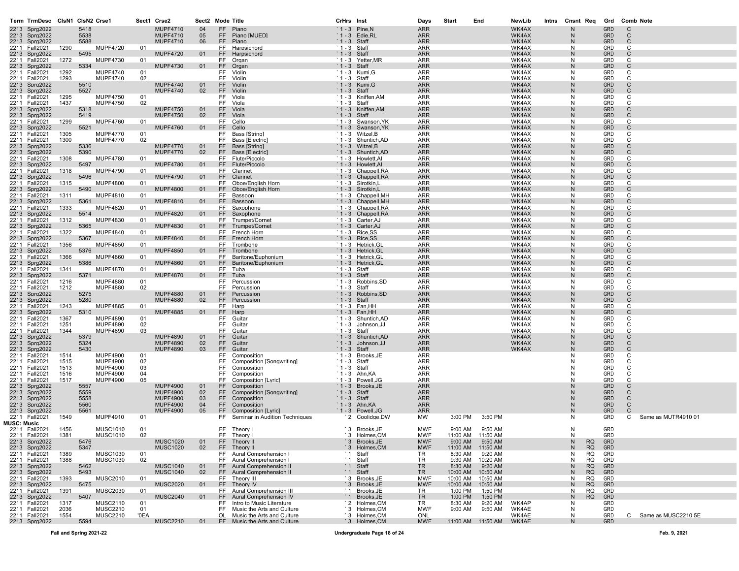| Term | TrmDesc | ClsN1 | ClsN2 | Crse1 | Sect1 | Crse2 | Sect2 | Mode | Title | CrHrs | Inst | Days | Start | End | NewLib | Intns | Cnsnt | Req | Grd | Comb | Note |
|---|---|---|---|---|---|---|---|---|---|---|---|---|---|---|---|---|---|---|---|---|---|
| 2213 | Sprg2022 | | 5418 | | | MUPF4710 | 04 | FF | Piano | `1 - 3 | Pine,N | ARR | | | WK4AX | | N | | GRD | C | |
| 2213 | Sprg2022 | | 5538 | | | MUPF4710 | 05 | FF | Piano [MUED] | `1 - 3 | Edie,RL | ARR | | | WK4AX | | N | | GRD | C | |
| 2213 | Sprg2022 | | 5588 | | | MUPF4710 | 06 | FF | Piano | `1 - 3 | Staff | ARR | | | WK4AX | | N | | GRD | C | |
| 2211 | Fall2021 | 1290 | | MUPF4720 | 01 | | | FF | Harpsichord | `1 - 3 | Staff | ARR | | | WK4AX | | N | | GRD | C | |
| 2213 | Sprg2022 | | 5495 | | | MUPF4720 | 01 | FF | Harpsichord | `1 - 3 | Staff | ARR | | | WK4AX | | N | | GRD | C | |
| 2211 | Fall2021 | 1272 | | MUPF4730 | 01 | | | FF | Organ | `1 - 3 | Yetter,MR | ARR | | | WK4AX | | N | | GRD | C | |
| 2213 | Sprg2022 | | 5334 | | | MUPF4730 | 01 | FF | Organ | `1 - 3 | Staff | ARR | | | WK4AX | | N | | GRD | C | |
| 2211 | Fall2021 | 1292 | | MUPF4740 | 01 | | | FF | Violin | `1 - 3 | Kumi,G | ARR | | | WK4AX | | N | | GRD | C | |
| 2211 | Fall2021 | 1293 | | MUPF4740 | 02 | | | FF | Violin | `1 - 3 | Staff | ARR | | | WK4AX | | N | | GRD | C | |
| 2213 | Sprg2022 | | 5510 | | | MUPF4740 | 01 | FF | Violin | `1 - 3 | Kumi,G | ARR | | | WK4AX | | N | | GRD | C | |
| 2213 | Sprg2022 | | 5527 | | | MUPF4740 | 02 | FF | Violin | `1 - 3 | Staff | ARR | | | WK4AX | | N | | GRD | C | |
| 2211 | Fall2021 | 1295 | | MUPF4750 | 01 | | | FF | Viola | `1 - 3 | Kniffen,AM | ARR | | | WK4AX | | N | | GRD | C | |
| 2211 | Fall2021 | 1437 | | MUPF4750 | 02 | | | FF | Viola | `1 - 3 | Staff | ARR | | | WK4AX | | N | | GRD | C | |
| 2213 | Sprg2022 | | 5318 | | | MUPF4750 | 01 | FF | Viola | `1 - 3 | Kniffen,AM | ARR | | | WK4AX | | N | | GRD | C | |
| 2213 | Sprg2022 | | 5419 | | | MUPF4750 | 02 | FF | Viola | `1 - 3 | Staff | ARR | | | WK4AX | | N | | GRD | C | |
| 2211 | Fall2021 | 1299 | | MUPF4760 | 01 | | | FF | Cello | `1 - 3 | Swanson,YK | ARR | | | WK4AX | | N | | GRD | C | |
| 2213 | Sprg2022 | | 5521 | | | MUPF4760 | 01 | FF | Cello | `1 - 3 | Swanson,YK | ARR | | | WK4AX | | N | | GRD | C | |
| 2211 | Fall2021 | 1305 | | MUPF4770 | 01 | | | FF | Bass [String] | `1 - 3 | Witzel,B | ARR | | | WK4AX | | N | | GRD | C | |
| 2211 | Fall2021 | 1300 | | MUPF4770 | 02 | | | FF | Bass [Electric] | `1 - 3 | Shuntich,AD | ARR | | | WK4AX | | N | | GRD | C | |
| 2213 | Sprg2022 | | 5336 | | | MUPF4770 | 01 | FF | Bass [String] | `1 - 3 | Witzel,B | ARR | | | WK4AX | | N | | GRD | C | |
| 2213 | Sprg2022 | | 5390 | | | MUPF4770 | 02 | FF | Bass [Electric] | `1 - 3 | Shuntich,AD | ARR | | | WK4AX | | N | | GRD | C | |
| 2211 | Fall2021 | 1308 | | MUPF4780 | 01 | | | FF | Flute/Piccolo | `1 - 3 | Howlett,Al | ARR | | | WK4AX | | N | | GRD | C | |
| 2213 | Sprg2022 | | 5497 | | | MUPF4780 | 01 | FF | Flute/Piccolo | `1 - 3 | Howlett,Al | ARR | | | WK4AX | | N | | GRD | C | |
| 2211 | Fall2021 | 1318 | | MUPF4790 | 01 | | | FF | Clarinet | `1 - 3 | Chappell,RA | ARR | | | WK4AX | | N | | GRD | C | |
| 2213 | Sprg2022 | | 5496 | | | MUPF4790 | 01 | FF | Clarinet | `1 - 3 | Chappell,RA | ARR | | | WK4AX | | N | | GRD | C | |
| 2211 | Fall2021 | 1315 | | MUPF4800 | 01 | | | FF | Oboe/English Horn | `1 - 3 | Sirotkin,L | ARR | | | WK4AX | | N | | GRD | C | |
| 2213 | Sprg2022 | | 5490 | | | MUPF4800 | 01 | FF | Oboe/English Horn | `1 - 3 | Sirotkin,L | ARR | | | WK4AX | | N | | GRD | C | |
| 2211 | Fall2021 | 1311 | | MUPF4810 | 01 | | | FF | Bassoon | `1 - 3 | Chappell,MH | ARR | | | WK4AX | | N | | GRD | C | |
| 2213 | Sprg2022 | | 5361 | | | MUPF4810 | 01 | FF | Bassoon | `1 - 3 | Chappell,MH | ARR | | | WK4AX | | N | | GRD | C | |
| 2211 | Fall2021 | 1333 | | MUPF4820 | 01 | | | FF | Saxophone | `1 - 3 | Chappell,RA | ARR | | | WK4AX | | N | | GRD | C | |
| 2213 | Sprg2022 | | 5514 | | | MUPF4820 | 01 | FF | Saxophone | `1 - 3 | Chappell,RA | ARR | | | WK4AX | | N | | GRD | C | |
| 2211 | Fall2021 | 1312 | | MUPF4830 | 01 | | | FF | Trumpet/Cornet | `1 - 3 | Carter,AJ | ARR | | | WK4AX | | N | | GRD | C | |
| 2213 | Sprg2022 | | 5365 | | | MUPF4830 | 01 | FF | Trumpet/Cornet | `1 - 3 | Carter,AJ | ARR | | | WK4AX | | N | | GRD | C | |
| 2211 | Fall2021 | 1322 | | MUPF4840 | 01 | | | FF | French Horn | `1 - 3 | Rice,SS | ARR | | | WK4AX | | N | | GRD | C | |
| 2213 | Sprg2022 | | 5367 | | | MUPF4840 | 01 | FF | French Horn | `1 - 3 | Rice,SS | ARR | | | WK4AX | | N | | GRD | C | |
| 2211 | Fall2021 | 1356 | | MUPF4850 | 01 | | | FF | Trombone | `1 - 3 | Hetrick,GL | ARR | | | WK4AX | | N | | GRD | C | |
| 2213 | Sprg2022 | | 5376 | | | MUPF4850 | 01 | FF | Trombone | `1 - 3 | Hetrick,GL | ARR | | | WK4AX | | N | | GRD | C | |
| 2211 | Fall2021 | 1366 | | MUPF4860 | 01 | | | FF | Baritone/Euphonium | `1 - 3 | Hetrick,GL | ARR | | | WK4AX | | N | | GRD | C | |
| 2213 | Sprg2022 | | 5386 | | | MUPF4860 | 01 | FF | Baritone/Euphonium | `1 - 3 | Hetrick,GL | ARR | | | WK4AX | | N | | GRD | C | |
| 2211 | Fall2021 | 1341 | | MUPF4870 | 01 | | | FF | Tuba | `1 - 3 | Staff | ARR | | | WK4AX | | N | | GRD | C | |
| 2213 | Sprg2022 | | 5371 | | | MUPF4870 | 01 | FF | Tuba | `1 - 3 | Staff | ARR | | | WK4AX | | N | | GRD | C | |
| 2211 | Fall2021 | 1216 | | MUPF4880 | 01 | | | FF | Percussion | `1 - 3 | Robbins,SD | ARR | | | WK4AX | | N | | GRD | C | |
| 2211 | Fall2021 | 1212 | | MUPF4880 | 02 | | | FF | Percussion | `1 - 3 | Staff | ARR | | | WK4AX | | N | | GRD | C | |
| 2213 | Sprg2022 | | 5275 | | | MUPF4880 | 01 | FF | Percussion | `1 - 3 | Robbins,SD | ARR | | | WK4AX | | N | | GRD | C | |
| 2213 | Sprg2022 | | 5280 | | | MUPF4880 | 02 | FF | Percussion | `1 - 3 | Staff | ARR | | | WK4AX | | N | | GRD | C | |
| 2211 | Fall2021 | 1243 | | MUPF4885 | 01 | | | FF | Harp | `1 - 3 | Fan,HH | ARR | | | WK4AX | | N | | GRD | C | |
| 2213 | Sprg2022 | | 5310 | | | MUPF4885 | 01 | FF | Harp | `1 - 3 | Fan,HH | ARR | | | WK4AX | | N | | GRD | C | |
| 2211 | Fall2021 | 1367 | | MUPF4890 | 01 | | | FF | Guitar | `1 - 3 | Shuntich,AD | ARR | | | WK4AX | | N | | GRD | C | |
| 2211 | Fall2021 | 1251 | | MUPF4890 | 02 | | | FF | Guitar | `1 - 3 | Johnson,JJ | ARR | | | WK4AX | | N | | GRD | C | |
| 2211 | Fall2021 | 1344 | | MUPF4890 | 03 | | | FF | Guitar | `1 - 3 | Staff | ARR | | | WK4AX | | N | | GRD | C | |
| 2213 | Sprg2022 | | 5379 | | | MUPF4890 | 01 | FF | Guitar | `1 - 3 | Shuntich,AD | ARR | | | WK4AX | | N | | GRD | C | |
| 2213 | Sprg2022 | | 5324 | | | MUPF4890 | 02 | FF | Guitar | `1 - 3 | Johnson,JJ | ARR | | | WK4AX | | N | | GRD | C | |
| 2213 | Sprg2022 | | 5430 | | | MUPF4890 | 03 | FF | Guitar | `1 - 3 | Staff | ARR | | | WK4AX | | N | | GRD | C | |
| 2211 | Fall2021 | 1514 | | MUPF4900 | 01 | | | FF | Composition | `1 - 3 | Brooks,JE | ARR | | | | | N | | GRD | C | |
| 2211 | Fall2021 | 1515 | | MUPF4900 | 02 | | | FF | Composition [Songwriting] | `1 - 3 | Staff | ARR | | | | | N | | GRD | C | |
| 2211 | Fall2021 | 1513 | | MUPF4900 | 03 | | | FF | Composition | `1 - 3 | Staff | ARR | | | | | N | | GRD | C | |
| 2211 | Fall2021 | 1516 | | MUPF4900 | 04 | | | FF | Composition | `1 - 3 | Ahn,KA | ARR | | | | | N | | GRD | C | |
| 2211 | Fall2021 | 1517 | | MUPF4900 | 05 | | | FF | Composition [Lyric] | `1 - 3 | Powell,JG | ARR | | | | | N | | GRD | C | |
| 2213 | Sprg2022 | | 5557 | | | MUPF4900 | 01 | FF | Composition | `1 - 3 | Brooks,JE | ARR | | | | | N | | GRD | C | |
| 2213 | Sprg2022 | | 5559 | | | MUPF4900 | 02 | FF | Composition [Songwriting] | `1 - 3 | Staff | ARR | | | | | N | | GRD | C | |
| 2213 | Sprg2022 | | 5558 | | | MUPF4900 | 03 | FF | Composition | `1 - 3 | Staff | ARR | | | | | N | | GRD | C | |
| 2213 | Sprg2022 | | 5560 | | | MUPF4900 | 04 | FF | Composition | `1 - 3 | Ahn,KA | ARR | | | | | N | | GRD | C | |
| 2213 | Sprg2022 | | 5561 | | | MUPF4900 | 05 | FF | Composition [Lyric] | `1 - 3 | Powell,JG | ARR | | | | | N | | GRD | C | |
| 2211 | Fall2021 | 1549 | | MUPF4910 | 01 | | | FF | Seminar in Audition Techniques | `2 | Coolidge,DW | MW | 3:00 PM | 3:50 PM | | | N | | GRD | C | Same as MUTR4910 01 |
| **MUSC: Music** | | | | | | | | | | | | | | | | | | | | | |
| 2211 | Fall2021 | 1456 | | MUSC1010 | 01 | | | FF | Theory I | `3 | Brooks,JE | MWF | 9:00 AM | 9:50 AM | | | N | | GRD | | |
| 2211 | Fall2021 | 1381 | | MUSC1010 | 02 | | | FF | Theory I | `3 | Holmes,CM | MWF | 11:00 AM | 11:50 AM | | | N | | GRD | | |
| 2213 | Sprg2022 | | 5476 | | | MUSC1020 | 01 | FF | Theory II | `3 | Brooks,JE | MWF | 9:00 AM | 9:50 AM | | | N | RQ | GRD | | |
| 2213 | Sprg2022 | | 5347 | | | MUSC1020 | 02 | FF | Theory II | `3 | Holmes,CM | MWF | 11:00 AM | 11:50 AM | | | N | RQ | GRD | | |
| 2211 | Fall2021 | 1389 | | MUSC1030 | 01 | | | FF | Aural Comprehension I | `1 | Staff | TR | 8:30 AM | 9:20 AM | | | N | RQ | GRD | | |
| 2211 | Fall2021 | 1388 | | MUSC1030 | 02 | | | FF | Aural Comprehension I | `1 | Staff | TR | 9:30 AM | 10:20 AM | | | N | RQ | GRD | | |
| 2213 | Sprg2022 | | 5462 | | | MUSC1040 | 01 | FF | Aural Comprehension II | `1 | Staff | TR | 8:30 AM | 9:20 AM | | | N | RQ | GRD | | |
| 2213 | Sprg2022 | | 5493 | | | MUSC1040 | 02 | FF | Aural Comprehension II | `1 | Staff | TR | 10:00 AM | 10:50 AM | | | N | RQ | GRD | | |
| 2211 | Fall2021 | 1393 | | MUSC2010 | 01 | | | FF | Theory III | `3 | Brooks,JE | MWF | 10:00 AM | 10:50 AM | | | N | RQ | GRD | | |
| 2213 | Sprg2022 | | 5475 | | | MUSC2020 | 01 | FF | Theory IV | `3 | Brooks,JE | MWF | 10:00 AM | 10:50 AM | | | N | RQ | GRD | | |
| 2211 | Fall2021 | 1391 | | MUSC2030 | 01 | | | FF | Aural Comprehension III | `1 | Brooks,JE | TR | 1:00 PM | 1:50 PM | | | N | RQ | GRD | | |
| 2213 | Sprg2022 | | 5407 | | | MUSC2040 | 01 | FF | Aural Comprehension IV | `1 | Brooks,JE | TR | 1:00 PM | 1:50 PM | | | N | RQ | GRD | | |
| 2211 | Fall2021 | 1317 | | MUSC2110 | 01 | | | FF | Intro to Music Literature | `2 | Holmes,CM | TR | 8:30 AM | 9:20 AM | WK4AP | | N | | GRD | | |
| 2211 | Fall2021 | 2036 | | MUSC2210 | 01 | | | FF | Music the Arts and Culture | `3 | Holmes,CM | MWF | 9:00 AM | 9:50 AM | WK4AE | | N | | GRD | | |
| 2211 | Fall2021 | 1554 | | MUSC2210 | '0EA | | | OL | Music the Arts and Culture | `3 | Holmes,CM | ONL | | | WK4AE | | N | | GRD | C | Same as MUSC2210 5E |
| 2213 | Sprg2022 | | 5594 | | | MUSC2210 | 01 | FF | Music the Arts and Culture | `3 | Holmes,CM | MWF | 11:00 AM | 11:50 AM | WK4AE | | N | | GRD | | |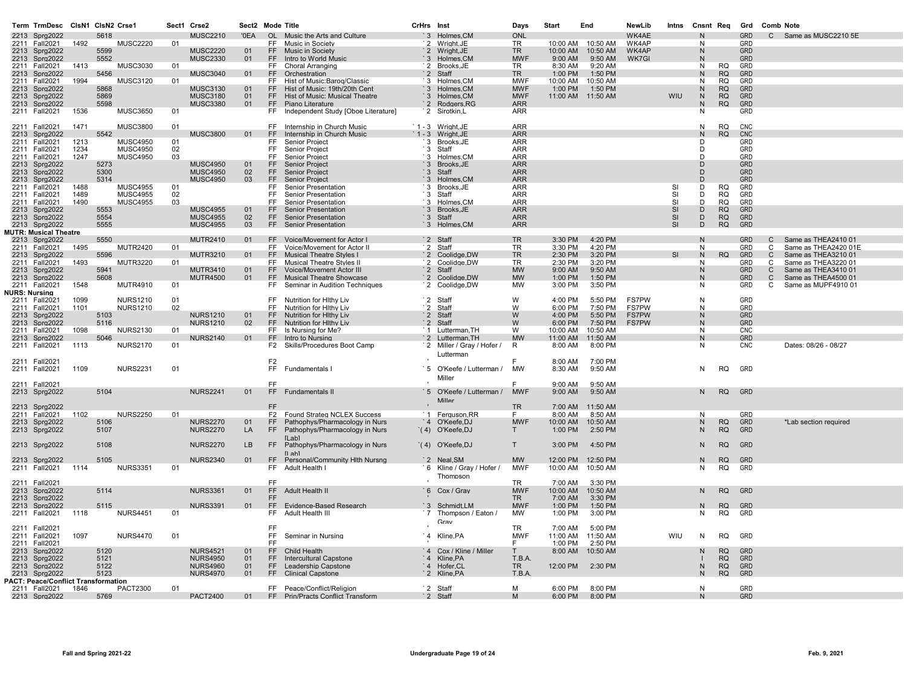| Term | TrmDesc | ClsN1 | ClsN2 | Crse1 | Sect1 | Crse2 | Sect2 | Mode | Title | CrHrs | Inst | Days | Start | End | NewLib | Intns | Cnsnt | Req | Grd | Comb | Note |
|---|---|---|---|---|---|---|---|---|---|---|---|---|---|---|---|---|---|---|---|---|---|
| 2213 | Sprg2022 | | 5618 | | | MUSC2210 | '0EA | OL | Music the Arts and Culture | `3 | Holmes,CM | ONL | | | WK4AE | | N | | GRD | C | Same as MUSC2210 5E |
| 2211 | Fall2021 | 1492 | | MUSC2220 | 01 | | | FF | Music in Society | `2 | Wright,JE | TR | 10:00 AM | 10:50 AM | WK4AP | | N | | GRD | | |
| 2213 | Sprg2022 | | 5599 | | | MUSC2220 | 01 | FF | Music in Society | `2 | Wright,JE | TR | 10:00 AM | 10:50 AM | WK4AP | | N | | GRD | | |
| 2213 | Sprg2022 | | 5552 | | | MUSC2330 | 01 | FF | Intro to World Music | `3 | Holmes,CM | MWF | 9:00 AM | 9:50 AM | WK7GI | | N | | GRD | | |
| 2211 | Fall2021 | 1413 | | MUSC3030 | 01 | | | FF | Choral Arranging | `2 | Brooks,JE | TR | 8:30 AM | 9:20 AM | | | N | RQ | GRD | | |
| 2213 | Sprg2022 | | 5456 | | | MUSC3040 | 01 | FF | Orchestration | `2 | Staff | TR | 1:00 PM | 1:50 PM | | | N | RQ | GRD | | |
| 2211 | Fall2021 | 1994 | | MUSC3120 | 01 | | | FF | Hist of Music:Baroq/Classic | `3 | Holmes,CM | MWF | 10:00 AM | 10:50 AM | | | N | RQ | GRD | | |
| 2213 | Sprg2022 | | 5868 | | | MUSC3130 | 01 | FF | Hist of Music: 19th/20th Cent | `3 | Holmes,CM | MWF | 1:00 PM | 1:50 PM | | | N | RQ | GRD | | |
| 2213 | Sprg2022 | | 5869 | | | MUSC3180 | 01 | FF | Hist of Music: Musical Theatre | `3 | Holmes,CM | MWF | 11:00 AM | 11:50 AM | | WIU | N | RQ | GRD | | |
| 2213 | Sprg2022 | | 5598 | | | MUSC3380 | 01 | FF | Piano Literature | `2 | Rodgers,RG | ARR | | | | | N | RQ | GRD | | |
| 2211 | Fall2021 | 1536 | | MUSC3650 | 01 | | | FF | Independent Study [Oboe Literature] | `2 | Sirotkin,L | ARR | | | | | N | | GRD | | |
| 2211 | Fall2021 | 1471 | | MUSC3800 | 01 | | | FF | Internship in Church Music | `1 - 3 | Wright,JE | ARR | | | | | N | RQ | CNC | | |
| 2213 | Sprg2022 | | 5542 | | | MUSC3800 | 01 | FF | Internship in Church Music | `1 - 3 | Wright,JE | ARR | | | | | N | RQ | CNC | | |
| 2211 | Fall2021 | 1213 | | MUSC4950 | 01 | | | FF | Senior Project | `3 | Brooks,JE | ARR | | | | | D | | GRD | | |
| 2211 | Fall2021 | 1234 | | MUSC4950 | 02 | | | FF | Senior Project | `3 | Staff | ARR | | | | | D | | GRD | | |
| 2211 | Fall2021 | 1247 | | MUSC4950 | 03 | | | FF | Senior Project | `3 | Holmes,CM | ARR | | | | | D | | GRD | | |
| 2213 | Sprg2022 | | 5273 | | | MUSC4950 | 01 | FF | Senior Project | `3 | Brooks,JE | ARR | | | | | D | | GRD | | |
| 2213 | Sprg2022 | | 5300 | | | MUSC4950 | 02 | FF | Senior Project | `3 | Staff | ARR | | | | | D | | GRD | | |
| 2213 | Sprg2022 | | 5314 | | | MUSC4950 | 03 | FF | Senior Project | `3 | Holmes,CM | ARR | | | | | D | | GRD | | |
| 2211 | Fall2021 | 1488 | | MUSC4955 | 01 | | | FF | Senior Presentation | `3 | Brooks,JE | ARR | | | | SI | D | RQ | GRD | | |
| 2211 | Fall2021 | 1489 | | MUSC4955 | 02 | | | FF | Senior Presentation | `3 | Staff | ARR | | | | SI | D | RQ | GRD | | |
| 2211 | Fall2021 | 1490 | | MUSC4955 | 03 | | | FF | Senior Presentation | `3 | Holmes,CM | ARR | | | | SI | D | RQ | GRD | | |
| 2213 | Sprg2022 | | 5553 | | | MUSC4955 | 01 | FF | Senior Presentation | `3 | Brooks,JE | ARR | | | | SI | D | RQ | GRD | | |
| 2213 | Sprg2022 | | 5554 | | | MUSC4955 | 02 | FF | Senior Presentation | `3 | Staff | ARR | | | | SI | D | RQ | GRD | | |
| 2213 | Sprg2022 | | 5555 | | | MUSC4955 | 03 | FF | Senior Presentation | `3 | Holmes,CM | ARR | | | | SI | D | RQ | GRD | | |
| **MUTR: Musical Theatre** | | | | | | | | | | | | | | | | | | | | | |
| 2213 | Sprg2022 | | 5550 | | | MUTR2410 | 01 | FF | Voice/Movement for Actor I | `2 | Staff | TR | 3:30 PM | 4:20 PM | | | N | | GRD | C | Same as THEA2410 01 |
| 2211 | Fall2021 | 1495 | | MUTR2420 | 01 | | | FF | Voice/Movement for Actor II | `2 | Staff | TR | 3:30 PM | 4:20 PM | | | N | | GRD | C | Same as THEA2420 01E |
| 2213 | Sprg2022 | | 5596 | | | MUTR3210 | 01 | FF | Musical Theatre Styles I | `2 | Coolidge,DW | TR | 2:30 PM | 3:20 PM | | SI | N | RQ | GRD | C | Same as THEA3210 01 |
| 2211 | Fall2021 | 1493 | | MUTR3220 | 01 | | | FF | Musical Theatre Styles II | `2 | Coolidge,DW | TR | 2:30 PM | 3:20 PM | | | N | | GRD | C | Same as THEA3220 01 |
| 2213 | Sprg2022 | | 5941 | | | MUTR3410 | 01 | FF | Voice/Movement Actor III | `2 | Staff | MW | 9:00 AM | 9:50 AM | | | N | | GRD | C | Same as THEA3410 01 |
| 2213 | Sprg2022 | | 5608 | | | MUTR4500 | 01 | FF | Musical Theatre Showcase | `2 | Coolidge,DW | MW | 1:00 PM | 1:50 PM | | | N | | GRD | C | Same as THEA4500 01 |
| 2211 | Fall2021 | 1548 | | MUTR4910 | 01 | | | FF | Seminar in Audition Techniques | `2 | Coolidge,DW | MW | 3:00 PM | 3:50 PM | | | N | | GRD | C | Same as MUPF4910 01 |
| **NURS: Nursing** | | | | | | | | | | | | | | | | | | | | | |
| 2211 | Fall2021 | 1099 | | NURS1210 | 01 | | | FF | Nutrition for Hlthy Liv | `2 | Staff | W | 4:00 PM | 5:50 PM | FS7PW | | N | | GRD | | |
| 2211 | Fall2021 | 1101 | | NURS1210 | 02 | | | FF | Nutrition for Hlthy Liv | `2 | Staff | W | 6:00 PM | 7:50 PM | FS7PW | | N | | GRD | | |
| 2213 | Sprg2022 | | 5103 | | | NURS1210 | 01 | FF | Nutrition for Hlthy Liv | `2 | Staff | W | 4:00 PM | 5:50 PM | FS7PW | | N | | GRD | | |
| 2213 | Sprg2022 | | 5116 | | | NURS1210 | 02 | FF | Nutrition for Hlthy Liv | `2 | Staff | W | 6:00 PM | 7:50 PM | FS7PW | | N | | GRD | | |
| 2211 | Fall2021 | 1098 | | NURS2130 | 01 | | | FF | Is Nursing for Me? | `1 | Lutterman,TH | W | 10:00 AM | 10:50 AM | | | N | | CNC | | |
| 2213 | Sprg2022 | | 5046 | | | NURS2140 | 01 | FF | Intro to Nursing | `2 | Lutterman,TH | MW | 11:00 AM | 11:50 AM | | | N | | GRD | | |
| 2211 | Fall2021 | 1113 | | NURS2170 | 01 | | | F2 | Skills/Procedures Boot Camp | `2 | Miller / Gray / Hofer / Lutterman | R | 8:00 AM | 8:00 PM | | | N | | CNC | | Dates: 08/26 - 08/27 |
| 2211 | Fall2021 | | | | | | | F2 | | ' | | F | 8:00 AM | 7:00 PM | | | | | | | |
| 2211 | Fall2021 | 1109 | | NURS2231 | 01 | | | FF | Fundamentals I | `5 | O'Keefe / Lutterman / Miller | MW | 8:30 AM | 9:50 AM | | | N | RQ | GRD | | |
| 2211 | Fall2021 | | | | | | | FF | | ' | | F | 9:00 AM | 9:50 AM | | | | | | | |
| 2213 | Sprg2022 | | 5104 | | | NURS2241 | 01 | FF | Fundamentals II | `5 | O'Keefe / Lutterman / Miller | MWF | 9:00 AM | 9:50 AM | | | N | RQ | GRD | | |
| 2213 | Sprg2022 | | | | | | | FF | | ' | | TR | 7:00 AM | 11:50 AM | | | | | | | |
| 2211 | Fall2021 | 1102 | | NURS2250 | 01 | | | F2 | Found Strateg NCLEX Success | `1 | Ferguson,RR | F | 8:00 AM | 8:50 AM | | | N | | GRD | | |
| 2213 | Sprg2022 | | 5106 | | | NURS2270 | 01 | FF | Pathophys/Pharmacology in Nurs | `4 | O'Keefe,DJ | MWF | 10:00 AM | 10:50 AM | | | N | RQ | GRD | | *Lab section required |
| 2213 | Sprg2022 | | 5107 | | | NURS2270 | LA | FF | Pathophys/Pharmacology in Nurs [Lab] | `(4) | O'Keefe,DJ | T | 1:00 PM | 2:50 PM | | | N | RQ | GRD | | |
| 2213 | Sprg2022 | | 5108 | | | NURS2270 | LB | FF | Pathophys/Pharmacology in Nurs [Lab] | `(4) | O'Keefe,DJ | T | 3:00 PM | 4:50 PM | | | N | RQ | GRD | | |
| 2213 | Sprg2022 | | 5105 | | | NURS2340 | 01 | FF | Personal/Community Hlth Nursng | `2 | Neal,SM | MW | 12:00 PM | 12:50 PM | | | N | RQ | GRD | | |
| 2211 | Fall2021 | 1114 | | NURS3351 | 01 | | | FF | Adult Health I | `6 | Kline / Gray / Hofer / Thomoson | MWF | 10:00 AM | 10:50 AM | | | N | RQ | GRD | | |
| 2211 | Fall2021 | | | | | | | FF | | ' | | TR | 7:00 AM | 3:30 PM | | | | | | | |
| 2213 | Sprg2022 | | 5114 | | | NURS3361 | 01 | FF | Adult Health II | `6 | Cox / Gray | MWF | 10:00 AM | 10:50 AM | | | N | RQ | GRD | | |
| 2213 | Sprg2022 | | | | | | | FF | | ' | | TR | 7:00 AM | 3:30 PM | | | | | | | |
| 2213 | Sprg2022 | | 5115 | | | NURS3391 | 01 | FF | Evidence-Based Research | `3 | Schmidt,LM | MWF | 1:00 PM | 1:50 PM | | | N | RQ | GRD | | |
| 2211 | Fall2021 | 1118 | | NURS4451 | 01 | | | FF | Adult Health III | `7 | Thompson / Eaton / Gray | MW | 1:00 PM | 3:00 PM | | | N | RQ | GRD | | |
| 2211 | Fall2021 | | | | | | | FF | | ' | | TR | 7:00 AM | 5:00 PM | | | | | | | |
| 2211 | Fall2021 | 1097 | | NURS4470 | 01 | | | FF | Seminar in Nursing | `4 | Kline,PA | MWF | 11:00 AM | 11:50 AM | | WIU | N | RQ | GRD | | |
| 2211 | Fall2021 | | | | | | | FF | | ' | | F | 1:00 PM | 2:50 PM | | | | | | | |
| 2213 | Sprg2022 | | 5120 | | | NURS4521 | 01 | FF | Child Health | `4 | Cox / Kline / Miller | T | 8:00 AM | 10:50 AM | | | N | RQ | GRD | | |
| 2213 | Sprg2022 | | 5121 | | | NURS4950 | 01 | FF | Intercultural Capstone | `4 | Kline,PA | T.B.A. | | | | | I | RQ | GRD | | |
| 2213 | Sprg2022 | | 5122 | | | NURS4960 | 01 | FF | Leadership Capstone | `4 | Hofer,CL | TR | 12:00 PM | 2:30 PM | | | N | RQ | GRD | | |
| 2213 | Sprg2022 | | 5123 | | | NURS4970 | 01 | FF | Clinical Capstone | `2 | Kline,PA | T.B.A. | | | | | N | RQ | GRD | | |
| **PACT: Peace/Conflict Transformation** | | | | | | | | | | | | | | | | | | | | | |
| 2211 | Fall2021 | 1846 | | PACT2300 | 01 | | | FF | Peace/Conflict/Religion | `2 | Staff | M | 6:00 PM | 8:00 PM | | | N | | GRD | | |
| 2213 | Sprg2022 | | 5769 | | | PACT2400 | 01 | FF | Prin/Practs Conflict Transform | `2 | Staff | M | 6:00 PM | 8:00 PM | | | N | | GRD | | |

Fall and Spring 2021-22 — Undergraduate Page 19 of 24 — Feb. 9, 2021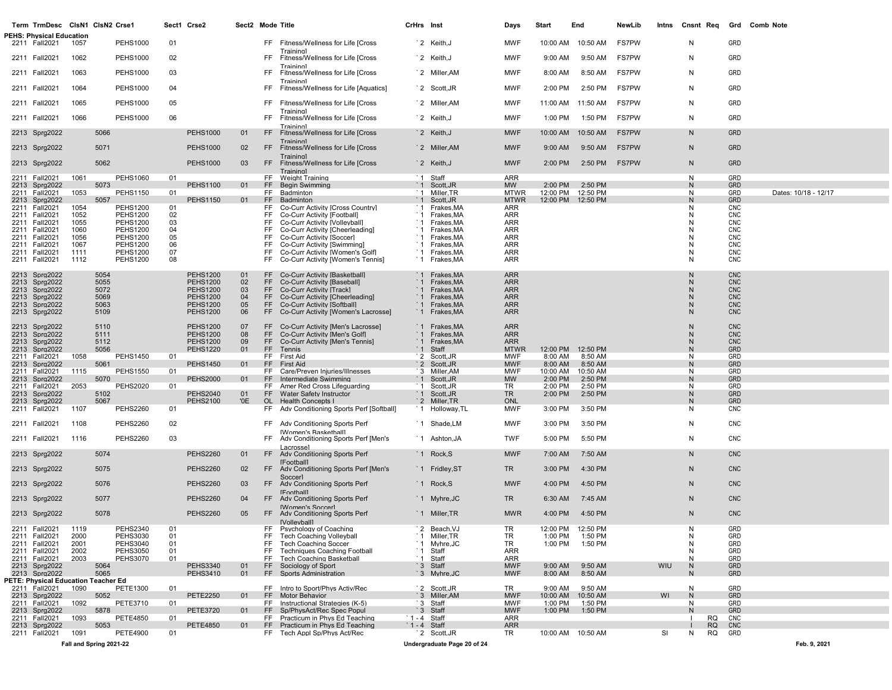| Term | TrmDesc | ClsN1 | ClsN2 | Crse1 | Sect1 | Crse2 | Sect2 | Mode | Title | CrHrs | Inst | Days | Start | End | NewLib | Intns | Cnsnt | Req | Grd | Comb | Note |
|---|---|---|---|---|---|---|---|---|---|---|---|---|---|---|---|---|---|---|---|---|---|
| **PEHS: Physical Education** | | | | | | | | | | | | | | | | | | | | | |
| 2211 | Fall2021 | 1057 | | PEHS1000 | 01 | | | FF | Fitness/Wellness for Life [Cross Training] | `2 | Keith,J | MWF | 10:00 AM | 10:50 AM | FS7PW | | N | | GRD | | |
| 2211 | Fall2021 | 1062 | | PEHS1000 | 02 | | | FF | Fitness/Wellness for Life [Cross Training] | `2 | Keith,J | MWF | 9:00 AM | 9:50 AM | FS7PW | | N | | GRD | | |
| 2211 | Fall2021 | 1063 | | PEHS1000 | 03 | | | FF | Fitness/Wellness for Life [Cross Training] | `2 | Miller,AM | MWF | 8:00 AM | 8:50 AM | FS7PW | | N | | GRD | | |
| 2211 | Fall2021 | 1064 | | PEHS1000 | 04 | | | FF | Fitness/Wellness for Life [Aquatics] | `2 | Scott,JR | MWF | 2:00 PM | 2:50 PM | FS7PW | | N | | GRD | | |
| 2211 | Fall2021 | 1065 | | PEHS1000 | 05 | | | FF | Fitness/Wellness for Life [Cross Training] | `2 | Miller,AM | MWF | 11:00 AM | 11:50 AM | FS7PW | | N | | GRD | | |
| 2211 | Fall2021 | 1066 | | PEHS1000 | 06 | | | FF | Fitness/Wellness for Life [Cross Training] | `2 | Keith,J | MWF | 1:00 PM | 1:50 PM | FS7PW | | N | | GRD | | |
| 2213 | Sprg2022 | | 5066 | | | PEHS1000 | 01 | FF | Fitness/Wellness for Life [Cross Training] | `2 | Keith,J | MWF | 10:00 AM | 10:50 AM | FS7PW | | N | | GRD | | |
| 2213 | Sprg2022 | | 5071 | | | PEHS1000 | 02 | FF | Fitness/Wellness for Life [Cross Training] | `2 | Miller,AM | MWF | 9:00 AM | 9:50 AM | FS7PW | | N | | GRD | | |
| 2213 | Sprg2022 | | 5062 | | | PEHS1000 | 03 | FF | Fitness/Wellness for Life [Cross Training] | `2 | Keith,J | MWF | 2:00 PM | 2:50 PM | FS7PW | | N | | GRD | | |
| 2211 | Fall2021 | 1061 | | PEHS1060 | 01 | | | FF | Weight Training | `1 | Staff | ARR | | | | | N | | GRD | | |
| 2213 | Sprg2022 | | 5073 | | | PEHS1100 | 01 | FF | Begin Swimming | `1 | Scott,JR | MW | 2:00 PM | 2:50 PM | | | N | | GRD | | |
| 2211 | Fall2021 | 1053 | | PEHS1150 | 01 | | | FF | Badminton | `1 | Miller,TR | MTWR | 12:00 PM | 12:50 PM | | | N | | GRD | | Dates: 10/18 - 12/17 |
| 2213 | Sprg2022 | | 5057 | | | PEHS1150 | 01 | FF | Badminton | `1 | Scott,JR | MTWR | 12:00 PM | 12:50 PM | | | N | | GRD | | |
| 2211 | Fall2021 | 1054 | | PEHS1200 | 01 | | | FF | Co-Curr Activity [Cross Country] | `1 | Frakes,MA | ARR | | | | | N | | CNC | | |
| 2211 | Fall2021 | 1052 | | PEHS1200 | 02 | | | FF | Co-Curr Activity [Football] | `1 | Frakes,MA | ARR | | | | | N | | CNC | | |
| 2211 | Fall2021 | 1055 | | PEHS1200 | 03 | | | FF | Co-Curr Activity [Volleyball] | `1 | Frakes,MA | ARR | | | | | N | | CNC | | |
| 2211 | Fall2021 | 1060 | | PEHS1200 | 04 | | | FF | Co-Curr Activity [Cheerleading] | `1 | Frakes,MA | ARR | | | | | N | | CNC | | |
| 2211 | Fall2021 | 1056 | | PEHS1200 | 05 | | | FF | Co-Curr Activity [Soccer] | `1 | Frakes,MA | ARR | | | | | N | | CNC | | |
| 2211 | Fall2021 | 1067 | | PEHS1200 | 06 | | | FF | Co-Curr Activity [Swimming] | `1 | Frakes,MA | ARR | | | | | N | | CNC | | |
| 2211 | Fall2021 | 1111 | | PEHS1200 | 07 | | | FF | Co-Curr Activity [Women's Golf] | `1 | Frakes,MA | ARR | | | | | N | | CNC | | |
| 2211 | Fall2021 | 1112 | | PEHS1200 | 08 | | | FF | Co-Curr Activity [Women's Tennis] | `1 | Frakes,MA | ARR | | | | | N | | CNC | | |
| 2213 | Sprg2022 | | 5054 | | | PEHS1200 | 01 | FF | Co-Curr Activity [Basketball] | `1 | Frakes,MA | ARR | | | | | N | | CNC | | |
| 2213 | Sprg2022 | | 5055 | | | PEHS1200 | 02 | FF | Co-Curr Activity [Baseball] | `1 | Frakes,MA | ARR | | | | | N | | CNC | | |
| 2213 | Sprg2022 | | 5072 | | | PEHS1200 | 03 | FF | Co-Curr Activity [Track] | `1 | Frakes,MA | ARR | | | | | N | | CNC | | |
| 2213 | Sprg2022 | | 5069 | | | PEHS1200 | 04 | FF | Co-Curr Activity [Cheerleading] | `1 | Frakes,MA | ARR | | | | | N | | CNC | | |
| 2213 | Sprg2022 | | 5063 | | | PEHS1200 | 05 | FF | Co-Curr Activity [Softball] | `1 | Frakes,MA | ARR | | | | | N | | CNC | | |
| 2213 | Sprg2022 | | 5109 | | | PEHS1200 | 06 | FF | Co-Curr Activity [Women's Lacrosse] | `1 | Frakes,MA | ARR | | | | | N | | CNC | | |
| 2213 | Sprg2022 | | 5110 | | | PEHS1200 | 07 | FF | Co-Curr Activity [Men's Lacrosse] | `1 | Frakes,MA | ARR | | | | | N | | CNC | | |
| 2213 | Sprg2022 | | 5111 | | | PEHS1200 | 08 | FF | Co-Curr Activity [Men's Golf] | `1 | Frakes,MA | ARR | | | | | N | | CNC | | |
| 2213 | Sprg2022 | | 5112 | | | PEHS1200 | 09 | FF | Co-Curr Activity [Men's Tennis] | `1 | Frakes,MA | ARR | | | | | N | | CNC | | |
| 2213 | Sprg2022 | | 5056 | | | PEHS1220 | 01 | FF | Tennis | `1 | Staff | MTWR | 12:00 PM | 12:50 PM | | | N | | GRD | | |
| 2211 | Fall2021 | 1058 | | PEHS1450 | 01 | | | FF | First Aid | `2 | Scott,JR | MWF | 8:00 AM | 8:50 AM | | | N | | GRD | | |
| 2213 | Sprg2022 | | 5061 | | | PEHS1450 | 01 | FF | First Aid | `2 | Scott,JR | MWF | 8:00 AM | 8:50 AM | | | N | | GRD | | |
| 2211 | Fall2021 | 1115 | | PEHS1550 | 01 | | | FF | Care/Preven Injuries/Illnesses | `3 | Miller,AM | MWF | 10:00 AM | 10:50 AM | | | N | | GRD | | |
| 2213 | Sprg2022 | | 5070 | | | PEHS2000 | 01 | FF | Intermediate Swimming | `1 | Scott,JR | MW | 2:00 PM | 2:50 PM | | | N | | GRD | | |
| 2211 | Fall2021 | 2053 | | PEHS2020 | 01 | | | FF | Amer Red Cross Lifeguarding | `1 | Scott,JR | TR | 2:00 PM | 2:50 PM | | | N | | GRD | | |
| 2213 | Sprg2022 | | 5102 | | | PEHS2040 | 01 | FF | Water Safety Instructor | `1 | Scott,JR | TR | 2:00 PM | 2:50 PM | | | N | | GRD | | |
| 2213 | Sprg2022 | | 5067 | | | PEHS2100 | '0E | OL | Health Concepts I | `2 | Miller,TR | ONL | | | | | N | | GRD | | |
| 2211 | Fall2021 | 1107 | | PEHS2260 | 01 | | | FF | Adv Conditioning Sports Perf [Softball] | `1 | Holloway,TL | MWF | 3:00 PM | 3:50 PM | | | N | | CNC | | |
| 2211 | Fall2021 | 1108 | | PEHS2260 | 02 | | | FF | Adv Conditioning Sports Perf [Women's Basketball] | `1 | Shade,LM | MWF | 3:00 PM | 3:50 PM | | | N | | CNC | | |
| 2211 | Fall2021 | 1116 | | PEHS2260 | 03 | | | FF | Adv Conditioning Sports Perf [Men's Lacrosse] | `1 | Ashton,JA | TWF | 5:00 PM | 5:50 PM | | | N | | CNC | | |
| 2213 | Sprg2022 | | 5074 | | | PEHS2260 | 01 | FF | Adv Conditioning Sports Perf [Football] | `1 | Rock,S | MWF | 7:00 AM | 7:50 AM | | | N | | CNC | | |
| 2213 | Sprg2022 | | 5075 | | | PEHS2260 | 02 | FF | Adv Conditioning Sports Perf [Men's Soccer] | `1 | Fridley,ST | TR | 3:00 PM | 4:30 PM | | | N | | CNC | | |
| 2213 | Sprg2022 | | 5076 | | | PEHS2260 | 03 | FF | Adv Conditioning Sports Perf [Football] | `1 | Rock,S | MWF | 4:00 PM | 4:50 PM | | | N | | CNC | | |
| 2213 | Sprg2022 | | 5077 | | | PEHS2260 | 04 | FF | Adv Conditioning Sports Perf [Women's Soccer] | `1 | Myhre,JC | TR | 6:30 AM | 7:45 AM | | | N | | CNC | | |
| 2213 | Sprg2022 | | 5078 | | | PEHS2260 | 05 | FF | Adv Conditioning Sports Perf [Volleyball] | `1 | Miller,TR | MWR | 4:00 PM | 4:50 PM | | | N | | CNC | | |
| 2211 | Fall2021 | 1119 | | PEHS2340 | 01 | | | FF | Psychology of Coaching | `2 | Beach,VJ | TR | 12:00 PM | 12:50 PM | | | N | | GRD | | |
| 2211 | Fall2021 | 2000 | | PEHS3030 | 01 | | | FF | Tech Coaching Volleyball | `1 | Miller,TR | TR | 1:00 PM | 1:50 PM | | | N | | GRD | | |
| 2211 | Fall2021 | 2001 | | PEHS3040 | 01 | | | FF | Tech Coaching Soccer | `1 | Myhre,JC | TR | 1:00 PM | 1:50 PM | | | N | | GRD | | |
| 2211 | Fall2021 | 2002 | | PEHS3050 | 01 | | | FF | Techniques Coaching Football | `1 | Staff | ARR | | | | | N | | GRD | | |
| 2211 | Fall2021 | 2003 | | PEHS3070 | 01 | | | FF | Tech Coaching Basketball | `1 | Staff | ARR | | | | | N | | GRD | | |
| 2213 | Sprg2022 | | 5064 | | | PEHS3340 | 01 | FF | Sociology of Sport | `3 | Staff | MWF | 9:00 AM | 9:50 AM | | WIU | N | | GRD | | |
| 2213 | Sprg2022 | | 5065 | | | PEHS3410 | 01 | FF | Sports Administration | `3 | Myhre,JC | MWF | 8:00 AM | 8:50 AM | | | N | | GRD | | |
| **PETE: Physical Education Teacher Ed** | | | | | | | | | | | | | | | | | | | | | |
| 2211 | Fall2021 | 1090 | | PETE1300 | 01 | | | FF | Intro to Sport/Phys Activ/Rec | `2 | Scott,JR | TR | 9:00 AM | 9:50 AM | | | N | | GRD | | |
| 2213 | Sprg2022 | | 5052 | | | PETE2250 | 01 | FF | Motor Behavior | `3 | Miller,AM | MWF | 10:00 AM | 10:50 AM | | WI | N | | GRD | | |
| 2211 | Fall2021 | 1092 | | PETE3710 | 01 | | | FF | Instructional Strategies (K-5) | `3 | Staff | MWF | 1:00 PM | 1:50 PM | | | N | | GRD | | |
| 2213 | Sprg2022 | | 5878 | | | PETE3720 | 01 | FF | Sp/PhysAct/Rec Spec Popul | `3 | Staff | MWF | 1:00 PM | 1:50 PM | | | N | | GRD | | |
| 2211 | Fall2021 | 1093 | | PETE4850 | 01 | | | FF | Practicum in Phys Ed Teaching | `1 - 4 | Staff | ARR | | | | | I | RQ | CNC | | |
| 2213 | Sprg2022 | | 5053 | | | PETE4850 | 01 | FF | Practicum in Phys Ed Teaching | `1 - 4 | Staff | ARR | | | | | I | RQ | CNC | | |
| 2211 | Fall2021 | 1091 | | PETE4900 | 01 | | | FF | Tech Appl Sp/Phys Act/Rec | `2 | Scott,JR | TR | 10:00 AM | 10:50 AM | | SI | N | RQ | GRD | | |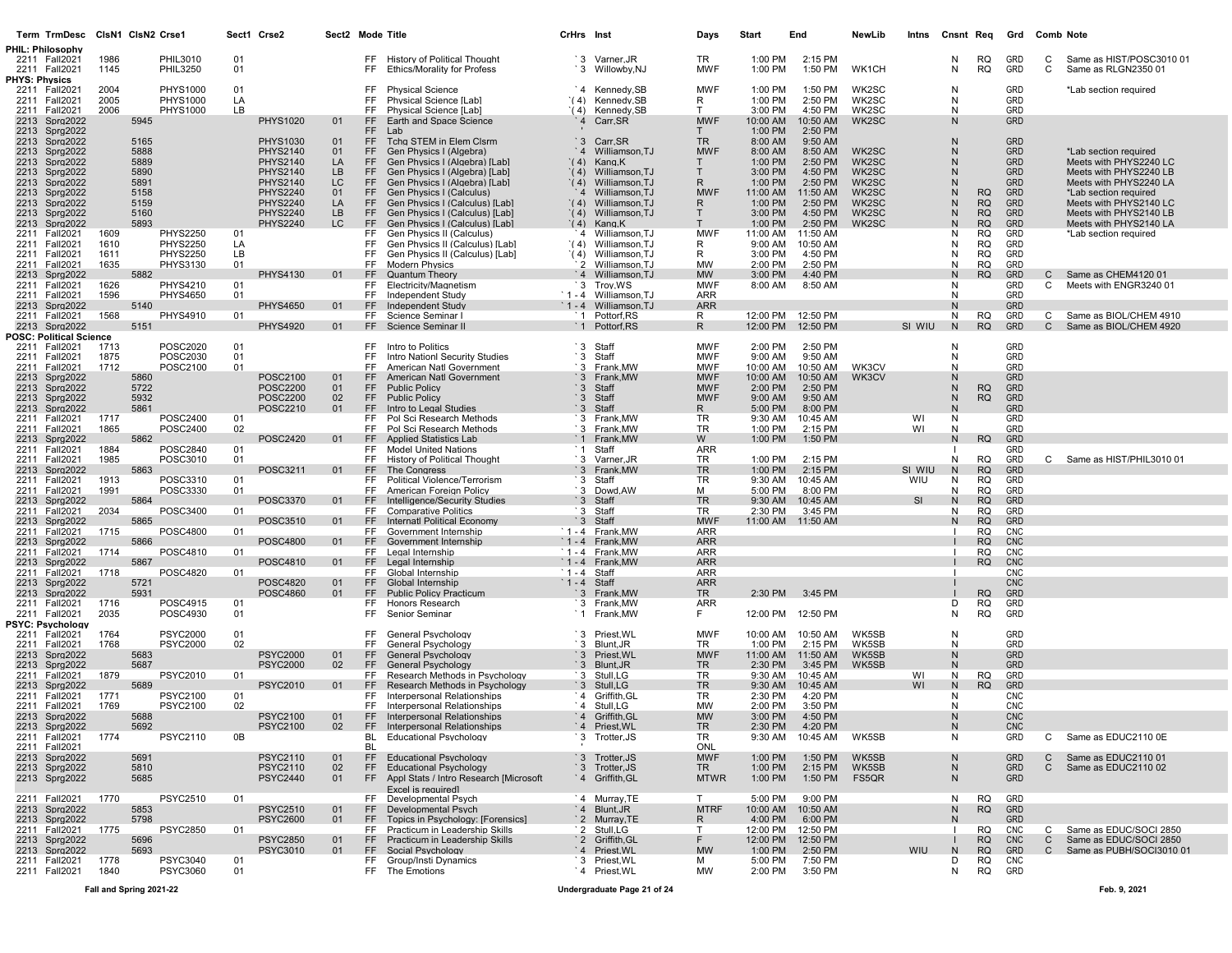| Term | TrmDesc | ClsN1 | ClsN2 | Crse1 | Sect1 | Crse2 | Sect2 | Mode | Title | CrHrs | Inst | Days | Start | End | NewLib | Intns | Cnsnt | Req | Grd | Comb | Note |
|---|---|---|---|---|---|---|---|---|---|---|---|---|---|---|---|---|---|---|---|---|---|
| **PHIL: Philosophy** | | | | | | | | | | | | | | | | | | | | | |
| 2211 | Fall2021 | 1986 | | PHIL3010 | 01 | | | FF | History of Political Thought | `3 | Varner,JR | TR | 1:00 PM | 2:15 PM | | | N | RQ | GRD | C | Same as HIST/POSC3010 01 |
| 2211 | Fall2021 | 1145 | | PHIL3250 | 01 | | | FF | Ethics/Morality for Profess | `3 | Willowby,NJ | MWF | 1:00 PM | 1:50 PM | WK1CH | | N | RQ | GRD | C | Same as RLGN2350 01 |
| **PHYS: Physics** | | | | | | | | | | | | | | | | | | | | | |
| 2211 | Fall2021 | 2004 | | PHYS1000 | 01 | | | FF | Physical Science | `4 | Kennedy,SB | MWF | 1:00 PM | 1:50 PM | WK2SC | | N | | GRD | | *Lab section required |
| 2211 | Fall2021 | 2005 | | PHYS1000 | LA | | | FF | Physical Science [Lab] | `(4) | Kennedy,SB | R | 1:00 PM | 2:50 PM | WK2SC | | N | | GRD | | |
| 2211 | Fall2021 | 2006 | | PHYS1000 | LB | | | FF | Physical Science [Lab] | `(4) | Kennedy,SB | T | 3:00 PM | 4:50 PM | WK2SC | | N | | GRD | | |
| 2213 | Sprg2022 | | 5945 | | | PHYS1020 | 01 | FF | Earth and Space Science | `4 | Carr,SR | MWF | 10:00 AM | 10:50 AM | WK2SC | | N | | GRD | | |
| 2213 | Sprg2022 | | | | | | | FF | Lab | ' | | T | 1:00 PM | 2:50 PM | | | | | | | |
| 2213 | Sprg2022 | | 5165 | | | PHYS1030 | 01 | FF | Tchg STEM in Elem Clsrm | `3 | Carr,SR | TR | 8:00 AM | 9:50 AM | | | N | | GRD | | |
| 2213 | Sprg2022 | | 5888 | | | PHYS2140 | 01 | FF | Gen Physics I (Algebra) | `4 | Williamson,TJ | MWF | 8:00 AM | 8:50 AM | WK2SC | | N | | GRD | | *Lab section required |
| 2213 | Sprg2022 | | 5889 | | | PHYS2140 | LA | FF | Gen Physics I (Algebra) [Lab] | `(4) | Kang,K | T | 1:00 PM | 2:50 PM | WK2SC | | N | | GRD | | Meets with PHYS2240 LC |
| 2213 | Sprg2022 | | 5890 | | | PHYS2140 | LB | FF | Gen Physics I (Algebra) [Lab] | `(4) | Williamson,TJ | T | 3:00 PM | 4:50 PM | WK2SC | | N | | GRD | | Meets with PHYS2240 LB |
| 2213 | Sprg2022 | | 5891 | | | PHYS2140 | LC | FF | Gen Physics I (Algebra) [Lab] | `(4) | Williamson,TJ | R | 1:00 PM | 2:50 PM | WK2SC | | N | | GRD | | Meets with PHYS2240 LA |
| 2213 | Sprg2022 | | 5158 | | | PHYS2240 | 01 | FF | Gen Physics I (Calculus) | `4 | Williamson,TJ | MWF | 11:00 AM | 11:50 AM | WK2SC | | N | RQ | GRD | | *Lab section required |
| 2213 | Sprg2022 | | 5159 | | | PHYS2240 | LA | FF | Gen Physics I (Calculus) [Lab] | `(4) | Williamson,TJ | R | 1:00 PM | 2:50 PM | WK2SC | | N | RQ | GRD | | Meets with PHYS2140 LC |
| 2213 | Sprg2022 | | 5160 | | | PHYS2240 | LB | FF | Gen Physics I (Calculus) [Lab] | `(4) | Williamson,TJ | T | 3:00 PM | 4:50 PM | WK2SC | | N | RQ | GRD | | Meets with PHYS2140 LB |
| 2213 | Sprg2022 | | 5893 | | | PHYS2240 | LC | FF | Gen Physics I (Calculus) [Lab] | `(4) | Kang,K | T | 1:00 PM | 2:50 PM | WK2SC | | N | RQ | GRD | | Meets with PHYS2140 LA |
| 2211 | Fall2021 | 1609 | | PHYS2250 | 01 | | | FF | Gen Physics II (Calculus) | `4 | Williamson,TJ | MWF | 11:00 AM | 11:50 AM | | | N | RQ | GRD | | *Lab section required |
| 2211 | Fall2021 | 1610 | | PHYS2250 | LA | | | FF | Gen Physics II (Calculus) [Lab] | `(4) | Williamson,TJ | R | 9:00 AM | 10:50 AM | | | N | RQ | GRD | | |
| 2211 | Fall2021 | 1611 | | PHYS2250 | LB | | | FF | Gen Physics II (Calculus) [Lab] | `(4) | Williamson,TJ | R | 3:00 PM | 4:50 PM | | | N | RQ | GRD | | |
| 2211 | Fall2021 | 1635 | | PHYS3130 | 01 | | | FF | Modern Physics | `2 | Williamson,TJ | MW | 2:00 PM | 2:50 PM | | | N | RQ | GRD | | |
| 2213 | Sprg2022 | | 5882 | | | PHYS4130 | 01 | FF | Quantum Theory | `4 | Williamson,TJ | MW | 3:00 PM | 4:40 PM | | | N | RQ | GRD | C | Same as CHEM4120 01 |
| 2211 | Fall2021 | 1626 | | PHYS4210 | 01 | | | FF | Electricity/Magnetism | `3 | Troy,WS | MWF | 8:00 AM | 8:50 AM | | | N | | GRD | C | Meets with ENGR3240 01 |
| 2211 | Fall2021 | 1596 | | PHYS4650 | 01 | | | FF | Independent Study | `1 - 4 | Williamson,TJ | ARR | | | | | N | | GRD | | |
| 2213 | Sprg2022 | | 5140 | | | PHYS4650 | 01 | FF | Independent Study | `1 - 4 | Williamson,TJ | ARR | | | | | N | | GRD | | |
| 2211 | Fall2021 | 1568 | | PHYS4910 | 01 | | | FF | Science Seminar I | `1 | Pottorf,RS | R | 12:00 PM | 12:50 PM | | | N | RQ | GRD | C | Same as BIOL/CHEM 4910 |
| 2213 | Sprg2022 | | 5151 | | | PHYS4920 | 01 | FF | Science Seminar II | `1 | Pottorf,RS | R | 12:00 PM | 12:50 PM | | SI WIU | N | RQ | GRD | C | Same as BIOL/CHEM 4920 |
| **POSC: Political Science** | | | | | | | | | | | | | | | | | | | | | |
| 2211 | Fall2021 | 1713 | | POSC2020 | 01 | | | FF | Intro to Politics | `3 | Staff | MWF | 2:00 PM | 2:50 PM | | | N | | GRD | | |
| 2211 | Fall2021 | 1875 | | POSC2030 | 01 | | | FF | Intro Nationl Security Studies | `3 | Staff | MWF | 9:00 AM | 9:50 AM | | | N | | GRD | | |
| 2211 | Fall2021 | 1712 | | POSC2100 | 01 | | | FF | American Natl Government | `3 | Frank,MW | MWF | 10:00 AM | 11:50 AM | WK3CV | | N | | GRD | | |
| 2213 | Sprg2022 | | 5860 | | | POSC2100 | 01 | FF | American Natl Government | `3 | Frank,MW | MWF | 10:00 AM | 10:50 AM | WK3CV | | N | | GRD | | |
| 2213 | Sprg2022 | | 5722 | | | POSC2200 | 01 | FF | Public Policy | `3 | Staff | MWF | 2:00 PM | 2:50 PM | | | N | RQ | GRD | | |
| 2213 | Sprg2022 | | 5932 | | | POSC2200 | 02 | FF | Public Policy | `3 | Staff | MWF | 9:00 AM | 9:50 AM | | | N | RQ | GRD | | |
| 2213 | Sprg2022 | | 5861 | | | POSC2210 | 01 | FF | Intro to Legal Studies | `3 | Staff | R | 5:00 PM | 8:00 PM | | | N | | GRD | | |
| 2211 | Fall2021 | 1717 | | POSC2400 | 01 | | | FF | Pol Sci Research Methods | `3 | Frank,MW | TR | 9:30 AM | 10:45 AM | | WI | N | | GRD | | |
| 2211 | Fall2021 | 1865 | | POSC2400 | 02 | | | FF | Pol Sci Research Methods | `3 | Frank,MW | TR | 1:00 PM | 2:15 PM | | WI | N | | GRD | | |
| 2213 | Sprg2022 | | 5862 | | | POSC2420 | 01 | FF | Applied Statistics Lab | `1 | Frank,MW | W | 1:00 PM | 1:50 PM | | | N | RQ | GRD | | |
| 2211 | Fall2021 | 1884 | | POSC2840 | 01 | | | FF | Model United Nations | `1 | Staff | ARR | | | | | I | | GRD | | |
| 2211 | Fall2021 | 1985 | | POSC3010 | 01 | | | FF | History of Political Thought | `3 | Varner,JR | TR | 1:00 PM | 2:15 PM | | | N | RQ | GRD | C | Same as HIST/PHIL3010 01 |
| 2213 | Sprg2022 | | 5863 | | | POSC3211 | 01 | FF | The Congress | `3 | Frank,MW | TR | 1:00 PM | 2:15 PM | | SI WIU | N | RQ | GRD | | |
| 2211 | Fall2021 | 1913 | | POSC3310 | 01 | | | FF | Political Violence/Terrorism | `3 | Staff | TR | 9:30 AM | 10:45 AM | | WIU | N | RQ | GRD | | |
| 2211 | Fall2021 | 1991 | | POSC3330 | 01 | | | FF | American Foreign Policy | `3 | Dowd,AW | M | 5:00 PM | 8:00 PM | | | N | RQ | GRD | | |
| 2213 | Sprg2022 | | 5864 | | | POSC3370 | 01 | FF | Intelligence/Security Studies | `3 | Staff | TR | 9:30 AM | 10:45 AM | | SI | N | RQ | GRD | | |
| 2211 | Fall2021 | 2034 | | POSC3400 | 01 | | | FF | Comparative Politics | `3 | Staff | TR | 2:30 PM | 3:45 PM | | | N | RQ | GRD | | |
| 2213 | Sprg2022 | | 5865 | | | POSC3510 | 01 | FF | Internatl Political Economy | `3 | Staff | MWF | 11:00 AM | 11:50 AM | | | N | RQ | GRD | | |
| 2211 | Fall2021 | 1715 | | POSC4800 | 01 | | | FF | Government Internship | `1 - 4 | Frank,MW | ARR | | | | | I | RQ | CNC | | |
| 2213 | Sprg2022 | | 5866 | | | POSC4800 | 01 | FF | Government Internship | `1 - 4 | Frank,MW | ARR | | | | | I | RQ | CNC | | |
| 2211 | Fall2021 | 1714 | | POSC4810 | 01 | | | FF | Legal Internship | `1 - 4 | Frank,MW | ARR | | | | | I | RQ | CNC | | |
| 2213 | Sprg2022 | | 5867 | | | POSC4810 | 01 | FF | Legal Internship | `1 - 4 | Frank,MW | ARR | | | | | I | RQ | CNC | | |
| 2211 | Fall2021 | 1718 | | POSC4820 | 01 | | | FF | Global Internship | `1 - 4 | Staff | ARR | | | | | I | | CNC | | |
| 2213 | Sprg2022 | | 5721 | | | POSC4820 | 01 | FF | Global Internship | `1 - 4 | Staff | ARR | | | | | I | | CNC | | |
| 2213 | Sprg2022 | | 5931 | | | POSC4860 | 01 | FF | Public Policy Practicum | `3 | Frank,MW | TR | 2:30 PM | 3:45 PM | | | I | RQ | GRD | | |
| 2211 | Fall2021 | 1716 | | POSC4915 | 01 | | | FF | Honors Research | `3 | Frank,MW | ARR | | | | | D | RQ | GRD | | |
| 2211 | Fall2021 | 2035 | | POSC4930 | 01 | | | FF | Senior Seminar | `1 | Frank,MW | F | 12:00 PM | 12:50 PM | | | N | RQ | GRD | | |
| **PSYC: Psychology** | | | | | | | | | | | | | | | | | | | | | |
| 2211 | Fall2021 | 1764 | | PSYC2000 | 01 | | | FF | General Psychology | `3 | Priest,WL | MWF | 10:00 AM | 10:50 AM | WK5SB | | N | | GRD | | |
| 2211 | Fall2021 | 1768 | | PSYC2000 | 02 | | | FF | General Psychology | `3 | Blunt,JR | TR | 1:00 PM | 2:15 PM | WK5SB | | N | | GRD | | |
| 2213 | Sprg2022 | | 5683 | | | PSYC2000 | 01 | FF | General Psychology | `3 | Priest,WL | MWF | 11:00 AM | 11:50 AM | WK5SB | | N | | GRD | | |
| 2213 | Sprg2022 | | 5687 | | | PSYC2000 | 02 | FF | General Psychology | `3 | Blunt,JR | TR | 2:30 PM | 3:45 PM | WK5SB | | N | | GRD | | |
| 2211 | Fall2021 | 1879 | | PSYC2010 | 01 | | | FF | Research Methods in Psychology | `3 | Stull,LG | TR | 9:30 AM | 10:45 AM | | WI | N | RQ | GRD | | |
| 2213 | Sprg2022 | | 5689 | | | PSYC2010 | 01 | FF | Research Methods in Psychology | `3 | Stull,LG | TR | 9:30 AM | 10:45 AM | | WI | N | RQ | GRD | | |
| 2211 | Fall2021 | 1771 | | PSYC2100 | 01 | | | FF | Interpersonal Relationships | `4 | Griffith,GL | TR | 2:30 PM | 4:20 PM | | | N | | CNC | | |
| 2211 | Fall2021 | 1769 | | PSYC2100 | 02 | | | FF | Interpersonal Relationships | `4 | Stull,LG | MW | 2:00 PM | 3:50 PM | | | N | | CNC | | |
| 2213 | Sprg2022 | | 5688 | | | PSYC2100 | 01 | FF | Interpersonal Relationships | `4 | Griffith,GL | MW | 3:00 PM | 4:50 PM | | | N | | CNC | | |
| 2213 | Sprg2022 | | 5692 | | | PSYC2100 | 02 | FF | Interpersonal Relationships | `4 | Priest,WL | TR | 2:30 PM | 4:20 PM | | | N | | CNC | | |
| 2211 | Fall2021 | 1774 | | PSYC2110 | 0B | | | BL | Educational Psychology | `3 | Trotter,JS | TR | 9:30 AM | 10:45 AM | WK5SB | | N | | GRD | C | Same as EDUC2110 0E |
| 2211 | Fall2021 | | | | | | | BL | | ' | | ONL | | | | | | | | | |
| 2213 | Sprg2022 | | 5691 | | | PSYC2110 | 01 | FF | Educational Psychology | `3 | Trotter,JS | MWF | 1:00 PM | 1:50 PM | WK5SB | | N | | GRD | C | Same as EDUC2110 01 |
| 2213 | Sprg2022 | | 5810 | | | PSYC2110 | 02 | FF | Educational Psychology | `3 | Trotter,JS | TR | 1:00 PM | 2:15 PM | WK5SB | | N | | GRD | C | Same as EDUC2110 02 |
| 2213 | Sprg2022 | | 5685 | | | PSYC2440 | 01 | FF | Appl Stats / Intro Research [Microsoft Excel is required] | `4 | Griffith,GL | MTWR | 1:00 PM | 1:50 PM | FS5QR | | N | | GRD | | |
| 2211 | Fall2021 | 1770 | | PSYC2510 | 01 | | | FF | Developmental Psych | `4 | Murray,TE | T | 5:00 PM | 9:00 PM | | | N | RQ | GRD | | |
| 2213 | Sprg2022 | | 5853 | | | PSYC2510 | 01 | FF | Developmental Psych | `4 | Blunt,JR | MTRF | 10:00 AM | 10:50 AM | | | N | RQ | GRD | | |
| 2213 | Sprg2022 | | 5798 | | | PSYC2600 | 01 | FF | Topics in Psychology: [Forensics] | `2 | Murray,TE | R | 4:00 PM | 6:00 PM | | | N | | GRD | | |
| 2211 | Fall2021 | 1775 | | PSYC2850 | 01 | | | FF | Practicum in Leadership Skills | `2 | Stull,LG | T | 12:00 PM | 12:50 PM | | | I | RQ | CNC | C | Same as EDUC/SOCI 2850 |
| 2213 | Sprg2022 | | 5696 | | | PSYC2850 | 01 | FF | Practicum in Leadership Skills | `2 | Griffith,GL | F | 12:00 PM | 12:50 PM | | | I | RQ | CNC | C | Same as EDUC/SOCI 2850 |
| 2213 | Sprg2022 | | 5693 | | | PSYC3010 | 01 | FF | Social Psychology | `4 | Priest,WL | MW | 1:00 PM | 2:50 PM | | WIU | N | RQ | GRD | C | Same as PUBH/SOCI3010 01 |
| 2211 | Fall2021 | 1778 | | PSYC3040 | 01 | | | FF | Group/Insti Dynamics | `3 | Priest,WL | M | 5:00 PM | 7:50 PM | | | D | RQ | CNC | | |
| 2211 | Fall2021 | 1840 | | PSYC3060 | 01 | | | FF | The Emotions | `4 | Priest,WL | MW | 2:00 PM | 3:50 PM | | | N | RQ | GRD | | |

Fall and Spring 2021-22 — Undergraduate Page 21 of 24 — Feb. 9, 2021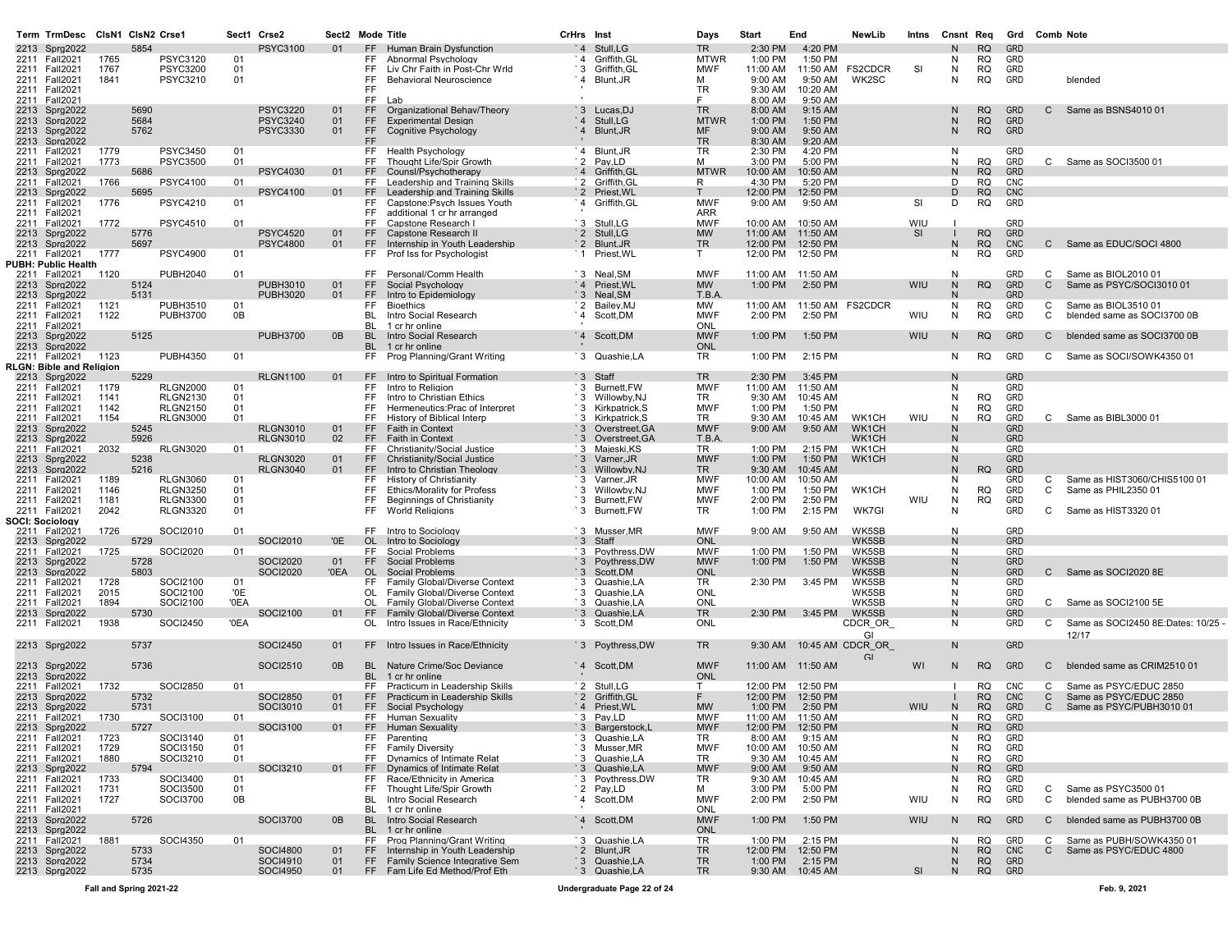| Term | TrmDesc | ClsN1 | ClsN2 | Crse1 | Sect1 | Crse2 | Sect2 | Mode | Title | CrHrs | Inst | Days | Start | End | NewLib | Intns | Cnsnt | Req | Grd | Comb | Note |
|---|---|---|---|---|---|---|---|---|---|---|---|---|---|---|---|---|---|---|---|---|---|
| 2213 | Sprg2022 | | 5854 | | | PSYC3100 | 01 | FF | Human Brain Dysfunction | `4 | Stull,LG | TR | 2:30 PM | 4:20 PM | | | N | RQ | GRD | | |
| 2211 | Fall2021 | 1765 | | PSYC3120 | 01 | | | FF | Abnormal Psychology | `4 | Griffith,GL | MTWR | 1:00 PM | 1:50 PM | | | N | RQ | GRD | | |
| 2211 | Fall2021 | 1767 | | PSYC3200 | 01 | | | FF | Liv Chr Faith in Post-Chr Wrld | `3 | Griffith,GL | MWF | 11:00 AM | 11:50 AM | FS2CDCR | SI | N | RQ | GRD | | |
| 2211 | Fall2021 | 1841 | | PSYC3210 | 01 | | | FF | Behavioral Neuroscience | `4 | Blunt,JR | M | 9:00 AM | 9:50 AM | WK2SC | | N | RQ | GRD | | blended |
| 2211 | Fall2021 | | | | | | | FF | | ' | | TR | 9:30 AM | 10:20 AM | | | | | | | |
| 2211 | Fall2021 | | | | | | | FF | Lab | ' | | F | 8:00 AM | 9:50 AM | | | | | | | |
| 2213 | Sprg2022 | | 5690 | | | PSYC3220 | 01 | FF | Organizational Behav/Theory | `3 | Lucas,DJ | TR | 8:00 AM | 9:15 AM | | | N | RQ | GRD | C | Same as BSNS4010 01 |
| 2213 | Sprg2022 | | 5684 | | | PSYC3240 | 01 | FF | Experimental Design | `4 | Stull,LG | MTWR | 1:00 PM | 1:50 PM | | | N | RQ | GRD | | |
| 2213 | Sprg2022 | | 5762 | | | PSYC3330 | 01 | FF | Cognitive Psychology | `4 | Blunt,JR | MF | 9:00 AM | 9:50 AM | | | N | RQ | GRD | | |
| 2213 | Sprg2022 | | | | | | | FF | | ' | | TR | 8:30 AM | 9:20 AM | | | | | | | |
| 2211 | Fall2021 | 1779 | | PSYC3450 | 01 | | | FF | Health Psychology | `4 | Blunt,JR | TR | 2:30 PM | 4:20 PM | | | N | | GRD | | |
| 2211 | Fall2021 | 1773 | | PSYC3500 | 01 | | | FF | Thought Life/Spir Growth | `2 | Pay,LD | M | 3:00 PM | 5:00 PM | | | N | RQ | GRD | C | Same as SOCI3500 01 |
| 2213 | Sprg2022 | | 5686 | | | PSYC4030 | 01 | FF | Counsl/Psychotherapy | `4 | Griffith,GL | MTWR | 10:00 AM | 10:50 AM | | | N | RQ | GRD | | |
| 2211 | Fall2021 | 1766 | | PSYC4100 | 01 | | | FF | Leadership and Training Skills | `2 | Griffith,GL | R | 4:30 PM | 5:20 PM | | | D | RQ | CNC | | |
| 2213 | Sprg2022 | | 5695 | | | PSYC4100 | 01 | FF | Leadership and Training Skills | `2 | Priest,WL | T | 12:00 PM | 12:50 PM | | | D | RQ | CNC | | |
| 2211 | Fall2021 | 1776 | | PSYC4210 | 01 | | | FF | Capstone:Psych Issues Youth | `4 | Griffith,GL | MWF | 9:00 AM | 9:50 AM | | SI | D | RQ | GRD | | |
| 2211 | Fall2021 | | | | | | | FF | additional 1 cr hr arranged | ' | | ARR | | | | | | | | | |
| 2211 | Fall2021 | 1772 | | PSYC4510 | 01 | | | FF | Capstone Research I | `3 | Stull,LG | MWF | 10:00 AM | 10:50 AM | | WIU | I | | GRD | | |
| 2213 | Sprg2022 | | 5776 | | | PSYC4520 | 01 | FF | Capstone Research II | `2 | Stull,LG | MW | 11:00 AM | 11:50 AM | | SI | I | RQ | GRD | | |
| 2213 | Sprg2022 | | 5697 | | | PSYC4800 | 01 | FF | Internship in Youth Leadership | `2 | Blunt,JR | TR | 12:00 PM | 12:50 PM | | | N | RQ | CNC | C | Same as EDUC/SOCI 4800 |
| 2211 | Fall2021 | 1777 | | PSYC4900 | 01 | | | FF | Prof Iss for Psychologist | `1 | Priest,WL | T | 12:00 PM | 12:50 PM | | | N | RQ | GRD | | |
| **PUBH: Public Health** | | | | | | | | | | | | | | | | | | | | | |
| 2211 | Fall2021 | 1120 | | PUBH2040 | 01 | | | FF | Personal/Comm Health | `3 | Neal,SM | MWF | 11:00 AM | 11:50 AM | | | N | | GRD | C | Same as BIOL2010 01 |
| 2213 | Sprg2022 | | 5124 | | | PUBH3010 | 01 | FF | Social Psychology | `4 | Priest,WL | MW | 1:00 PM | 2:50 PM | | WIU | N | RQ | GRD | C | Same as PSYC/SOCI3010 01 |
| 2213 | Sprg2022 | | 5131 | | | PUBH3020 | 01 | FF | Intro to Epidemiology | `3 | Neal,SM | T.B.A. | | | | | N | | GRD | | |
| 2211 | Fall2021 | 1121 | | PUBH3510 | 01 | | | FF | Bioethics | `2 | Bailey,MJ | MW | 11:00 AM | 11:50 AM | FS2CDCR | | N | RQ | GRD | C | Same as BIOL3510 01 |
| 2211 | Fall2021 | 1122 | | PUBH3700 | 0B | | | BL | Intro Social Research | `4 | Scott,DM | MWF | 2:00 PM | 2:50 PM | | WIU | N | RQ | GRD | C | blended same as SOCI3700 0B |
| 2211 | Fall2021 | | | | | | | BL | 1 cr hr online | ' | | ONL | | | | | | | | | |
| 2213 | Sprg2022 | | 5125 | | | PUBH3700 | 0B | BL | Intro Social Research | `4 | Scott,DM | MWF | 1:00 PM | 1:50 PM | | WIU | N | RQ | GRD | C | blended same as SOCI3700 0B |
| 2213 | Sprg2022 | | | | | | | BL | 1 cr hr online | ' | | ONL | | | | | | | | | |
| 2211 | Fall2021 | 1123 | | PUBH4350 | 01 | | | FF | Prog Planning/Grant Writing | `3 | Quashie,LA | TR | 1:00 PM | 2:15 PM | | | N | RQ | GRD | C | Same as SOCI/SOWK4350 01 |
| **RLGN: Bible and Religion** | | | | | | | | | | | | | | | | | | | | | |
| 2213 | Sprg2022 | | 5229 | | | RLGN1100 | 01 | FF | Intro to Spiritual Formation | `3 | Staff | TR | 2:30 PM | 3:45 PM | | | N | | GRD | | |
| 2211 | Fall2021 | 1179 | | RLGN2000 | 01 | | | FF | Intro to Religion | `3 | Burnett,FW | MWF | 11:00 AM | 11:50 AM | | | N | | GRD | | |
| 2211 | Fall2021 | 1141 | | RLGN2130 | 01 | | | FF | Intro to Christian Ethics | `3 | Willowby,NJ | TR | 9:30 AM | 10:45 AM | | | N | RQ | GRD | | |
| 2211 | Fall2021 | 1142 | | RLGN2150 | 01 | | | FF | Hermeneutics:Prac of Interpret | `3 | Kirkpatrick,S | MWF | 1:00 PM | 1:50 PM | | | N | RQ | GRD | | |
| 2211 | Fall2021 | 1154 | | RLGN3000 | 01 | | | FF | History of Biblical Interp | `3 | Kirkpatrick,S | TR | 9:30 AM | 10:45 AM | WK1CH | WIU | N | RQ | GRD | C | Same as BIBL3000 01 |
| 2213 | Sprg2022 | | 5245 | | | RLGN3010 | 01 | FF | Faith in Context | `3 | Overstreet,GA | MWF | 9:00 AM | 9:50 AM | WK1CH | | N | | GRD | | |
| 2213 | Sprg2022 | | 5926 | | | RLGN3010 | 02 | FF | Faith in Context | `3 | Overstreet,GA | T.B.A. | | | WK1CH | | N | | GRD | | |
| 2211 | Fall2021 | 2032 | | RLGN3020 | 01 | | | FF | Christianity/Social Justice | `3 | Majeski,KS | TR | 1:00 PM | 2:15 PM | WK1CH | | N | | GRD | | |
| 2213 | Sprg2022 | | 5238 | | | RLGN3020 | 01 | FF | Christianity/Social Justice | `3 | Varner,JR | MWF | 1:00 PM | 1:50 PM | WK1CH | | N | | GRD | | |
| 2213 | Sprg2022 | | 5216 | | | RLGN3040 | 01 | FF | Intro to Christian Theology | `3 | Willowby,NJ | TR | 9:30 AM | 10:45 AM | | | N | RQ | GRD | | |
| 2211 | Fall2021 | 1189 | | RLGN3060 | 01 | | | FF | History of Christianity | `3 | Varner,JR | MWF | 10:00 AM | 10:50 AM | | | N | | GRD | C | Same as HIST3060/CHIS5100 01 |
| 2211 | Fall2021 | 1146 | | RLGN3250 | 01 | | | FF | Ethics/Morality for Profess | `3 | Willowby,NJ | MWF | 1:00 PM | 1:50 PM | WK1CH | | N | RQ | GRD | C | Same as PHIL2350 01 |
| 2211 | Fall2021 | 1181 | | RLGN3300 | 01 | | | FF | Beginnings of Christianity | `3 | Burnett,FW | MWF | 2:00 PM | 2:50 PM | | WIU | N | RQ | GRD | | |
| 2211 | Fall2021 | 2042 | | RLGN3320 | 01 | | | FF | World Religions | `3 | Burnett,FW | TR | 1:00 PM | 2:15 PM | WK7GI | | N | | GRD | C | Same as HIST3320 01 |
| **SOCI: Sociology** | | | | | | | | | | | | | | | | | | | | | |
| 2211 | Fall2021 | 1726 | | SOCI2010 | 01 | | | FF | Intro to Sociology | `3 | Musser,MR | MWF | 9:00 AM | 9:50 AM | WK5SB | | N | | GRD | | |
| 2213 | Sprg2022 | | 5729 | | | SOCI2010 | '0E | OL | Intro to Sociology | `3 | Staff | ONL | | | WK5SB | | N | | GRD | | |
| 2211 | Fall2021 | 1725 | | SOCI2020 | 01 | | | FF | Social Problems | `3 | Poythress,DW | MWF | 1:00 PM | 1:50 PM | WK5SB | | N | | GRD | | |
| 2213 | Sprg2022 | | 5728 | | | SOCI2020 | 01 | FF | Social Problems | `3 | Poythress,DW | MWF | 1:00 PM | 1:50 PM | WK5SB | | N | | GRD | | |
| 2213 | Sprg2022 | | 5803 | | | SOCI2020 | '0EA | OL | Social Problems | `3 | Scott,DM | ONL | | | WK5SB | | N | | GRD | C | Same as SOCI2020 8E |
| 2211 | Fall2021 | 1728 | | SOCI2100 | 01 | | | FF | Family Global/Diverse Context | `3 | Quashie,LA | TR | 2:30 PM | 3:45 PM | WK5SB | | N | | GRD | | |
| 2211 | Fall2021 | 2015 | | SOCI2100 | '0E | | | OL | Family Global/Diverse Context | `3 | Quashie,LA | ONL | | | WK5SB | | N | | GRD | | |
| 2211 | Fall2021 | 1894 | | SOCI2100 | '0EA | | | OL | Family Global/Diverse Context | `3 | Quashie,LA | ONL | | | WK5SB | | N | | GRD | C | Same as SOCI2100 5E |
| 2213 | Sprg2022 | | 5730 | | | SOCI2100 | 01 | FF | Family Global/Diverse Context | `3 | Quashie,LA | TR | 2:30 PM | 3:45 PM | WK5SB | | N | | GRD | | |
| 2211 | Fall2021 | 1938 | | SOCI2450 | '0EA | | | OL | Intro Issues in Race/Ethnicity | `3 | Scott,DM | ONL | | | CDCR_OR_GI | | N | | GRD | C | Same as SOCI2450 8E:Dates: 10/25 - 12/17 |
| 2213 | Sprg2022 | | 5737 | | | SOCI2450 | 01 | FF | Intro Issues in Race/Ethnicity | `3 | Poythress,DW | TR | 9:30 AM | 10:45 AM | CDCR_OR_GI | | N | | GRD | | |
| 2213 | Sprg2022 | | 5736 | | | SOCI2510 | 0B | BL | Nature Crime/Soc Deviance | `4 | Scott,DM | MWF | 11:00 AM | 11:50 AM | | WI | N | RQ | GRD | C | blended same as CRIM2510 01 |
| 2213 | Sprg2022 | | | | | | | BL | 1 cr hr online | ' | | ONL | | | | | | | | | |
| 2211 | Fall2021 | 1732 | | SOCI2850 | 01 | | | FF | Practicum in Leadership Skills | `2 | Stull,LG | T | 12:00 PM | 12:50 PM | | | I | RQ | CNC | C | Same as PSYC/EDUC 2850 |
| 2213 | Sprg2022 | | 5732 | | | SOCI2850 | 01 | FF | Practicum in Leadership Skills | `2 | Griffith,GL | F | 12:00 PM | 12:50 PM | | | I | RQ | CNC | C | Same as PSYC/EDUC 2850 |
| 2213 | Sprg2022 | | 5731 | | | SOCI3010 | 01 | FF | Social Psychology | `4 | Priest,WL | MW | 1:00 PM | 2:50 PM | | WIU | N | RQ | GRD | C | Same as PSYC/PUBH3010 01 |
| 2211 | Fall2021 | 1730 | | SOCI3100 | 01 | | | FF | Human Sexuality | `3 | Pay,LD | MWF | 11:00 AM | 11:50 AM | | | N | RQ | GRD | | |
| 2213 | Sprg2022 | | 5727 | | | SOCI3100 | 01 | FF | Human Sexuality | `3 | Bargerstock,L | MWF | 12:00 PM | 12:50 PM | | | N | RQ | GRD | | |
| 2211 | Fall2021 | 1723 | | SOCI3140 | 01 | | | FF | Parenting | `3 | Quashie,LA | TR | 8:00 AM | 9:15 AM | | | N | RQ | GRD | | |
| 2211 | Fall2021 | 1729 | | SOCI3150 | 01 | | | FF | Family Diversity | `3 | Musser,MR | MWF | 10:00 AM | 10:50 AM | | | N | RQ | GRD | | |
| 2211 | Fall2021 | 1880 | | SOCI3210 | 01 | | | FF | Dynamics of Intimate Relat | `3 | Quashie,LA | TR | 9:30 AM | 10:45 AM | | | N | RQ | GRD | | |
| 2213 | Sprg2022 | | 5794 | | | SOCI3210 | 01 | FF | Dynamics of Intimate Relat | `3 | Quashie,LA | MWF | 9:00 AM | 9:50 AM | | | N | RQ | GRD | | |
| 2211 | Fall2021 | 1733 | | SOCI3400 | 01 | | | FF | Race/Ethnicity in America | `3 | Poythress,DW | TR | 9:30 AM | 10:45 AM | | | N | RQ | GRD | | |
| 2211 | Fall2021 | 1731 | | SOCI3500 | 01 | | | FF | Thought Life/Spir Growth | `2 | Pay,LD | M | 3:00 PM | 5:00 PM | | | N | RQ | GRD | C | Same as PSYC3500 01 |
| 2211 | Fall2021 | 1727 | | SOCI3700 | 0B | | | BL | Intro Social Research | `4 | Scott,DM | MWF | 2:00 PM | 2:50 PM | | WIU | N | RQ | GRD | C | blended same as PUBH3700 0B |
| 2211 | Fall2021 | | | | | | | BL | 1 cr hr online | ' | | ONL | | | | | | | | | |
| 2213 | Sprg2022 | | 5726 | | | SOCI3700 | 0B | BL | Intro Social Research | `4 | Scott,DM | MWF | 1:00 PM | 1:50 PM | | WIU | N | RQ | GRD | C | blended same as PUBH3700 0B |
| 2213 | Sprg2022 | | | | | | | BL | 1 cr hr online | ' | | ONL | | | | | | | | | |
| 2211 | Fall2021 | 1881 | | SOCI4350 | 01 | | | FF | Prog Planning/Grant Writing | `3 | Quashie,LA | TR | 1:00 PM | 2:15 PM | | | N | RQ | GRD | C | Same as PUBH/SOWK4350 01 |
| 2213 | Sprg2022 | | 5733 | | | SOCI4800 | 01 | FF | Internship in Youth Leadership | `2 | Blunt,JR | TR | 12:00 PM | 12:50 PM | | | N | RQ | CNC | C | Same as PSYC/EDUC 4800 |
| 2213 | Sprg2022 | | 5734 | | | SOCI4910 | 01 | FF | Family Science Integrative Sem | `3 | Quashie,LA | TR | 1:00 PM | 2:15 PM | | | N | RQ | GRD | | |
| 2213 | Sprg2022 | | 5735 | | | SOCI4950 | 01 | FF | Fam Life Ed Method/Prof Eth | `3 | Quashie,LA | TR | 9:30 AM | 10:45 AM | | SI | N | RQ | GRD | | |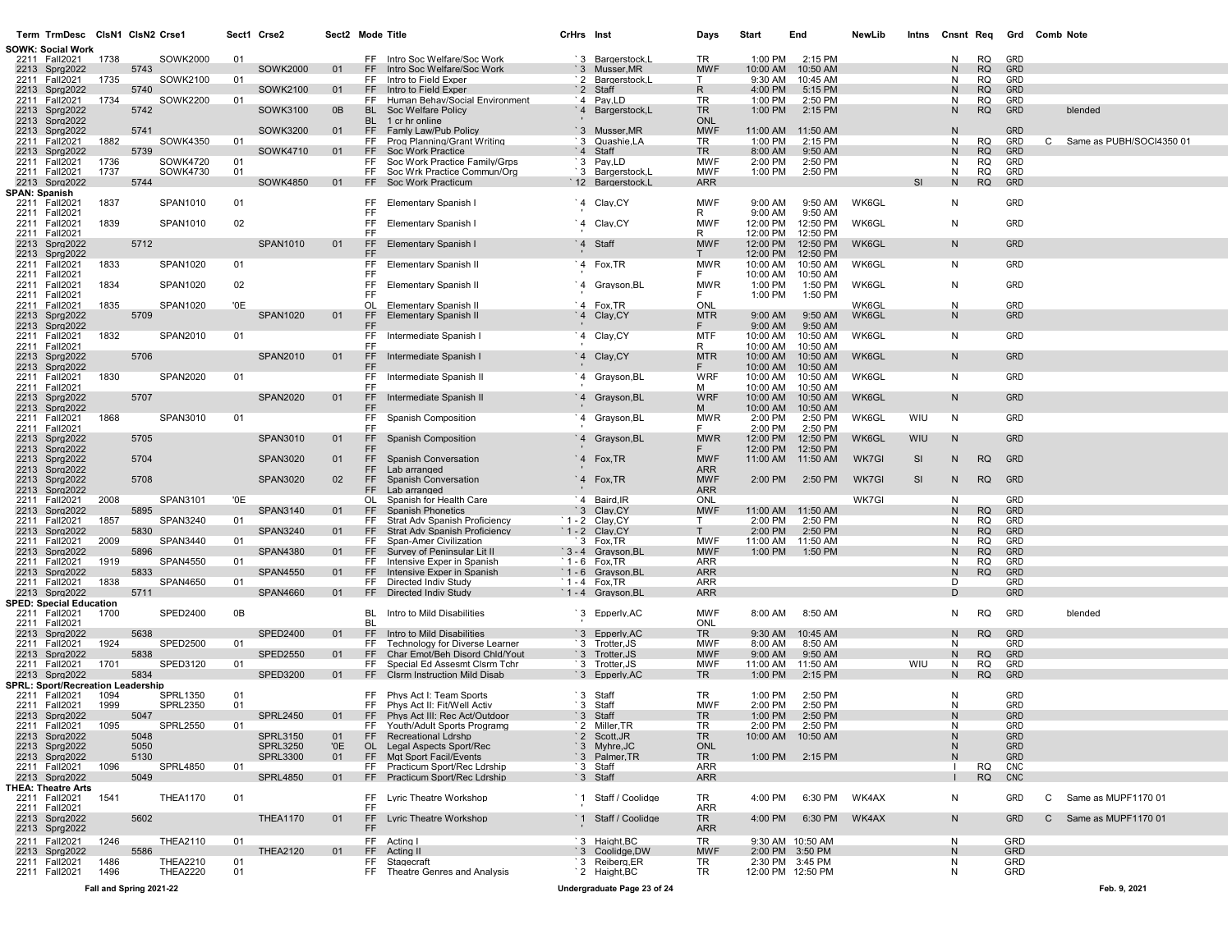| Term | TrmDesc | ClsN1 | ClsN2 | Crse1 | Sect1 | Crse2 | Sect2 | Mode | Title | CrHrs | Inst | Days | Start | End | NewLib | Intns | Cnsnt | Req | Grd | Comb | Note |
|---|---|---|---|---|---|---|---|---|---|---|---|---|---|---|---|---|---|---|---|---|---|
| **SOWK: Social Work** | | | | | | | | | | | | | | | | | | | | | |
| 2211 | Fall2021 | 1738 | | SOWK2000 | 01 | | | FF | Intro Soc Welfare/Soc Work | `3 | Bargerstock,L | TR | 1:00 PM | 2:15 PM | | | N | RQ | GRD | | |
| 2213 | Sprg2022 | | 5743 | | | SOWK2000 | 01 | FF | Intro Soc Welfare/Soc Work | `3 | Musser,MR | MWF | 10:00 AM | 10:50 AM | | | N | RQ | GRD | | |
| 2211 | Fall2021 | 1735 | | SOWK2100 | 01 | | | FF | Intro to Field Exper | `2 | Bargerstock,L | T | 9:30 AM | 10:45 AM | | | N | RQ | GRD | | |
| 2213 | Sprg2022 | | 5740 | | | SOWK2100 | 01 | FF | Intro to Field Exper | `2 | Staff | R | 4:00 PM | 5:15 PM | | | N | RQ | GRD | | |
| 2211 | Fall2021 | 1734 | | SOWK2200 | 01 | | | FF | Human Behav/Social Environment | `4 | Pay,LD | TR | 1:00 PM | 2:50 PM | | | N | RQ | GRD | | |
| 2213 | Sprg2022 | | 5742 | | | SOWK3100 | 0B | BL | Soc Welfare Policy | `4 | Bargerstock,L | TR | 1:00 PM | 2:15 PM | | | N | RQ | GRD | | blended |
| 2213 | Sprg2022 | | | | | | | BL | 1 cr hr online | ' | | ONL | | | | | | | | | |
| 2213 | Sprg2022 | | 5741 | | | SOWK3200 | 01 | FF | Famly Law/Pub Policy | `3 | Musser,MR | MWF | 11:00 AM | 11:50 AM | | | N | | GRD | | |
| 2211 | Fall2021 | 1882 | | SOWK4350 | 01 | | | FF | Prog Planning/Grant Writing | `3 | Quashie,LA | TR | 1:00 PM | 2:15 PM | | | N | RQ | GRD | C | Same as PUBH/SOCI4350 01 |
| 2213 | Sprg2022 | | 5739 | | | SOWK4710 | 01 | FF | Soc Work Practice | `4 | Staff | TR | 8:00 AM | 9:50 AM | | | N | RQ | GRD | | |
| 2211 | Fall2021 | 1736 | | SOWK4720 | 01 | | | FF | Soc Work Practice Family/Grps | `3 | Pay,LD | MWF | 2:00 PM | 2:50 PM | | | N | RQ | GRD | | |
| 2211 | Fall2021 | 1737 | | SOWK4730 | 01 | | | FF | Soc Wrk Practice Commun/Org | `3 | Bargerstock,L | MWF | 1:00 PM | 2:50 PM | | | N | RQ | GRD | | |
| 2213 | Sprg2022 | | 5744 | | | SOWK4850 | 01 | FF | Soc Work Practicum | `12 | Bargerstock,L | ARR | | | | SI | N | RQ | GRD | | |
| **SPAN: Spanish** | | | | | | | | | | | | | | | | | | | | | |
| 2211 | Fall2021 | 1837 | | SPAN1010 | 01 | | | FF | Elementary Spanish I | `4 | Clay,CY | MWF | 9:00 AM | 9:50 AM | WK6GL | | N | | GRD | | |
| 2211 | Fall2021 | | | | | | | FF | | ' | | R | 9:00 AM | 9:50 AM | | | | | | | |
| 2211 | Fall2021 | 1839 | | SPAN1010 | 02 | | | FF | Elementary Spanish I | `4 | Clay,CY | MWF | 12:00 PM | 12:50 PM | WK6GL | | N | | GRD | | |
| 2211 | Fall2021 | | | | | | | FF | | ' | | R | 12:00 PM | 12:50 PM | | | | | | | |
| 2213 | Sprg2022 | | 5712 | | | SPAN1010 | 01 | FF | Elementary Spanish I | `4 | Staff | MWF | 12:00 PM | 12:50 PM | WK6GL | | N | | GRD | | |
| 2213 | Sprg2022 | | | | | | | FF | | ' | | T | 12:00 PM | 12:50 PM | | | | | | | |
| 2211 | Fall2021 | 1833 | | SPAN1020 | 01 | | | FF | Elementary Spanish II | `4 | Fox,TR | MWR | 10:00 AM | 10:50 AM | WK6GL | | N | | GRD | | |
| 2211 | Fall2021 | | | | | | | FF | | ' | | F | 10:00 AM | 10:50 AM | | | | | | | |
| 2211 | Fall2021 | 1834 | | SPAN1020 | 02 | | | FF | Elementary Spanish II | `4 | Grayson,BL | MWR | 1:00 PM | 1:50 PM | WK6GL | | N | | GRD | | |
| 2211 | Fall2021 | | | | | | | FF | | ' | | F | 1:00 PM | 1:50 PM | | | | | | | |
| 2211 | Fall2021 | 1835 | | SPAN1020 | '0E | | | OL | Elementary Spanish II | `4 | Fox,TR | ONL | | | WK6GL | | N | | GRD | | |
| 2213 | Sprg2022 | | 5709 | | | SPAN1020 | 01 | FF | Elementary Spanish II | `4 | Clay,CY | MTR | 9:00 AM | 9:50 AM | WK6GL | | N | | GRD | | |
| 2213 | Sprg2022 | | | | | | | FF | | ' | | F | 9:00 AM | 9:50 AM | | | | | | | |
| 2211 | Fall2021 | 1832 | | SPAN2010 | 01 | | | FF | Intermediate Spanish I | `4 | Clay,CY | MTF | 10:00 AM | 10:50 AM | WK6GL | | N | | GRD | | |
| 2211 | Fall2021 | | | | | | | FF | | ' | | R | 10:00 AM | 10:50 AM | | | | | | | |
| 2213 | Sprg2022 | | 5706 | | | SPAN2010 | 01 | FF | Intermediate Spanish I | `4 | Clay,CY | MTR | 10:00 AM | 10:50 AM | WK6GL | | N | | GRD | | |
| 2213 | Sprg2022 | | | | | | | FF | | ' | | F | 10:00 AM | 10:50 AM | | | | | | | |
| 2211 | Fall2021 | 1830 | | SPAN2020 | 01 | | | FF | Intermediate Spanish II | `4 | Grayson,BL | WRF | 10:00 AM | 10:50 AM | WK6GL | | N | | GRD | | |
| 2211 | Fall2021 | | | | | | | FF | | ' | | M | 10:00 AM | 10:50 AM | | | | | | | |
| 2213 | Sprg2022 | | 5707 | | | SPAN2020 | 01 | FF | Intermediate Spanish II | `4 | Grayson,BL | WRF | 10:00 AM | 10:50 AM | WK6GL | | N | | GRD | | |
| 2213 | Sprg2022 | | | | | | | FF | | ' | | M | 10:00 AM | 10:50 AM | | | | | | | |
| 2211 | Fall2021 | 1868 | | SPAN3010 | 01 | | | FF | Spanish Composition | `4 | Grayson,BL | MWR | 2:00 PM | 2:50 PM | WK6GL | WIU | N | | GRD | | |
| 2211 | Fall2021 | | | | | | | FF | | ' | | F | 2:00 PM | 2:50 PM | | | | | | | |
| 2213 | Sprg2022 | | 5705 | | | SPAN3010 | 01 | FF | Spanish Composition | `4 | Grayson,BL | MWR | 12:00 PM | 12:50 PM | WK6GL | WIU | N | | GRD | | |
| 2213 | Sprg2022 | | | | | | | FF | | ' | | F | 12:00 PM | 12:50 PM | | | | | | | |
| 2213 | Sprg2022 | | 5704 | | | SPAN3020 | 01 | FF | Spanish Conversation | `4 | Fox,TR | MWF | 11:00 AM | 11:50 AM | WK7GI | SI | N | RQ | GRD | | |
| 2213 | Sprg2022 | | | | | | | FF | Lab arranged | ' | | ARR | | | | | | | | | |
| 2213 | Sprg2022 | | 5708 | | | SPAN3020 | 02 | FF | Spanish Conversation | `4 | Fox,TR | MWF | 2:00 PM | 2:50 PM | WK7GI | SI | N | RQ | GRD | | |
| 2213 | Sprg2022 | | | | | | | FF | Lab arranged | ' | | ARR | | | | | | | | | |
| 2211 | Fall2021 | 2008 | | SPAN3101 | '0E | | | OL | Spanish for Health Care | `4 | Baird,IR | ONL | | | WK7GI | | N | | GRD | | |
| 2213 | Sprg2022 | | 5895 | | | SPAN3140 | 01 | FF | Spanish Phonetics | `3 | Clay,CY | MWF | 11:00 AM | 11:50 AM | | | N | RQ | GRD | | |
| 2211 | Fall2021 | 1857 | | SPAN3240 | 01 | | | FF | Strat Adv Spanish Proficiency | `1 - 2 | Clay,CY | T | 2:00 PM | 2:50 PM | | | N | RQ | GRD | | |
| 2213 | Sprg2022 | | 5830 | | | SPAN3240 | 01 | FF | Strat Adv Spanish Proficiency | `1 - 2 | Clay,CY | T | 2:00 PM | 2:50 PM | | | N | RQ | GRD | | |
| 2211 | Fall2021 | 2009 | | SPAN3440 | 01 | | | FF | Span-Amer Civilization | `3 | Fox,TR | MWF | 11:00 AM | 11:50 AM | | | N | RQ | GRD | | |
| 2213 | Sprg2022 | | 5896 | | | SPAN4380 | 01 | FF | Survey of Peninsular Lit II | `3 - 4 | Grayson,BL | MWF | 1:00 PM | 1:50 PM | | | N | RQ | GRD | | |
| 2211 | Fall2021 | 1919 | | SPAN4550 | 01 | | | FF | Intensive Exper in Spanish | `1 - 6 | Fox,TR | ARR | | | | | N | RQ | GRD | | |
| 2213 | Sprg2022 | | 5833 | | | SPAN4550 | 01 | FF | Intensive Exper in Spanish | `1 - 6 | Grayson,BL | ARR | | | | | N | RQ | GRD | | |
| 2211 | Fall2021 | 1838 | | SPAN4650 | 01 | | | FF | Directed Indiv Study | `1 - 4 | Fox,TR | ARR | | | | | D | | GRD | | |
| 2213 | Sprg2022 | | 5711 | | | SPAN4660 | 01 | FF | Directed Indiv Study | `1 - 4 | Grayson,BL | ARR | | | | | D | | GRD | | |
| **SPED: Special Education** | | | | | | | | | | | | | | | | | | | | | |
| 2211 | Fall2021 | 1700 | | SPED2400 | 0B | | | BL | Intro to Mild Disabilities | `3 | Epperly,AC | MWF | 8:00 AM | 8:50 AM | | | N | RQ | GRD | | blended |
| 2211 | Fall2021 | | | | | | | BL | | | | ONL | | | | | | | | | |
| 2213 | Sprg2022 | | 5638 | | | SPED2400 | 01 | FF | Intro to Mild Disabilities | `3 | Epperly,AC | TR | 9:30 AM | 10:45 AM | | | N | RQ | GRD | | |
| 2211 | Fall2021 | 1924 | | SPED2500 | 01 | | | FF | Technology for Diverse Learner | `3 | Trotter,JS | MWF | 8:00 AM | 8:50 AM | | | N | | GRD | | |
| 2213 | Sprg2022 | | 5838 | | | SPED2550 | 01 | FF | Char Emot/Beh Disord Chld/Yout | `3 | Trotter,JS | MWF | 9:00 AM | 9:50 AM | | | N | RQ | GRD | | |
| 2211 | Fall2021 | 1701 | | SPED3120 | 01 | | | FF | Special Ed Assesmt Clsrm Tchr | `3 | Trotter,JS | MWF | 11:00 AM | 11:50 AM | | WIU | N | RQ | GRD | | |
| 2213 | Sprg2022 | | 5834 | | | SPED3200 | 01 | FF | Clsrm Instruction Mild Disab | `3 | Epperly,AC | TR | 1:00 PM | 2:15 PM | | | N | RQ | GRD | | |
| **SPRL: Sport/Recreation Leadership** | | | | | | | | | | | | | | | | | | | | | |
| 2211 | Fall2021 | 1094 | | SPRL1350 | 01 | | | FF | Phys Act I: Team Sports | `3 | Staff | TR | 1:00 PM | 2:50 PM | | | N | | GRD | | |
| 2211 | Fall2021 | 1999 | | SPRL2350 | 01 | | | FF | Phys Act II: Fit/Well Activ | `3 | Staff | MWF | 2:00 PM | 2:50 PM | | | N | | GRD | | |
| 2213 | Sprg2022 | | 5047 | | | SPRL2450 | 01 | FF | Phys Act III: Rec Act/Outdoor | `3 | Staff | TR | 1:00 PM | 2:50 PM | | | N | | GRD | | |
| 2211 | Fall2021 | 1095 | | SPRL2550 | 01 | | | FF | Youth/Adult Sports Programg | `2 | Miller,TR | TR | 2:00 PM | 2:50 PM | | | N | | GRD | | |
| 2213 | Sprg2022 | | 5048 | | | SPRL3150 | 01 | FF | Recreational Ldrshp | `2 | Scott,JR | TR | 10:00 AM | 10:50 AM | | | N | | GRD | | |
| 2213 | Sprg2022 | | 5050 | | | SPRL3250 | '0E | OL | Legal Aspects Sport/Rec | `3 | Myhre,JC | ONL | | | | | N | | GRD | | |
| 2213 | Sprg2022 | | 5130 | | | SPRL3300 | 01 | FF | Mgt Sport Facil/Events | `3 | Palmer,TR | TR | 1:00 PM | 2:15 PM | | | N | | GRD | | |
| 2211 | Fall2021 | 1096 | | SPRL4850 | 01 | | | FF | Practicum Sport/Rec Ldrship | `3 | Staff | ARR | | | | | I | RQ | CNC | | |
| 2213 | Sprg2022 | | 5049 | | | SPRL4850 | 01 | FF | Practicum Sport/Rec Ldrship | `3 | Staff | ARR | | | | | I | RQ | CNC | | |
| **THEA: Theatre Arts** | | | | | | | | | | | | | | | | | | | | | |
| 2211 | Fall2021 | 1541 | | THEA1170 | 01 | | | FF | Lyric Theatre Workshop | `1 | Staff / Coolidge | TR | 4:00 PM | 6:30 PM | WK4AX | | N | | GRD | C | Same as MUPF1170 01 |
| 2211 | Fall2021 | | | | | | | FF | | ' | | ARR | | | | | | | | | |
| 2213 | Sprg2022 | | 5602 | | | THEA1170 | 01 | FF | Lyric Theatre Workshop | `1 | Staff / Coolidge | TR | 4:00 PM | 6:30 PM | WK4AX | | N | | GRD | C | Same as MUPF1170 01 |
| 2213 | Sprg2022 | | | | | | | FF | | ' | | ARR | | | | | | | | | |
| 2211 | Fall2021 | 1246 | | THEA2110 | 01 | | | FF | Acting I | `3 | Haight,BC | TR | 9:30 AM | 10:50 AM | | | N | | GRD | | |
| 2213 | Sprg2022 | | 5586 | | | THEA2120 | 01 | FF | Acting II | `3 | Coolidge,DW | MWF | 2:00 PM | 3:50 PM | | | N | | GRD | | |
| 2211 | Fall2021 | 1486 | | THEA2210 | 01 | | | FF | Stagecraft | `3 | Reiberg,ER | TR | 2:30 PM | 3:45 PM | | | N | | GRD | | |
| 2211 | Fall2021 | 1496 | | THEA2220 | 01 | | | FF | Theatre Genres and Analysis | `2 | Haight,BC | TR | 12:00 PM | 12:50 PM | | | N | | GRD | | |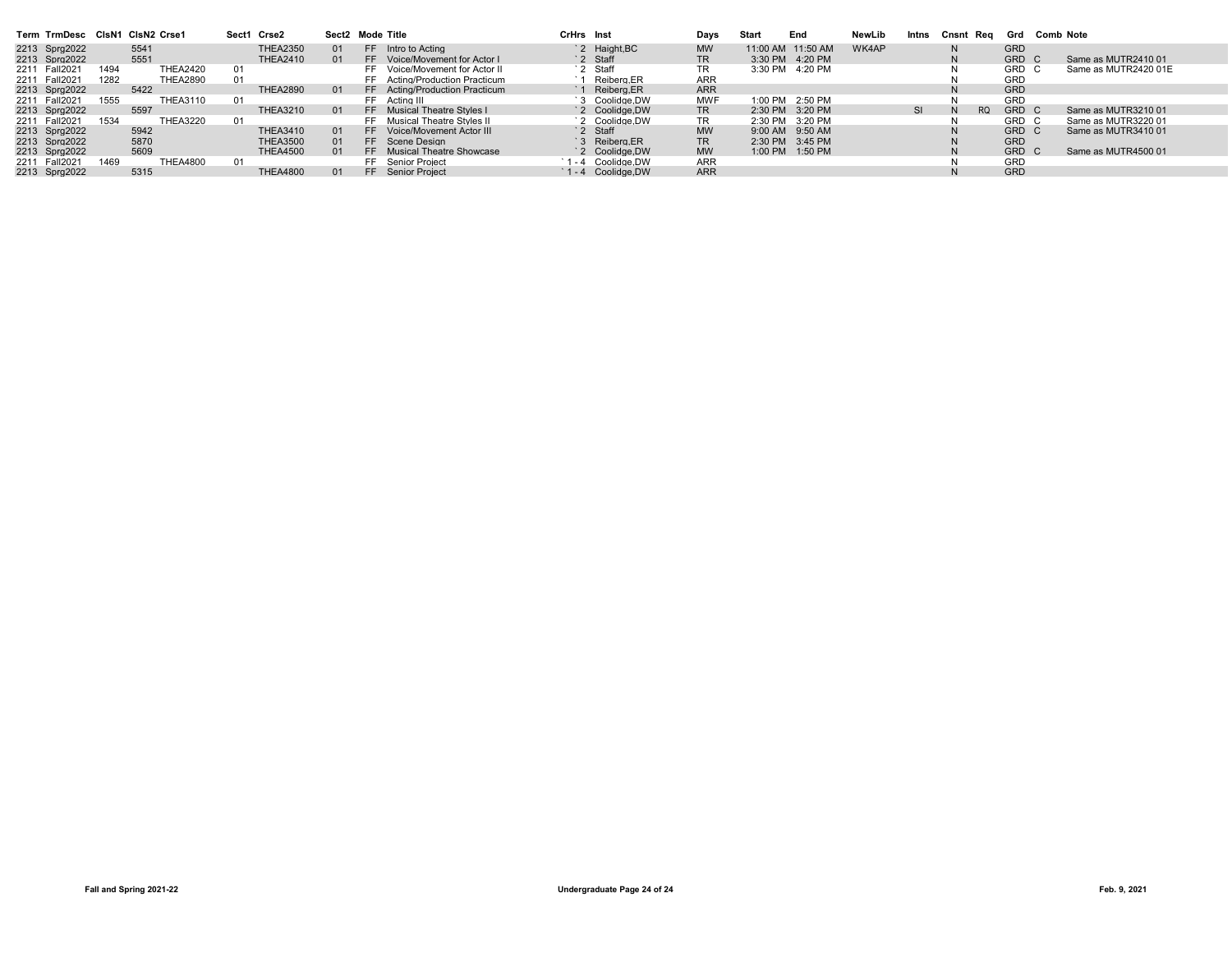| Term | TrmDesc | ClsN1 | ClsN2 | Crse1 | Sect1 | Crse2 | Sect2 | Mode | Title | CrHrs | Inst | Days | Start | End | NewLib | Intns | Cnsnt | Req | Grd | Comb | Note |
|---|---|---|---|---|---|---|---|---|---|---|---|---|---|---|---|---|---|---|---|---|---|
| 2213 | Sprg2022 | | 5541 | | | THEA2350 | 01 | FF | Intro to Acting | `2 | Haight,BC | MW | 11:00 AM | 11:50 AM | WK4AP | | N | | GRD | | |
| 2213 | Sprg2022 | | 5551 | | | THEA2410 | 01 | FF | Voice/Movement for Actor I | `2 | Staff | TR | 3:30 PM | 4:20 PM | | | N | | GRD | C | Same as MUTR2410 01 |
| 2211 | Fall2021 | 1494 | | THEA2420 | 01 | | | FF | Voice/Movement for Actor II | `2 | Staff | TR | 3:30 PM | 4:20 PM | | | N | | GRD | C | Same as MUTR2420 01E |
| 2211 | Fall2021 | 1282 | | THEA2890 | 01 | | | FF | Acting/Production Practicum | `1 | Reiberg,ER | ARR | | | | | N | | GRD | | |
| 2213 | Sprg2022 | | 5422 | | | THEA2890 | 01 | FF | Acting/Production Practicum | `1 | Reiberg,ER | ARR | | | | | N | | GRD | | |
| 2211 | Fall2021 | 1555 | | THEA3110 | 01 | | | FF | Acting III | `3 | Coolidge,DW | MWF | 1:00 PM | 2:50 PM | | | N | | GRD | | |
| 2213 | Sprg2022 | | 5597 | | | THEA3210 | 01 | FF | Musical Theatre Styles I | `2 | Coolidge,DW | TR | 2:30 PM | 3:20 PM | | SI | N | RQ | GRD | C | Same as MUTR3210 01 |
| 2211 | Fall2021 | 1534 | | THEA3220 | 01 | | | FF | Musical Theatre Styles II | `2 | Coolidge,DW | TR | 2:30 PM | 3:20 PM | | | N | | GRD | C | Same as MUTR3220 01 |
| 2213 | Sprg2022 | | 5942 | | | THEA3410 | 01 | FF | Voice/Movement Actor III | `2 | Staff | MW | 9:00 AM | 9:50 AM | | | N | | GRD | C | Same as MUTR3410 01 |
| 2213 | Sprg2022 | | 5870 | | | THEA3500 | 01 | FF | Scene Design | `3 | Reiberg,ER | TR | 2:30 PM | 3:45 PM | | | N | | GRD | | |
| 2213 | Sprg2022 | | 5609 | | | THEA4500 | 01 | FF | Musical Theatre Showcase | `2 | Coolidge,DW | MW | 1:00 PM | 1:50 PM | | | N | | GRD | C | Same as MUTR4500 01 |
| 2211 | Fall2021 | 1469 | | THEA4800 | 01 | | | FF | Senior Project | `1 - 4 | Coolidge,DW | ARR | | | | | N | | GRD | | |
| 2213 | Sprg2022 | | 5315 | | | THEA4800 | 01 | FF | Senior Project | `1 - 4 | Coolidge,DW | ARR | | | | | N | | GRD | | |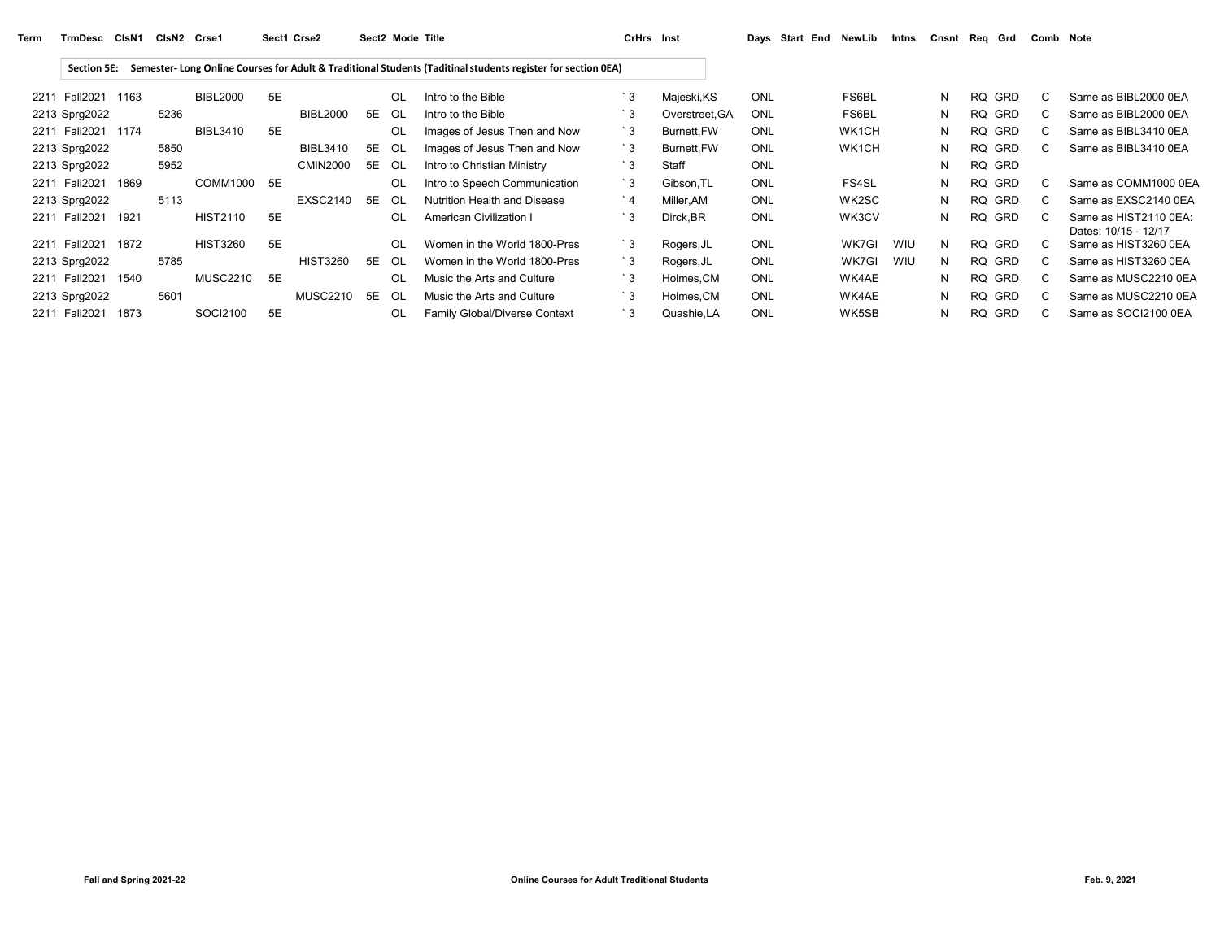| Term | TrmDesc | ClsN1 | ClsN2 | Crse1 | Sect1 | Crse2 | Sect2 | Mode | Title | CrHrs | Inst | Days | Start | End | NewLib | Intns | Cnsnt | Req | Grd | Comb | Note |
|---|---|---|---|---|---|---|---|---|---|---|---|---|---|---|---|---|---|---|---|---|---|
| **Section 5E:** | **Semester- Long Online Courses for Adult & Traditional Students (Taditinal students register for section 0EA)** | | | | | | | | | | | | | | | | | | | | |
| 2211 | Fall2021 | 1163 | | BIBL2000 | 5E | | | OL | Intro to the Bible | `3 | Majeski,KS | ONL | | | FS6BL | | N | RQ | GRD | C | Same as BIBL2000 0EA |
| 2213 | Sprg2022 | | 5236 | | | BIBL2000 | 5E | OL | Intro to the Bible | `3 | Overstreet,GA | ONL | | | FS6BL | | N | RQ | GRD | C | Same as BIBL2000 0EA |
| 2211 | Fall2021 | 1174 | | BIBL3410 | 5E | | | OL | Images of Jesus Then and Now | `3 | Burnett,FW | ONL | | | WK1CH | | N | RQ | GRD | C | Same as BIBL3410 0EA |
| 2213 | Sprg2022 | | 5850 | | | BIBL3410 | 5E | OL | Images of Jesus Then and Now | `3 | Burnett,FW | ONL | | | WK1CH | | N | RQ | GRD | C | Same as BIBL3410 0EA |
| 2213 | Sprg2022 | | 5952 | | | CMIN2000 | 5E | OL | Intro to Christian Ministry | `3 | Staff | ONL | | | | | N | RQ | GRD | | |
| 2211 | Fall2021 | 1869 | | COMM1000 | 5E | | | OL | Intro to Speech Communication | `3 | Gibson,TL | ONL | | | FS4SL | | N | RQ | GRD | C | Same as COMM1000 0EA |
| 2213 | Sprg2022 | | 5113 | | | EXSC2140 | 5E | OL | Nutrition Health and Disease | `4 | Miller,AM | ONL | | | WK2SC | | N | RQ | GRD | C | Same as EXSC2140 0EA |
| 2211 | Fall2021 | 1921 | | HIST2110 | 5E | | | OL | American Civilization I | `3 | Dirck,BR | ONL | | | WK3CV | | N | RQ | GRD | C | Same as HIST2110 0EA: Dates: 10/15 - 12/17 |
| 2211 | Fall2021 | 1872 | | HIST3260 | 5E | | | OL | Women in the World 1800-Pres | `3 | Rogers,JL | ONL | | | WK7GI | WIU | N | RQ | GRD | C | Same as HIST3260 0EA |
| 2213 | Sprg2022 | | 5785 | | | HIST3260 | 5E | OL | Women in the World 1800-Pres | `3 | Rogers,JL | ONL | | | WK7GI | WIU | N | RQ | GRD | C | Same as HIST3260 0EA |
| 2211 | Fall2021 | 1540 | | MUSC2210 | 5E | | | OL | Music the Arts and Culture | `3 | Holmes,CM | ONL | | | WK4AE | | N | RQ | GRD | C | Same as MUSC2210 0EA |
| 2213 | Sprg2022 | | 5601 | | | MUSC2210 | 5E | OL | Music the Arts and Culture | `3 | Holmes,CM | ONL | | | WK4AE | | N | RQ | GRD | C | Same as MUSC2210 0EA |
| 2211 | Fall2021 | 1873 | | SOCI2100 | 5E | | | OL | Family Global/Diverse Context | `3 | Quashie,LA | ONL | | | WK5SB | | N | RQ | GRD | C | Same as SOCI2100 0EA |